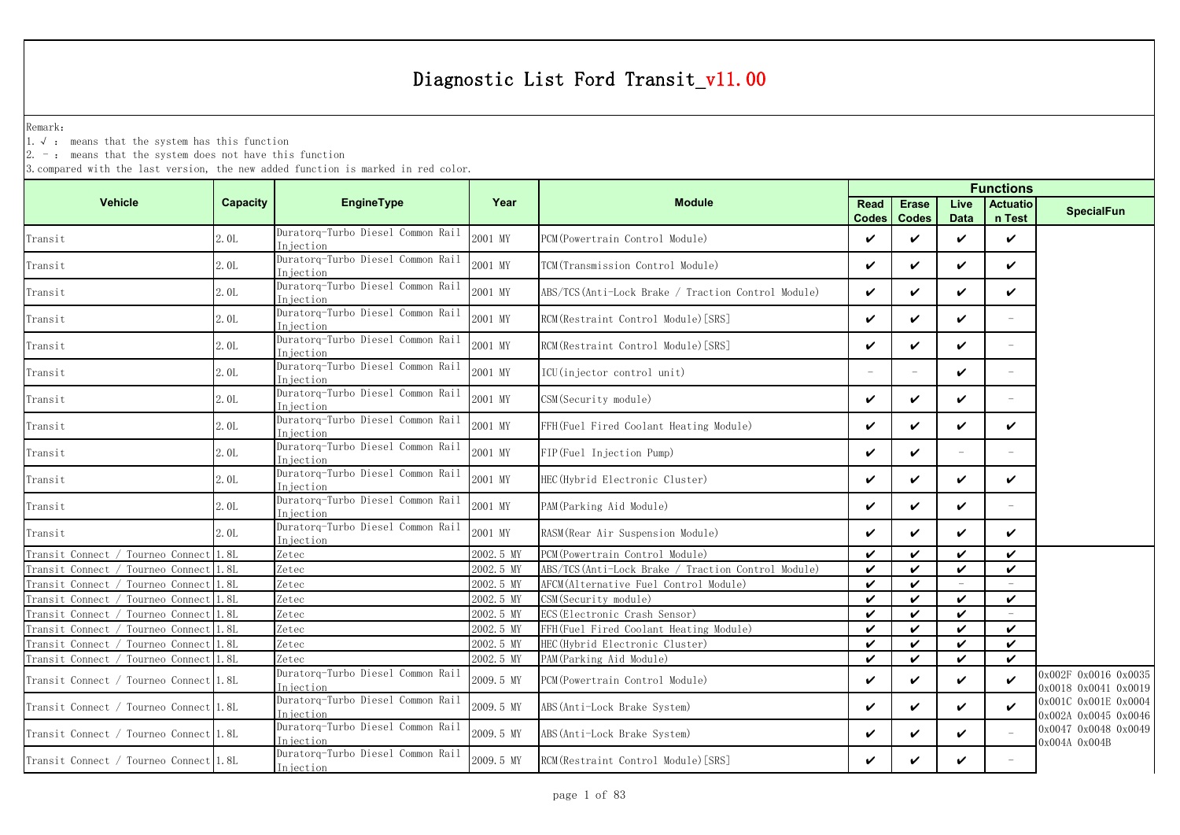# Diagnostic List Ford Transit_v11.00

Remark:

1. √ : means that the system has this function
2. - : means that the system does not have this function
3. compared with the last version, the new added function is marked in red color.

| Vehicle | Capacity | EngineType | Year | Module | Functions | | | | |
|---|---|---|---|---|---|---|---|---|---|
| | | | | | Read Codes | Erase Codes | Live Data | Actuation Test | SpecialFun |
| Transit | 2.0L | Duratorq-Turbo Diesel Common Rail Injection | 2001 MY | PCM(Powertrain Control Module) | ✔ | ✔ | ✔ | ✔ | |
| Transit | 2.0L | Duratorq-Turbo Diesel Common Rail Injection | 2001 MY | TCM(Transmission Control Module) | ✔ | ✔ | ✔ | ✔ | |
| Transit | 2.0L | Duratorq-Turbo Diesel Common Rail Injection | 2001 MY | ABS/TCS(Anti-Lock Brake / Traction Control Module) | ✔ | ✔ | ✔ | ✔ | |
| Transit | 2.0L | Duratorq-Turbo Diesel Common Rail Injection | 2001 MY | RCM(Restraint Control Module)[SRS] | ✔ | ✔ | ✔ | - | |
| Transit | 2.0L | Duratorq-Turbo Diesel Common Rail Injection | 2001 MY | RCM(Restraint Control Module)[SRS] | ✔ | ✔ | ✔ | - | |
| Transit | 2.0L | Duratorq-Turbo Diesel Common Rail Injection | 2001 MY | ICU(injector control unit) | - | - | ✔ | - | |
| Transit | 2.0L | Duratorq-Turbo Diesel Common Rail Injection | 2001 MY | CSM(Security module) | ✔ | ✔ | ✔ | - | |
| Transit | 2.0L | Duratorq-Turbo Diesel Common Rail Injection | 2001 MY | FFH(Fuel Fired Coolant Heating Module) | ✔ | ✔ | ✔ | ✔ | |
| Transit | 2.0L | Duratorq-Turbo Diesel Common Rail Injection | 2001 MY | FIP(Fuel Injection Pump) | ✔ | ✔ | - | - | |
| Transit | 2.0L | Duratorq-Turbo Diesel Common Rail Injection | 2001 MY | HEC(Hybrid Electronic Cluster) | ✔ | ✔ | ✔ | ✔ | |
| Transit | 2.0L | Duratorq-Turbo Diesel Common Rail Injection | 2001 MY | PAM(Parking Aid Module) | ✔ | ✔ | ✔ | - | |
| Transit | 2.0L | Duratorq-Turbo Diesel Common Rail Injection | 2001 MY | RASM(Rear Air Suspension Module) | ✔ | ✔ | ✔ | ✔ | |
| Transit Connect / Tourneo Connect | 1.8L | Zetec | 2002.5 MY | PCM(Powertrain Control Module) | ✔ | ✔ | ✔ | ✔ | |
| Transit Connect / Tourneo Connect | 1.8L | Zetec | 2002.5 MY | ABS/TCS(Anti-Lock Brake / Traction Control Module) | ✔ | ✔ | ✔ | ✔ | |
| Transit Connect / Tourneo Connect | 1.8L | Zetec | 2002.5 MY | AFCM(Alternative Fuel Control Module) | ✔ | ✔ | - | - | |
| Transit Connect / Tourneo Connect | 1.8L | Zetec | 2002.5 MY | CSM(Security module) | ✔ | ✔ | ✔ | ✔ | |
| Transit Connect / Tourneo Connect | 1.8L | Zetec | 2002.5 MY | ECS(Electronic Crash Sensor) | ✔ | ✔ | ✔ | - | |
| Transit Connect / Tourneo Connect | 1.8L | Zetec | 2002.5 MY | FFH(Fuel Fired Coolant Heating Module) | ✔ | ✔ | ✔ | ✔ | |
| Transit Connect / Tourneo Connect | 1.8L | Zetec | 2002.5 MY | HEC(Hybrid Electronic Cluster) | ✔ | ✔ | ✔ | ✔ | |
| Transit Connect / Tourneo Connect | 1.8L | Zetec | 2002.5 MY | PAM(Parking Aid Module) | ✔ | ✔ | ✔ | ✔ | |
| Transit Connect / Tourneo Connect | 1.8L | Duratorq-Turbo Diesel Common Rail Injection | 2009.5 MY | PCM(Powertrain Control Module) | ✔ | ✔ | ✔ | ✔ | 0x002F 0x0016 0x0035 0x0018 0x0041 0x0019 0x001C 0x001E 0x0004 0x002A 0x0045 0x0046 0x0047 0x0048 0x0049 0x004A 0x004B |
| Transit Connect / Tourneo Connect | 1.8L | Duratorq-Turbo Diesel Common Rail Injection | 2009.5 MY | ABS(Anti-Lock Brake System) | ✔ | ✔ | ✔ | ✔ | |
| Transit Connect / Tourneo Connect | 1.8L | Duratorq-Turbo Diesel Common Rail Injection | 2009.5 MY | ABS(Anti-Lock Brake System) | ✔ | ✔ | ✔ | - | |
| Transit Connect / Tourneo Connect | 1.8L | Duratorq-Turbo Diesel Common Rail Injection | 2009.5 MY | RCM(Restraint Control Module)[SRS] | ✔ | ✔ | ✔ | - | |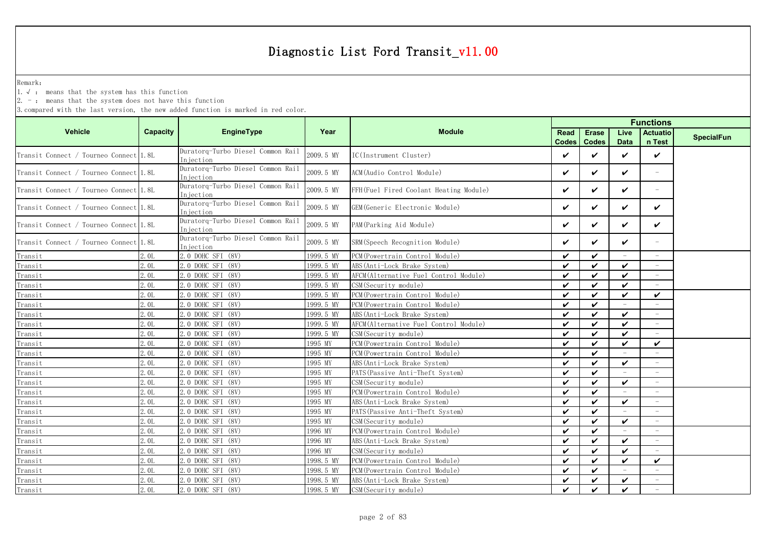# Diagnostic List Ford Transit_v11.00

Remark:

1. √ : means that the system has this function
2. - : means that the system does not have this function
3. compared with the last version, the new added function is marked in red color.

| Vehicle | Capacity | EngineType | Year | Module | Functions | | | | |
|---|---|---|---|---|---|---|---|---|---|
| | | | | | Read Codes | Erase Codes | Live Data | Actuation Test | SpecialFun |
| Transit Connect / Tourneo Connect | 1.8L | Duratorq-Turbo Diesel Common Rail Injection | 2009.5 MY | IC(Instrument Cluster) | ✔ | ✔ | ✔ | ✔ | |
| Transit Connect / Tourneo Connect | 1.8L | Duratorq-Turbo Diesel Common Rail Injection | 2009.5 MY | ACM(Audio Control Module) | ✔ | ✔ | ✔ | - | |
| Transit Connect / Tourneo Connect | 1.8L | Duratorq-Turbo Diesel Common Rail Injection | 2009.5 MY | FFH(Fuel Fired Coolant Heating Module) | ✔ | ✔ | ✔ | - | |
| Transit Connect / Tourneo Connect | 1.8L | Duratorq-Turbo Diesel Common Rail Injection | 2009.5 MY | GEM(Generic Electronic Module) | ✔ | ✔ | ✔ | ✔ | |
| Transit Connect / Tourneo Connect | 1.8L | Duratorq-Turbo Diesel Common Rail Injection | 2009.5 MY | PAM(Parking Aid Module) | ✔ | ✔ | ✔ | ✔ | |
| Transit Connect / Tourneo Connect | 1.8L | Duratorq-Turbo Diesel Common Rail Injection | 2009.5 MY | SRM(Speech Recognition Module) | ✔ | ✔ | ✔ | - | |
| Transit | 2.0L | 2.0 DOHC SFI (8V) | 1999.5 MY | PCM(Powertrain Control Module) | ✔ | ✔ | - | - | |
| Transit | 2.0L | 2.0 DOHC SFI (8V) | 1999.5 MY | ABS(Anti-Lock Brake System) | ✔ | ✔ | ✔ | - | |
| Transit | 2.0L | 2.0 DOHC SFI (8V) | 1999.5 MY | AFCM(Alternative Fuel Control Module) | ✔ | ✔ | ✔ | - | |
| Transit | 2.0L | 2.0 DOHC SFI (8V) | 1999.5 MY | CSM(Security module) | ✔ | ✔ | ✔ | - | |
| Transit | 2.0L | 2.0 DOHC SFI (8V) | 1999.5 MY | PCM(Powertrain Control Module) | ✔ | ✔ | ✔ | ✔ | |
| Transit | 2.0L | 2.0 DOHC SFI (8V) | 1999.5 MY | PCM(Powertrain Control Module) | ✔ | ✔ | - | - | |
| Transit | 2.0L | 2.0 DOHC SFI (8V) | 1999.5 MY | ABS(Anti-Lock Brake System) | ✔ | ✔ | ✔ | - | |
| Transit | 2.0L | 2.0 DOHC SFI (8V) | 1999.5 MY | AFCM(Alternative Fuel Control Module) | ✔ | ✔ | ✔ | - | |
| Transit | 2.0L | 2.0 DOHC SFI (8V) | 1999.5 MY | CSM(Security module) | ✔ | ✔ | ✔ | - | |
| Transit | 2.0L | 2.0 DOHC SFI (8V) | 1995 MY | PCM(Powertrain Control Module) | ✔ | ✔ | ✔ | ✔ | |
| Transit | 2.0L | 2.0 DOHC SFI (8V) | 1995 MY | PCM(Powertrain Control Module) | ✔ | ✔ | - | - | |
| Transit | 2.0L | 2.0 DOHC SFI (8V) | 1995 MY | ABS(Anti-Lock Brake System) | ✔ | ✔ | ✔ | - | |
| Transit | 2.0L | 2.0 DOHC SFI (8V) | 1995 MY | PATS(Passive Anti-Theft System) | ✔ | ✔ | - | - | |
| Transit | 2.0L | 2.0 DOHC SFI (8V) | 1995 MY | CSM(Security module) | ✔ | ✔ | ✔ | - | |
| Transit | 2.0L | 2.0 DOHC SFI (8V) | 1995 MY | PCM(Powertrain Control Module) | ✔ | ✔ | - | - | |
| Transit | 2.0L | 2.0 DOHC SFI (8V) | 1995 MY | ABS(Anti-Lock Brake System) | ✔ | ✔ | ✔ | - | |
| Transit | 2.0L | 2.0 DOHC SFI (8V) | 1995 MY | PATS(Passive Anti-Theft System) | ✔ | ✔ | - | - | |
| Transit | 2.0L | 2.0 DOHC SFI (8V) | 1995 MY | CSM(Security module) | ✔ | ✔ | ✔ | - | |
| Transit | 2.0L | 2.0 DOHC SFI (8V) | 1996 MY | PCM(Powertrain Control Module) | ✔ | ✔ | - | - | |
| Transit | 2.0L | 2.0 DOHC SFI (8V) | 1996 MY | ABS(Anti-Lock Brake System) | ✔ | ✔ | ✔ | - | |
| Transit | 2.0L | 2.0 DOHC SFI (8V) | 1996 MY | CSM(Security module) | ✔ | ✔ | ✔ | - | |
| Transit | 2.0L | 2.0 DOHC SFI (8V) | 1998.5 MY | PCM(Powertrain Control Module) | ✔ | ✔ | ✔ | ✔ | |
| Transit | 2.0L | 2.0 DOHC SFI (8V) | 1998.5 MY | PCM(Powertrain Control Module) | ✔ | ✔ | - | - | |
| Transit | 2.0L | 2.0 DOHC SFI (8V) | 1998.5 MY | ABS(Anti-Lock Brake System) | ✔ | ✔ | ✔ | - | |
| Transit | 2.0L | 2.0 DOHC SFI (8V) | 1998.5 MY | CSM(Security module) | ✔ | ✔ | ✔ | - | |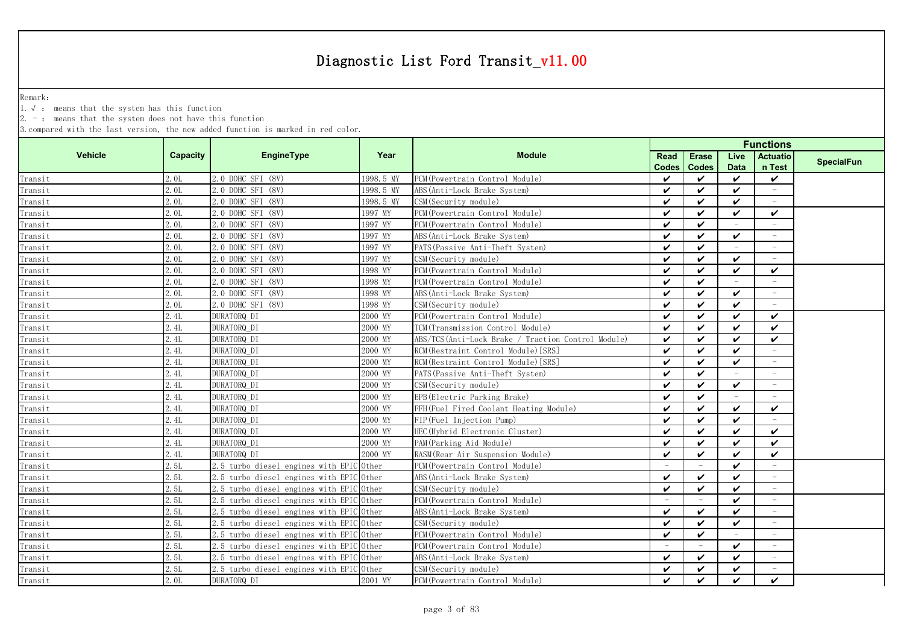# Diagnostic List Ford Transit_v11.00

Remark:

1. √ : means that the system has this function
2. － : means that the system does not have this function
3. compared with the last version, the new added function is marked in red color.

| Vehicle | Capacity | EngineType | Year | Module | Functions | | | | |
|---|---|---|---|---|---|---|---|---|---|
| | | | | | Read Codes | Erase Codes | Live Data | Actuation Test | SpecialFun |
| Transit | 2.0L | 2.0 DOHC SFI (8V) | 1998.5 MY | PCM(Powertrain Control Module) | ✔ | ✔ | ✔ | ✔ | |
| Transit | 2.0L | 2.0 DOHC SFI (8V) | 1998.5 MY | ABS(Anti-Lock Brake System) | ✔ | ✔ | ✔ | － | |
| Transit | 2.0L | 2.0 DOHC SFI (8V) | 1998.5 MY | CSM(Security module) | ✔ | ✔ | ✔ | － | |
| Transit | 2.0L | 2.0 DOHC SFI (8V) | 1997 MY | PCM(Powertrain Control Module) | ✔ | ✔ | ✔ | ✔ | |
| Transit | 2.0L | 2.0 DOHC SFI (8V) | 1997 MY | PCM(Powertrain Control Module) | ✔ | ✔ | － | － | |
| Transit | 2.0L | 2.0 DOHC SFI (8V) | 1997 MY | ABS(Anti-Lock Brake System) | ✔ | ✔ | ✔ | － | |
| Transit | 2.0L | 2.0 DOHC SFI (8V) | 1997 MY | PATS(Passive Anti-Theft System) | ✔ | ✔ | － | － | |
| Transit | 2.0L | 2.0 DOHC SFI (8V) | 1997 MY | CSM(Security module) | ✔ | ✔ | ✔ | － | |
| Transit | 2.0L | 2.0 DOHC SFI (8V) | 1998 MY | PCM(Powertrain Control Module) | ✔ | ✔ | ✔ | ✔ | |
| Transit | 2.0L | 2.0 DOHC SFI (8V) | 1998 MY | PCM(Powertrain Control Module) | ✔ | ✔ | － | － | |
| Transit | 2.0L | 2.0 DOHC SFI (8V) | 1998 MY | ABS(Anti-Lock Brake System) | ✔ | ✔ | ✔ | － | |
| Transit | 2.0L | 2.0 DOHC SFI (8V) | 1998 MY | CSM(Security module) | ✔ | ✔ | ✔ | － | |
| Transit | 2.4L | DURATORQ_DI | 2000 MY | PCM(Powertrain Control Module) | ✔ | ✔ | ✔ | ✔ | |
| Transit | 2.4L | DURATORQ_DI | 2000 MY | TCM(Transmission Control Module) | ✔ | ✔ | ✔ | ✔ | |
| Transit | 2.4L | DURATORQ_DI | 2000 MY | ABS/TCS(Anti-Lock Brake / Traction Control Module) | ✔ | ✔ | ✔ | ✔ | |
| Transit | 2.4L | DURATORQ_DI | 2000 MY | RCM(Restraint Control Module)[SRS] | ✔ | ✔ | ✔ | － | |
| Transit | 2.4L | DURATORQ_DI | 2000 MY | RCM(Restraint Control Module)[SRS] | ✔ | ✔ | ✔ | － | |
| Transit | 2.4L | DURATORQ_DI | 2000 MY | PATS(Passive Anti-Theft System) | ✔ | ✔ | － | － | |
| Transit | 2.4L | DURATORQ_DI | 2000 MY | CSM(Security module) | ✔ | ✔ | ✔ | － | |
| Transit | 2.4L | DURATORQ_DI | 2000 MY | EPB(Electric Parking Brake) | ✔ | ✔ | － | － | |
| Transit | 2.4L | DURATORQ_DI | 2000 MY | FFH(Fuel Fired Coolant Heating Module) | ✔ | ✔ | ✔ | ✔ | |
| Transit | 2.4L | DURATORQ_DI | 2000 MY | FIP(Fuel Injection Pump) | ✔ | ✔ | ✔ | － | |
| Transit | 2.4L | DURATORQ_DI | 2000 MY | HEC(Hybrid Electronic Cluster) | ✔ | ✔ | ✔ | ✔ | |
| Transit | 2.4L | DURATORQ_DI | 2000 MY | PAM(Parking Aid Module) | ✔ | ✔ | ✔ | ✔ | |
| Transit | 2.4L | DURATORQ_DI | 2000 MY | RASM(Rear Air Suspension Module) | ✔ | ✔ | ✔ | ✔ | |
| Transit | 2.5L | 2.5 turbo diesel engines with EPIC | Other | PCM(Powertrain Control Module) | － | － | ✔ | － | |
| Transit | 2.5L | 2.5 turbo diesel engines with EPIC | Other | ABS(Anti-Lock Brake System) | ✔ | ✔ | ✔ | － | |
| Transit | 2.5L | 2.5 turbo diesel engines with EPIC | Other | CSM(Security module) | ✔ | ✔ | ✔ | － | |
| Transit | 2.5L | 2.5 turbo diesel engines with EPIC | Other | PCM(Powertrain Control Module) | － | － | ✔ | － | |
| Transit | 2.5L | 2.5 turbo diesel engines with EPIC | Other | ABS(Anti-Lock Brake System) | ✔ | ✔ | ✔ | － | |
| Transit | 2.5L | 2.5 turbo diesel engines with EPIC | Other | CSM(Security module) | ✔ | ✔ | ✔ | － | |
| Transit | 2.5L | 2.5 turbo diesel engines with EPIC | Other | PCM(Powertrain Control Module) | ✔ | ✔ | － | － | |
| Transit | 2.5L | 2.5 turbo diesel engines with EPIC | Other | PCM(Powertrain Control Module) | － | － | ✔ | － | |
| Transit | 2.5L | 2.5 turbo diesel engines with EPIC | Other | ABS(Anti-Lock Brake System) | ✔ | ✔ | ✔ | － | |
| Transit | 2.5L | 2.5 turbo diesel engines with EPIC | Other | CSM(Security module) | ✔ | ✔ | ✔ | － | |
| Transit | 2.0L | DURATORQ_DI | 2001 MY | PCM(Powertrain Control Module) | ✔ | ✔ | ✔ | ✔ | |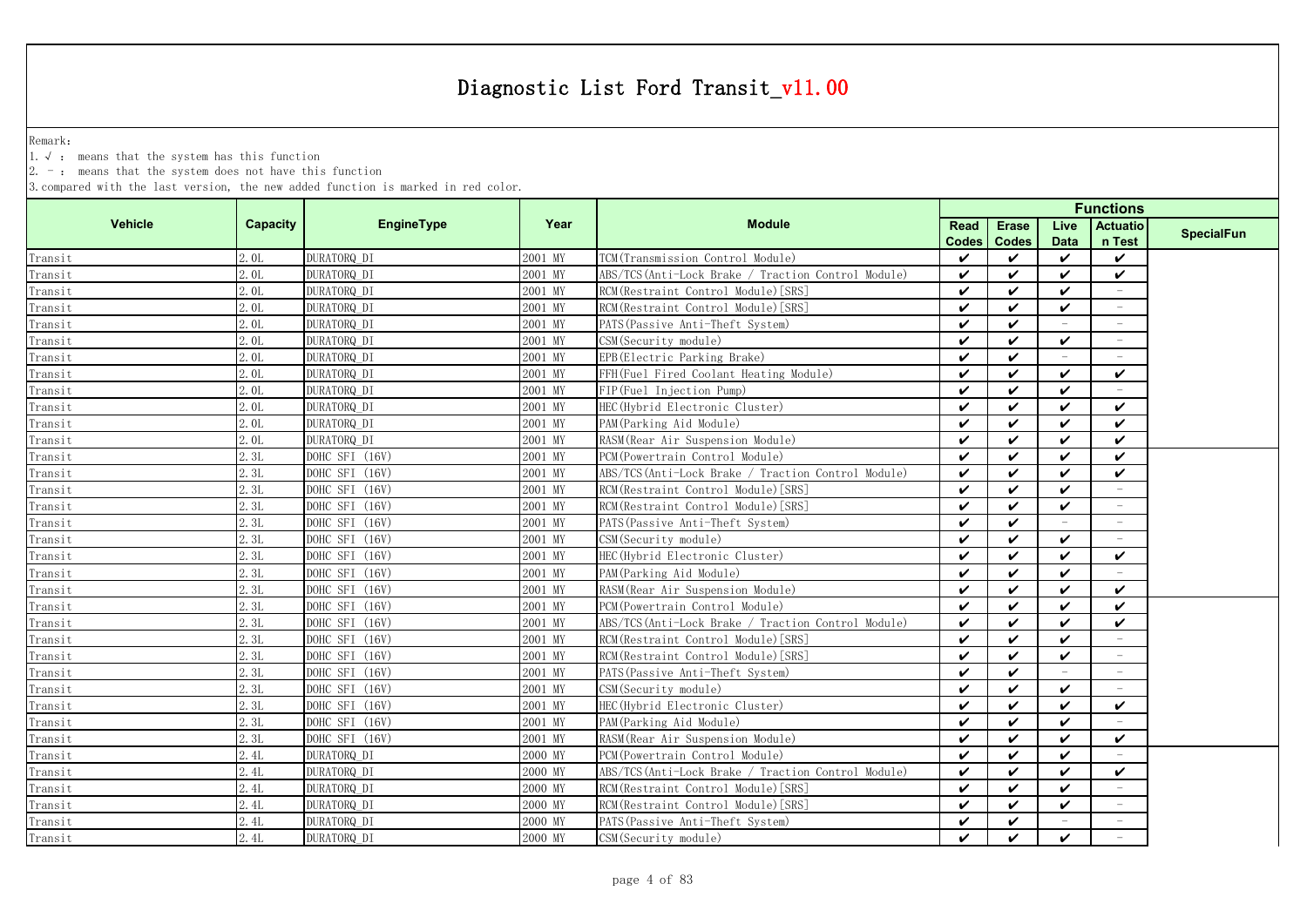# Diagnostic List Ford Transit_v11.00

Remark:

1. √ : means that the system has this function
2. - : means that the system does not have this function
3. compared with the last version, the new added function is marked in red color.

| Vehicle | Capacity | EngineType | Year | Module | Functions | | | | |
|---|---|---|---|---|---|---|---|---|---|
| | | | | | Read Codes | Erase Codes | Live Data | Actuation Test | SpecialFun |
| Transit | 2.0L | DURATORQ_DI | 2001 MY | TCM(Transmission Control Module) | ✔ | ✔ | ✔ | ✔ | |
| Transit | 2.0L | DURATORQ_DI | 2001 MY | ABS/TCS(Anti-Lock Brake / Traction Control Module) | ✔ | ✔ | ✔ | ✔ | |
| Transit | 2.0L | DURATORQ_DI | 2001 MY | RCM(Restraint Control Module)[SRS] | ✔ | ✔ | ✔ | - | |
| Transit | 2.0L | DURATORQ_DI | 2001 MY | RCM(Restraint Control Module)[SRS] | ✔ | ✔ | ✔ | - | |
| Transit | 2.0L | DURATORQ_DI | 2001 MY | PATS(Passive Anti-Theft System) | ✔ | ✔ | - | - | |
| Transit | 2.0L | DURATORQ_DI | 2001 MY | CSM(Security module) | ✔ | ✔ | ✔ | - | |
| Transit | 2.0L | DURATORQ_DI | 2001 MY | EPB(Electric Parking Brake) | ✔ | ✔ | - | - | |
| Transit | 2.0L | DURATORQ_DI | 2001 MY | FFH(Fuel Fired Coolant Heating Module) | ✔ | ✔ | ✔ | ✔ | |
| Transit | 2.0L | DURATORQ_DI | 2001 MY | FIP(Fuel Injection Pump) | ✔ | ✔ | ✔ | - | |
| Transit | 2.0L | DURATORQ_DI | 2001 MY | HEC(Hybrid Electronic Cluster) | ✔ | ✔ | ✔ | ✔ | |
| Transit | 2.0L | DURATORQ_DI | 2001 MY | PAM(Parking Aid Module) | ✔ | ✔ | ✔ | ✔ | |
| Transit | 2.0L | DURATORQ_DI | 2001 MY | RASM(Rear Air Suspension Module) | ✔ | ✔ | ✔ | ✔ | |
| Transit | 2.3L | DOHC SFI (16V) | 2001 MY | PCM(Powertrain Control Module) | ✔ | ✔ | ✔ | ✔ | |
| Transit | 2.3L | DOHC SFI (16V) | 2001 MY | ABS/TCS(Anti-Lock Brake / Traction Control Module) | ✔ | ✔ | ✔ | ✔ | |
| Transit | 2.3L | DOHC SFI (16V) | 2001 MY | RCM(Restraint Control Module)[SRS] | ✔ | ✔ | ✔ | - | |
| Transit | 2.3L | DOHC SFI (16V) | 2001 MY | RCM(Restraint Control Module)[SRS] | ✔ | ✔ | ✔ | - | |
| Transit | 2.3L | DOHC SFI (16V) | 2001 MY | PATS(Passive Anti-Theft System) | ✔ | ✔ | - | - | |
| Transit | 2.3L | DOHC SFI (16V) | 2001 MY | CSM(Security module) | ✔ | ✔ | ✔ | - | |
| Transit | 2.3L | DOHC SFI (16V) | 2001 MY | HEC(Hybrid Electronic Cluster) | ✔ | ✔ | ✔ | ✔ | |
| Transit | 2.3L | DOHC SFI (16V) | 2001 MY | PAM(Parking Aid Module) | ✔ | ✔ | ✔ | - | |
| Transit | 2.3L | DOHC SFI (16V) | 2001 MY | RASM(Rear Air Suspension Module) | ✔ | ✔ | ✔ | ✔ | |
| Transit | 2.3L | DOHC SFI (16V) | 2001 MY | PCM(Powertrain Control Module) | ✔ | ✔ | ✔ | ✔ | |
| Transit | 2.3L | DOHC SFI (16V) | 2001 MY | ABS/TCS(Anti-Lock Brake / Traction Control Module) | ✔ | ✔ | ✔ | ✔ | |
| Transit | 2.3L | DOHC SFI (16V) | 2001 MY | RCM(Restraint Control Module)[SRS] | ✔ | ✔ | ✔ | - | |
| Transit | 2.3L | DOHC SFI (16V) | 2001 MY | RCM(Restraint Control Module)[SRS] | ✔ | ✔ | ✔ | - | |
| Transit | 2.3L | DOHC SFI (16V) | 2001 MY | PATS(Passive Anti-Theft System) | ✔ | ✔ | - | - | |
| Transit | 2.3L | DOHC SFI (16V) | 2001 MY | CSM(Security module) | ✔ | ✔ | ✔ | - | |
| Transit | 2.3L | DOHC SFI (16V) | 2001 MY | HEC(Hybrid Electronic Cluster) | ✔ | ✔ | ✔ | ✔ | |
| Transit | 2.3L | DOHC SFI (16V) | 2001 MY | PAM(Parking Aid Module) | ✔ | ✔ | ✔ | - | |
| Transit | 2.3L | DOHC SFI (16V) | 2001 MY | RASM(Rear Air Suspension Module) | ✔ | ✔ | ✔ | ✔ | |
| Transit | 2.4L | DURATORQ_DI | 2000 MY | PCM(Powertrain Control Module) | ✔ | ✔ | ✔ | - | |
| Transit | 2.4L | DURATORQ_DI | 2000 MY | ABS/TCS(Anti-Lock Brake / Traction Control Module) | ✔ | ✔ | ✔ | ✔ | |
| Transit | 2.4L | DURATORQ_DI | 2000 MY | RCM(Restraint Control Module)[SRS] | ✔ | ✔ | ✔ | - | |
| Transit | 2.4L | DURATORQ_DI | 2000 MY | RCM(Restraint Control Module)[SRS] | ✔ | ✔ | ✔ | - | |
| Transit | 2.4L | DURATORQ_DI | 2000 MY | PATS(Passive Anti-Theft System) | ✔ | ✔ | - | - | |
| Transit | 2.4L | DURATORQ_DI | 2000 MY | CSM(Security module) | ✔ | ✔ | ✔ | - | |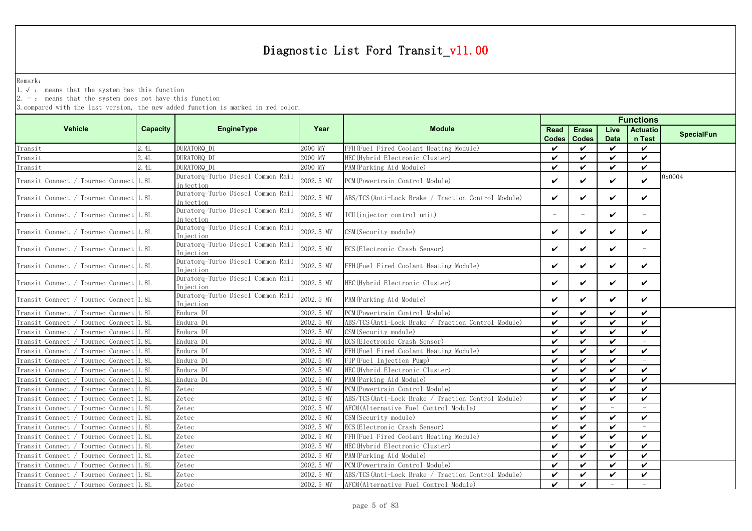# Diagnostic List Ford Transit_v11.00

Remark:

1. √ : means that the system has this function
2. - : means that the system does not have this function
3. compared with the last version, the new added function is marked in red color.

| Vehicle | Capacity | EngineType | Year | Module | Functions | | | | |
|---|---|---|---|---|---|---|---|---|---|
| | | | | | Read Codes | Erase Codes | Live Data | Actuation Test | SpecialFun |
| Transit | 2.4L | DURATORQ_DI | 2000 MY | FFH(Fuel Fired Coolant Heating Module) | ✔ | ✔ | ✔ | ✔ | |
| Transit | 2.4L | DURATORQ_DI | 2000 MY | HEC(Hybrid Electronic Cluster) | ✔ | ✔ | ✔ | ✔ | |
| Transit | 2.4L | DURATORQ_DI | 2000 MY | PAM(Parking Aid Module) | ✔ | ✔ | ✔ | ✔ | |
| Transit Connect / Tourneo Connect | 1.8L | Duratorq-Turbo Diesel Common Rail Injection | 2002.5 MY | PCM(Powertrain Control Module) | ✔ | ✔ | ✔ | ✔ | 0x0004 |
| Transit Connect / Tourneo Connect | 1.8L | Duratorq-Turbo Diesel Common Rail Injection | 2002.5 MY | ABS/TCS(Anti-Lock Brake / Traction Control Module) | ✔ | ✔ | ✔ | ✔ | |
| Transit Connect / Tourneo Connect | 1.8L | Duratorq-Turbo Diesel Common Rail Injection | 2002.5 MY | ICU(injector control unit) | - | - | ✔ | - | |
| Transit Connect / Tourneo Connect | 1.8L | Duratorq-Turbo Diesel Common Rail Injection | 2002.5 MY | CSM(Security module) | ✔ | ✔ | ✔ | ✔ | |
| Transit Connect / Tourneo Connect | 1.8L | Duratorq-Turbo Diesel Common Rail Injection | 2002.5 MY | ECS(Electronic Crash Sensor) | ✔ | ✔ | ✔ | - | |
| Transit Connect / Tourneo Connect | 1.8L | Duratorq-Turbo Diesel Common Rail Injection | 2002.5 MY | FFH(Fuel Fired Coolant Heating Module) | ✔ | ✔ | ✔ | ✔ | |
| Transit Connect / Tourneo Connect | 1.8L | Duratorq-Turbo Diesel Common Rail Injection | 2002.5 MY | HEC(Hybrid Electronic Cluster) | ✔ | ✔ | ✔ | ✔ | |
| Transit Connect / Tourneo Connect | 1.8L | Duratorq-Turbo Diesel Common Rail Injection | 2002.5 MY | PAM(Parking Aid Module) | ✔ | ✔ | ✔ | ✔ | |
| Transit Connect / Tourneo Connect | 1.8L | Endura DI | 2002.5 MY | PCM(Powertrain Control Module) | ✔ | ✔ | ✔ | ✔ | |
| Transit Connect / Tourneo Connect | 1.8L | Endura DI | 2002.5 MY | ABS/TCS(Anti-Lock Brake / Traction Control Module) | ✔ | ✔ | ✔ | ✔ | |
| Transit Connect / Tourneo Connect | 1.8L | Endura DI | 2002.5 MY | CSM(Security module) | ✔ | ✔ | ✔ | ✔ | |
| Transit Connect / Tourneo Connect | 1.8L | Endura DI | 2002.5 MY | ECS(Electronic Crash Sensor) | ✔ | ✔ | ✔ | - | |
| Transit Connect / Tourneo Connect | 1.8L | Endura DI | 2002.5 MY | FFH(Fuel Fired Coolant Heating Module) | ✔ | ✔ | ✔ | ✔ | |
| Transit Connect / Tourneo Connect | 1.8L | Endura DI | 2002.5 MY | FIP(Fuel Injection Pump) | ✔ | ✔ | ✔ | - | |
| Transit Connect / Tourneo Connect | 1.8L | Endura DI | 2002.5 MY | HEC(Hybrid Electronic Cluster) | ✔ | ✔ | ✔ | ✔ | |
| Transit Connect / Tourneo Connect | 1.8L | Endura DI | 2002.5 MY | PAM(Parking Aid Module) | ✔ | ✔ | ✔ | ✔ | |
| Transit Connect / Tourneo Connect | 1.8L | Zetec | 2002.5 MY | PCM(Powertrain Control Module) | ✔ | ✔ | ✔ | ✔ | |
| Transit Connect / Tourneo Connect | 1.8L | Zetec | 2002.5 MY | ABS/TCS(Anti-Lock Brake / Traction Control Module) | ✔ | ✔ | ✔ | ✔ | |
| Transit Connect / Tourneo Connect | 1.8L | Zetec | 2002.5 MY | AFCM(Alternative Fuel Control Module) | ✔ | ✔ | - | - | |
| Transit Connect / Tourneo Connect | 1.8L | Zetec | 2002.5 MY | CSM(Security module) | ✔ | ✔ | ✔ | ✔ | |
| Transit Connect / Tourneo Connect | 1.8L | Zetec | 2002.5 MY | ECS(Electronic Crash Sensor) | ✔ | ✔ | ✔ | - | |
| Transit Connect / Tourneo Connect | 1.8L | Zetec | 2002.5 MY | FFH(Fuel Fired Coolant Heating Module) | ✔ | ✔ | ✔ | ✔ | |
| Transit Connect / Tourneo Connect | 1.8L | Zetec | 2002.5 MY | HEC(Hybrid Electronic Cluster) | ✔ | ✔ | ✔ | ✔ | |
| Transit Connect / Tourneo Connect | 1.8L | Zetec | 2002.5 MY | PAM(Parking Aid Module) | ✔ | ✔ | ✔ | ✔ | |
| Transit Connect / Tourneo Connect | 1.8L | Zetec | 2002.5 MY | PCM(Powertrain Control Module) | ✔ | ✔ | ✔ | ✔ | |
| Transit Connect / Tourneo Connect | 1.8L | Zetec | 2002.5 MY | ABS/TCS(Anti-Lock Brake / Traction Control Module) | ✔ | ✔ | ✔ | ✔ | |
| Transit Connect / Tourneo Connect | 1.8L | Zetec | 2002.5 MY | AFCM(Alternative Fuel Control Module) | ✔ | ✔ | - | - | |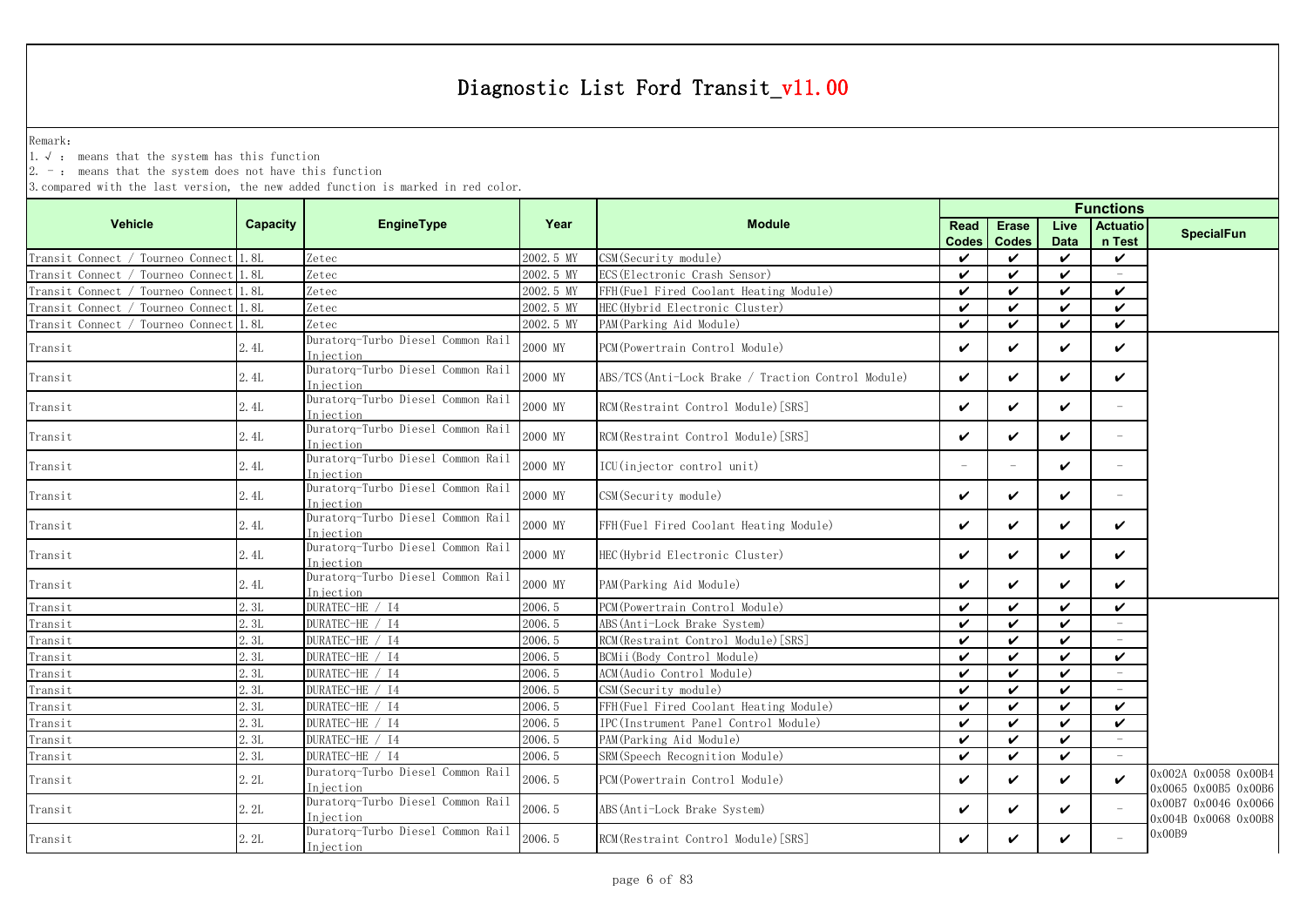# Diagnostic List Ford Transit_v11.00

Remark:

1. √ : means that the system has this function
2. - : means that the system does not have this function
3. compared with the last version, the new added function is marked in red color.

| Vehicle | Capacity | EngineType | Year | Module | Functions | | | | |
|---|---|---|---|---|---|---|---|---|---|
| | | | | | Read Codes | Erase Codes | Live Data | Actuation Test | SpecialFun |
| Transit Connect / Tourneo Connect | 1.8L | Zetec | 2002.5 MY | CSM(Security module) | ✔ | ✔ | ✔ | ✔ | |
| Transit Connect / Tourneo Connect | 1.8L | Zetec | 2002.5 MY | ECS(Electronic Crash Sensor) | ✔ | ✔ | ✔ | - | |
| Transit Connect / Tourneo Connect | 1.8L | Zetec | 2002.5 MY | FFH(Fuel Fired Coolant Heating Module) | ✔ | ✔ | ✔ | ✔ | |
| Transit Connect / Tourneo Connect | 1.8L | Zetec | 2002.5 MY | HEC(Hybrid Electronic Cluster) | ✔ | ✔ | ✔ | ✔ | |
| Transit Connect / Tourneo Connect | 1.8L | Zetec | 2002.5 MY | PAM(Parking Aid Module) | ✔ | ✔ | ✔ | ✔ | |
| Transit | 2.4L | Duratorq-Turbo Diesel Common Rail Injection | 2000 MY | PCM(Powertrain Control Module) | ✔ | ✔ | ✔ | ✔ | |
| Transit | 2.4L | Duratorq-Turbo Diesel Common Rail Injection | 2000 MY | ABS/TCS(Anti-Lock Brake / Traction Control Module) | ✔ | ✔ | ✔ | ✔ | |
| Transit | 2.4L | Duratorq-Turbo Diesel Common Rail Injection | 2000 MY | RCM(Restraint Control Module)[SRS] | ✔ | ✔ | ✔ | - | |
| Transit | 2.4L | Duratorq-Turbo Diesel Common Rail Injection | 2000 MY | RCM(Restraint Control Module)[SRS] | ✔ | ✔ | ✔ | - | |
| Transit | 2.4L | Duratorq-Turbo Diesel Common Rail Injection | 2000 MY | ICU(injector control unit) | - | - | ✔ | - | |
| Transit | 2.4L | Duratorq-Turbo Diesel Common Rail Injection | 2000 MY | CSM(Security module) | ✔ | ✔ | ✔ | - | |
| Transit | 2.4L | Duratorq-Turbo Diesel Common Rail Injection | 2000 MY | FFH(Fuel Fired Coolant Heating Module) | ✔ | ✔ | ✔ | ✔ | |
| Transit | 2.4L | Duratorq-Turbo Diesel Common Rail Injection | 2000 MY | HEC(Hybrid Electronic Cluster) | ✔ | ✔ | ✔ | ✔ | |
| Transit | 2.4L | Duratorq-Turbo Diesel Common Rail Injection | 2000 MY | PAM(Parking Aid Module) | ✔ | ✔ | ✔ | ✔ | |
| Transit | 2.3L | DURATEC-HE / I4 | 2006.5 | PCM(Powertrain Control Module) | ✔ | ✔ | ✔ | ✔ | |
| Transit | 2.3L | DURATEC-HE / I4 | 2006.5 | ABS(Anti-Lock Brake System) | ✔ | ✔ | ✔ | - | |
| Transit | 2.3L | DURATEC-HE / I4 | 2006.5 | RCM(Restraint Control Module)[SRS] | ✔ | ✔ | ✔ | - | |
| Transit | 2.3L | DURATEC-HE / I4 | 2006.5 | BCMii(Body Control Module) | ✔ | ✔ | ✔ | ✔ | |
| Transit | 2.3L | DURATEC-HE / I4 | 2006.5 | ACM(Audio Control Module) | ✔ | ✔ | ✔ | - | |
| Transit | 2.3L | DURATEC-HE / I4 | 2006.5 | CSM(Security module) | ✔ | ✔ | ✔ | - | |
| Transit | 2.3L | DURATEC-HE / I4 | 2006.5 | FFH(Fuel Fired Coolant Heating Module) | ✔ | ✔ | ✔ | ✔ | |
| Transit | 2.3L | DURATEC-HE / I4 | 2006.5 | IPC(Instrument Panel Control Module) | ✔ | ✔ | ✔ | ✔ | |
| Transit | 2.3L | DURATEC-HE / I4 | 2006.5 | PAM(Parking Aid Module) | ✔ | ✔ | ✔ | - | |
| Transit | 2.3L | DURATEC-HE / I4 | 2006.5 | SRM(Speech Recognition Module) | ✔ | ✔ | ✔ | - | |
| Transit | 2.2L | Duratorq-Turbo Diesel Common Rail Injection | 2006.5 | PCM(Powertrain Control Module) | ✔ | ✔ | ✔ | ✔ | 0x002A 0x0058 0x00B4 0x0065 0x00B5 0x00B6 0x00B7 0x0046 0x0066 0x004B 0x0068 0x00B8 0x00B9 |
| Transit | 2.2L | Duratorq-Turbo Diesel Common Rail Injection | 2006.5 | ABS(Anti-Lock Brake System) | ✔ | ✔ | ✔ | - | |
| Transit | 2.2L | Duratorq-Turbo Diesel Common Rail Injection | 2006.5 | RCM(Restraint Control Module)[SRS] | ✔ | ✔ | ✔ | - | |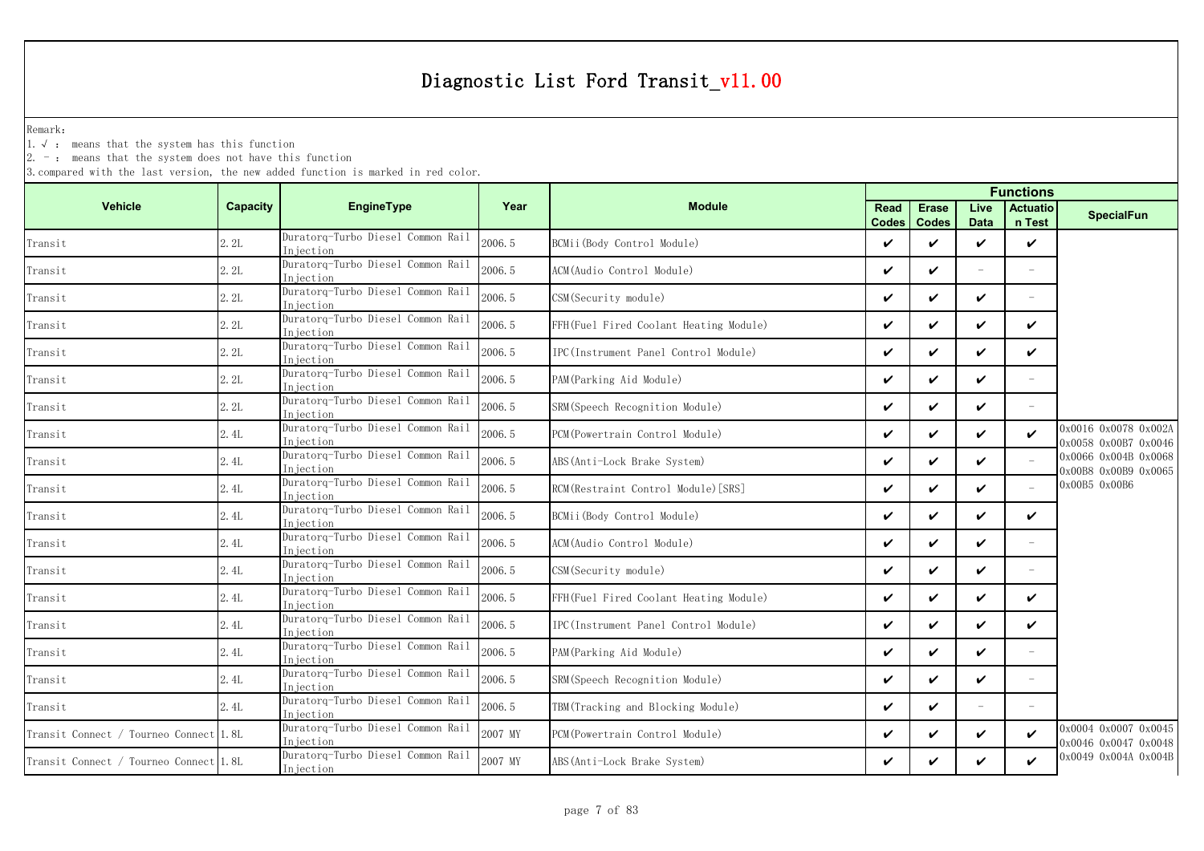# Diagnostic List Ford Transit_v11.00

Remark:

1. √ : means that the system has this function
2. - : means that the system does not have this function
3. compared with the last version, the new added function is marked in red color.

| Vehicle | Capacity | EngineType | Year | Module | Functions | | | | |
|---|---|---|---|---|---|---|---|---|---|
| | | | | | Read Codes | Erase Codes | Live Data | Actuation Test | SpecialFun |
| Transit | 2.2L | Duratorq-Turbo Diesel Common Rail Injection | 2006.5 | BCMii(Body Control Module) | ✔ | ✔ | ✔ | ✔ | |
| Transit | 2.2L | Duratorq-Turbo Diesel Common Rail Injection | 2006.5 | ACM(Audio Control Module) | ✔ | ✔ | - | - | |
| Transit | 2.2L | Duratorq-Turbo Diesel Common Rail Injection | 2006.5 | CSM(Security module) | ✔ | ✔ | ✔ | - | |
| Transit | 2.2L | Duratorq-Turbo Diesel Common Rail Injection | 2006.5 | FFH(Fuel Fired Coolant Heating Module) | ✔ | ✔ | ✔ | ✔ | |
| Transit | 2.2L | Duratorq-Turbo Diesel Common Rail Injection | 2006.5 | IPC(Instrument Panel Control Module) | ✔ | ✔ | ✔ | ✔ | |
| Transit | 2.2L | Duratorq-Turbo Diesel Common Rail Injection | 2006.5 | PAM(Parking Aid Module) | ✔ | ✔ | ✔ | - | |
| Transit | 2.2L | Duratorq-Turbo Diesel Common Rail Injection | 2006.5 | SRM(Speech Recognition Module) | ✔ | ✔ | ✔ | - | |
| Transit | 2.4L | Duratorq-Turbo Diesel Common Rail Injection | 2006.5 | PCM(Powertrain Control Module) | ✔ | ✔ | ✔ | ✔ | 0x0016 0x0078 0x002A 0x0058 0x00B7 0x0046 0x0066 0x004B 0x0068 0x00B8 0x00B9 0x0065 0x00B5 0x00B6 |
| Transit | 2.4L | Duratorq-Turbo Diesel Common Rail Injection | 2006.5 | ABS(Anti-Lock Brake System) | ✔ | ✔ | ✔ | - | |
| Transit | 2.4L | Duratorq-Turbo Diesel Common Rail Injection | 2006.5 | RCM(Restraint Control Module)[SRS] | ✔ | ✔ | ✔ | - | |
| Transit | 2.4L | Duratorq-Turbo Diesel Common Rail Injection | 2006.5 | BCMii(Body Control Module) | ✔ | ✔ | ✔ | ✔ | |
| Transit | 2.4L | Duratorq-Turbo Diesel Common Rail Injection | 2006.5 | ACM(Audio Control Module) | ✔ | ✔ | ✔ | - | |
| Transit | 2.4L | Duratorq-Turbo Diesel Common Rail Injection | 2006.5 | CSM(Security module) | ✔ | ✔ | ✔ | - | |
| Transit | 2.4L | Duratorq-Turbo Diesel Common Rail Injection | 2006.5 | FFH(Fuel Fired Coolant Heating Module) | ✔ | ✔ | ✔ | ✔ | |
| Transit | 2.4L | Duratorq-Turbo Diesel Common Rail Injection | 2006.5 | IPC(Instrument Panel Control Module) | ✔ | ✔ | ✔ | ✔ | |
| Transit | 2.4L | Duratorq-Turbo Diesel Common Rail Injection | 2006.5 | PAM(Parking Aid Module) | ✔ | ✔ | ✔ | - | |
| Transit | 2.4L | Duratorq-Turbo Diesel Common Rail Injection | 2006.5 | SRM(Speech Recognition Module) | ✔ | ✔ | ✔ | - | |
| Transit | 2.4L | Duratorq-Turbo Diesel Common Rail Injection | 2006.5 | TBM(Tracking and Blocking Module) | ✔ | ✔ | - | - | |
| Transit Connect / Tourneo Connect | 1.8L | Duratorq-Turbo Diesel Common Rail Injection | 2007 MY | PCM(Powertrain Control Module) | ✔ | ✔ | ✔ | ✔ | 0x0004 0x0007 0x0045 0x0046 0x0047 0x0048 0x0049 0x004A 0x004B |
| Transit Connect / Tourneo Connect | 1.8L | Duratorq-Turbo Diesel Common Rail Injection | 2007 MY | ABS(Anti-Lock Brake System) | ✔ | ✔ | ✔ | ✔ | |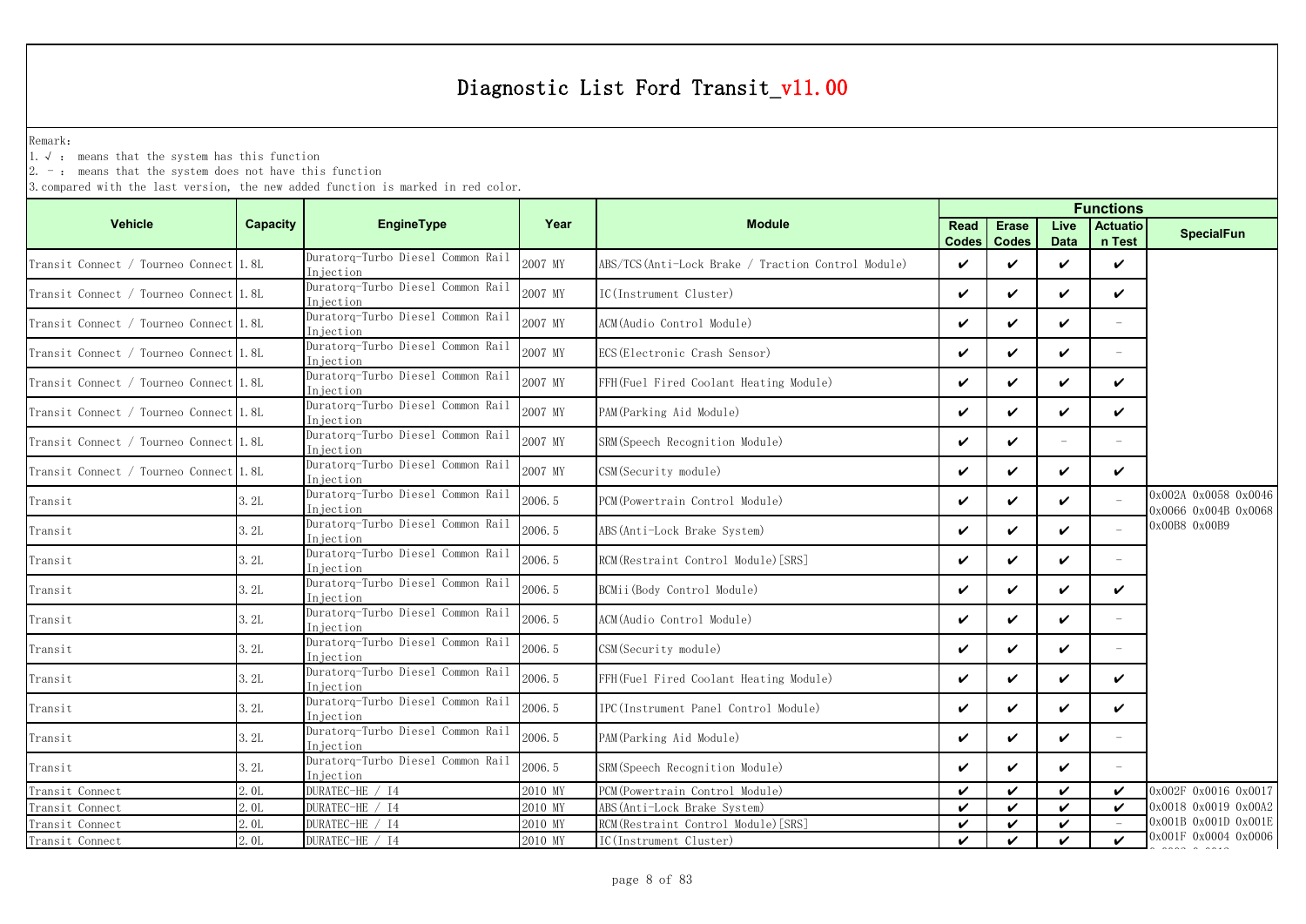# Diagnostic List Ford Transit_v11.00

Remark:
1. √ : means that the system has this function
2. - : means that the system does not have this function
3. compared with the last version, the new added function is marked in red color.

| Vehicle | Capacity | EngineType | Year | Module | Functions | | | | |
|---|---|---|---|---|---|---|---|---|---|
| | | | | | Read Codes | Erase Codes | Live Data | Actuation Test | SpecialFun |
| Transit Connect / Tourneo Connect | 1.8L | Duratorq-Turbo Diesel Common Rail Injection | 2007 MY | ABS/TCS(Anti-Lock Brake / Traction Control Module) | ✔ | ✔ | ✔ | ✔ | |
| Transit Connect / Tourneo Connect | 1.8L | Duratorq-Turbo Diesel Common Rail Injection | 2007 MY | IC(Instrument Cluster) | ✔ | ✔ | ✔ | ✔ | |
| Transit Connect / Tourneo Connect | 1.8L | Duratorq-Turbo Diesel Common Rail Injection | 2007 MY | ACM(Audio Control Module) | ✔ | ✔ | ✔ | - | |
| Transit Connect / Tourneo Connect | 1.8L | Duratorq-Turbo Diesel Common Rail Injection | 2007 MY | ECS(Electronic Crash Sensor) | ✔ | ✔ | ✔ | - | |
| Transit Connect / Tourneo Connect | 1.8L | Duratorq-Turbo Diesel Common Rail Injection | 2007 MY | FFH(Fuel Fired Coolant Heating Module) | ✔ | ✔ | ✔ | ✔ | |
| Transit Connect / Tourneo Connect | 1.8L | Duratorq-Turbo Diesel Common Rail Injection | 2007 MY | PAM(Parking Aid Module) | ✔ | ✔ | ✔ | ✔ | |
| Transit Connect / Tourneo Connect | 1.8L | Duratorq-Turbo Diesel Common Rail Injection | 2007 MY | SRM(Speech Recognition Module) | ✔ | ✔ | - | - | |
| Transit Connect / Tourneo Connect | 1.8L | Duratorq-Turbo Diesel Common Rail Injection | 2007 MY | CSM(Security module) | ✔ | ✔ | ✔ | ✔ | |
| Transit | 3.2L | Duratorq-Turbo Diesel Common Rail Injection | 2006.5 | PCM(Powertrain Control Module) | ✔ | ✔ | ✔ | - | 0x002A 0x0058 0x0046 0x0066 0x004B 0x0068 0x00B8 0x00B9 |
| Transit | 3.2L | Duratorq-Turbo Diesel Common Rail Injection | 2006.5 | ABS(Anti-Lock Brake System) | ✔ | ✔ | ✔ | - | |
| Transit | 3.2L | Duratorq-Turbo Diesel Common Rail Injection | 2006.5 | RCM(Restraint Control Module)[SRS] | ✔ | ✔ | ✔ | - | |
| Transit | 3.2L | Duratorq-Turbo Diesel Common Rail Injection | 2006.5 | BCMii(Body Control Module) | ✔ | ✔ | ✔ | ✔ | |
| Transit | 3.2L | Duratorq-Turbo Diesel Common Rail Injection | 2006.5 | ACM(Audio Control Module) | ✔ | ✔ | ✔ | - | |
| Transit | 3.2L | Duratorq-Turbo Diesel Common Rail Injection | 2006.5 | CSM(Security module) | ✔ | ✔ | ✔ | - | |
| Transit | 3.2L | Duratorq-Turbo Diesel Common Rail Injection | 2006.5 | FFH(Fuel Fired Coolant Heating Module) | ✔ | ✔ | ✔ | ✔ | |
| Transit | 3.2L | Duratorq-Turbo Diesel Common Rail Injection | 2006.5 | IPC(Instrument Panel Control Module) | ✔ | ✔ | ✔ | ✔ | |
| Transit | 3.2L | Duratorq-Turbo Diesel Common Rail Injection | 2006.5 | PAM(Parking Aid Module) | ✔ | ✔ | ✔ | - | |
| Transit | 3.2L | Duratorq-Turbo Diesel Common Rail Injection | 2006.5 | SRM(Speech Recognition Module) | ✔ | ✔ | ✔ | - | |
| Transit Connect | 2.0L | DURATEC-HE / I4 | 2010 MY | PCM(Powertrain Control Module) | ✔ | ✔ | ✔ | ✔ | 0x002F 0x0016 0x0017 0x0018 0x0019 0x00A2 0x001B 0x001D 0x001E 0x001F 0x0004 0x0006 |
| Transit Connect | 2.0L | DURATEC-HE / I4 | 2010 MY | ABS(Anti-Lock Brake System) | ✔ | ✔ | ✔ | ✔ | |
| Transit Connect | 2.0L | DURATEC-HE / I4 | 2010 MY | RCM(Restraint Control Module)[SRS] | ✔ | ✔ | ✔ | - | |
| Transit Connect | 2.0L | DURATEC-HE / I4 | 2010 MY | IC(Instrument Cluster) | ✔ | ✔ | ✔ | ✔ | |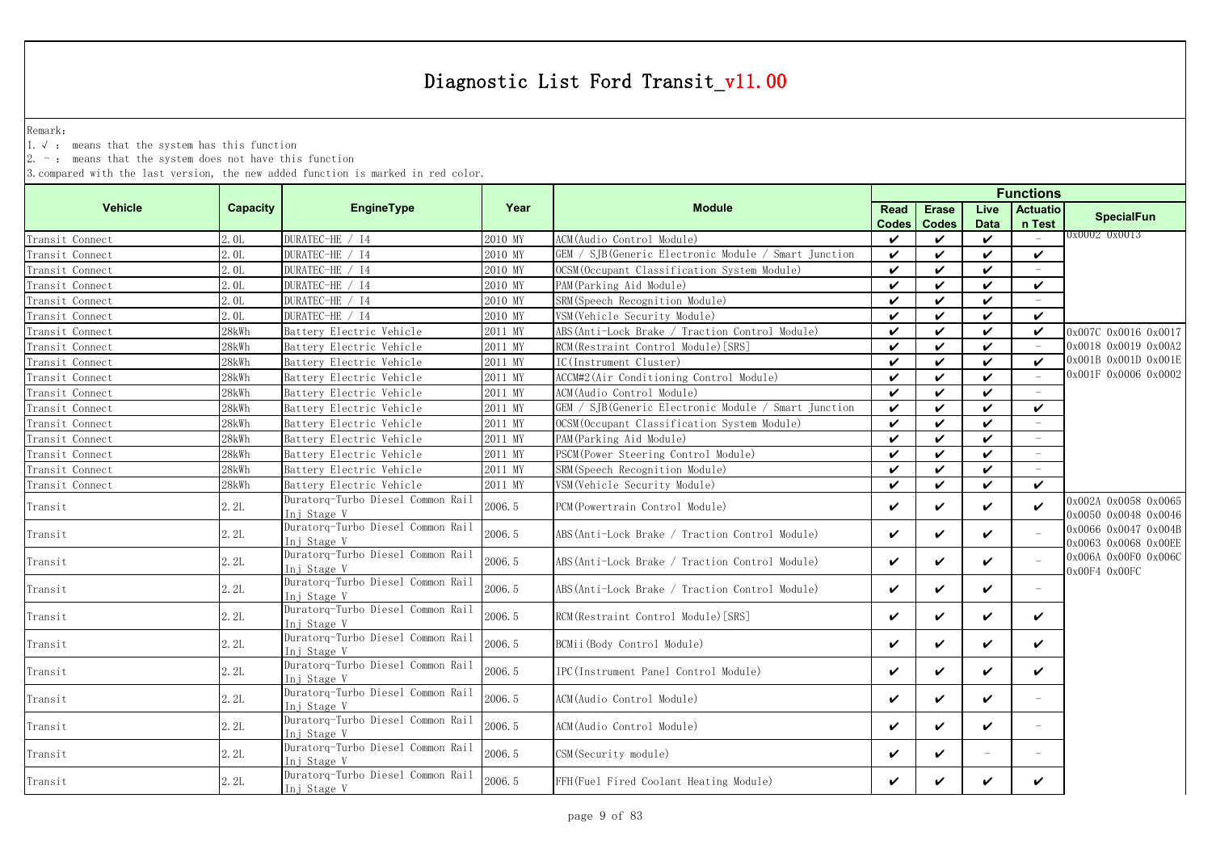# Diagnostic List Ford Transit_v11.00

Remark:

1. √ : means that the system has this function
2. - : means that the system does not have this function
3. compared with the last version, the new added function is marked in red color.

| Vehicle | Capacity | EngineType | Year | Module | Functions | | | | SpecialFun |
|---|---|---|---|---|---|---|---|---|---|
| | | | | | Read Codes | Erase Codes | Live Data | Actuation Test | |
| Transit Connect | 2.0L | DURATEC-HE / I4 | 2010 MY | ACM(Audio Control Module) | ✔ | ✔ | ✔ | - | 0x0002 0x0013 |
| Transit Connect | 2.0L | DURATEC-HE / I4 | 2010 MY | GEM / SJB(Generic Electronic Module / Smart Junction | ✔ | ✔ | ✔ | ✔ | |
| Transit Connect | 2.0L | DURATEC-HE / I4 | 2010 MY | OCSM(Occupant Classification System Module) | ✔ | ✔ | ✔ | - | |
| Transit Connect | 2.0L | DURATEC-HE / I4 | 2010 MY | PAM(Parking Aid Module) | ✔ | ✔ | ✔ | ✔ | |
| Transit Connect | 2.0L | DURATEC-HE / I4 | 2010 MY | SRM(Speech Recognition Module) | ✔ | ✔ | ✔ | - | |
| Transit Connect | 2.0L | DURATEC-HE / I4 | 2010 MY | VSM(Vehicle Security Module) | ✔ | ✔ | ✔ | ✔ | |
| Transit Connect | 28kWh | Battery Electric Vehicle | 2011 MY | ABS(Anti-Lock Brake / Traction Control Module) | ✔ | ✔ | ✔ | ✔ | 0x007C 0x0016 0x0017 0x0018 0x0019 0x00A2 0x001B 0x001D 0x001E 0x001F 0x0006 0x0002 |
| Transit Connect | 28kWh | Battery Electric Vehicle | 2011 MY | RCM(Restraint Control Module)[SRS] | ✔ | ✔ | ✔ | - | |
| Transit Connect | 28kWh | Battery Electric Vehicle | 2011 MY | IC(Instrument Cluster) | ✔ | ✔ | ✔ | ✔ | |
| Transit Connect | 28kWh | Battery Electric Vehicle | 2011 MY | ACCM#2(Air Conditioning Control Module) | ✔ | ✔ | ✔ | - | |
| Transit Connect | 28kWh | Battery Electric Vehicle | 2011 MY | ACM(Audio Control Module) | ✔ | ✔ | ✔ | - | |
| Transit Connect | 28kWh | Battery Electric Vehicle | 2011 MY | GEM / SJB(Generic Electronic Module / Smart Junction | ✔ | ✔ | ✔ | ✔ | |
| Transit Connect | 28kWh | Battery Electric Vehicle | 2011 MY | OCSM(Occupant Classification System Module) | ✔ | ✔ | ✔ | - | |
| Transit Connect | 28kWh | Battery Electric Vehicle | 2011 MY | PAM(Parking Aid Module) | ✔ | ✔ | ✔ | - | |
| Transit Connect | 28kWh | Battery Electric Vehicle | 2011 MY | PSCM(Power Steering Control Module) | ✔ | ✔ | ✔ | - | |
| Transit Connect | 28kWh | Battery Electric Vehicle | 2011 MY | SRM(Speech Recognition Module) | ✔ | ✔ | ✔ | - | |
| Transit Connect | 28kWh | Battery Electric Vehicle | 2011 MY | VSM(Vehicle Security Module) | ✔ | ✔ | ✔ | ✔ | |
| Transit | 2.2L | Duratorq-Turbo Diesel Common Rail Inj Stage V | 2006.5 | PCM(Powertrain Control Module) | ✔ | ✔ | ✔ | ✔ | 0x002A 0x0058 0x0065 0x0050 0x0048 0x0046 0x0066 0x0047 0x004B 0x0063 0x0068 0x00EE 0x006A 0x00F0 0x006C 0x00F4 0x00FC |
| Transit | 2.2L | Duratorq-Turbo Diesel Common Rail Inj Stage V | 2006.5 | ABS(Anti-Lock Brake / Traction Control Module) | ✔ | ✔ | ✔ | - | |
| Transit | 2.2L | Duratorq-Turbo Diesel Common Rail Inj Stage V | 2006.5 | ABS(Anti-Lock Brake / Traction Control Module) | ✔ | ✔ | ✔ | - | |
| Transit | 2.2L | Duratorq-Turbo Diesel Common Rail Inj Stage V | 2006.5 | ABS(Anti-Lock Brake / Traction Control Module) | ✔ | ✔ | ✔ | - | |
| Transit | 2.2L | Duratorq-Turbo Diesel Common Rail Inj Stage V | 2006.5 | RCM(Restraint Control Module)[SRS] | ✔ | ✔ | ✔ | ✔ | |
| Transit | 2.2L | Duratorq-Turbo Diesel Common Rail Inj Stage V | 2006.5 | BCMii(Body Control Module) | ✔ | ✔ | ✔ | ✔ | |
| Transit | 2.2L | Duratorq-Turbo Diesel Common Rail Inj Stage V | 2006.5 | IPC(Instrument Panel Control Module) | ✔ | ✔ | ✔ | ✔ | |
| Transit | 2.2L | Duratorq-Turbo Diesel Common Rail Inj Stage V | 2006.5 | ACM(Audio Control Module) | ✔ | ✔ | ✔ | - | |
| Transit | 2.2L | Duratorq-Turbo Diesel Common Rail Inj Stage V | 2006.5 | ACM(Audio Control Module) | ✔ | ✔ | ✔ | - | |
| Transit | 2.2L | Duratorq-Turbo Diesel Common Rail Inj Stage V | 2006.5 | CSM(Security module) | ✔ | ✔ | - | - | |
| Transit | 2.2L | Duratorq-Turbo Diesel Common Rail Inj Stage V | 2006.5 | FFH(Fuel Fired Coolant Heating Module) | ✔ | ✔ | ✔ | ✔ | |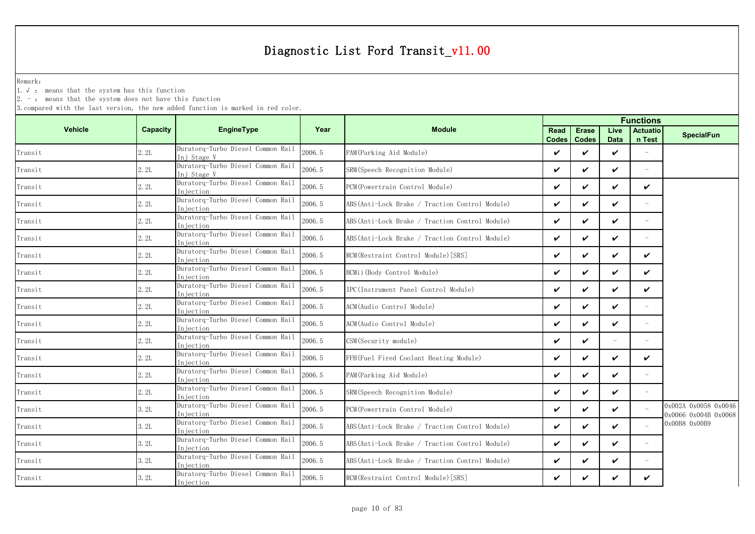# Diagnostic List Ford Transit_v11.00

Remark:
1. √ : means that the system has this function
2. - : means that the system does not have this function
3. compared with the last version, the new added function is marked in red color.

| Vehicle | Capacity | EngineType | Year | Module | Functions | | | | |
|---|---|---|---|---|---|---|---|---|---|
| | | | | | Read Codes | Erase Codes | Live Data | Actuation Test | SpecialFun |
| Transit | 2.2L | Duratorq-Turbo Diesel Common Rail Inj Stage V | 2006.5 | PAM(Parking Aid Module) | ✔ | ✔ | ✔ | - | |
| Transit | 2.2L | Duratorq-Turbo Diesel Common Rail Inj Stage V | 2006.5 | SRM(Speech Recognition Module) | ✔ | ✔ | ✔ | - | |
| Transit | 2.2L | Duratorq-Turbo Diesel Common Rail Injection | 2006.5 | PCM(Powertrain Control Module) | ✔ | ✔ | ✔ | ✔ | |
| Transit | 2.2L | Duratorq-Turbo Diesel Common Rail Injection | 2006.5 | ABS(Anti-Lock Brake / Traction Control Module) | ✔ | ✔ | ✔ | - | |
| Transit | 2.2L | Duratorq-Turbo Diesel Common Rail Injection | 2006.5 | ABS(Anti-Lock Brake / Traction Control Module) | ✔ | ✔ | ✔ | - | |
| Transit | 2.2L | Duratorq-Turbo Diesel Common Rail Injection | 2006.5 | ABS(Anti-Lock Brake / Traction Control Module) | ✔ | ✔ | ✔ | - | |
| Transit | 2.2L | Duratorq-Turbo Diesel Common Rail Injection | 2006.5 | RCM(Restraint Control Module)[SRS] | ✔ | ✔ | ✔ | ✔ | |
| Transit | 2.2L | Duratorq-Turbo Diesel Common Rail Injection | 2006.5 | BCMii(Body Control Module) | ✔ | ✔ | ✔ | ✔ | |
| Transit | 2.2L | Duratorq-Turbo Diesel Common Rail Injection | 2006.5 | IPC(Instrument Panel Control Module) | ✔ | ✔ | ✔ | ✔ | |
| Transit | 2.2L | Duratorq-Turbo Diesel Common Rail Injection | 2006.5 | ACM(Audio Control Module) | ✔ | ✔ | ✔ | - | |
| Transit | 2.2L | Duratorq-Turbo Diesel Common Rail Injection | 2006.5 | ACM(Audio Control Module) | ✔ | ✔ | ✔ | - | |
| Transit | 2.2L | Duratorq-Turbo Diesel Common Rail Injection | 2006.5 | CSM(Security module) | ✔ | ✔ | - | - | |
| Transit | 2.2L | Duratorq-Turbo Diesel Common Rail Injection | 2006.5 | FFH(Fuel Fired Coolant Heating Module) | ✔ | ✔ | ✔ | ✔ | |
| Transit | 2.2L | Duratorq-Turbo Diesel Common Rail Injection | 2006.5 | PAM(Parking Aid Module) | ✔ | ✔ | ✔ | - | |
| Transit | 2.2L | Duratorq-Turbo Diesel Common Rail Injection | 2006.5 | SRM(Speech Recognition Module) | ✔ | ✔ | ✔ | - | |
| Transit | 3.2L | Duratorq-Turbo Diesel Common Rail Injection | 2006.5 | PCM(Powertrain Control Module) | ✔ | ✔ | ✔ | - | 0x002A 0x0058 0x0046 0x0066 0x004B 0x0068 0x00B8 0x00B9 |
| Transit | 3.2L | Duratorq-Turbo Diesel Common Rail Injection | 2006.5 | ABS(Anti-Lock Brake / Traction Control Module) | ✔ | ✔ | ✔ | - | |
| Transit | 3.2L | Duratorq-Turbo Diesel Common Rail Injection | 2006.5 | ABS(Anti-Lock Brake / Traction Control Module) | ✔ | ✔ | ✔ | - | |
| Transit | 3.2L | Duratorq-Turbo Diesel Common Rail Injection | 2006.5 | ABS(Anti-Lock Brake / Traction Control Module) | ✔ | ✔ | ✔ | - | |
| Transit | 3.2L | Duratorq-Turbo Diesel Common Rail Injection | 2006.5 | RCM(Restraint Control Module)[SRS] | ✔ | ✔ | ✔ | ✔ | |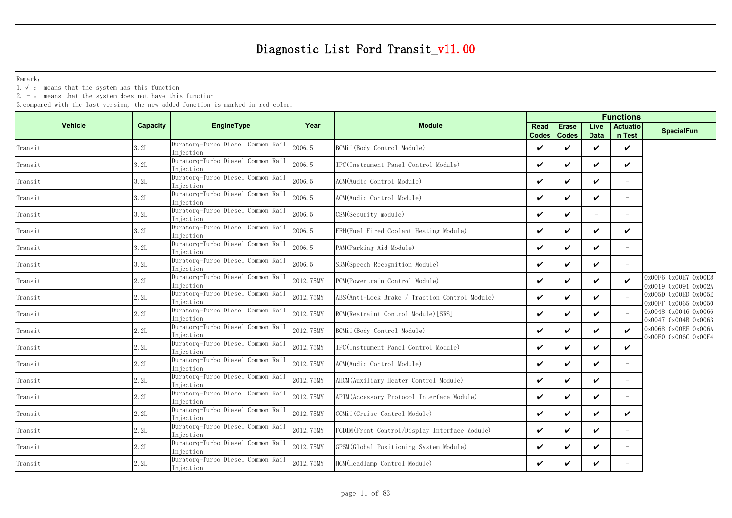# Diagnostic List Ford Transit_v11.00

Remark:

1. √ : means that the system has this function
2. - : means that the system does not have this function
3. compared with the last version, the new added function is marked in red color.

| Vehicle | Capacity | EngineType | Year | Module | Functions | | | | |
|---|---|---|---|---|---|---|---|---|---|
| | | | | | Read Codes | Erase Codes | Live Data | Actuation Test | SpecialFun |
| Transit | 3.2L | Duratorq-Turbo Diesel Common Rail Injection | 2006.5 | BCMii(Body Control Module) | ✔ | ✔ | ✔ | ✔ | |
| Transit | 3.2L | Duratorq-Turbo Diesel Common Rail Injection | 2006.5 | IPC(Instrument Panel Control Module) | ✔ | ✔ | ✔ | ✔ | |
| Transit | 3.2L | Duratorq-Turbo Diesel Common Rail Injection | 2006.5 | ACM(Audio Control Module) | ✔ | ✔ | ✔ | - | |
| Transit | 3.2L | Duratorq-Turbo Diesel Common Rail Injection | 2006.5 | ACM(Audio Control Module) | ✔ | ✔ | ✔ | - | |
| Transit | 3.2L | Duratorq-Turbo Diesel Common Rail Injection | 2006.5 | CSM(Security module) | ✔ | ✔ | - | - | |
| Transit | 3.2L | Duratorq-Turbo Diesel Common Rail Injection | 2006.5 | FFH(Fuel Fired Coolant Heating Module) | ✔ | ✔ | ✔ | ✔ | |
| Transit | 3.2L | Duratorq-Turbo Diesel Common Rail Injection | 2006.5 | PAM(Parking Aid Module) | ✔ | ✔ | ✔ | - | |
| Transit | 3.2L | Duratorq-Turbo Diesel Common Rail Injection | 2006.5 | SRM(Speech Recognition Module) | ✔ | ✔ | ✔ | - | |
| Transit | 2.2L | Duratorq-Turbo Diesel Common Rail Injection | 2012.75MY | PCM(Powertrain Control Module) | ✔ | ✔ | ✔ | ✔ | 0x00F6 0x00E7 0x00E8 0x0019 0x0091 0x002A 0x005D 0x00ED 0x005E 0x00FF 0x0065 0x0050 0x0048 0x0046 0x0066 0x0047 0x004B 0x0063 0x0068 0x00EE 0x006A 0x00F0 0x006C 0x00F4 |
| Transit | 2.2L | Duratorq-Turbo Diesel Common Rail Injection | 2012.75MY | ABS(Anti-Lock Brake / Traction Control Module) | ✔ | ✔ | ✔ | - | |
| Transit | 2.2L | Duratorq-Turbo Diesel Common Rail Injection | 2012.75MY | RCM(Restraint Control Module)[SRS] | ✔ | ✔ | ✔ | - | |
| Transit | 2.2L | Duratorq-Turbo Diesel Common Rail Injection | 2012.75MY | BCMii(Body Control Module) | ✔ | ✔ | ✔ | ✔ | |
| Transit | 2.2L | Duratorq-Turbo Diesel Common Rail Injection | 2012.75MY | IPC(Instrument Panel Control Module) | ✔ | ✔ | ✔ | ✔ | |
| Transit | 2.2L | Duratorq-Turbo Diesel Common Rail Injection | 2012.75MY | ACM(Audio Control Module) | ✔ | ✔ | ✔ | - | |
| Transit | 2.2L | Duratorq-Turbo Diesel Common Rail Injection | 2012.75MY | AHCM(Auxiliary Heater Control Module) | ✔ | ✔ | ✔ | - | |
| Transit | 2.2L | Duratorq-Turbo Diesel Common Rail Injection | 2012.75MY | APIM(Accessory Protocol Interface Module) | ✔ | ✔ | ✔ | - | |
| Transit | 2.2L | Duratorq-Turbo Diesel Common Rail Injection | 2012.75MY | CCMii(Cruise Control Module) | ✔ | ✔ | ✔ | ✔ | |
| Transit | 2.2L | Duratorq-Turbo Diesel Common Rail Injection | 2012.75MY | FCDIM(Front Control/Display Interface Module) | ✔ | ✔ | ✔ | - | |
| Transit | 2.2L | Duratorq-Turbo Diesel Common Rail Injection | 2012.75MY | GPSM(Global Positioning System Module) | ✔ | ✔ | ✔ | - | |
| Transit | 2.2L | Duratorq-Turbo Diesel Common Rail Injection | 2012.75MY | HCM(Headlamp Control Module) | ✔ | ✔ | ✔ | - | |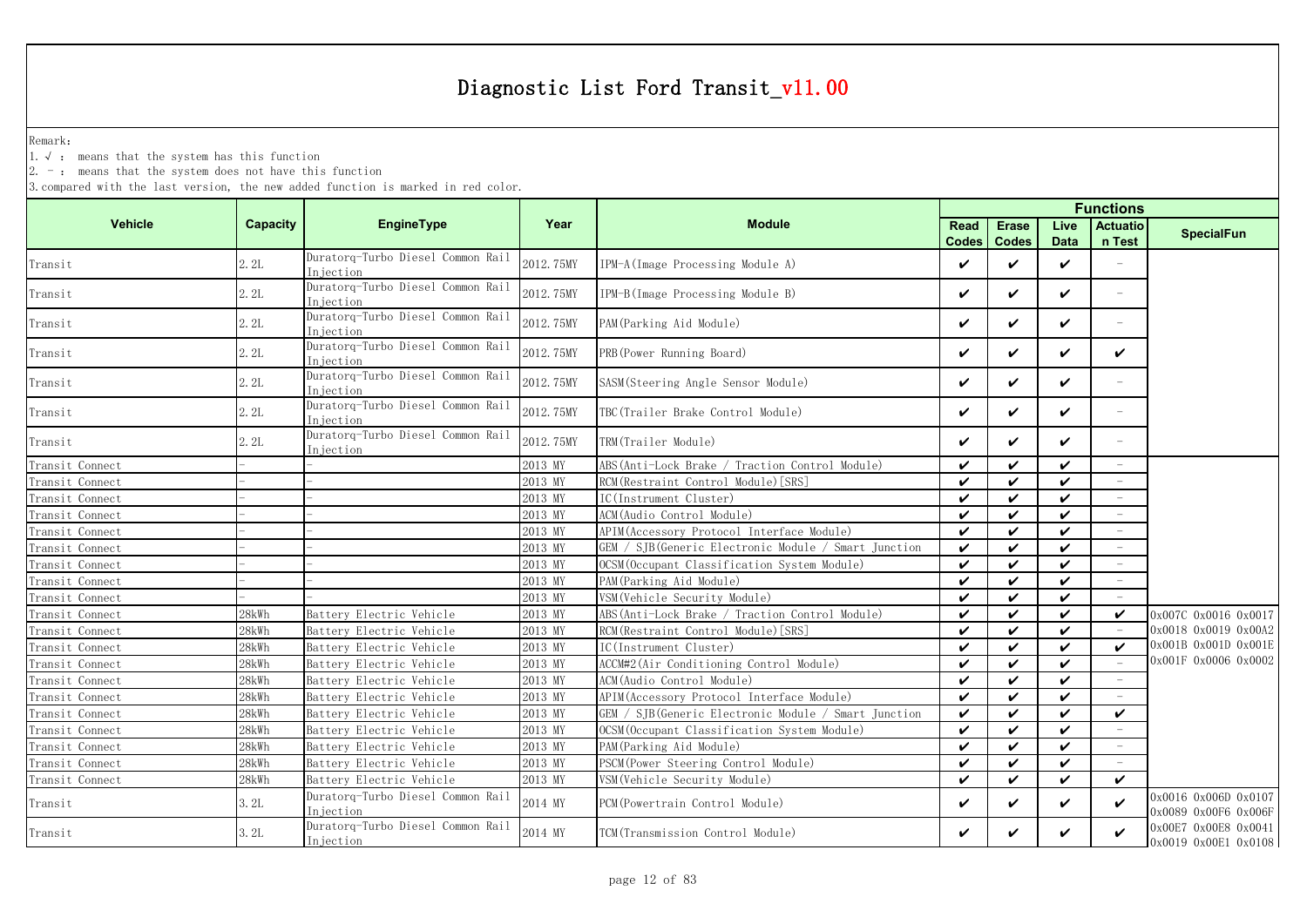# Diagnostic List Ford Transit_v11.00

Remark:
1. √ : means that the system has this function
2. - : means that the system does not have this function
3. compared with the last version, the new added function is marked in red color.

| Vehicle | Capacity | EngineType | Year | Module | Functions | | | | |
|---|---|---|---|---|---|---|---|---|---|
| | | | | | Read Codes | Erase Codes | Live Data | Actuation Test | SpecialFun |
| Transit | 2.2L | Duratorq-Turbo Diesel Common Rail Injection | 2012.75MY | IPM-A(Image Processing Module A) | ✔ | ✔ | ✔ | - | |
| Transit | 2.2L | Duratorq-Turbo Diesel Common Rail Injection | 2012.75MY | IPM-B(Image Processing Module B) | ✔ | ✔ | ✔ | - | |
| Transit | 2.2L | Duratorq-Turbo Diesel Common Rail Injection | 2012.75MY | PAM(Parking Aid Module) | ✔ | ✔ | ✔ | - | |
| Transit | 2.2L | Duratorq-Turbo Diesel Common Rail Injection | 2012.75MY | PRB(Power Running Board) | ✔ | ✔ | ✔ | ✔ | |
| Transit | 2.2L | Duratorq-Turbo Diesel Common Rail Injection | 2012.75MY | SASM(Steering Angle Sensor Module) | ✔ | ✔ | ✔ | - | |
| Transit | 2.2L | Duratorq-Turbo Diesel Common Rail Injection | 2012.75MY | TBC(Trailer Brake Control Module) | ✔ | ✔ | ✔ | - | |
| Transit | 2.2L | Duratorq-Turbo Diesel Common Rail Injection | 2012.75MY | TRM(Trailer Module) | ✔ | ✔ | ✔ | - | |
| Transit Connect | - | - | 2013 MY | ABS(Anti-Lock Brake / Traction Control Module) | ✔ | ✔ | ✔ | - | |
| Transit Connect | - | - | 2013 MY | RCM(Restraint Control Module)[SRS] | ✔ | ✔ | ✔ | - | |
| Transit Connect | - | - | 2013 MY | IC(Instrument Cluster) | ✔ | ✔ | ✔ | - | |
| Transit Connect | - | - | 2013 MY | ACM(Audio Control Module) | ✔ | ✔ | ✔ | - | |
| Transit Connect | - | - | 2013 MY | APIM(Accessory Protocol Interface Module) | ✔ | ✔ | ✔ | - | |
| Transit Connect | - | - | 2013 MY | GEM / SJB(Generic Electronic Module / Smart Junction | ✔ | ✔ | ✔ | - | |
| Transit Connect | - | - | 2013 MY | OCSM(Occupant Classification System Module) | ✔ | ✔ | ✔ | - | |
| Transit Connect | - | - | 2013 MY | PAM(Parking Aid Module) | ✔ | ✔ | ✔ | - | |
| Transit Connect | - | - | 2013 MY | VSM(Vehicle Security Module) | ✔ | ✔ | ✔ | - | |
| Transit Connect | 28kWh | Battery Electric Vehicle | 2013 MY | ABS(Anti-Lock Brake / Traction Control Module) | ✔ | ✔ | ✔ | ✔ | 0x007C 0x0016 0x0017 0x0018 0x0019 0x00A2 0x001B 0x001D 0x001E 0x001F 0x0006 0x0002 |
| Transit Connect | 28kWh | Battery Electric Vehicle | 2013 MY | RCM(Restraint Control Module)[SRS] | ✔ | ✔ | ✔ | - | |
| Transit Connect | 28kWh | Battery Electric Vehicle | 2013 MY | IC(Instrument Cluster) | ✔ | ✔ | ✔ | ✔ | |
| Transit Connect | 28kWh | Battery Electric Vehicle | 2013 MY | ACCM#2(Air Conditioning Control Module) | ✔ | ✔ | ✔ | - | |
| Transit Connect | 28kWh | Battery Electric Vehicle | 2013 MY | ACM(Audio Control Module) | ✔ | ✔ | ✔ | - | |
| Transit Connect | 28kWh | Battery Electric Vehicle | 2013 MY | APIM(Accessory Protocol Interface Module) | ✔ | ✔ | ✔ | - | |
| Transit Connect | 28kWh | Battery Electric Vehicle | 2013 MY | GEM / SJB(Generic Electronic Module / Smart Junction | ✔ | ✔ | ✔ | ✔ | |
| Transit Connect | 28kWh | Battery Electric Vehicle | 2013 MY | OCSM(Occupant Classification System Module) | ✔ | ✔ | ✔ | - | |
| Transit Connect | 28kWh | Battery Electric Vehicle | 2013 MY | PAM(Parking Aid Module) | ✔ | ✔ | ✔ | - | |
| Transit Connect | 28kWh | Battery Electric Vehicle | 2013 MY | PSCM(Power Steering Control Module) | ✔ | ✔ | ✔ | - | |
| Transit Connect | 28kWh | Battery Electric Vehicle | 2013 MY | VSM(Vehicle Security Module) | ✔ | ✔ | ✔ | ✔ | |
| Transit | 3.2L | Duratorq-Turbo Diesel Common Rail Injection | 2014 MY | PCM(Powertrain Control Module) | ✔ | ✔ | ✔ | ✔ | 0x0016 0x006D 0x0107 0x0089 0x00F6 0x006F |
| Transit | 3.2L | Duratorq-Turbo Diesel Common Rail Injection | 2014 MY | TCM(Transmission Control Module) | ✔ | ✔ | ✔ | ✔ | 0x00E7 0x00E8 0x0041 0x0019 0x00E1 0x0108 |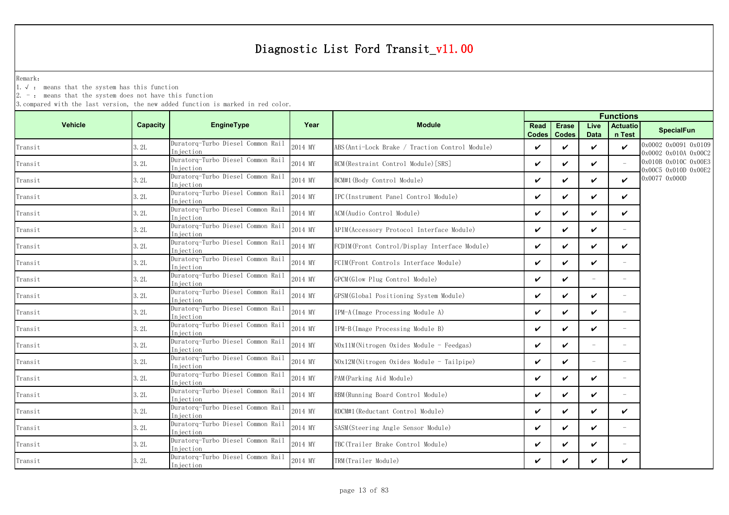# Diagnostic List Ford Transit_v11.00

Remark:

1. √ : means that the system has this function
2. - : means that the system does not have this function
3. compared with the last version, the new added function is marked in red color.

| Vehicle | Capacity | EngineType | Year | Module | Functions | | | | SpecialFun |
|---|---|---|---|---|---|---|---|---|---|
| | | | | | Read Codes | Erase Codes | Live Data | Actuation Test | |
| Transit | 3.2L | Duratorq-Turbo Diesel Common Rail Injection | 2014 MY | ABS(Anti-Lock Brake / Traction Control Module) | ✔ | ✔ | ✔ | ✔ | 0x0002 0x0091 0x0109 0x0002 0x010A 0x00C2 0x010B 0x010C 0x00E3 0x00C5 0x010D 0x00E2 0x0077 0x000D |
| Transit | 3.2L | Duratorq-Turbo Diesel Common Rail Injection | 2014 MY | RCM(Restraint Control Module)[SRS] | ✔ | ✔ | ✔ | - | |
| Transit | 3.2L | Duratorq-Turbo Diesel Common Rail Injection | 2014 MY | BCM#1(Body Control Module) | ✔ | ✔ | ✔ | ✔ | |
| Transit | 3.2L | Duratorq-Turbo Diesel Common Rail Injection | 2014 MY | IPC(Instrument Panel Control Module) | ✔ | ✔ | ✔ | ✔ | |
| Transit | 3.2L | Duratorq-Turbo Diesel Common Rail Injection | 2014 MY | ACM(Audio Control Module) | ✔ | ✔ | ✔ | ✔ | |
| Transit | 3.2L | Duratorq-Turbo Diesel Common Rail Injection | 2014 MY | APIM(Accessory Protocol Interface Module) | ✔ | ✔ | ✔ | - | |
| Transit | 3.2L | Duratorq-Turbo Diesel Common Rail Injection | 2014 MY | FCDIM(Front Control/Display Interface Module) | ✔ | ✔ | ✔ | ✔ | |
| Transit | 3.2L | Duratorq-Turbo Diesel Common Rail Injection | 2014 MY | FCIM(Front Controls Interface Module) | ✔ | ✔ | ✔ | - | |
| Transit | 3.2L | Duratorq-Turbo Diesel Common Rail Injection | 2014 MY | GPCM(Glow Plug Control Module) | ✔ | ✔ | - | - | |
| Transit | 3.2L | Duratorq-Turbo Diesel Common Rail Injection | 2014 MY | GPSM(Global Positioning System Module) | ✔ | ✔ | ✔ | - | |
| Transit | 3.2L | Duratorq-Turbo Diesel Common Rail Injection | 2014 MY | IPM-A(Image Processing Module A) | ✔ | ✔ | ✔ | - | |
| Transit | 3.2L | Duratorq-Turbo Diesel Common Rail Injection | 2014 MY | IPM-B(Image Processing Module B) | ✔ | ✔ | ✔ | - | |
| Transit | 3.2L | Duratorq-Turbo Diesel Common Rail Injection | 2014 MY | NOx11M(Nitrogen Oxides Module - Feedgas) | ✔ | ✔ | - | - | |
| Transit | 3.2L | Duratorq-Turbo Diesel Common Rail Injection | 2014 MY | NOx12M(Nitrogen Oxides Module - Tailpipe) | ✔ | ✔ | - | - | |
| Transit | 3.2L | Duratorq-Turbo Diesel Common Rail Injection | 2014 MY | PAM(Parking Aid Module) | ✔ | ✔ | ✔ | - | |
| Transit | 3.2L | Duratorq-Turbo Diesel Common Rail Injection | 2014 MY | RBM(Running Board Control Module) | ✔ | ✔ | ✔ | - | |
| Transit | 3.2L | Duratorq-Turbo Diesel Common Rail Injection | 2014 MY | RDCM#1(Reductant Control Module) | ✔ | ✔ | ✔ | ✔ | |
| Transit | 3.2L | Duratorq-Turbo Diesel Common Rail Injection | 2014 MY | SASM(Steering Angle Sensor Module) | ✔ | ✔ | ✔ | - | |
| Transit | 3.2L | Duratorq-Turbo Diesel Common Rail Injection | 2014 MY | TBC(Trailer Brake Control Module) | ✔ | ✔ | ✔ | - | |
| Transit | 3.2L | Duratorq-Turbo Diesel Common Rail Injection | 2014 MY | TRM(Trailer Module) | ✔ | ✔ | ✔ | ✔ | |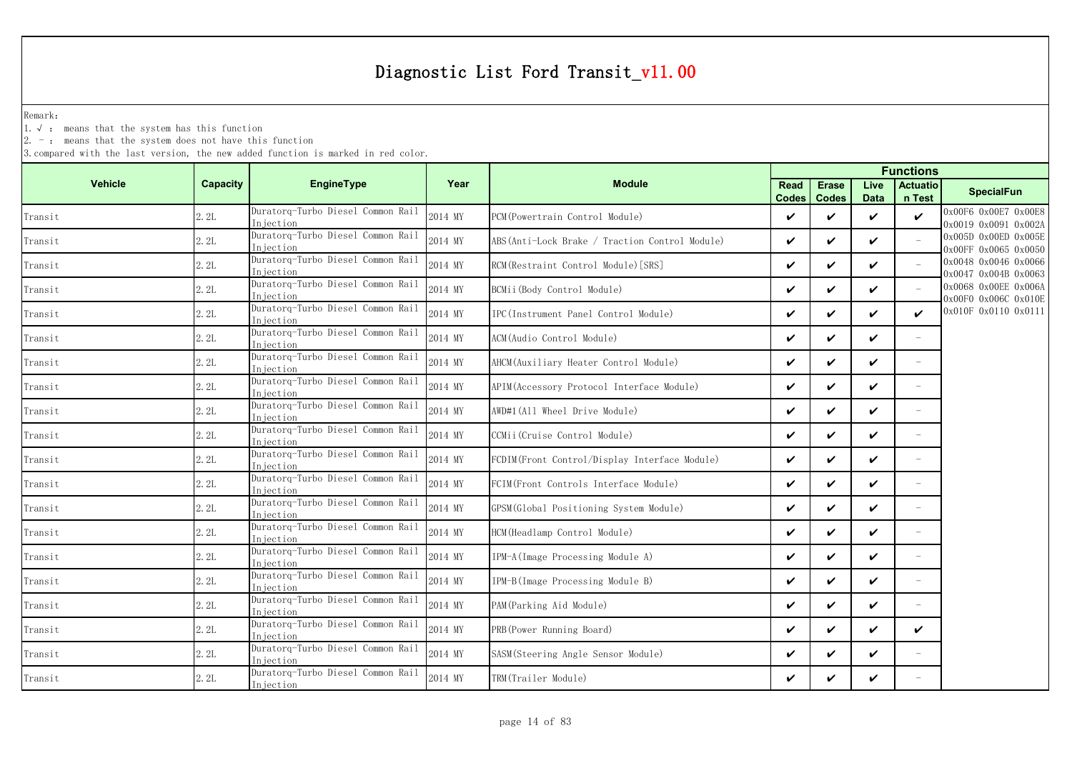# Diagnostic List Ford Transit_v11.00

Remark:
1. √ : means that the system has this function
2. - : means that the system does not have this function
3. compared with the last version, the new added function is marked in red color.

| Vehicle | Capacity | EngineType | Year | Module | Functions | | | | |
|---|---|---|---|---|---|---|---|---|---|
| | | | | | Read Codes | Erase Codes | Live Data | Actuation Test | SpecialFun |
| Transit | 2.2L | Duratorq-Turbo Diesel Common Rail Injection | 2014 MY | PCM(Powertrain Control Module) | ✔ | ✔ | ✔ | ✔ | 0x00F6 0x00E7 0x00E8 0x0019 0x0091 0x002A 0x005D 0x00ED 0x005E 0x00FF 0x0065 0x0050 0x0048 0x0046 0x0066 0x0047 0x004B 0x0063 0x0068 0x00EE 0x006A 0x00F0 0x006C 0x010E 0x010F 0x0110 0x0111 |
| Transit | 2.2L | Duratorq-Turbo Diesel Common Rail Injection | 2014 MY | ABS(Anti-Lock Brake / Traction Control Module) | ✔ | ✔ | ✔ | - | |
| Transit | 2.2L | Duratorq-Turbo Diesel Common Rail Injection | 2014 MY | RCM(Restraint Control Module)[SRS] | ✔ | ✔ | ✔ | - | |
| Transit | 2.2L | Duratorq-Turbo Diesel Common Rail Injection | 2014 MY | BCMii(Body Control Module) | ✔ | ✔ | ✔ | - | |
| Transit | 2.2L | Duratorq-Turbo Diesel Common Rail Injection | 2014 MY | IPC(Instrument Panel Control Module) | ✔ | ✔ | ✔ | ✔ | |
| Transit | 2.2L | Duratorq-Turbo Diesel Common Rail Injection | 2014 MY | ACM(Audio Control Module) | ✔ | ✔ | ✔ | - | |
| Transit | 2.2L | Duratorq-Turbo Diesel Common Rail Injection | 2014 MY | AHCM(Auxiliary Heater Control Module) | ✔ | ✔ | ✔ | - | |
| Transit | 2.2L | Duratorq-Turbo Diesel Common Rail Injection | 2014 MY | APIM(Accessory Protocol Interface Module) | ✔ | ✔ | ✔ | - | |
| Transit | 2.2L | Duratorq-Turbo Diesel Common Rail Injection | 2014 MY | AWD#1(All Wheel Drive Module) | ✔ | ✔ | ✔ | - | |
| Transit | 2.2L | Duratorq-Turbo Diesel Common Rail Injection | 2014 MY | CCMii(Cruise Control Module) | ✔ | ✔ | ✔ | - | |
| Transit | 2.2L | Duratorq-Turbo Diesel Common Rail Injection | 2014 MY | FCDIM(Front Control/Display Interface Module) | ✔ | ✔ | ✔ | - | |
| Transit | 2.2L | Duratorq-Turbo Diesel Common Rail Injection | 2014 MY | FCIM(Front Controls Interface Module) | ✔ | ✔ | ✔ | - | |
| Transit | 2.2L | Duratorq-Turbo Diesel Common Rail Injection | 2014 MY | GPSM(Global Positioning System Module) | ✔ | ✔ | ✔ | - | |
| Transit | 2.2L | Duratorq-Turbo Diesel Common Rail Injection | 2014 MY | HCM(Headlamp Control Module) | ✔ | ✔ | ✔ | - | |
| Transit | 2.2L | Duratorq-Turbo Diesel Common Rail Injection | 2014 MY | IPM-A(Image Processing Module A) | ✔ | ✔ | ✔ | - | |
| Transit | 2.2L | Duratorq-Turbo Diesel Common Rail Injection | 2014 MY | IPM-B(Image Processing Module B) | ✔ | ✔ | ✔ | - | |
| Transit | 2.2L | Duratorq-Turbo Diesel Common Rail Injection | 2014 MY | PAM(Parking Aid Module) | ✔ | ✔ | ✔ | - | |
| Transit | 2.2L | Duratorq-Turbo Diesel Common Rail Injection | 2014 MY | PRB(Power Running Board) | ✔ | ✔ | ✔ | ✔ | |
| Transit | 2.2L | Duratorq-Turbo Diesel Common Rail Injection | 2014 MY | SASM(Steering Angle Sensor Module) | ✔ | ✔ | ✔ | - | |
| Transit | 2.2L | Duratorq-Turbo Diesel Common Rail Injection | 2014 MY | TRM(Trailer Module) | ✔ | ✔ | ✔ | - | |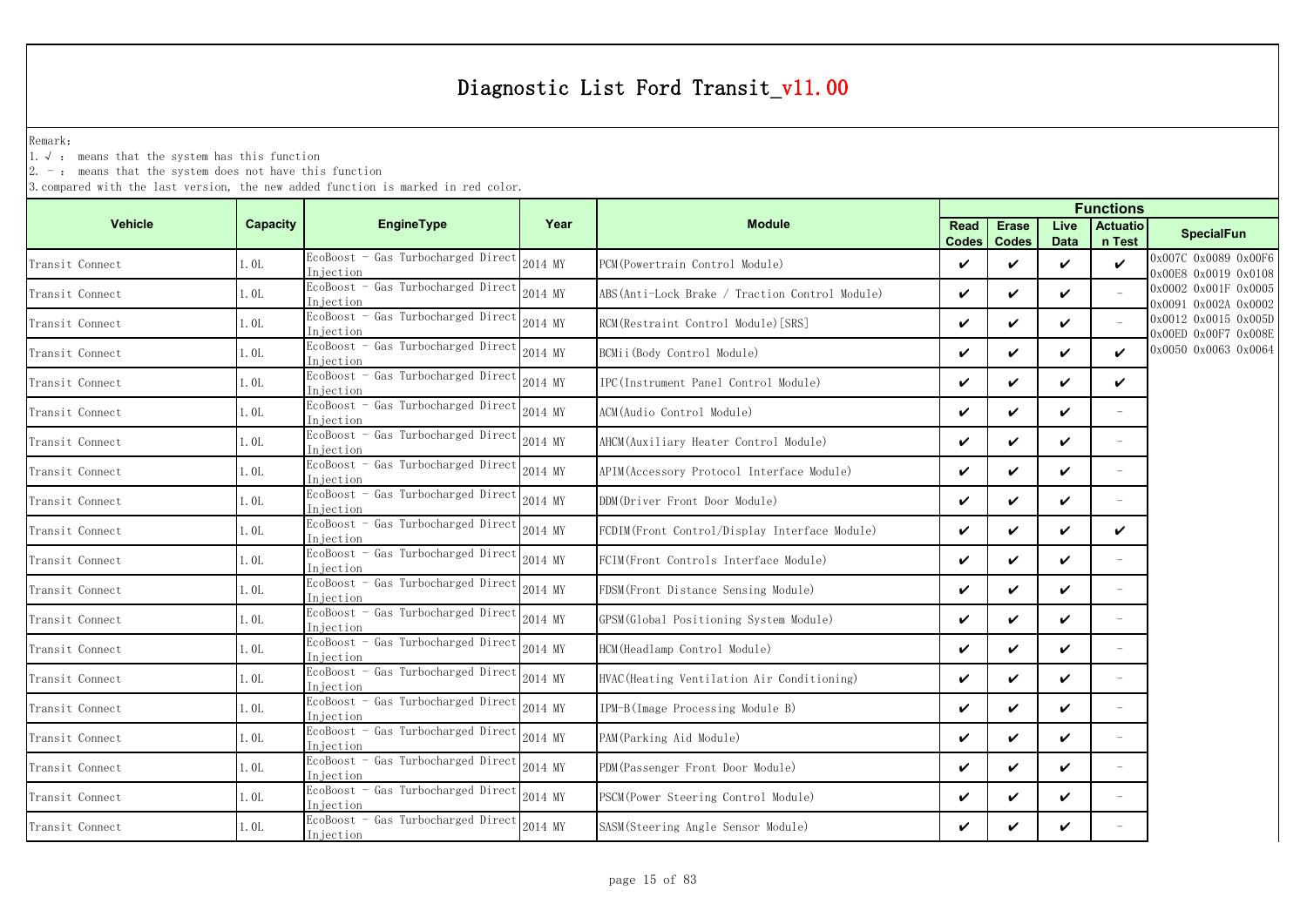# Diagnostic List Ford Transit_v11.00

Remark:

1. √ : means that the system has this function
2. - : means that the system does not have this function
3. compared with the last version, the new added function is marked in red color.

| Vehicle | Capacity | EngineType | Year | Module | Functions | | | | SpecialFun |
|---|---|---|---|---|---|---|---|---|---|
| | | | | | Read Codes | Erase Codes | Live Data | Actuation Test | |
| Transit Connect | 1.0L | EcoBoost - Gas Turbocharged Direct Injection | 2014 MY | PCM(Powertrain Control Module) | ✔ | ✔ | ✔ | ✔ | 0x007C 0x0089 0x00F6 0x00E8 0x0019 0x0108 0x0002 0x001F 0x0005 0x0091 0x002A 0x0002 0x0012 0x0015 0x005D 0x00ED 0x00F7 0x008E 0x0050 0x0063 0x0064 |
| Transit Connect | 1.0L | EcoBoost - Gas Turbocharged Direct Injection | 2014 MY | ABS(Anti-Lock Brake / Traction Control Module) | ✔ | ✔ | ✔ | - | |
| Transit Connect | 1.0L | EcoBoost - Gas Turbocharged Direct Injection | 2014 MY | RCM(Restraint Control Module)[SRS] | ✔ | ✔ | ✔ | - | |
| Transit Connect | 1.0L | EcoBoost - Gas Turbocharged Direct Injection | 2014 MY | BCMii(Body Control Module) | ✔ | ✔ | ✔ | ✔ | |
| Transit Connect | 1.0L | EcoBoost - Gas Turbocharged Direct Injection | 2014 MY | IPC(Instrument Panel Control Module) | ✔ | ✔ | ✔ | ✔ | |
| Transit Connect | 1.0L | EcoBoost - Gas Turbocharged Direct Injection | 2014 MY | ACM(Audio Control Module) | ✔ | ✔ | ✔ | - | |
| Transit Connect | 1.0L | EcoBoost - Gas Turbocharged Direct Injection | 2014 MY | AHCM(Auxiliary Heater Control Module) | ✔ | ✔ | ✔ | - | |
| Transit Connect | 1.0L | EcoBoost - Gas Turbocharged Direct Injection | 2014 MY | APIM(Accessory Protocol Interface Module) | ✔ | ✔ | ✔ | - | |
| Transit Connect | 1.0L | EcoBoost - Gas Turbocharged Direct Injection | 2014 MY | DDM(Driver Front Door Module) | ✔ | ✔ | ✔ | - | |
| Transit Connect | 1.0L | EcoBoost - Gas Turbocharged Direct Injection | 2014 MY | FCDIM(Front Control/Display Interface Module) | ✔ | ✔ | ✔ | ✔ | |
| Transit Connect | 1.0L | EcoBoost - Gas Turbocharged Direct Injection | 2014 MY | FCIM(Front Controls Interface Module) | ✔ | ✔ | ✔ | - | |
| Transit Connect | 1.0L | EcoBoost - Gas Turbocharged Direct Injection | 2014 MY | FDSM(Front Distance Sensing Module) | ✔ | ✔ | ✔ | - | |
| Transit Connect | 1.0L | EcoBoost - Gas Turbocharged Direct Injection | 2014 MY | GPSM(Global Positioning System Module) | ✔ | ✔ | ✔ | - | |
| Transit Connect | 1.0L | EcoBoost - Gas Turbocharged Direct Injection | 2014 MY | HCM(Headlamp Control Module) | ✔ | ✔ | ✔ | - | |
| Transit Connect | 1.0L | EcoBoost - Gas Turbocharged Direct Injection | 2014 MY | HVAC(Heating Ventilation Air Conditioning) | ✔ | ✔ | ✔ | - | |
| Transit Connect | 1.0L | EcoBoost - Gas Turbocharged Direct Injection | 2014 MY | IPM-B(Image Processing Module B) | ✔ | ✔ | ✔ | - | |
| Transit Connect | 1.0L | EcoBoost - Gas Turbocharged Direct Injection | 2014 MY | PAM(Parking Aid Module) | ✔ | ✔ | ✔ | - | |
| Transit Connect | 1.0L | EcoBoost - Gas Turbocharged Direct Injection | 2014 MY | PDM(Passenger Front Door Module) | ✔ | ✔ | ✔ | - | |
| Transit Connect | 1.0L | EcoBoost - Gas Turbocharged Direct Injection | 2014 MY | PSCM(Power Steering Control Module) | ✔ | ✔ | ✔ | - | |
| Transit Connect | 1.0L | EcoBoost - Gas Turbocharged Direct Injection | 2014 MY | SASM(Steering Angle Sensor Module) | ✔ | ✔ | ✔ | - | |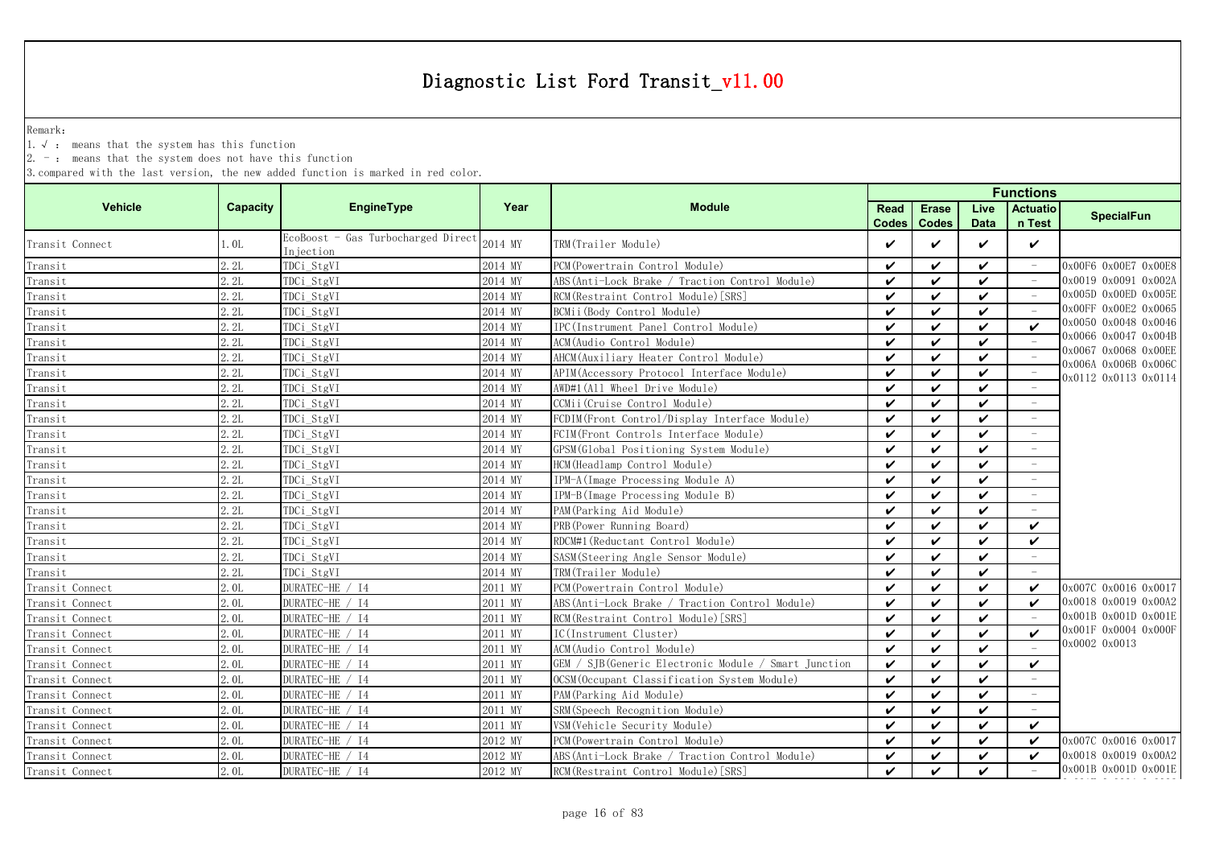# Diagnostic List Ford Transit_v11.00

Remark:

1. √ : means that the system has this function
2. - : means that the system does not have this function
3. compared with the last version, the new added function is marked in red color.

| Vehicle | Capacity | EngineType | Year | Module | Functions | | | | |
|---|---|---|---|---|---|---|---|---|---|
| | | | | | Read Codes | Erase Codes | Live Data | Actuation Test | SpecialFun |
| Transit Connect | 1.0L | EcoBoost - Gas Turbocharged Direct Injection | 2014 MY | TRM(Trailer Module) | ✔ | ✔ | ✔ | ✔ | |
| Transit | 2.2L | TDCi_StgVI | 2014 MY | PCM(Powertrain Control Module) | ✔ | ✔ | ✔ | - | 0x00F6 0x00E7 0x00E8 0x0019 0x0091 0x002A 0x005D 0x00ED 0x005E 0x00FF 0x00E2 0x0065 0x0050 0x0048 0x0046 0x0066 0x0047 0x004B 0x0067 0x0068 0x00EE 0x006A 0x006B 0x006C 0x0112 0x0113 0x0114 |
| Transit | 2.2L | TDCi_StgVI | 2014 MY | ABS(Anti-Lock Brake / Traction Control Module) | ✔ | ✔ | ✔ | - | |
| Transit | 2.2L | TDCi_StgVI | 2014 MY | RCM(Restraint Control Module)[SRS] | ✔ | ✔ | ✔ | - | |
| Transit | 2.2L | TDCi_StgVI | 2014 MY | BCMii(Body Control Module) | ✔ | ✔ | ✔ | - | |
| Transit | 2.2L | TDCi_StgVI | 2014 MY | IPC(Instrument Panel Control Module) | ✔ | ✔ | ✔ | ✔ | |
| Transit | 2.2L | TDCi_StgVI | 2014 MY | ACM(Audio Control Module) | ✔ | ✔ | ✔ | - | |
| Transit | 2.2L | TDCi_StgVI | 2014 MY | AHCM(Auxiliary Heater Control Module) | ✔ | ✔ | ✔ | - | |
| Transit | 2.2L | TDCi_StgVI | 2014 MY | APIM(Accessory Protocol Interface Module) | ✔ | ✔ | ✔ | - | |
| Transit | 2.2L | TDCi_StgVI | 2014 MY | AWD#1(All Wheel Drive Module) | ✔ | ✔ | ✔ | - | |
| Transit | 2.2L | TDCi_StgVI | 2014 MY | CCMii(Cruise Control Module) | ✔ | ✔ | ✔ | - | |
| Transit | 2.2L | TDCi_StgVI | 2014 MY | FCDIM(Front Control/Display Interface Module) | ✔ | ✔ | ✔ | - | |
| Transit | 2.2L | TDCi_StgVI | 2014 MY | FCIM(Front Controls Interface Module) | ✔ | ✔ | ✔ | - | |
| Transit | 2.2L | TDCi_StgVI | 2014 MY | GPSM(Global Positioning System Module) | ✔ | ✔ | ✔ | - | |
| Transit | 2.2L | TDCi_StgVI | 2014 MY | HCM(Headlamp Control Module) | ✔ | ✔ | ✔ | - | |
| Transit | 2.2L | TDCi_StgVI | 2014 MY | IPM-A(Image Processing Module A) | ✔ | ✔ | ✔ | - | |
| Transit | 2.2L | TDCi_StgVI | 2014 MY | IPM-B(Image Processing Module B) | ✔ | ✔ | ✔ | - | |
| Transit | 2.2L | TDCi_StgVI | 2014 MY | PAM(Parking Aid Module) | ✔ | ✔ | ✔ | - | |
| Transit | 2.2L | TDCi_StgVI | 2014 MY | PRB(Power Running Board) | ✔ | ✔ | ✔ | ✔ | |
| Transit | 2.2L | TDCi_StgVI | 2014 MY | RDCM#1(Reductant Control Module) | ✔ | ✔ | ✔ | ✔ | |
| Transit | 2.2L | TDCi_StgVI | 2014 MY | SASM(Steering Angle Sensor Module) | ✔ | ✔ | ✔ | - | |
| Transit | 2.2L | TDCi_StgVI | 2014 MY | TRM(Trailer Module) | ✔ | ✔ | ✔ | - | |
| Transit Connect | 2.0L | DURATEC-HE / I4 | 2011 MY | PCM(Powertrain Control Module) | ✔ | ✔ | ✔ | ✔ | 0x007C 0x0016 0x0017 0x0018 0x0019 0x00A2 0x001B 0x001D 0x001E 0x001F 0x0004 0x000F 0x0002 0x0013 |
| Transit Connect | 2.0L | DURATEC-HE / I4 | 2011 MY | ABS(Anti-Lock Brake / Traction Control Module) | ✔ | ✔ | ✔ | ✔ | |
| Transit Connect | 2.0L | DURATEC-HE / I4 | 2011 MY | RCM(Restraint Control Module)[SRS] | ✔ | ✔ | ✔ | - | |
| Transit Connect | 2.0L | DURATEC-HE / I4 | 2011 MY | IC(Instrument Cluster) | ✔ | ✔ | ✔ | ✔ | |
| Transit Connect | 2.0L | DURATEC-HE / I4 | 2011 MY | ACM(Audio Control Module) | ✔ | ✔ | ✔ | - | |
| Transit Connect | 2.0L | DURATEC-HE / I4 | 2011 MY | GEM / SJB(Generic Electronic Module / Smart Junction | ✔ | ✔ | ✔ | ✔ | |
| Transit Connect | 2.0L | DURATEC-HE / I4 | 2011 MY | OCSM(Occupant Classification System Module) | ✔ | ✔ | ✔ | - | |
| Transit Connect | 2.0L | DURATEC-HE / I4 | 2011 MY | PAM(Parking Aid Module) | ✔ | ✔ | ✔ | - | |
| Transit Connect | 2.0L | DURATEC-HE / I4 | 2011 MY | SRM(Speech Recognition Module) | ✔ | ✔ | ✔ | - | |
| Transit Connect | 2.0L | DURATEC-HE / I4 | 2011 MY | VSM(Vehicle Security Module) | ✔ | ✔ | ✔ | ✔ | |
| Transit Connect | 2.0L | DURATEC-HE / I4 | 2012 MY | PCM(Powertrain Control Module) | ✔ | ✔ | ✔ | ✔ | 0x007C 0x0016 0x0017 0x0018 0x0019 0x00A2 0x001B 0x001D 0x001E |
| Transit Connect | 2.0L | DURATEC-HE / I4 | 2012 MY | ABS(Anti-Lock Brake / Traction Control Module) | ✔ | ✔ | ✔ | ✔ | |
| Transit Connect | 2.0L | DURATEC-HE / I4 | 2012 MY | RCM(Restraint Control Module)[SRS] | ✔ | ✔ | ✔ | - | |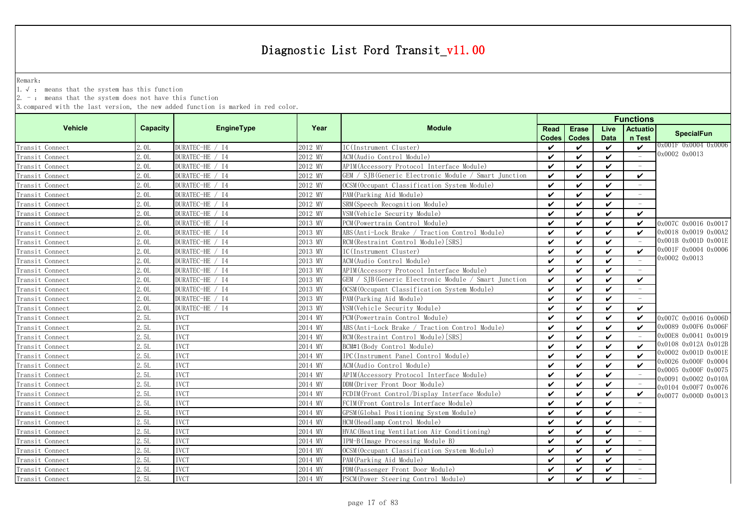# Diagnostic List Ford Transit_v11.00

Remark:

1. √ : means that the system has this function
2. - : means that the system does not have this function
3. compared with the last version, the new added function is marked in red color.

| Vehicle | Capacity | EngineType | Year | Module | Functions | | | | |
|---|---|---|---|---|---|---|---|---|---|
| | | | | | Read Codes | Erase Codes | Live Data | Actuation Test | SpecialFun |
| Transit Connect | 2.0L | DURATEC-HE / I4 | 2012 MY | IC(Instrument Cluster) | ✔ | ✔ | ✔ | ✔ | 0x001F 0x0004 0x0006 0x0002 0x0013 |
| Transit Connect | 2.0L | DURATEC-HE / I4 | 2012 MY | ACM(Audio Control Module) | ✔ | ✔ | ✔ | - | |
| Transit Connect | 2.0L | DURATEC-HE / I4 | 2012 MY | APIM(Accessory Protocol Interface Module) | ✔ | ✔ | ✔ | - | |
| Transit Connect | 2.0L | DURATEC-HE / I4 | 2012 MY | GEM / SJB(Generic Electronic Module / Smart Junction | ✔ | ✔ | ✔ | ✔ | |
| Transit Connect | 2.0L | DURATEC-HE / I4 | 2012 MY | OCSM(Occupant Classification System Module) | ✔ | ✔ | ✔ | - | |
| Transit Connect | 2.0L | DURATEC-HE / I4 | 2012 MY | PAM(Parking Aid Module) | ✔ | ✔ | ✔ | - | |
| Transit Connect | 2.0L | DURATEC-HE / I4 | 2012 MY | SRM(Speech Recognition Module) | ✔ | ✔ | ✔ | - | |
| Transit Connect | 2.0L | DURATEC-HE / I4 | 2012 MY | VSM(Vehicle Security Module) | ✔ | ✔ | ✔ | ✔ | |
| Transit Connect | 2.0L | DURATEC-HE / I4 | 2013 MY | PCM(Powertrain Control Module) | ✔ | ✔ | ✔ | ✔ | 0x007C 0x0016 0x0017 0x0018 0x0019 0x00A2 0x001B 0x001D 0x001E 0x001F 0x0004 0x0006 0x0002 0x0013 |
| Transit Connect | 2.0L | DURATEC-HE / I4 | 2013 MY | ABS(Anti-Lock Brake / Traction Control Module) | ✔ | ✔ | ✔ | ✔ | |
| Transit Connect | 2.0L | DURATEC-HE / I4 | 2013 MY | RCM(Restraint Control Module)[SRS] | ✔ | ✔ | ✔ | - | |
| Transit Connect | 2.0L | DURATEC-HE / I4 | 2013 MY | IC(Instrument Cluster) | ✔ | ✔ | ✔ | ✔ | |
| Transit Connect | 2.0L | DURATEC-HE / I4 | 2013 MY | ACM(Audio Control Module) | ✔ | ✔ | ✔ | - | |
| Transit Connect | 2.0L | DURATEC-HE / I4 | 2013 MY | APIM(Accessory Protocol Interface Module) | ✔ | ✔ | ✔ | - | |
| Transit Connect | 2.0L | DURATEC-HE / I4 | 2013 MY | GEM / SJB(Generic Electronic Module / Smart Junction | ✔ | ✔ | ✔ | ✔ | |
| Transit Connect | 2.0L | DURATEC-HE / I4 | 2013 MY | OCSM(Occupant Classification System Module) | ✔ | ✔ | ✔ | - | |
| Transit Connect | 2.0L | DURATEC-HE / I4 | 2013 MY | PAM(Parking Aid Module) | ✔ | ✔ | ✔ | - | |
| Transit Connect | 2.0L | DURATEC-HE / I4 | 2013 MY | VSM(Vehicle Security Module) | ✔ | ✔ | ✔ | ✔ | |
| Transit Connect | 2.5L | IVCT | 2014 MY | PCM(Powertrain Control Module) | ✔ | ✔ | ✔ | ✔ | 0x007C 0x0016 0x006D 0x0089 0x00F6 0x006F 0x00E8 0x0041 0x0019 0x0108 0x012A 0x012B 0x0002 0x001D 0x001E 0x0026 0x000F 0x0004 0x0005 0x000F 0x0075 0x0091 0x0002 0x010A 0x0104 0x00F7 0x0076 0x0077 0x000D 0x0013 |
| Transit Connect | 2.5L | IVCT | 2014 MY | ABS(Anti-Lock Brake / Traction Control Module) | ✔ | ✔ | ✔ | ✔ | |
| Transit Connect | 2.5L | IVCT | 2014 MY | RCM(Restraint Control Module)[SRS] | ✔ | ✔ | ✔ | - | |
| Transit Connect | 2.5L | IVCT | 2014 MY | BCM#1(Body Control Module) | ✔ | ✔ | ✔ | ✔ | |
| Transit Connect | 2.5L | IVCT | 2014 MY | IPC(Instrument Panel Control Module) | ✔ | ✔ | ✔ | ✔ | |
| Transit Connect | 2.5L | IVCT | 2014 MY | ACM(Audio Control Module) | ✔ | ✔ | ✔ | ✔ | |
| Transit Connect | 2.5L | IVCT | 2014 MY | APIM(Accessory Protocol Interface Module) | ✔ | ✔ | ✔ | - | |
| Transit Connect | 2.5L | IVCT | 2014 MY | DDM(Driver Front Door Module) | ✔ | ✔ | ✔ | - | |
| Transit Connect | 2.5L | IVCT | 2014 MY | FCDIM(Front Control/Display Interface Module) | ✔ | ✔ | ✔ | ✔ | |
| Transit Connect | 2.5L | IVCT | 2014 MY | FCIM(Front Controls Interface Module) | ✔ | ✔ | ✔ | - | |
| Transit Connect | 2.5L | IVCT | 2014 MY | GPSM(Global Positioning System Module) | ✔ | ✔ | ✔ | - | |
| Transit Connect | 2.5L | IVCT | 2014 MY | HCM(Headlamp Control Module) | ✔ | ✔ | ✔ | - | |
| Transit Connect | 2.5L | IVCT | 2014 MY | HVAC(Heating Ventilation Air Conditioning) | ✔ | ✔ | ✔ | - | |
| Transit Connect | 2.5L | IVCT | 2014 MY | IPM-B(Image Processing Module B) | ✔ | ✔ | ✔ | - | |
| Transit Connect | 2.5L | IVCT | 2014 MY | OCSM(Occupant Classification System Module) | ✔ | ✔ | ✔ | - | |
| Transit Connect | 2.5L | IVCT | 2014 MY | PAM(Parking Aid Module) | ✔ | ✔ | ✔ | - | |
| Transit Connect | 2.5L | IVCT | 2014 MY | PDM(Passenger Front Door Module) | ✔ | ✔ | ✔ | - | |
| Transit Connect | 2.5L | IVCT | 2014 MY | PSCM(Power Steering Control Module) | ✔ | ✔ | ✔ | - | |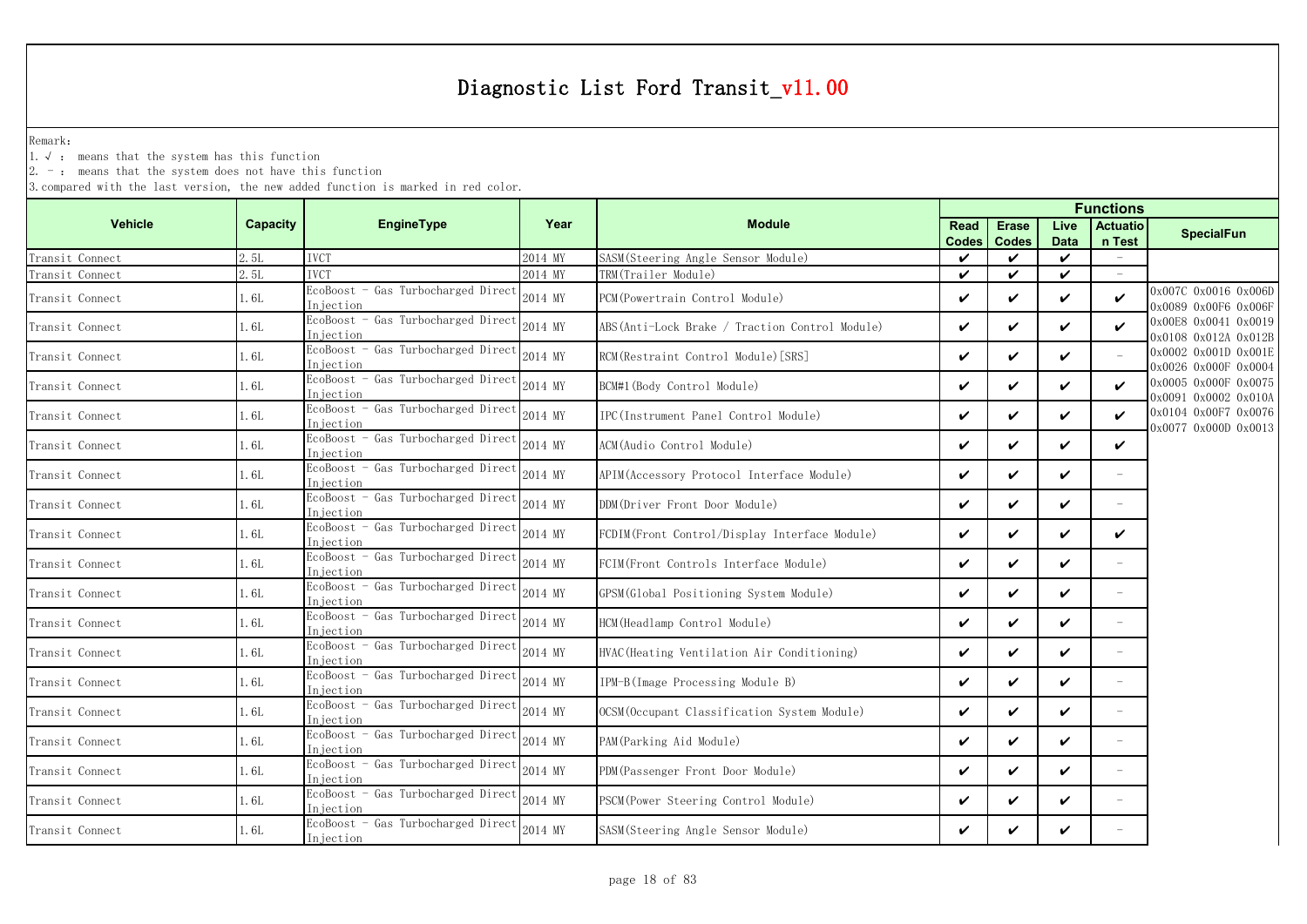# Diagnostic List Ford Transit_v11.00

Remark:

1. √ : means that the system has this function
2. - : means that the system does not have this function
3. compared with the last version, the new added function is marked in red color.

| Vehicle | Capacity | EngineType | Year | Module | Functions | | | | SpecialFun |
|---|---|---|---|---|---|---|---|---|---|
| | | | | | Read Codes | Erase Codes | Live Data | Actuation Test | |
| Transit Connect | 2.5L | IVCT | 2014 MY | SASM(Steering Angle Sensor Module) | ✔ | ✔ | ✔ | - | |
| Transit Connect | 2.5L | IVCT | 2014 MY | TRM(Trailer Module) | ✔ | ✔ | ✔ | - | |
| Transit Connect | 1.6L | EcoBoost - Gas Turbocharged Direct Injection | 2014 MY | PCM(Powertrain Control Module) | ✔ | ✔ | ✔ | ✔ | 0x007C 0x0016 0x006D 0x0089 0x00F6 0x006F 0x00E8 0x0041 0x0019 0x0108 0x012A 0x012B 0x0002 0x001D 0x001E 0x0026 0x000F 0x0004 0x0005 0x000F 0x0075 0x0091 0x0002 0x010A 0x0104 0x00F7 0x0076 0x0077 0x000D 0x0013 |
| Transit Connect | 1.6L | EcoBoost - Gas Turbocharged Direct Injection | 2014 MY | ABS(Anti-Lock Brake / Traction Control Module) | ✔ | ✔ | ✔ | ✔ | |
| Transit Connect | 1.6L | EcoBoost - Gas Turbocharged Direct Injection | 2014 MY | RCM(Restraint Control Module)[SRS] | ✔ | ✔ | ✔ | - | |
| Transit Connect | 1.6L | EcoBoost - Gas Turbocharged Direct Injection | 2014 MY | BCM#1(Body Control Module) | ✔ | ✔ | ✔ | ✔ | |
| Transit Connect | 1.6L | EcoBoost - Gas Turbocharged Direct Injection | 2014 MY | IPC(Instrument Panel Control Module) | ✔ | ✔ | ✔ | ✔ | |
| Transit Connect | 1.6L | EcoBoost - Gas Turbocharged Direct Injection | 2014 MY | ACM(Audio Control Module) | ✔ | ✔ | ✔ | ✔ | |
| Transit Connect | 1.6L | EcoBoost - Gas Turbocharged Direct Injection | 2014 MY | APIM(Accessory Protocol Interface Module) | ✔ | ✔ | ✔ | - | |
| Transit Connect | 1.6L | EcoBoost - Gas Turbocharged Direct Injection | 2014 MY | DDM(Driver Front Door Module) | ✔ | ✔ | ✔ | - | |
| Transit Connect | 1.6L | EcoBoost - Gas Turbocharged Direct Injection | 2014 MY | FCDIM(Front Control/Display Interface Module) | ✔ | ✔ | ✔ | ✔ | |
| Transit Connect | 1.6L | EcoBoost - Gas Turbocharged Direct Injection | 2014 MY | FCIM(Front Controls Interface Module) | ✔ | ✔ | ✔ | - | |
| Transit Connect | 1.6L | EcoBoost - Gas Turbocharged Direct Injection | 2014 MY | GPSM(Global Positioning System Module) | ✔ | ✔ | ✔ | - | |
| Transit Connect | 1.6L | EcoBoost - Gas Turbocharged Direct Injection | 2014 MY | HCM(Headlamp Control Module) | ✔ | ✔ | ✔ | - | |
| Transit Connect | 1.6L | EcoBoost - Gas Turbocharged Direct Injection | 2014 MY | HVAC(Heating Ventilation Air Conditioning) | ✔ | ✔ | ✔ | - | |
| Transit Connect | 1.6L | EcoBoost - Gas Turbocharged Direct Injection | 2014 MY | IPM-B(Image Processing Module B) | ✔ | ✔ | ✔ | - | |
| Transit Connect | 1.6L | EcoBoost - Gas Turbocharged Direct Injection | 2014 MY | OCSM(Occupant Classification System Module) | ✔ | ✔ | ✔ | - | |
| Transit Connect | 1.6L | EcoBoost - Gas Turbocharged Direct Injection | 2014 MY | PAM(Parking Aid Module) | ✔ | ✔ | ✔ | - | |
| Transit Connect | 1.6L | EcoBoost - Gas Turbocharged Direct Injection | 2014 MY | PDM(Passenger Front Door Module) | ✔ | ✔ | ✔ | - | |
| Transit Connect | 1.6L | EcoBoost - Gas Turbocharged Direct Injection | 2014 MY | PSCM(Power Steering Control Module) | ✔ | ✔ | ✔ | - | |
| Transit Connect | 1.6L | EcoBoost - Gas Turbocharged Direct Injection | 2014 MY | SASM(Steering Angle Sensor Module) | ✔ | ✔ | ✔ | - | |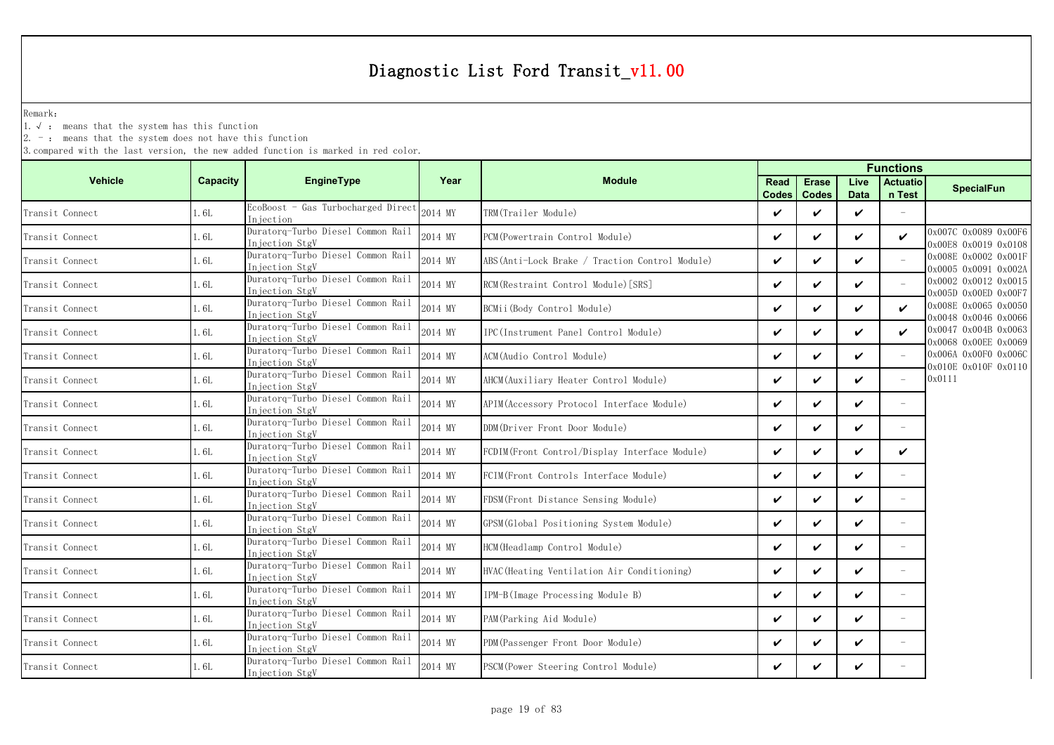# Diagnostic List Ford Transit_v11.00

Remark:

1. √ : means that the system has this function
2. - : means that the system does not have this function
3. compared with the last version, the new added function is marked in red color.

| Vehicle | Capacity | EngineType | Year | Module | Functions | | | | |
|---|---|---|---|---|---|---|---|---|---|
| | | | | | Read Codes | Erase Codes | Live Data | Actuation Test | SpecialFun |
| Transit Connect | 1.6L | EcoBoost - Gas Turbocharged Direct Injection | 2014 MY | TRM(Trailer Module) | ✔ | ✔ | ✔ | - | |
| Transit Connect | 1.6L | Duratorq-Turbo Diesel Common Rail Injection StgV | 2014 MY | PCM(Powertrain Control Module) | ✔ | ✔ | ✔ | ✔ | 0x007C 0x0089 0x00F6 0x00E8 0x0019 0x0108 0x008E 0x0002 0x001F 0x0005 0x0091 0x002A 0x0002 0x0012 0x0015 0x005D 0x00ED 0x00F7 0x008E 0x0065 0x0050 0x0048 0x0046 0x0066 0x0047 0x004B 0x0063 0x0068 0x00EE 0x0069 0x006A 0x00F0 0x006C 0x010E 0x010F 0x0110 0x0111 |
| Transit Connect | 1.6L | Duratorq-Turbo Diesel Common Rail Injection StgV | 2014 MY | ABS(Anti-Lock Brake / Traction Control Module) | ✔ | ✔ | ✔ | - | |
| Transit Connect | 1.6L | Duratorq-Turbo Diesel Common Rail Injection StgV | 2014 MY | RCM(Restraint Control Module)[SRS] | ✔ | ✔ | ✔ | - | |
| Transit Connect | 1.6L | Duratorq-Turbo Diesel Common Rail Injection StgV | 2014 MY | BCMii(Body Control Module) | ✔ | ✔ | ✔ | ✔ | |
| Transit Connect | 1.6L | Duratorq-Turbo Diesel Common Rail Injection StgV | 2014 MY | IPC(Instrument Panel Control Module) | ✔ | ✔ | ✔ | ✔ | |
| Transit Connect | 1.6L | Duratorq-Turbo Diesel Common Rail Injection StgV | 2014 MY | ACM(Audio Control Module) | ✔ | ✔ | ✔ | - | |
| Transit Connect | 1.6L | Duratorq-Turbo Diesel Common Rail Injection StgV | 2014 MY | AHCM(Auxiliary Heater Control Module) | ✔ | ✔ | ✔ | - | |
| Transit Connect | 1.6L | Duratorq-Turbo Diesel Common Rail Injection StgV | 2014 MY | APIM(Accessory Protocol Interface Module) | ✔ | ✔ | ✔ | - | |
| Transit Connect | 1.6L | Duratorq-Turbo Diesel Common Rail Injection StgV | 2014 MY | DDM(Driver Front Door Module) | ✔ | ✔ | ✔ | - | |
| Transit Connect | 1.6L | Duratorq-Turbo Diesel Common Rail Injection StgV | 2014 MY | FCDIM(Front Control/Display Interface Module) | ✔ | ✔ | ✔ | ✔ | |
| Transit Connect | 1.6L | Duratorq-Turbo Diesel Common Rail Injection StgV | 2014 MY | FCIM(Front Controls Interface Module) | ✔ | ✔ | ✔ | - | |
| Transit Connect | 1.6L | Duratorq-Turbo Diesel Common Rail Injection StgV | 2014 MY | FDSM(Front Distance Sensing Module) | ✔ | ✔ | ✔ | - | |
| Transit Connect | 1.6L | Duratorq-Turbo Diesel Common Rail Injection StgV | 2014 MY | GPSM(Global Positioning System Module) | ✔ | ✔ | ✔ | - | |
| Transit Connect | 1.6L | Duratorq-Turbo Diesel Common Rail Injection StgV | 2014 MY | HCM(Headlamp Control Module) | ✔ | ✔ | ✔ | - | |
| Transit Connect | 1.6L | Duratorq-Turbo Diesel Common Rail Injection StgV | 2014 MY | HVAC(Heating Ventilation Air Conditioning) | ✔ | ✔ | ✔ | - | |
| Transit Connect | 1.6L | Duratorq-Turbo Diesel Common Rail Injection StgV | 2014 MY | IPM-B(Image Processing Module B) | ✔ | ✔ | ✔ | - | |
| Transit Connect | 1.6L | Duratorq-Turbo Diesel Common Rail Injection StgV | 2014 MY | PAM(Parking Aid Module) | ✔ | ✔ | ✔ | - | |
| Transit Connect | 1.6L | Duratorq-Turbo Diesel Common Rail Injection StgV | 2014 MY | PDM(Passenger Front Door Module) | ✔ | ✔ | ✔ | - | |
| Transit Connect | 1.6L | Duratorq-Turbo Diesel Common Rail Injection StgV | 2014 MY | PSCM(Power Steering Control Module) | ✔ | ✔ | ✔ | - | |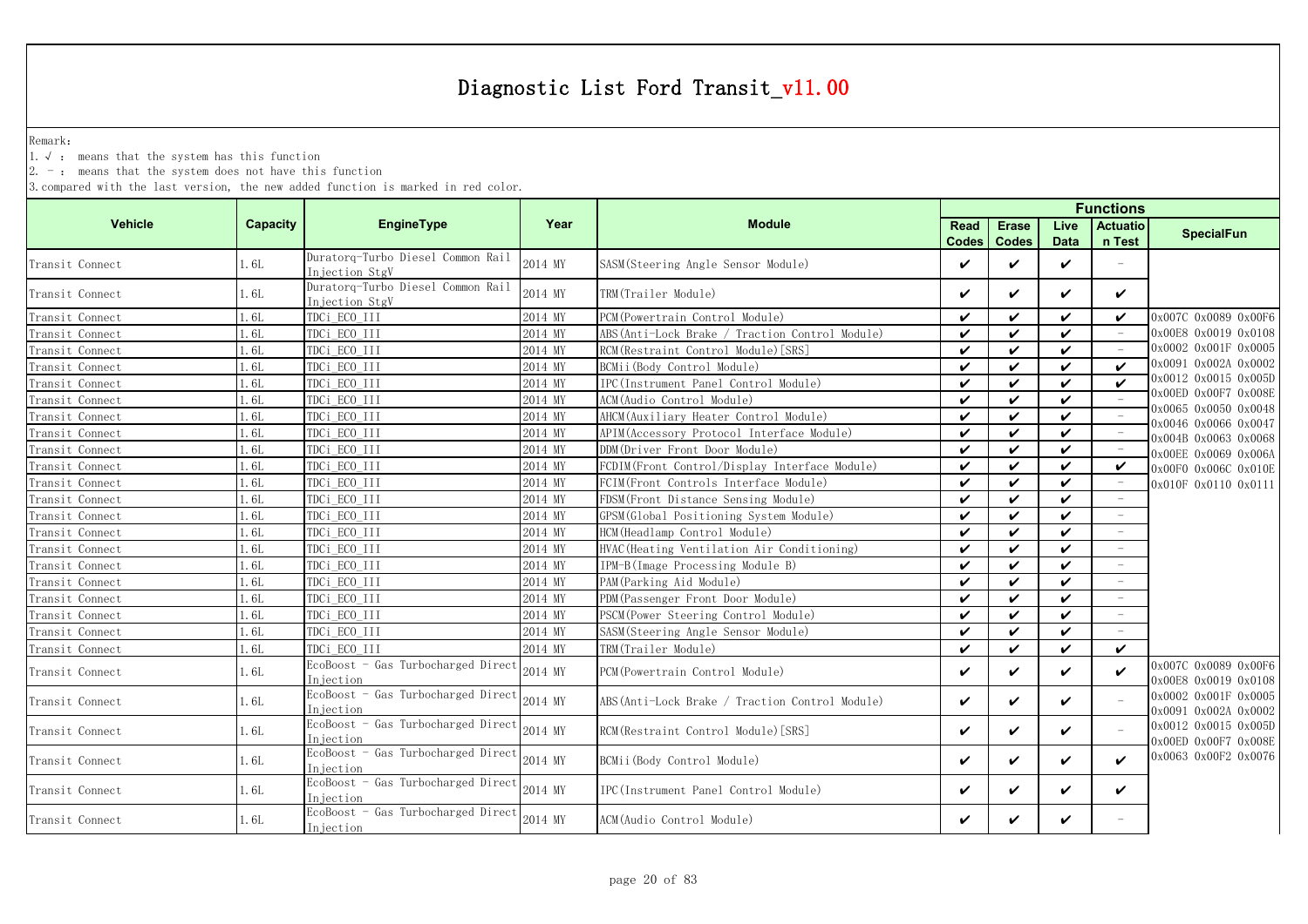# Diagnostic List Ford Transit_v11.00

Remark:

1. √ : means that the system has this function
2. － : means that the system does not have this function
3. compared with the last version, the new added function is marked in red color.

| Vehicle | Capacity | EngineType | Year | Module | Functions | | | | SpecialFun |
|---|---|---|---|---|---|---|---|---|---|
| | | | | | Read Codes | Erase Codes | Live Data | Actuation Test | |
| Transit Connect | 1.6L | Duratorq-Turbo Diesel Common Rail Injection StgV | 2014 MY | SASM(Steering Angle Sensor Module) | ✔ | ✔ | ✔ | － | |
| Transit Connect | 1.6L | Duratorq-Turbo Diesel Common Rail Injection StgV | 2014 MY | TRM(Trailer Module) | ✔ | ✔ | ✔ | ✔ | |
| Transit Connect | 1.6L | TDCi_ECO_III | 2014 MY | PCM(Powertrain Control Module) | ✔ | ✔ | ✔ | ✔ | 0x007C 0x0089 0x00F6 0x00E8 0x0019 0x0108 0x0002 0x001F 0x0005 0x0091 0x002A 0x0002 0x0012 0x0015 0x005D 0x00ED 0x00F7 0x008E 0x0065 0x0050 0x0048 0x0046 0x0066 0x0047 0x004B 0x0063 0x0068 0x00EE 0x0069 0x006A 0x00F0 0x006C 0x010E 0x010F 0x0110 0x0111 |
| Transit Connect | 1.6L | TDCi_ECO_III | 2014 MY | ABS(Anti-Lock Brake / Traction Control Module) | ✔ | ✔ | ✔ | － | |
| Transit Connect | 1.6L | TDCi_ECO_III | 2014 MY | RCM(Restraint Control Module)[SRS] | ✔ | ✔ | ✔ | － | |
| Transit Connect | 1.6L | TDCi_ECO_III | 2014 MY | BCMii(Body Control Module) | ✔ | ✔ | ✔ | ✔ | |
| Transit Connect | 1.6L | TDCi_ECO_III | 2014 MY | IPC(Instrument Panel Control Module) | ✔ | ✔ | ✔ | ✔ | |
| Transit Connect | 1.6L | TDCi_ECO_III | 2014 MY | ACM(Audio Control Module) | ✔ | ✔ | ✔ | － | |
| Transit Connect | 1.6L | TDCi_ECO_III | 2014 MY | AHCM(Auxiliary Heater Control Module) | ✔ | ✔ | ✔ | － | |
| Transit Connect | 1.6L | TDCi_ECO_III | 2014 MY | APIM(Accessory Protocol Interface Module) | ✔ | ✔ | ✔ | － | |
| Transit Connect | 1.6L | TDCi_ECO_III | 2014 MY | DDM(Driver Front Door Module) | ✔ | ✔ | ✔ | － | |
| Transit Connect | 1.6L | TDCi_ECO_III | 2014 MY | FCDIM(Front Control/Display Interface Module) | ✔ | ✔ | ✔ | ✔ | |
| Transit Connect | 1.6L | TDCi_ECO_III | 2014 MY | FCIM(Front Controls Interface Module) | ✔ | ✔ | ✔ | － | |
| Transit Connect | 1.6L | TDCi_ECO_III | 2014 MY | FDSM(Front Distance Sensing Module) | ✔ | ✔ | ✔ | － | |
| Transit Connect | 1.6L | TDCi_ECO_III | 2014 MY | GPSM(Global Positioning System Module) | ✔ | ✔ | ✔ | － | |
| Transit Connect | 1.6L | TDCi_ECO_III | 2014 MY | HCM(Headlamp Control Module) | ✔ | ✔ | ✔ | － | |
| Transit Connect | 1.6L | TDCi_ECO_III | 2014 MY | HVAC(Heating Ventilation Air Conditioning) | ✔ | ✔ | ✔ | － | |
| Transit Connect | 1.6L | TDCi_ECO_III | 2014 MY | IPM-B(Image Processing Module B) | ✔ | ✔ | ✔ | － | |
| Transit Connect | 1.6L | TDCi_ECO_III | 2014 MY | PAM(Parking Aid Module) | ✔ | ✔ | ✔ | － | |
| Transit Connect | 1.6L | TDCi_ECO_III | 2014 MY | PDM(Passenger Front Door Module) | ✔ | ✔ | ✔ | － | |
| Transit Connect | 1.6L | TDCi_ECO_III | 2014 MY | PSCM(Power Steering Control Module) | ✔ | ✔ | ✔ | － | |
| Transit Connect | 1.6L | TDCi_ECO_III | 2014 MY | SASM(Steering Angle Sensor Module) | ✔ | ✔ | ✔ | － | |
| Transit Connect | 1.6L | TDCi_ECO_III | 2014 MY | TRM(Trailer Module) | ✔ | ✔ | ✔ | ✔ | |
| Transit Connect | 1.6L | EcoBoost - Gas Turbocharged Direct Injection | 2014 MY | PCM(Powertrain Control Module) | ✔ | ✔ | ✔ | ✔ | 0x007C 0x0089 0x00F6 0x00E8 0x0019 0x0108 0x0002 0x001F 0x0005 0x0091 0x002A 0x0002 0x0012 0x0015 0x005D 0x00ED 0x00F7 0x008E 0x0063 0x00F2 0x0076 |
| Transit Connect | 1.6L | EcoBoost - Gas Turbocharged Direct Injection | 2014 MY | ABS(Anti-Lock Brake / Traction Control Module) | ✔ | ✔ | ✔ | － | |
| Transit Connect | 1.6L | EcoBoost - Gas Turbocharged Direct Injection | 2014 MY | RCM(Restraint Control Module)[SRS] | ✔ | ✔ | ✔ | － | |
| Transit Connect | 1.6L | EcoBoost - Gas Turbocharged Direct Injection | 2014 MY | BCMii(Body Control Module) | ✔ | ✔ | ✔ | ✔ | |
| Transit Connect | 1.6L | EcoBoost - Gas Turbocharged Direct Injection | 2014 MY | IPC(Instrument Panel Control Module) | ✔ | ✔ | ✔ | ✔ | |
| Transit Connect | 1.6L | EcoBoost - Gas Turbocharged Direct Injection | 2014 MY | ACM(Audio Control Module) | ✔ | ✔ | ✔ | － | |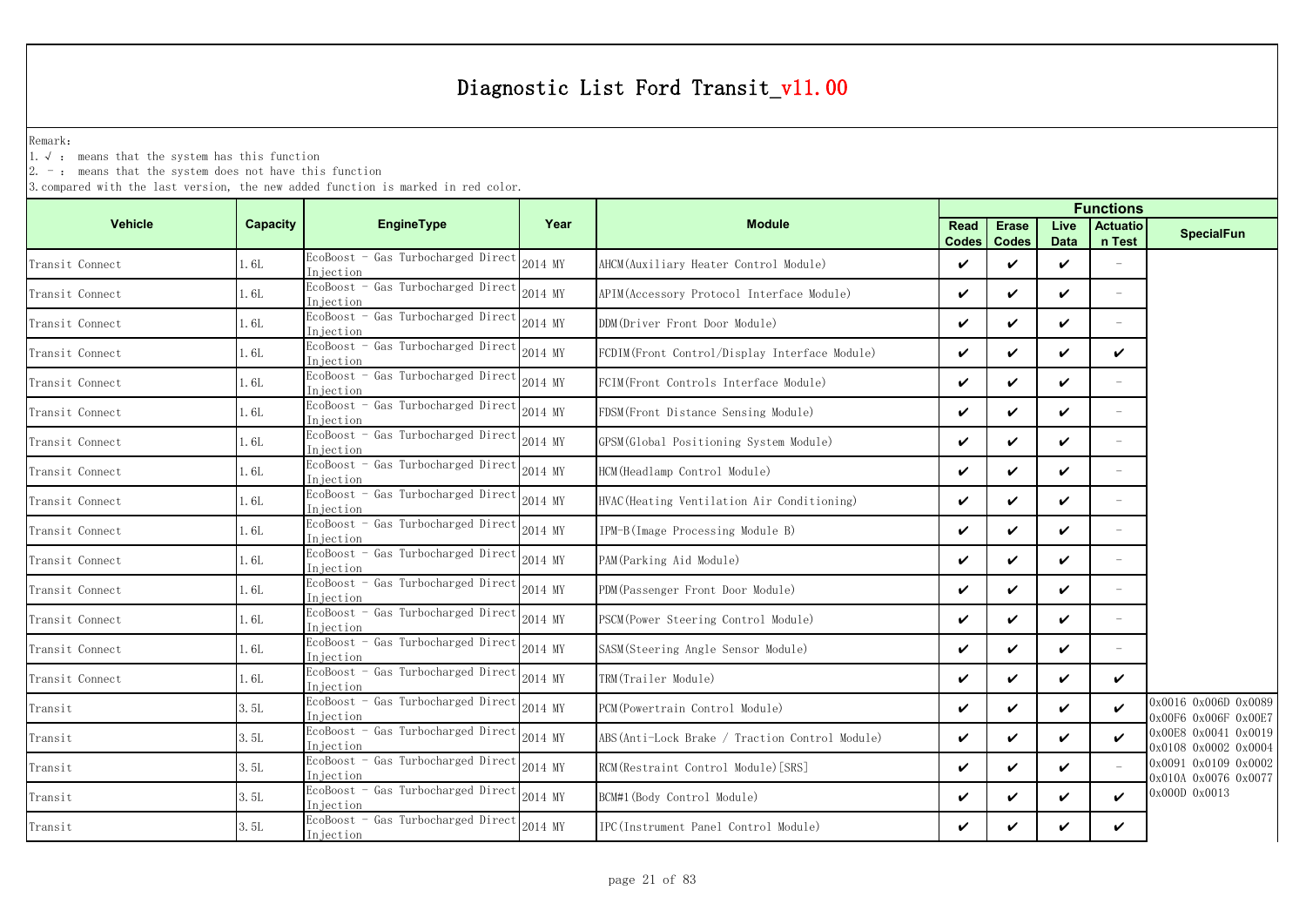# Diagnostic List Ford Transit_v11.00

Remark:
1. √ : means that the system has this function
2. - : means that the system does not have this function
3. compared with the last version, the new added function is marked in red color.

| Vehicle | Capacity | EngineType | Year | Module | Functions | | | | |
|---|---|---|---|---|---|---|---|---|---|
| | | | | | Read Codes | Erase Codes | Live Data | Actuation Test | SpecialFun |
| Transit Connect | 1.6L | EcoBoost - Gas Turbocharged Direct Injection | 2014 MY | AHCM(Auxiliary Heater Control Module) | ✔ | ✔ | ✔ | - | |
| Transit Connect | 1.6L | EcoBoost - Gas Turbocharged Direct Injection | 2014 MY | APIM(Accessory Protocol Interface Module) | ✔ | ✔ | ✔ | - | |
| Transit Connect | 1.6L | EcoBoost - Gas Turbocharged Direct Injection | 2014 MY | DDM(Driver Front Door Module) | ✔ | ✔ | ✔ | - | |
| Transit Connect | 1.6L | EcoBoost - Gas Turbocharged Direct Injection | 2014 MY | FCDIM(Front Control/Display Interface Module) | ✔ | ✔ | ✔ | ✔ | |
| Transit Connect | 1.6L | EcoBoost - Gas Turbocharged Direct Injection | 2014 MY | FCIM(Front Controls Interface Module) | ✔ | ✔ | ✔ | - | |
| Transit Connect | 1.6L | EcoBoost - Gas Turbocharged Direct Injection | 2014 MY | FDSM(Front Distance Sensing Module) | ✔ | ✔ | ✔ | - | |
| Transit Connect | 1.6L | EcoBoost - Gas Turbocharged Direct Injection | 2014 MY | GPSM(Global Positioning System Module) | ✔ | ✔ | ✔ | - | |
| Transit Connect | 1.6L | EcoBoost - Gas Turbocharged Direct Injection | 2014 MY | HCM(Headlamp Control Module) | ✔ | ✔ | ✔ | - | |
| Transit Connect | 1.6L | EcoBoost - Gas Turbocharged Direct Injection | 2014 MY | HVAC(Heating Ventilation Air Conditioning) | ✔ | ✔ | ✔ | - | |
| Transit Connect | 1.6L | EcoBoost - Gas Turbocharged Direct Injection | 2014 MY | IPM-B(Image Processing Module B) | ✔ | ✔ | ✔ | - | |
| Transit Connect | 1.6L | EcoBoost - Gas Turbocharged Direct Injection | 2014 MY | PAM(Parking Aid Module) | ✔ | ✔ | ✔ | - | |
| Transit Connect | 1.6L | EcoBoost - Gas Turbocharged Direct Injection | 2014 MY | PDM(Passenger Front Door Module) | ✔ | ✔ | ✔ | - | |
| Transit Connect | 1.6L | EcoBoost - Gas Turbocharged Direct Injection | 2014 MY | PSCM(Power Steering Control Module) | ✔ | ✔ | ✔ | - | |
| Transit Connect | 1.6L | EcoBoost - Gas Turbocharged Direct Injection | 2014 MY | SASM(Steering Angle Sensor Module) | ✔ | ✔ | ✔ | - | |
| Transit Connect | 1.6L | EcoBoost - Gas Turbocharged Direct Injection | 2014 MY | TRM(Trailer Module) | ✔ | ✔ | ✔ | ✔ | |
| Transit | 3.5L | EcoBoost - Gas Turbocharged Direct Injection | 2014 MY | PCM(Powertrain Control Module) | ✔ | ✔ | ✔ | ✔ | 0x0016 0x006D 0x0089 0x00F6 0x006F 0x00E7 0x00E8 0x0041 0x0019 0x0108 0x0002 0x0004 0x0091 0x0109 0x0002 0x010A 0x0076 0x0077 0x000D 0x0013 |
| Transit | 3.5L | EcoBoost - Gas Turbocharged Direct Injection | 2014 MY | ABS(Anti-Lock Brake / Traction Control Module) | ✔ | ✔ | ✔ | ✔ | |
| Transit | 3.5L | EcoBoost - Gas Turbocharged Direct Injection | 2014 MY | RCM(Restraint Control Module)[SRS] | ✔ | ✔ | ✔ | - | |
| Transit | 3.5L | EcoBoost - Gas Turbocharged Direct Injection | 2014 MY | BCM#1(Body Control Module) | ✔ | ✔ | ✔ | ✔ | |
| Transit | 3.5L | EcoBoost - Gas Turbocharged Direct Injection | 2014 MY | IPC(Instrument Panel Control Module) | ✔ | ✔ | ✔ | ✔ | |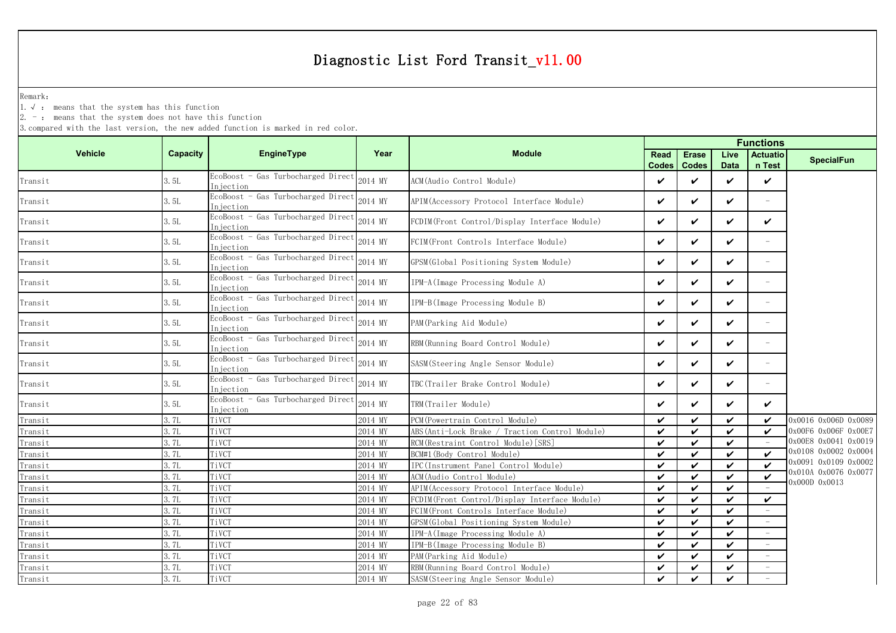# Diagnostic List Ford Transit_v11.00

Remark:
1. √ : means that the system has this function
2. - : means that the system does not have this function
3. compared with the last version, the new added function is marked in red color.

| Vehicle | Capacity | EngineType | Year | Module | Functions | | | | SpecialFun |
|---|---|---|---|---|---|---|---|---|---|
| | | | | | Read Codes | Erase Codes | Live Data | Actuation Test | |
| Transit | 3.5L | EcoBoost - Gas Turbocharged Direct Injection | 2014 MY | ACM(Audio Control Module) | ✔ | ✔ | ✔ | ✔ | |
| Transit | 3.5L | EcoBoost - Gas Turbocharged Direct Injection | 2014 MY | APIM(Accessory Protocol Interface Module) | ✔ | ✔ | ✔ | - | |
| Transit | 3.5L | EcoBoost - Gas Turbocharged Direct Injection | 2014 MY | FCDIM(Front Control/Display Interface Module) | ✔ | ✔ | ✔ | ✔ | |
| Transit | 3.5L | EcoBoost - Gas Turbocharged Direct Injection | 2014 MY | FCIM(Front Controls Interface Module) | ✔ | ✔ | ✔ | - | |
| Transit | 3.5L | EcoBoost - Gas Turbocharged Direct Injection | 2014 MY | GPSM(Global Positioning System Module) | ✔ | ✔ | ✔ | - | |
| Transit | 3.5L | EcoBoost - Gas Turbocharged Direct Injection | 2014 MY | IPM-A(Image Processing Module A) | ✔ | ✔ | ✔ | - | |
| Transit | 3.5L | EcoBoost - Gas Turbocharged Direct Injection | 2014 MY | IPM-B(Image Processing Module B) | ✔ | ✔ | ✔ | - | |
| Transit | 3.5L | EcoBoost - Gas Turbocharged Direct Injection | 2014 MY | PAM(Parking Aid Module) | ✔ | ✔ | ✔ | - | |
| Transit | 3.5L | EcoBoost - Gas Turbocharged Direct Injection | 2014 MY | RBM(Running Board Control Module) | ✔ | ✔ | ✔ | - | |
| Transit | 3.5L | EcoBoost - Gas Turbocharged Direct Injection | 2014 MY | SASM(Steering Angle Sensor Module) | ✔ | ✔ | ✔ | - | |
| Transit | 3.5L | EcoBoost - Gas Turbocharged Direct Injection | 2014 MY | TBC(Trailer Brake Control Module) | ✔ | ✔ | ✔ | - | |
| Transit | 3.5L | EcoBoost - Gas Turbocharged Direct Injection | 2014 MY | TRM(Trailer Module) | ✔ | ✔ | ✔ | ✔ | |
| Transit | 3.7L | TiVCT | 2014 MY | PCM(Powertrain Control Module) | ✔ | ✔ | ✔ | ✔ | 0x0016 0x006D 0x0089 0x00F6 0x006F 0x00E7 0x00E8 0x0041 0x0019 0x0108 0x0002 0x0004 0x0091 0x0109 0x0002 0x010A 0x0076 0x0077 0x000D 0x0013 |
| Transit | 3.7L | TiVCT | 2014 MY | ABS(Anti-Lock Brake / Traction Control Module) | ✔ | ✔ | ✔ | ✔ | |
| Transit | 3.7L | TiVCT | 2014 MY | RCM(Restraint Control Module)[SRS] | ✔ | ✔ | ✔ | - | |
| Transit | 3.7L | TiVCT | 2014 MY | BCM#1(Body Control Module) | ✔ | ✔ | ✔ | ✔ | |
| Transit | 3.7L | TiVCT | 2014 MY | IPC(Instrument Panel Control Module) | ✔ | ✔ | ✔ | ✔ | |
| Transit | 3.7L | TiVCT | 2014 MY | ACM(Audio Control Module) | ✔ | ✔ | ✔ | ✔ | |
| Transit | 3.7L | TiVCT | 2014 MY | APIM(Accessory Protocol Interface Module) | ✔ | ✔ | ✔ | - | |
| Transit | 3.7L | TiVCT | 2014 MY | FCDIM(Front Control/Display Interface Module) | ✔ | ✔ | ✔ | ✔ | |
| Transit | 3.7L | TiVCT | 2014 MY | FCIM(Front Controls Interface Module) | ✔ | ✔ | ✔ | - | |
| Transit | 3.7L | TiVCT | 2014 MY | GPSM(Global Positioning System Module) | ✔ | ✔ | ✔ | - | |
| Transit | 3.7L | TiVCT | 2014 MY | IPM-A(Image Processing Module A) | ✔ | ✔ | ✔ | - | |
| Transit | 3.7L | TiVCT | 2014 MY | IPM-B(Image Processing Module B) | ✔ | ✔ | ✔ | - | |
| Transit | 3.7L | TiVCT | 2014 MY | PAM(Parking Aid Module) | ✔ | ✔ | ✔ | - | |
| Transit | 3.7L | TiVCT | 2014 MY | RBM(Running Board Control Module) | ✔ | ✔ | ✔ | - | |
| Transit | 3.7L | TiVCT | 2014 MY | SASM(Steering Angle Sensor Module) | ✔ | ✔ | ✔ | - | |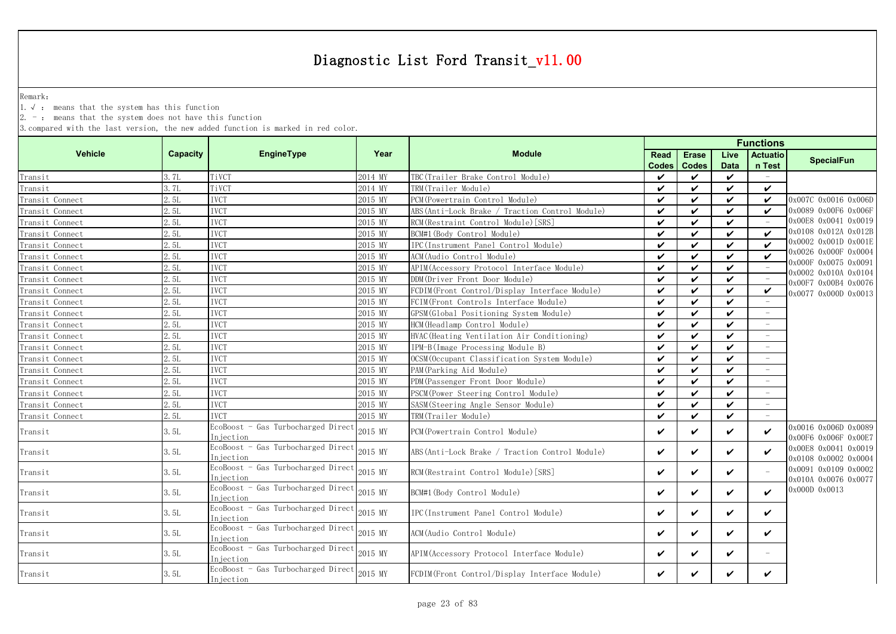# Diagnostic List Ford Transit_v11.00

Remark:

1. √ : means that the system has this function
2. - : means that the system does not have this function
3. compared with the last version, the new added function is marked in red color.

| Vehicle | Capacity | EngineType | Year | Module | Functions | | | | SpecialFun |
|---|---|---|---|---|---|---|---|---|---|
| | | | | | Read Codes | Erase Codes | Live Data | Actuation Test | |
| Transit | 3.7L | TiVCT | 2014 MY | TBC(Trailer Brake Control Module) | ✔ | ✔ | ✔ | - | |
| Transit | 3.7L | TiVCT | 2014 MY | TRM(Trailer Module) | ✔ | ✔ | ✔ | ✔ | |
| Transit Connect | 2.5L | IVCT | 2015 MY | PCM(Powertrain Control Module) | ✔ | ✔ | ✔ | ✔ | 0x007C 0x0016 0x006D 0x0089 0x00F6 0x006F 0x00E8 0x0041 0x0019 0x0108 0x012A 0x012B 0x0002 0x001D 0x001E 0x0026 0x000F 0x0004 0x000F 0x0075 0x0091 0x0002 0x010A 0x0104 0x00F7 0x00B4 0x0076 0x0077 0x000D 0x0013 |
| Transit Connect | 2.5L | IVCT | 2015 MY | ABS(Anti-Lock Brake / Traction Control Module) | ✔ | ✔ | ✔ | ✔ | |
| Transit Connect | 2.5L | IVCT | 2015 MY | RCM(Restraint Control Module)[SRS] | ✔ | ✔ | ✔ | - | |
| Transit Connect | 2.5L | IVCT | 2015 MY | BCM#1(Body Control Module) | ✔ | ✔ | ✔ | ✔ | |
| Transit Connect | 2.5L | IVCT | 2015 MY | IPC(Instrument Panel Control Module) | ✔ | ✔ | ✔ | ✔ | |
| Transit Connect | 2.5L | IVCT | 2015 MY | ACM(Audio Control Module) | ✔ | ✔ | ✔ | ✔ | |
| Transit Connect | 2.5L | IVCT | 2015 MY | APIM(Accessory Protocol Interface Module) | ✔ | ✔ | ✔ | - | |
| Transit Connect | 2.5L | IVCT | 2015 MY | DDM(Driver Front Door Module) | ✔ | ✔ | ✔ | - | |
| Transit Connect | 2.5L | IVCT | 2015 MY | FCDIM(Front Control/Display Interface Module) | ✔ | ✔ | ✔ | ✔ | |
| Transit Connect | 2.5L | IVCT | 2015 MY | FCIM(Front Controls Interface Module) | ✔ | ✔ | ✔ | - | |
| Transit Connect | 2.5L | IVCT | 2015 MY | GPSM(Global Positioning System Module) | ✔ | ✔ | ✔ | - | |
| Transit Connect | 2.5L | IVCT | 2015 MY | HCM(Headlamp Control Module) | ✔ | ✔ | ✔ | - | |
| Transit Connect | 2.5L | IVCT | 2015 MY | HVAC(Heating Ventilation Air Conditioning) | ✔ | ✔ | ✔ | - | |
| Transit Connect | 2.5L | IVCT | 2015 MY | IPM-B(Image Processing Module B) | ✔ | ✔ | ✔ | - | |
| Transit Connect | 2.5L | IVCT | 2015 MY | OCSM(Occupant Classification System Module) | ✔ | ✔ | ✔ | - | |
| Transit Connect | 2.5L | IVCT | 2015 MY | PAM(Parking Aid Module) | ✔ | ✔ | ✔ | - | |
| Transit Connect | 2.5L | IVCT | 2015 MY | PDM(Passenger Front Door Module) | ✔ | ✔ | ✔ | - | |
| Transit Connect | 2.5L | IVCT | 2015 MY | PSCM(Power Steering Control Module) | ✔ | ✔ | ✔ | - | |
| Transit Connect | 2.5L | IVCT | 2015 MY | SASM(Steering Angle Sensor Module) | ✔ | ✔ | ✔ | - | |
| Transit Connect | 2.5L | IVCT | 2015 MY | TRM(Trailer Module) | ✔ | ✔ | ✔ | - | |
| Transit | 3.5L | EcoBoost - Gas Turbocharged Direct Injection | 2015 MY | PCM(Powertrain Control Module) | ✔ | ✔ | ✔ | ✔ | 0x0016 0x006D 0x0089 0x00F6 0x006F 0x00E8 0x00E8 0x0041 0x0019 0x0108 0x0002 0x0004 0x0091 0x0109 0x0002 0x010A 0x0076 0x0077 0x000D 0x0013 |
| Transit | 3.5L | EcoBoost - Gas Turbocharged Direct Injection | 2015 MY | ABS(Anti-Lock Brake / Traction Control Module) | ✔ | ✔ | ✔ | ✔ | |
| Transit | 3.5L | EcoBoost - Gas Turbocharged Direct Injection | 2015 MY | RCM(Restraint Control Module)[SRS] | ✔ | ✔ | ✔ | - | |
| Transit | 3.5L | EcoBoost - Gas Turbocharged Direct Injection | 2015 MY | BCM#1(Body Control Module) | ✔ | ✔ | ✔ | ✔ | |
| Transit | 3.5L | EcoBoost - Gas Turbocharged Direct Injection | 2015 MY | IPC(Instrument Panel Control Module) | ✔ | ✔ | ✔ | ✔ | |
| Transit | 3.5L | EcoBoost - Gas Turbocharged Direct Injection | 2015 MY | ACM(Audio Control Module) | ✔ | ✔ | ✔ | ✔ | |
| Transit | 3.5L | EcoBoost - Gas Turbocharged Direct Injection | 2015 MY | APIM(Accessory Protocol Interface Module) | ✔ | ✔ | ✔ | - | |
| Transit | 3.5L | EcoBoost - Gas Turbocharged Direct Injection | 2015 MY | FCDIM(Front Control/Display Interface Module) | ✔ | ✔ | ✔ | ✔ | |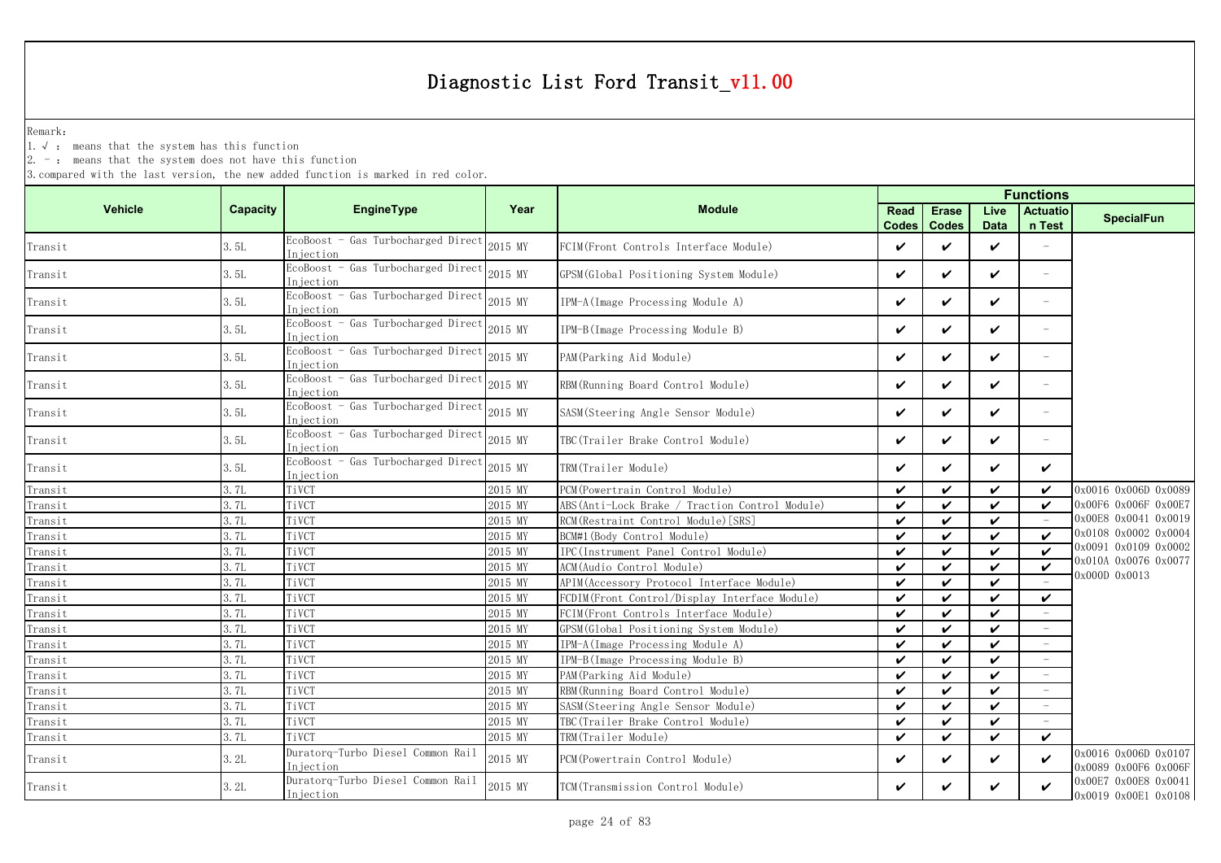# Diagnostic List Ford Transit_v11.00

Remark:
1. √ : means that the system has this function
2. - : means that the system does not have this function
3. compared with the last version, the new added function is marked in red color.

| Vehicle | Capacity | EngineType | Year | Module | Functions | | | | |
|---|---|---|---|---|---|---|---|---|---|
| | | | | | Read Codes | Erase Codes | Live Data | Actuation Test | SpecialFun |
| Transit | 3.5L | EcoBoost - Gas Turbocharged Direct Injection | 2015 MY | FCIM(Front Controls Interface Module) | ✔ | ✔ | ✔ | - | |
| Transit | 3.5L | EcoBoost - Gas Turbocharged Direct Injection | 2015 MY | GPSM(Global Positioning System Module) | ✔ | ✔ | ✔ | - | |
| Transit | 3.5L | EcoBoost - Gas Turbocharged Direct Injection | 2015 MY | IPM-A(Image Processing Module A) | ✔ | ✔ | ✔ | - | |
| Transit | 3.5L | EcoBoost - Gas Turbocharged Direct Injection | 2015 MY | IPM-B(Image Processing Module B) | ✔ | ✔ | ✔ | - | |
| Transit | 3.5L | EcoBoost - Gas Turbocharged Direct Injection | 2015 MY | PAM(Parking Aid Module) | ✔ | ✔ | ✔ | - | |
| Transit | 3.5L | EcoBoost - Gas Turbocharged Direct Injection | 2015 MY | RBM(Running Board Control Module) | ✔ | ✔ | ✔ | - | |
| Transit | 3.5L | EcoBoost - Gas Turbocharged Direct Injection | 2015 MY | SASM(Steering Angle Sensor Module) | ✔ | ✔ | ✔ | - | |
| Transit | 3.5L | EcoBoost - Gas Turbocharged Direct Injection | 2015 MY | TBC(Trailer Brake Control Module) | ✔ | ✔ | ✔ | - | |
| Transit | 3.5L | EcoBoost - Gas Turbocharged Direct Injection | 2015 MY | TRM(Trailer Module) | ✔ | ✔ | ✔ | ✔ | |
| Transit | 3.7L | TiVCT | 2015 MY | PCM(Powertrain Control Module) | ✔ | ✔ | ✔ | ✔ | 0x0016 0x006D 0x0089 0x00F6 0x006F 0x00E7 0x00E8 0x0041 0x0019 0x0108 0x0002 0x0004 0x0091 0x0109 0x0002 0x010A 0x0076 0x0077 0x000D 0x0013 |
| Transit | 3.7L | TiVCT | 2015 MY | ABS(Anti-Lock Brake / Traction Control Module) | ✔ | ✔ | ✔ | ✔ | |
| Transit | 3.7L | TiVCT | 2015 MY | RCM(Restraint Control Module)[SRS] | ✔ | ✔ | ✔ | - | |
| Transit | 3.7L | TiVCT | 2015 MY | BCM#1(Body Control Module) | ✔ | ✔ | ✔ | ✔ | |
| Transit | 3.7L | TiVCT | 2015 MY | IPC(Instrument Panel Control Module) | ✔ | ✔ | ✔ | ✔ | |
| Transit | 3.7L | TiVCT | 2015 MY | ACM(Audio Control Module) | ✔ | ✔ | ✔ | ✔ | |
| Transit | 3.7L | TiVCT | 2015 MY | APIM(Accessory Protocol Interface Module) | ✔ | ✔ | ✔ | - | |
| Transit | 3.7L | TiVCT | 2015 MY | FCDIM(Front Control/Display Interface Module) | ✔ | ✔ | ✔ | ✔ | |
| Transit | 3.7L | TiVCT | 2015 MY | FCIM(Front Controls Interface Module) | ✔ | ✔ | ✔ | - | |
| Transit | 3.7L | TiVCT | 2015 MY | GPSM(Global Positioning System Module) | ✔ | ✔ | ✔ | - | |
| Transit | 3.7L | TiVCT | 2015 MY | IPM-A(Image Processing Module A) | ✔ | ✔ | ✔ | - | |
| Transit | 3.7L | TiVCT | 2015 MY | IPM-B(Image Processing Module B) | ✔ | ✔ | ✔ | - | |
| Transit | 3.7L | TiVCT | 2015 MY | PAM(Parking Aid Module) | ✔ | ✔ | ✔ | - | |
| Transit | 3.7L | TiVCT | 2015 MY | RBM(Running Board Control Module) | ✔ | ✔ | ✔ | - | |
| Transit | 3.7L | TiVCT | 2015 MY | SASM(Steering Angle Sensor Module) | ✔ | ✔ | ✔ | - | |
| Transit | 3.7L | TiVCT | 2015 MY | TBC(Trailer Brake Control Module) | ✔ | ✔ | ✔ | - | |
| Transit | 3.7L | TiVCT | 2015 MY | TRM(Trailer Module) | ✔ | ✔ | ✔ | ✔ | |
| Transit | 3.2L | Duratorq-Turbo Diesel Common Rail Injection | 2015 MY | PCM(Powertrain Control Module) | ✔ | ✔ | ✔ | ✔ | 0x0016 0x006D 0x0107 0x0089 0x00F6 0x006F 0x00E7 0x00E8 0x0041 0x0019 0x00E1 0x0108 |
| Transit | 3.2L | Duratorq-Turbo Diesel Common Rail Injection | 2015 MY | TCM(Transmission Control Module) | ✔ | ✔ | ✔ | ✔ | |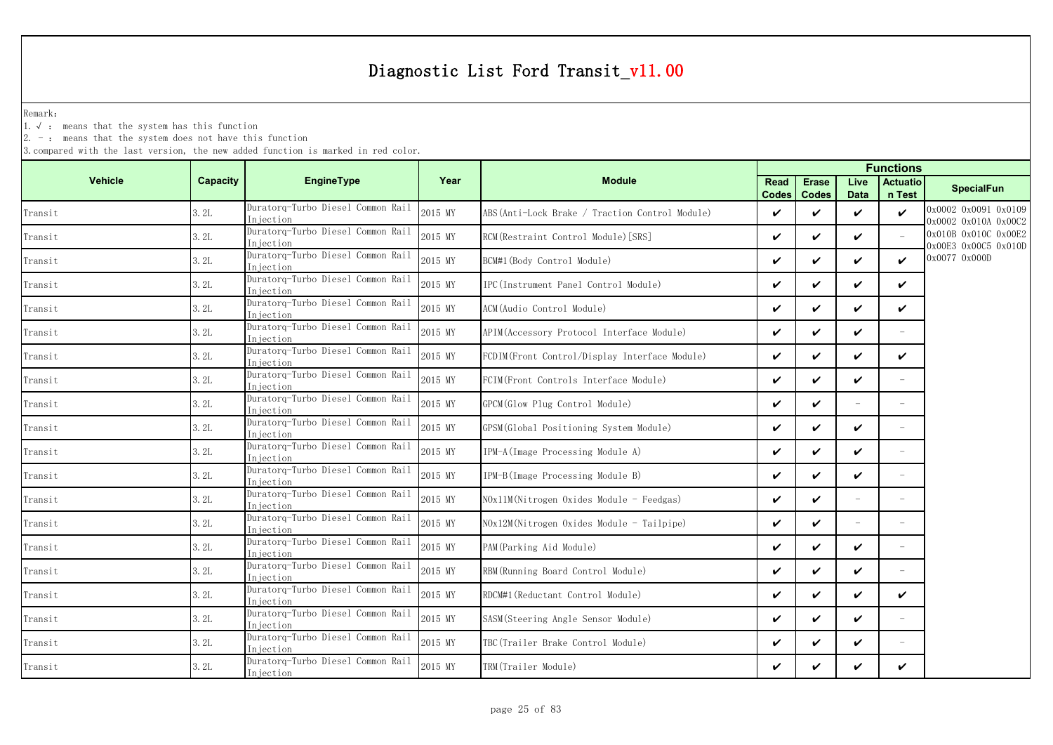# Diagnostic List Ford Transit_v11.00

Remark:
1. √ : means that the system has this function
2. - : means that the system does not have this function
3. compared with the last version, the new added function is marked in red color.

| Vehicle | Capacity | EngineType | Year | Module | Functions | | | | |
|---|---|---|---|---|---|---|---|---|---|
| | | | | | Read Codes | Erase Codes | Live Data | Actuation Test | SpecialFun |
| Transit | 3.2L | Duratorq-Turbo Diesel Common Rail Injection | 2015 MY | ABS(Anti-Lock Brake / Traction Control Module) | ✔ | ✔ | ✔ | ✔ | 0x0002 0x0091 0x0109 0x0002 0x010A 0x00C2 0x010B 0x010C 0x00E2 0x00E3 0x00C5 0x010D 0x0077 0x000D |
| Transit | 3.2L | Duratorq-Turbo Diesel Common Rail Injection | 2015 MY | RCM(Restraint Control Module)[SRS] | ✔ | ✔ | ✔ | - | |
| Transit | 3.2L | Duratorq-Turbo Diesel Common Rail Injection | 2015 MY | BCM#1(Body Control Module) | ✔ | ✔ | ✔ | ✔ | |
| Transit | 3.2L | Duratorq-Turbo Diesel Common Rail Injection | 2015 MY | IPC(Instrument Panel Control Module) | ✔ | ✔ | ✔ | ✔ | |
| Transit | 3.2L | Duratorq-Turbo Diesel Common Rail Injection | 2015 MY | ACM(Audio Control Module) | ✔ | ✔ | ✔ | ✔ | |
| Transit | 3.2L | Duratorq-Turbo Diesel Common Rail Injection | 2015 MY | APIM(Accessory Protocol Interface Module) | ✔ | ✔ | ✔ | - | |
| Transit | 3.2L | Duratorq-Turbo Diesel Common Rail Injection | 2015 MY | FCDIM(Front Control/Display Interface Module) | ✔ | ✔ | ✔ | ✔ | |
| Transit | 3.2L | Duratorq-Turbo Diesel Common Rail Injection | 2015 MY | FCIM(Front Controls Interface Module) | ✔ | ✔ | ✔ | - | |
| Transit | 3.2L | Duratorq-Turbo Diesel Common Rail Injection | 2015 MY | GPCM(Glow Plug Control Module) | ✔ | ✔ | - | - | |
| Transit | 3.2L | Duratorq-Turbo Diesel Common Rail Injection | 2015 MY | GPSM(Global Positioning System Module) | ✔ | ✔ | ✔ | - | |
| Transit | 3.2L | Duratorq-Turbo Diesel Common Rail Injection | 2015 MY | IPM-A(Image Processing Module A) | ✔ | ✔ | ✔ | - | |
| Transit | 3.2L | Duratorq-Turbo Diesel Common Rail Injection | 2015 MY | IPM-B(Image Processing Module B) | ✔ | ✔ | ✔ | - | |
| Transit | 3.2L | Duratorq-Turbo Diesel Common Rail Injection | 2015 MY | NOx11M(Nitrogen Oxides Module - Feedgas) | ✔ | ✔ | - | - | |
| Transit | 3.2L | Duratorq-Turbo Diesel Common Rail Injection | 2015 MY | NOx12M(Nitrogen Oxides Module - Tailpipe) | ✔ | ✔ | - | - | |
| Transit | 3.2L | Duratorq-Turbo Diesel Common Rail Injection | 2015 MY | PAM(Parking Aid Module) | ✔ | ✔ | ✔ | - | |
| Transit | 3.2L | Duratorq-Turbo Diesel Common Rail Injection | 2015 MY | RBM(Running Board Control Module) | ✔ | ✔ | ✔ | - | |
| Transit | 3.2L | Duratorq-Turbo Diesel Common Rail Injection | 2015 MY | RDCM#1(Reductant Control Module) | ✔ | ✔ | ✔ | ✔ | |
| Transit | 3.2L | Duratorq-Turbo Diesel Common Rail Injection | 2015 MY | SASM(Steering Angle Sensor Module) | ✔ | ✔ | ✔ | - | |
| Transit | 3.2L | Duratorq-Turbo Diesel Common Rail Injection | 2015 MY | TBC(Trailer Brake Control Module) | ✔ | ✔ | ✔ | - | |
| Transit | 3.2L | Duratorq-Turbo Diesel Common Rail Injection | 2015 MY | TRM(Trailer Module) | ✔ | ✔ | ✔ | ✔ | |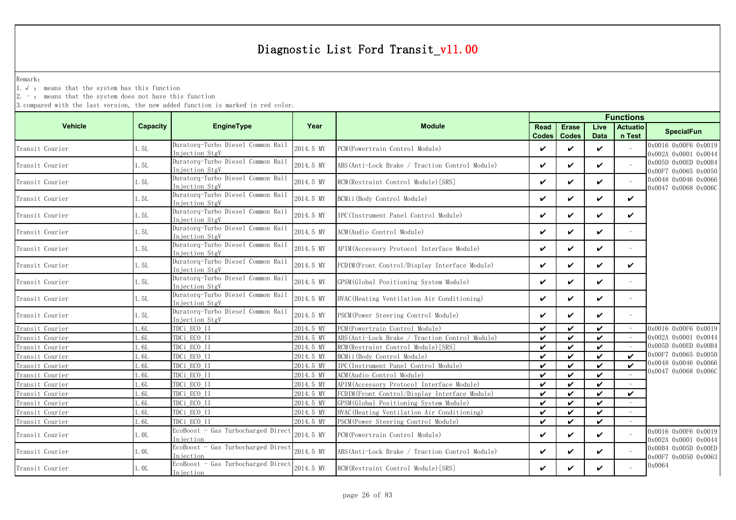# Diagnostic List Ford Transit_v11.00

Remark:

1. √ : means that the system has this function
2. - : means that the system does not have this function
3. compared with the last version, the new added function is marked in red color.

| Vehicle | Capacity | EngineType | Year | Module | Functions | | | | |
|---|---|---|---|---|---|---|---|---|---|
| | | | | | Read Codes | Erase Codes | Live Data | Actuation Test | SpecialFun |
| Transit Courier | 1.5L | Duratorq-Turbo Diesel Common Rail Injection StgV | 2014.5 MY | PCM(Powertrain Control Module) | ✔ | ✔ | ✔ | - | 0x0016 0x00F6 0x0019 0x002A 0x0001 0x0044 0x005D 0x00ED 0x00B4 0x00F7 0x0065 0x0050 0x0048 0x0046 0x0066 0x0047 0x0068 0x006C |
| Transit Courier | 1.5L | Duratorq-Turbo Diesel Common Rail Injection StgV | 2014.5 MY | ABS(Anti-Lock Brake / Traction Control Module) | ✔ | ✔ | ✔ | - | |
| Transit Courier | 1.5L | Duratorq-Turbo Diesel Common Rail Injection StgV | 2014.5 MY | RCM(Restraint Control Module)[SRS] | ✔ | ✔ | ✔ | - | |
| Transit Courier | 1.5L | Duratorq-Turbo Diesel Common Rail Injection StgV | 2014.5 MY | BCMii(Body Control Module) | ✔ | ✔ | ✔ | ✔ | |
| Transit Courier | 1.5L | Duratorq-Turbo Diesel Common Rail Injection StgV | 2014.5 MY | IPC(Instrument Panel Control Module) | ✔ | ✔ | ✔ | ✔ | |
| Transit Courier | 1.5L | Duratorq-Turbo Diesel Common Rail Injection StgV | 2014.5 MY | ACM(Audio Control Module) | ✔ | ✔ | ✔ | - | |
| Transit Courier | 1.5L | Duratorq-Turbo Diesel Common Rail Injection StgV | 2014.5 MY | APIM(Accessory Protocol Interface Module) | ✔ | ✔ | ✔ | - | |
| Transit Courier | 1.5L | Duratorq-Turbo Diesel Common Rail Injection StgV | 2014.5 MY | FCDIM(Front Control/Display Interface Module) | ✔ | ✔ | ✔ | ✔ | |
| Transit Courier | 1.5L | Duratorq-Turbo Diesel Common Rail Injection StgV | 2014.5 MY | GPSM(Global Positioning System Module) | ✔ | ✔ | ✔ | - | |
| Transit Courier | 1.5L | Duratorq-Turbo Diesel Common Rail Injection StgV | 2014.5 MY | HVAC(Heating Ventilation Air Conditioning) | ✔ | ✔ | ✔ | - | |
| Transit Courier | 1.5L | Duratorq-Turbo Diesel Common Rail Injection StgV | 2014.5 MY | PSCM(Power Steering Control Module) | ✔ | ✔ | ✔ | - | |
| Transit Courier | 1.6L | TDCi_ECO_II | 2014.5 MY | PCM(Powertrain Control Module) | ✔ | ✔ | ✔ | - | 0x0016 0x00F6 0x0019 0x002A 0x0001 0x0044 0x005D 0x00ED 0x00B4 0x00F7 0x0065 0x0050 0x0048 0x0046 0x0066 0x0047 0x0068 0x006C |
| Transit Courier | 1.6L | TDCi_ECO_II | 2014.5 MY | ABS(Anti-Lock Brake / Traction Control Module) | ✔ | ✔ | ✔ | - | |
| Transit Courier | 1.6L | TDCi_ECO_II | 2014.5 MY | RCM(Restraint Control Module)[SRS] | ✔ | ✔ | ✔ | - | |
| Transit Courier | 1.6L | TDCi_ECO_II | 2014.5 MY | BCMii(Body Control Module) | ✔ | ✔ | ✔ | ✔ | |
| Transit Courier | 1.6L | TDCi_ECO_II | 2014.5 MY | IPC(Instrument Panel Control Module) | ✔ | ✔ | ✔ | ✔ | |
| Transit Courier | 1.6L | TDCi_ECO_II | 2014.5 MY | ACM(Audio Control Module) | ✔ | ✔ | ✔ | - | |
| Transit Courier | 1.6L | TDCi_ECO_II | 2014.5 MY | APIM(Accessory Protocol Interface Module) | ✔ | ✔ | ✔ | - | |
| Transit Courier | 1.6L | TDCi_ECO_II | 2014.5 MY | FCDIM(Front Control/Display Interface Module) | ✔ | ✔ | ✔ | ✔ | |
| Transit Courier | 1.6L | TDCi_ECO_II | 2014.5 MY | GPSM(Global Positioning System Module) | ✔ | ✔ | ✔ | - | |
| Transit Courier | 1.6L | TDCi_ECO_II | 2014.5 MY | HVAC(Heating Ventilation Air Conditioning) | ✔ | ✔ | ✔ | - | |
| Transit Courier | 1.6L | TDCi_ECO_II | 2014.5 MY | PSCM(Power Steering Control Module) | ✔ | ✔ | ✔ | - | |
| Transit Courier | 1.0L | EcoBoost - Gas Turbocharged Direct Injection | 2014.5 MY | PCM(Powertrain Control Module) | ✔ | ✔ | ✔ | - | 0x0016 0x00F6 0x0019 0x002A 0x0001 0x0044 0x00B4 0x005D 0x00ED 0x00F7 0x0050 0x0063 0x0064 |
| Transit Courier | 1.0L | EcoBoost - Gas Turbocharged Direct Injection | 2014.5 MY | ABS(Anti-Lock Brake / Traction Control Module) | ✔ | ✔ | ✔ | - | |
| Transit Courier | 1.0L | EcoBoost - Gas Turbocharged Direct Injection | 2014.5 MY | RCM(Restraint Control Module)[SRS] | ✔ | ✔ | ✔ | - | |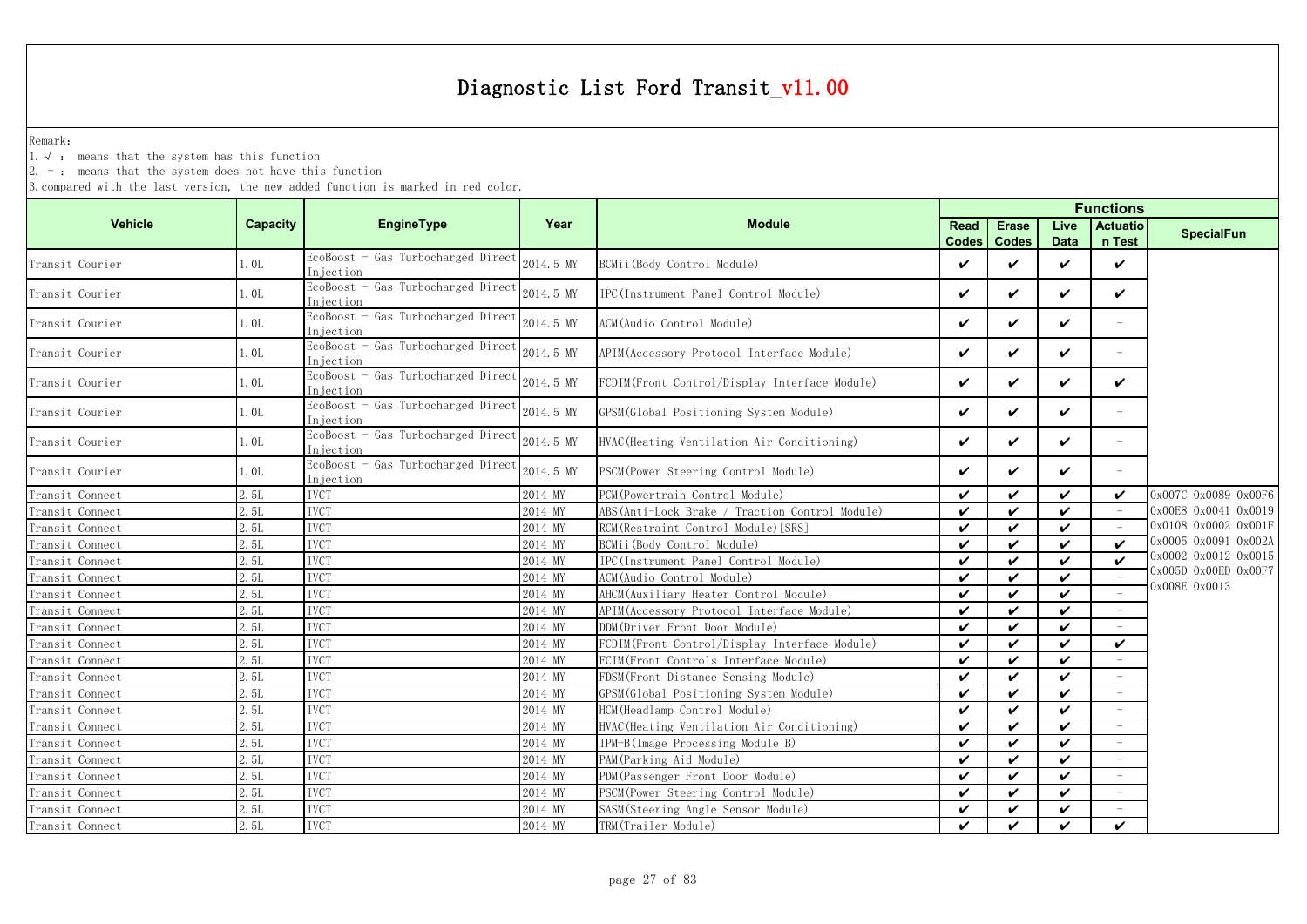# Diagnostic List Ford Transit_v11.00

Remark:

1. √ : means that the system has this function
2. - : means that the system does not have this function
3. compared with the last version, the new added function is marked in red color.

| Vehicle | Capacity | EngineType | Year | Module | Functions | | | | SpecialFun |
|---|---|---|---|---|---|---|---|---|---|
| | | | | | Read Codes | Erase Codes | Live Data | Actuation Test | |
| Transit Courier | 1.0L | EcoBoost - Gas Turbocharged Direct Injection | 2014.5 MY | BCMii(Body Control Module) | ✔ | ✔ | ✔ | ✔ | |
| Transit Courier | 1.0L | EcoBoost - Gas Turbocharged Direct Injection | 2014.5 MY | IPC(Instrument Panel Control Module) | ✔ | ✔ | ✔ | ✔ | |
| Transit Courier | 1.0L | EcoBoost - Gas Turbocharged Direct Injection | 2014.5 MY | ACM(Audio Control Module) | ✔ | ✔ | ✔ | - | |
| Transit Courier | 1.0L | EcoBoost - Gas Turbocharged Direct Injection | 2014.5 MY | APIM(Accessory Protocol Interface Module) | ✔ | ✔ | ✔ | - | |
| Transit Courier | 1.0L | EcoBoost - Gas Turbocharged Direct Injection | 2014.5 MY | FCDIM(Front Control/Display Interface Module) | ✔ | ✔ | ✔ | ✔ | |
| Transit Courier | 1.0L | EcoBoost - Gas Turbocharged Direct Injection | 2014.5 MY | GPSM(Global Positioning System Module) | ✔ | ✔ | ✔ | - | |
| Transit Courier | 1.0L | EcoBoost - Gas Turbocharged Direct Injection | 2014.5 MY | HVAC(Heating Ventilation Air Conditioning) | ✔ | ✔ | ✔ | - | |
| Transit Courier | 1.0L | EcoBoost - Gas Turbocharged Direct Injection | 2014.5 MY | PSCM(Power Steering Control Module) | ✔ | ✔ | ✔ | - | |
| Transit Connect | 2.5L | IVCT | 2014 MY | PCM(Powertrain Control Module) | ✔ | ✔ | ✔ | ✔ | 0x007C 0x0089 0x00F6 0x00E8 0x0041 0x0019 0x0108 0x0002 0x001F 0x0005 0x0091 0x002A 0x0002 0x0012 0x0015 0x005D 0x00ED 0x00F7 0x008E 0x0013 |
| Transit Connect | 2.5L | IVCT | 2014 MY | ABS(Anti-Lock Brake / Traction Control Module) | ✔ | ✔ | ✔ | - | |
| Transit Connect | 2.5L | IVCT | 2014 MY | RCM(Restraint Control Module)[SRS] | ✔ | ✔ | ✔ | - | |
| Transit Connect | 2.5L | IVCT | 2014 MY | BCMii(Body Control Module) | ✔ | ✔ | ✔ | ✔ | |
| Transit Connect | 2.5L | IVCT | 2014 MY | IPC(Instrument Panel Control Module) | ✔ | ✔ | ✔ | ✔ | |
| Transit Connect | 2.5L | IVCT | 2014 MY | ACM(Audio Control Module) | ✔ | ✔ | ✔ | - | |
| Transit Connect | 2.5L | IVCT | 2014 MY | AHCM(Auxiliary Heater Control Module) | ✔ | ✔ | ✔ | - | |
| Transit Connect | 2.5L | IVCT | 2014 MY | APIM(Accessory Protocol Interface Module) | ✔ | ✔ | ✔ | - | |
| Transit Connect | 2.5L | IVCT | 2014 MY | DDM(Driver Front Door Module) | ✔ | ✔ | ✔ | - | |
| Transit Connect | 2.5L | IVCT | 2014 MY | FCDIM(Front Control/Display Interface Module) | ✔ | ✔ | ✔ | ✔ | |
| Transit Connect | 2.5L | IVCT | 2014 MY | FCIM(Front Controls Interface Module) | ✔ | ✔ | ✔ | - | |
| Transit Connect | 2.5L | IVCT | 2014 MY | FDSM(Front Distance Sensing Module) | ✔ | ✔ | ✔ | - | |
| Transit Connect | 2.5L | IVCT | 2014 MY | GPSM(Global Positioning System Module) | ✔ | ✔ | ✔ | - | |
| Transit Connect | 2.5L | IVCT | 2014 MY | HCM(Headlamp Control Module) | ✔ | ✔ | ✔ | - | |
| Transit Connect | 2.5L | IVCT | 2014 MY | HVAC(Heating Ventilation Air Conditioning) | ✔ | ✔ | ✔ | - | |
| Transit Connect | 2.5L | IVCT | 2014 MY | IPM-B(Image Processing Module B) | ✔ | ✔ | ✔ | - | |
| Transit Connect | 2.5L | IVCT | 2014 MY | PAM(Parking Aid Module) | ✔ | ✔ | ✔ | - | |
| Transit Connect | 2.5L | IVCT | 2014 MY | PDM(Passenger Front Door Module) | ✔ | ✔ | ✔ | - | |
| Transit Connect | 2.5L | IVCT | 2014 MY | PSCM(Power Steering Control Module) | ✔ | ✔ | ✔ | - | |
| Transit Connect | 2.5L | IVCT | 2014 MY | SASM(Steering Angle Sensor Module) | ✔ | ✔ | ✔ | - | |
| Transit Connect | 2.5L | IVCT | 2014 MY | TRM(Trailer Module) | ✔ | ✔ | ✔ | ✔ | |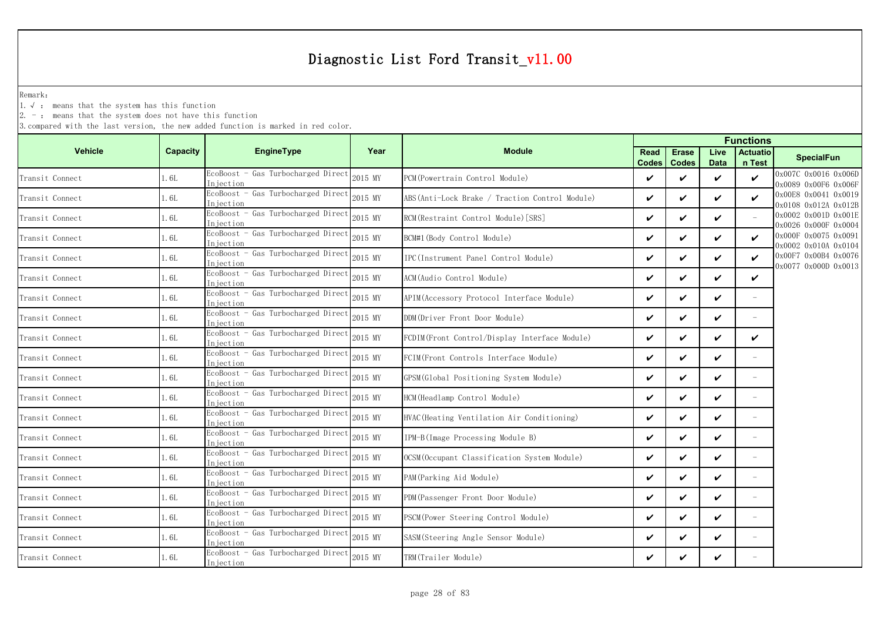# Diagnostic List Ford Transit_v11.00

Remark:

1. √ : means that the system has this function
2. - : means that the system does not have this function
3. compared with the last version, the new added function is marked in red color.

| Vehicle | Capacity | EngineType | Year | Module | Functions | | | | SpecialFun |
|---|---|---|---|---|---|---|---|---|---|
| | | | | | Read Codes | Erase Codes | Live Data | Actuation Test | |
| Transit Connect | 1.6L | EcoBoost - Gas Turbocharged Direct Injection | 2015 MY | PCM(Powertrain Control Module) | ✔ | ✔ | ✔ | ✔ | 0x007C 0x0016 0x006D 0x0089 0x00F6 0x006F 0x00E8 0x0041 0x0019 0x0108 0x012A 0x012B 0x0002 0x001D 0x001E 0x0026 0x000F 0x0004 0x000F 0x0075 0x0091 0x0002 0x010A 0x0104 0x00F7 0x00B4 0x0076 0x0077 0x000D 0x0013 |
| Transit Connect | 1.6L | EcoBoost - Gas Turbocharged Direct Injection | 2015 MY | ABS(Anti-Lock Brake / Traction Control Module) | ✔ | ✔ | ✔ | ✔ | |
| Transit Connect | 1.6L | EcoBoost - Gas Turbocharged Direct Injection | 2015 MY | RCM(Restraint Control Module)[SRS] | ✔ | ✔ | ✔ | - | |
| Transit Connect | 1.6L | EcoBoost - Gas Turbocharged Direct Injection | 2015 MY | BCM#1(Body Control Module) | ✔ | ✔ | ✔ | ✔ | |
| Transit Connect | 1.6L | EcoBoost - Gas Turbocharged Direct Injection | 2015 MY | IPC(Instrument Panel Control Module) | ✔ | ✔ | ✔ | ✔ | |
| Transit Connect | 1.6L | EcoBoost - Gas Turbocharged Direct Injection | 2015 MY | ACM(Audio Control Module) | ✔ | ✔ | ✔ | ✔ | |
| Transit Connect | 1.6L | EcoBoost - Gas Turbocharged Direct Injection | 2015 MY | APIM(Accessory Protocol Interface Module) | ✔ | ✔ | ✔ | - | |
| Transit Connect | 1.6L | EcoBoost - Gas Turbocharged Direct Injection | 2015 MY | DDM(Driver Front Door Module) | ✔ | ✔ | ✔ | - | |
| Transit Connect | 1.6L | EcoBoost - Gas Turbocharged Direct Injection | 2015 MY | FCDIM(Front Control/Display Interface Module) | ✔ | ✔ | ✔ | ✔ | |
| Transit Connect | 1.6L | EcoBoost - Gas Turbocharged Direct Injection | 2015 MY | FCIM(Front Controls Interface Module) | ✔ | ✔ | ✔ | - | |
| Transit Connect | 1.6L | EcoBoost - Gas Turbocharged Direct Injection | 2015 MY | GPSM(Global Positioning System Module) | ✔ | ✔ | ✔ | - | |
| Transit Connect | 1.6L | EcoBoost - Gas Turbocharged Direct Injection | 2015 MY | HCM(Headlamp Control Module) | ✔ | ✔ | ✔ | - | |
| Transit Connect | 1.6L | EcoBoost - Gas Turbocharged Direct Injection | 2015 MY | HVAC(Heating Ventilation Air Conditioning) | ✔ | ✔ | ✔ | - | |
| Transit Connect | 1.6L | EcoBoost - Gas Turbocharged Direct Injection | 2015 MY | IPM-B(Image Processing Module B) | ✔ | ✔ | ✔ | - | |
| Transit Connect | 1.6L | EcoBoost - Gas Turbocharged Direct Injection | 2015 MY | OCSM(Occupant Classification System Module) | ✔ | ✔ | ✔ | - | |
| Transit Connect | 1.6L | EcoBoost - Gas Turbocharged Direct Injection | 2015 MY | PAM(Parking Aid Module) | ✔ | ✔ | ✔ | - | |
| Transit Connect | 1.6L | EcoBoost - Gas Turbocharged Direct Injection | 2015 MY | PDM(Passenger Front Door Module) | ✔ | ✔ | ✔ | - | |
| Transit Connect | 1.6L | EcoBoost - Gas Turbocharged Direct Injection | 2015 MY | PSCM(Power Steering Control Module) | ✔ | ✔ | ✔ | - | |
| Transit Connect | 1.6L | EcoBoost - Gas Turbocharged Direct Injection | 2015 MY | SASM(Steering Angle Sensor Module) | ✔ | ✔ | ✔ | - | |
| Transit Connect | 1.6L | EcoBoost - Gas Turbocharged Direct Injection | 2015 MY | TRM(Trailer Module) | ✔ | ✔ | ✔ | - | |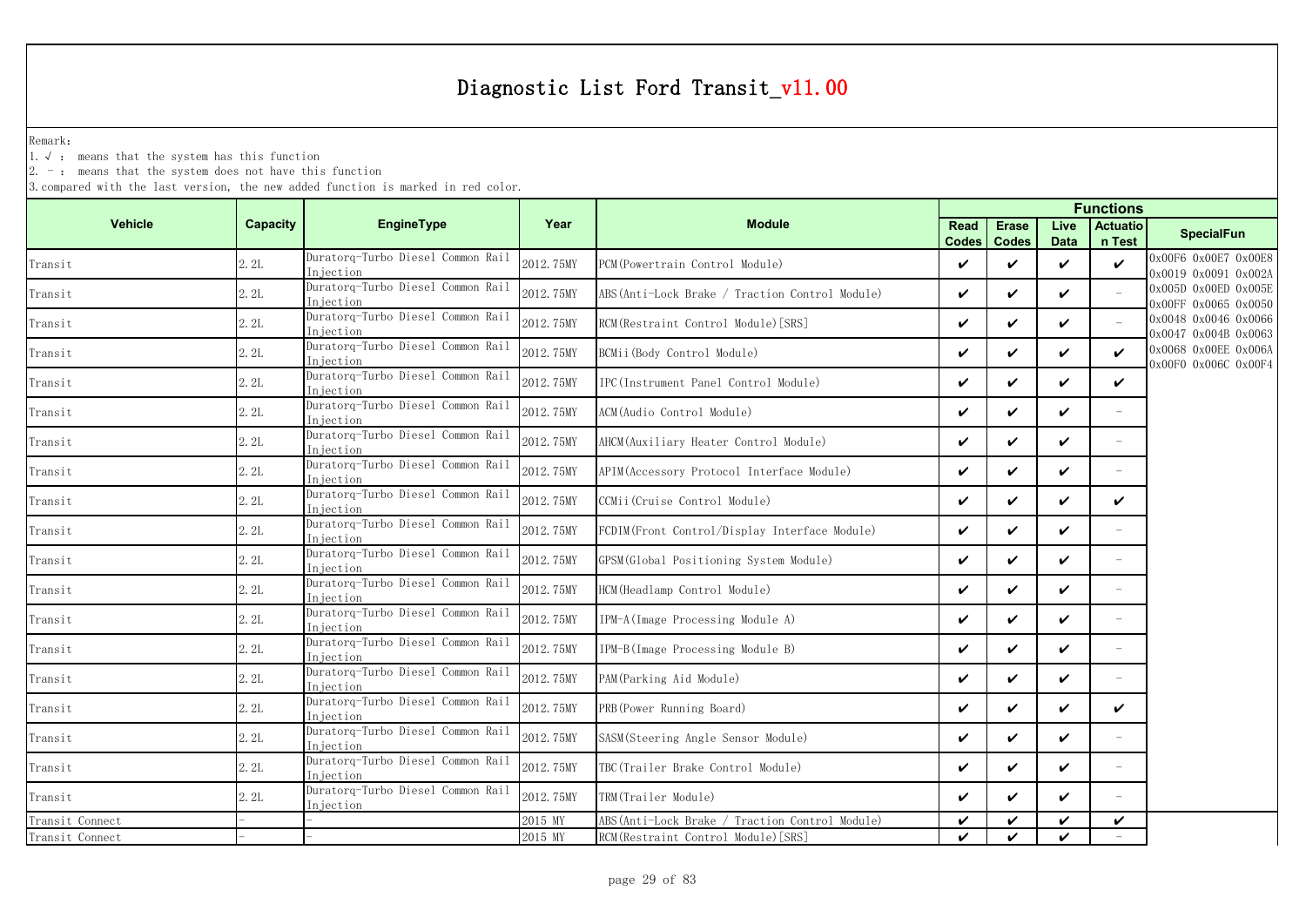# Diagnostic List Ford Transit_v11.00

Remark:

1. √ : means that the system has this function
2. - : means that the system does not have this function
3. compared with the last version, the new added function is marked in red color.

| Vehicle | Capacity | EngineType | Year | Module | Functions | | | | |
|---|---|---|---|---|---|---|---|---|---|
| | | | | | Read Codes | Erase Codes | Live Data | Actuation Test | SpecialFun |
| Transit | 2.2L | Duratorq-Turbo Diesel Common Rail Injection | 2012.75MY | PCM(Powertrain Control Module) | ✔ | ✔ | ✔ | ✔ | 0x00F6 0x00E7 0x00E8 0x0019 0x0091 0x002A 0x005D 0x00ED 0x005E 0x00FF 0x0065 0x0050 0x0048 0x0046 0x0066 0x0047 0x004B 0x0063 0x0068 0x00EE 0x006A 0x00F0 0x006C 0x00F4 |
| Transit | 2.2L | Duratorq-Turbo Diesel Common Rail Injection | 2012.75MY | ABS(Anti-Lock Brake / Traction Control Module) | ✔ | ✔ | ✔ | - | |
| Transit | 2.2L | Duratorq-Turbo Diesel Common Rail Injection | 2012.75MY | RCM(Restraint Control Module)[SRS] | ✔ | ✔ | ✔ | - | |
| Transit | 2.2L | Duratorq-Turbo Diesel Common Rail Injection | 2012.75MY | BCMii(Body Control Module) | ✔ | ✔ | ✔ | ✔ | |
| Transit | 2.2L | Duratorq-Turbo Diesel Common Rail Injection | 2012.75MY | IPC(Instrument Panel Control Module) | ✔ | ✔ | ✔ | ✔ | |
| Transit | 2.2L | Duratorq-Turbo Diesel Common Rail Injection | 2012.75MY | ACM(Audio Control Module) | ✔ | ✔ | ✔ | - | |
| Transit | 2.2L | Duratorq-Turbo Diesel Common Rail Injection | 2012.75MY | AHCM(Auxiliary Heater Control Module) | ✔ | ✔ | ✔ | - | |
| Transit | 2.2L | Duratorq-Turbo Diesel Common Rail Injection | 2012.75MY | APIM(Accessory Protocol Interface Module) | ✔ | ✔ | ✔ | - | |
| Transit | 2.2L | Duratorq-Turbo Diesel Common Rail Injection | 2012.75MY | CCMii(Cruise Control Module) | ✔ | ✔ | ✔ | ✔ | |
| Transit | 2.2L | Duratorq-Turbo Diesel Common Rail Injection | 2012.75MY | FCDIM(Front Control/Display Interface Module) | ✔ | ✔ | ✔ | - | |
| Transit | 2.2L | Duratorq-Turbo Diesel Common Rail Injection | 2012.75MY | GPSM(Global Positioning System Module) | ✔ | ✔ | ✔ | - | |
| Transit | 2.2L | Duratorq-Turbo Diesel Common Rail Injection | 2012.75MY | HCM(Headlamp Control Module) | ✔ | ✔ | ✔ | - | |
| Transit | 2.2L | Duratorq-Turbo Diesel Common Rail Injection | 2012.75MY | IPM-A(Image Processing Module A) | ✔ | ✔ | ✔ | - | |
| Transit | 2.2L | Duratorq-Turbo Diesel Common Rail Injection | 2012.75MY | IPM-B(Image Processing Module B) | ✔ | ✔ | ✔ | - | |
| Transit | 2.2L | Duratorq-Turbo Diesel Common Rail Injection | 2012.75MY | PAM(Parking Aid Module) | ✔ | ✔ | ✔ | - | |
| Transit | 2.2L | Duratorq-Turbo Diesel Common Rail Injection | 2012.75MY | PRB(Power Running Board) | ✔ | ✔ | ✔ | ✔ | |
| Transit | 2.2L | Duratorq-Turbo Diesel Common Rail Injection | 2012.75MY | SASM(Steering Angle Sensor Module) | ✔ | ✔ | ✔ | - | |
| Transit | 2.2L | Duratorq-Turbo Diesel Common Rail Injection | 2012.75MY | TBC(Trailer Brake Control Module) | ✔ | ✔ | ✔ | - | |
| Transit | 2.2L | Duratorq-Turbo Diesel Common Rail Injection | 2012.75MY | TRM(Trailer Module) | ✔ | ✔ | ✔ | - | |
| Transit Connect | - | - | 2015 MY | ABS(Anti-Lock Brake / Traction Control Module) | ✔ | ✔ | ✔ | ✔ | |
| Transit Connect | - | - | 2015 MY | RCM(Restraint Control Module)[SRS] | ✔ | ✔ | ✔ | - | |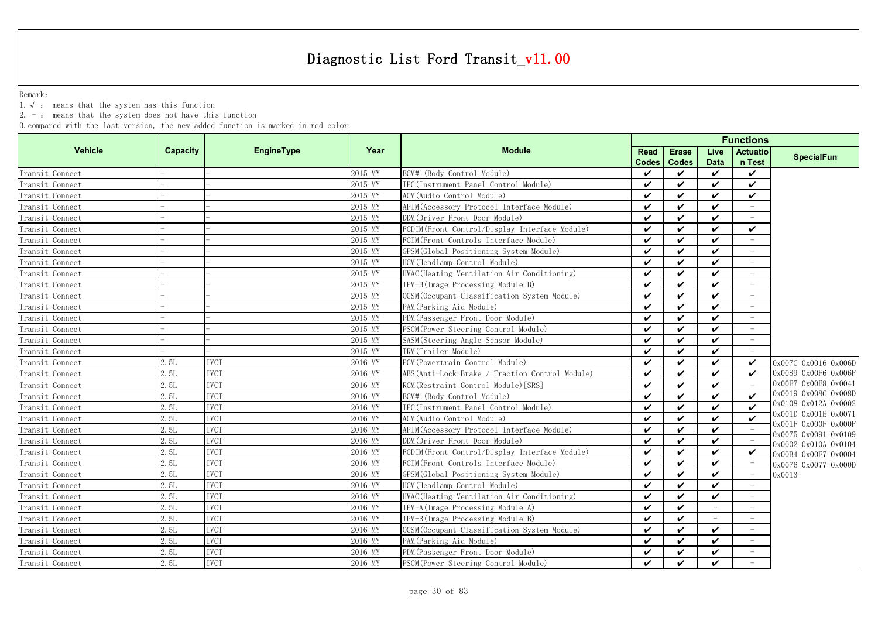# Diagnostic List Ford Transit_v11.00

Remark:

1. √ : means that the system has this function
2. － : means that the system does not have this function
3. compared with the last version, the new added function is marked in red color.

| Vehicle | Capacity | EngineType | Year | Module | Functions | | | | |
|---|---|---|---|---|---|---|---|---|---|
| | | | | | Read Codes | Erase Codes | Live Data | Actuation Test | SpecialFun |
| Transit Connect | － | － | 2015 MY | BCM#1(Body Control Module) | ✔ | ✔ | ✔ | ✔ | |
| Transit Connect | － | － | 2015 MY | IPC(Instrument Panel Control Module) | ✔ | ✔ | ✔ | ✔ | |
| Transit Connect | － | － | 2015 MY | ACM(Audio Control Module) | ✔ | ✔ | ✔ | ✔ | |
| Transit Connect | － | － | 2015 MY | APIM(Accessory Protocol Interface Module) | ✔ | ✔ | ✔ | － | |
| Transit Connect | － | － | 2015 MY | DDM(Driver Front Door Module) | ✔ | ✔ | ✔ | － | |
| Transit Connect | － | － | 2015 MY | FCDIM(Front Control/Display Interface Module) | ✔ | ✔ | ✔ | ✔ | |
| Transit Connect | － | － | 2015 MY | FCIM(Front Controls Interface Module) | ✔ | ✔ | ✔ | － | |
| Transit Connect | － | － | 2015 MY | GPSM(Global Positioning System Module) | ✔ | ✔ | ✔ | － | |
| Transit Connect | － | － | 2015 MY | HCM(Headlamp Control Module) | ✔ | ✔ | ✔ | － | |
| Transit Connect | － | － | 2015 MY | HVAC(Heating Ventilation Air Conditioning) | ✔ | ✔ | ✔ | － | |
| Transit Connect | － | － | 2015 MY | IPM-B(Image Processing Module B) | ✔ | ✔ | ✔ | － | |
| Transit Connect | － | － | 2015 MY | OCSM(Occupant Classification System Module) | ✔ | ✔ | ✔ | － | |
| Transit Connect | － | － | 2015 MY | PAM(Parking Aid Module) | ✔ | ✔ | ✔ | － | |
| Transit Connect | － | － | 2015 MY | PDM(Passenger Front Door Module) | ✔ | ✔ | ✔ | － | |
| Transit Connect | － | － | 2015 MY | PSCM(Power Steering Control Module) | ✔ | ✔ | ✔ | － | |
| Transit Connect | － | － | 2015 MY | SASM(Steering Angle Sensor Module) | ✔ | ✔ | ✔ | － | |
| Transit Connect | － | － | 2015 MY | TRM(Trailer Module) | ✔ | ✔ | ✔ | － | |
| Transit Connect | 2.5L | IVCT | 2016 MY | PCM(Powertrain Control Module) | ✔ | ✔ | ✔ | ✔ | 0x007C 0x0016 0x006D 0x0089 0x00F6 0x006F 0x00E7 0x00E8 0x0041 0x0019 0x008C 0x008D 0x0108 0x012A 0x0002 0x001D 0x001E 0x0071 0x001F 0x000F 0x000F 0x0075 0x0091 0x0109 0x0002 0x010A 0x0104 0x00B4 0x00F7 0x0004 0x0076 0x0077 0x000D 0x0013 |
| Transit Connect | 2.5L | IVCT | 2016 MY | ABS(Anti-Lock Brake / Traction Control Module) | ✔ | ✔ | ✔ | ✔ | |
| Transit Connect | 2.5L | IVCT | 2016 MY | RCM(Restraint Control Module)[SRS] | ✔ | ✔ | ✔ | － | |
| Transit Connect | 2.5L | IVCT | 2016 MY | BCM#1(Body Control Module) | ✔ | ✔ | ✔ | ✔ | |
| Transit Connect | 2.5L | IVCT | 2016 MY | IPC(Instrument Panel Control Module) | ✔ | ✔ | ✔ | ✔ | |
| Transit Connect | 2.5L | IVCT | 2016 MY | ACM(Audio Control Module) | ✔ | ✔ | ✔ | ✔ | |
| Transit Connect | 2.5L | IVCT | 2016 MY | APIM(Accessory Protocol Interface Module) | ✔ | ✔ | ✔ | － | |
| Transit Connect | 2.5L | IVCT | 2016 MY | DDM(Driver Front Door Module) | ✔ | ✔ | ✔ | － | |
| Transit Connect | 2.5L | IVCT | 2016 MY | FCDIM(Front Control/Display Interface Module) | ✔ | ✔ | ✔ | ✔ | |
| Transit Connect | 2.5L | IVCT | 2016 MY | FCIM(Front Controls Interface Module) | ✔ | ✔ | ✔ | － | |
| Transit Connect | 2.5L | IVCT | 2016 MY | GPSM(Global Positioning System Module) | ✔ | ✔ | ✔ | － | |
| Transit Connect | 2.5L | IVCT | 2016 MY | HCM(Headlamp Control Module) | ✔ | ✔ | ✔ | － | |
| Transit Connect | 2.5L | IVCT | 2016 MY | HVAC(Heating Ventilation Air Conditioning) | ✔ | ✔ | ✔ | － | |
| Transit Connect | 2.5L | IVCT | 2016 MY | IPM-A(Image Processing Module A) | ✔ | ✔ | － | － | |
| Transit Connect | 2.5L | IVCT | 2016 MY | IPM-B(Image Processing Module B) | ✔ | ✔ | － | － | |
| Transit Connect | 2.5L | IVCT | 2016 MY | OCSM(Occupant Classification System Module) | ✔ | ✔ | ✔ | － | |
| Transit Connect | 2.5L | IVCT | 2016 MY | PAM(Parking Aid Module) | ✔ | ✔ | ✔ | － | |
| Transit Connect | 2.5L | IVCT | 2016 MY | PDM(Passenger Front Door Module) | ✔ | ✔ | ✔ | － | |
| Transit Connect | 2.5L | IVCT | 2016 MY | PSCM(Power Steering Control Module) | ✔ | ✔ | ✔ | － | |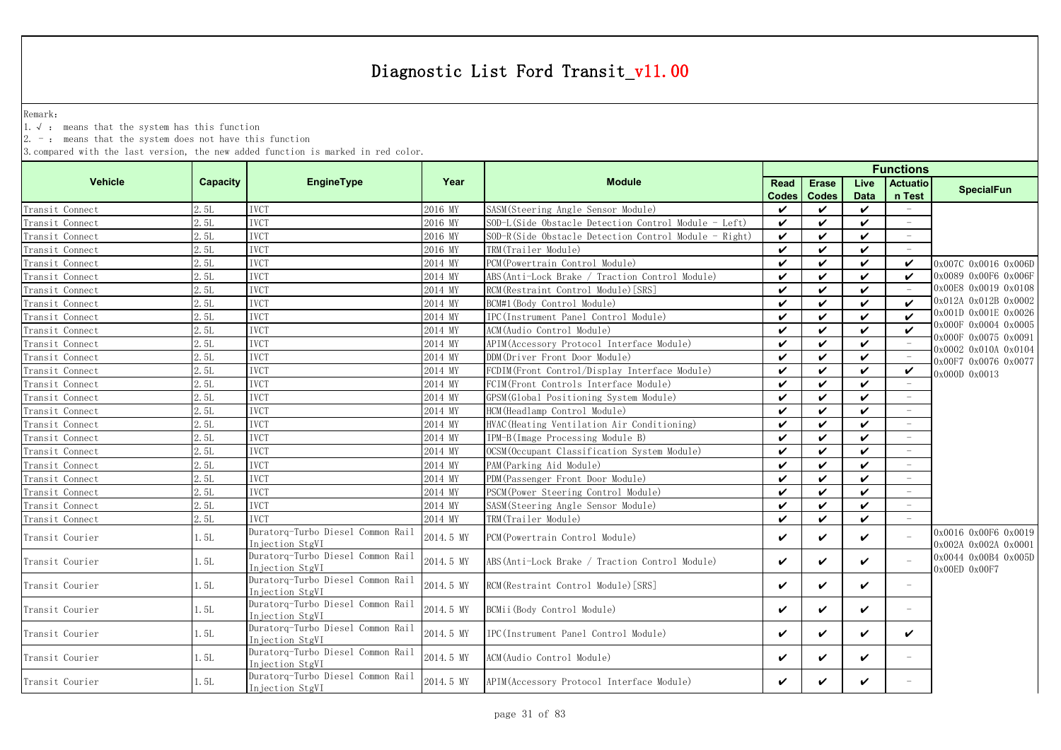# Diagnostic List Ford Transit_v11.00

Remark:

1. √ : means that the system has this function
2. - : means that the system does not have this function
3. compared with the last version, the new added function is marked in red color.

| Vehicle | Capacity | EngineType | Year | Module | Functions | | | | SpecialFun |
|---|---|---|---|---|---|---|---|---|---|
| | | | | | Read Codes | Erase Codes | Live Data | Actuation Test | |
| Transit Connect | 2.5L | IVCT | 2016 MY | SASM(Steering Angle Sensor Module) | ✔ | ✔ | ✔ | - | |
| Transit Connect | 2.5L | IVCT | 2016 MY | SOD-L(Side Obstacle Detection Control Module - Left) | ✔ | ✔ | ✔ | - | |
| Transit Connect | 2.5L | IVCT | 2016 MY | SOD-R(Side Obstacle Detection Control Module - Right) | ✔ | ✔ | ✔ | - | |
| Transit Connect | 2.5L | IVCT | 2016 MY | TRM(Trailer Module) | ✔ | ✔ | ✔ | - | |
| Transit Connect | 2.5L | IVCT | 2014 MY | PCM(Powertrain Control Module) | ✔ | ✔ | ✔ | ✔ | 0x007C 0x0016 0x006D 0x0089 0x00F6 0x006F 0x00E8 0x0019 0x0108 0x012A 0x012B 0x0002 0x001D 0x001E 0x0026 0x000F 0x0004 0x0005 0x000F 0x0075 0x0091 0x0002 0x010A 0x0104 0x00F7 0x0076 0x0077 0x000D 0x0013 |
| Transit Connect | 2.5L | IVCT | 2014 MY | ABS(Anti-Lock Brake / Traction Control Module) | ✔ | ✔ | ✔ | ✔ | |
| Transit Connect | 2.5L | IVCT | 2014 MY | RCM(Restraint Control Module)[SRS] | ✔ | ✔ | ✔ | - | |
| Transit Connect | 2.5L | IVCT | 2014 MY | BCM#1(Body Control Module) | ✔ | ✔ | ✔ | ✔ | |
| Transit Connect | 2.5L | IVCT | 2014 MY | IPC(Instrument Panel Control Module) | ✔ | ✔ | ✔ | ✔ | |
| Transit Connect | 2.5L | IVCT | 2014 MY | ACM(Audio Control Module) | ✔ | ✔ | ✔ | ✔ | |
| Transit Connect | 2.5L | IVCT | 2014 MY | APIM(Accessory Protocol Interface Module) | ✔ | ✔ | ✔ | - | |
| Transit Connect | 2.5L | IVCT | 2014 MY | DDM(Driver Front Door Module) | ✔ | ✔ | ✔ | - | |
| Transit Connect | 2.5L | IVCT | 2014 MY | FCDIM(Front Control/Display Interface Module) | ✔ | ✔ | ✔ | ✔ | |
| Transit Connect | 2.5L | IVCT | 2014 MY | FCIM(Front Controls Interface Module) | ✔ | ✔ | ✔ | - | |
| Transit Connect | 2.5L | IVCT | 2014 MY | GPSM(Global Positioning System Module) | ✔ | ✔ | ✔ | - | |
| Transit Connect | 2.5L | IVCT | 2014 MY | HCM(Headlamp Control Module) | ✔ | ✔ | ✔ | - | |
| Transit Connect | 2.5L | IVCT | 2014 MY | HVAC(Heating Ventilation Air Conditioning) | ✔ | ✔ | ✔ | - | |
| Transit Connect | 2.5L | IVCT | 2014 MY | IPM-B(Image Processing Module B) | ✔ | ✔ | ✔ | - | |
| Transit Connect | 2.5L | IVCT | 2014 MY | OCSM(Occupant Classification System Module) | ✔ | ✔ | ✔ | - | |
| Transit Connect | 2.5L | IVCT | 2014 MY | PAM(Parking Aid Module) | ✔ | ✔ | ✔ | - | |
| Transit Connect | 2.5L | IVCT | 2014 MY | PDM(Passenger Front Door Module) | ✔ | ✔ | ✔ | - | |
| Transit Connect | 2.5L | IVCT | 2014 MY | PSCM(Power Steering Control Module) | ✔ | ✔ | ✔ | - | |
| Transit Connect | 2.5L | IVCT | 2014 MY | SASM(Steering Angle Sensor Module) | ✔ | ✔ | ✔ | - | |
| Transit Connect | 2.5L | IVCT | 2014 MY | TRM(Trailer Module) | ✔ | ✔ | ✔ | - | |
| Transit Courier | 1.5L | Duratorq-Turbo Diesel Common Rail Injection StgVI | 2014.5 MY | PCM(Powertrain Control Module) | ✔ | ✔ | ✔ | - | 0x0016 0x00F6 0x0019 0x002A 0x002A 0x0001 0x0044 0x00B4 0x005D 0x00ED 0x00F7 |
| Transit Courier | 1.5L | Duratorq-Turbo Diesel Common Rail Injection StgVI | 2014.5 MY | ABS(Anti-Lock Brake / Traction Control Module) | ✔ | ✔ | ✔ | - | |
| Transit Courier | 1.5L | Duratorq-Turbo Diesel Common Rail Injection StgVI | 2014.5 MY | RCM(Restraint Control Module)[SRS] | ✔ | ✔ | ✔ | - | |
| Transit Courier | 1.5L | Duratorq-Turbo Diesel Common Rail Injection StgVI | 2014.5 MY | BCMii(Body Control Module) | ✔ | ✔ | ✔ | - | |
| Transit Courier | 1.5L | Duratorq-Turbo Diesel Common Rail Injection StgVI | 2014.5 MY | IPC(Instrument Panel Control Module) | ✔ | ✔ | ✔ | ✔ | |
| Transit Courier | 1.5L | Duratorq-Turbo Diesel Common Rail Injection StgVI | 2014.5 MY | ACM(Audio Control Module) | ✔ | ✔ | ✔ | - | |
| Transit Courier | 1.5L | Duratorq-Turbo Diesel Common Rail Injection StgVI | 2014.5 MY | APIM(Accessory Protocol Interface Module) | ✔ | ✔ | ✔ | - | |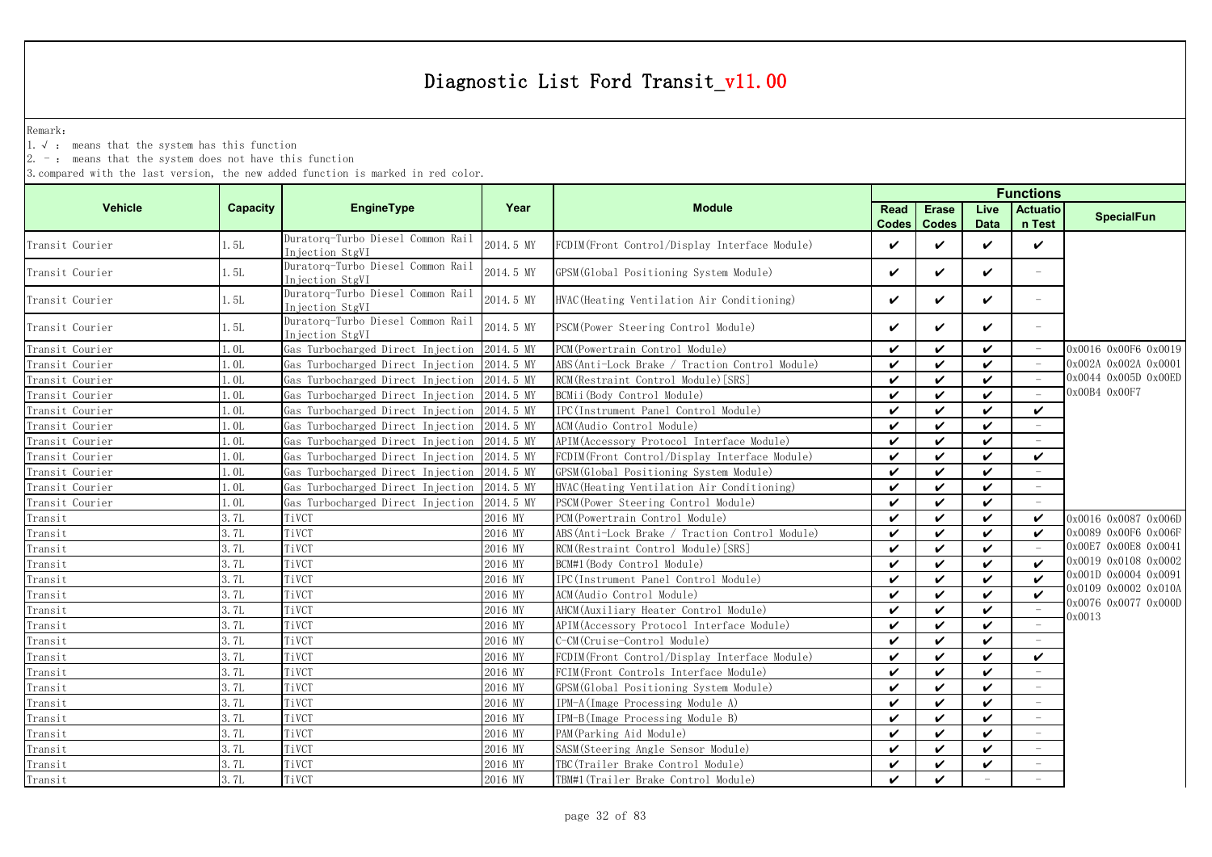# Diagnostic List Ford Transit_v11.00

Remark:

1. √ : means that the system has this function
2. - : means that the system does not have this function
3. compared with the last version, the new added function is marked in red color.

| Vehicle | Capacity | EngineType | Year | Module | Functions | | | | SpecialFun |
|---|---|---|---|---|---|---|---|---|---|
| | | | | | Read Codes | Erase Codes | Live Data | Actuation Test | |
| Transit Courier | 1.5L | Duratorq-Turbo Diesel Common Rail Injection StgVI | 2014.5 MY | FCDIM(Front Control/Display Interface Module) | ✔ | ✔ | ✔ | ✔ | |
| Transit Courier | 1.5L | Duratorq-Turbo Diesel Common Rail Injection StgVI | 2014.5 MY | GPSM(Global Positioning System Module) | ✔ | ✔ | ✔ | - | |
| Transit Courier | 1.5L | Duratorq-Turbo Diesel Common Rail Injection StgVI | 2014.5 MY | HVAC(Heating Ventilation Air Conditioning) | ✔ | ✔ | ✔ | - | |
| Transit Courier | 1.5L | Duratorq-Turbo Diesel Common Rail Injection StgVI | 2014.5 MY | PSCM(Power Steering Control Module) | ✔ | ✔ | ✔ | - | |
| Transit Courier | 1.0L | Gas Turbocharged Direct Injection | 2014.5 MY | PCM(Powertrain Control Module) | ✔ | ✔ | ✔ | - | 0x0016 0x00F6 0x0019 0x002A 0x002A 0x0001 0x0044 0x005D 0x00ED 0x00B4 0x00F7 |
| Transit Courier | 1.0L | Gas Turbocharged Direct Injection | 2014.5 MY | ABS(Anti-Lock Brake / Traction Control Module) | ✔ | ✔ | ✔ | - | |
| Transit Courier | 1.0L | Gas Turbocharged Direct Injection | 2014.5 MY | RCM(Restraint Control Module)[SRS] | ✔ | ✔ | ✔ | - | |
| Transit Courier | 1.0L | Gas Turbocharged Direct Injection | 2014.5 MY | BCMii(Body Control Module) | ✔ | ✔ | ✔ | - | |
| Transit Courier | 1.0L | Gas Turbocharged Direct Injection | 2014.5 MY | IPC(Instrument Panel Control Module) | ✔ | ✔ | ✔ | ✔ | |
| Transit Courier | 1.0L | Gas Turbocharged Direct Injection | 2014.5 MY | ACM(Audio Control Module) | ✔ | ✔ | ✔ | - | |
| Transit Courier | 1.0L | Gas Turbocharged Direct Injection | 2014.5 MY | APIM(Accessory Protocol Interface Module) | ✔ | ✔ | ✔ | - | |
| Transit Courier | 1.0L | Gas Turbocharged Direct Injection | 2014.5 MY | FCDIM(Front Control/Display Interface Module) | ✔ | ✔ | ✔ | ✔ | |
| Transit Courier | 1.0L | Gas Turbocharged Direct Injection | 2014.5 MY | GPSM(Global Positioning System Module) | ✔ | ✔ | ✔ | - | |
| Transit Courier | 1.0L | Gas Turbocharged Direct Injection | 2014.5 MY | HVAC(Heating Ventilation Air Conditioning) | ✔ | ✔ | ✔ | - | |
| Transit Courier | 1.0L | Gas Turbocharged Direct Injection | 2014.5 MY | PSCM(Power Steering Control Module) | ✔ | ✔ | ✔ | - | |
| Transit | 3.7L | TiVCT | 2016 MY | PCM(Powertrain Control Module) | ✔ | ✔ | ✔ | ✔ | 0x0016 0x0087 0x006D 0x0089 0x00F6 0x006F 0x00E7 0x00E8 0x0041 0x0019 0x0108 0x0002 0x001D 0x0004 0x0091 0x0109 0x0002 0x010A 0x0076 0x0077 0x000D 0x0013 |
| Transit | 3.7L | TiVCT | 2016 MY | ABS(Anti-Lock Brake / Traction Control Module) | ✔ | ✔ | ✔ | ✔ | |
| Transit | 3.7L | TiVCT | 2016 MY | RCM(Restraint Control Module)[SRS] | ✔ | ✔ | ✔ | - | |
| Transit | 3.7L | TiVCT | 2016 MY | BCM#1(Body Control Module) | ✔ | ✔ | ✔ | ✔ | |
| Transit | 3.7L | TiVCT | 2016 MY | IPC(Instrument Panel Control Module) | ✔ | ✔ | ✔ | ✔ | |
| Transit | 3.7L | TiVCT | 2016 MY | ACM(Audio Control Module) | ✔ | ✔ | ✔ | ✔ | |
| Transit | 3.7L | TiVCT | 2016 MY | AHCM(Auxiliary Heater Control Module) | ✔ | ✔ | ✔ | - | |
| Transit | 3.7L | TiVCT | 2016 MY | APIM(Accessory Protocol Interface Module) | ✔ | ✔ | ✔ | - | |
| Transit | 3.7L | TiVCT | 2016 MY | C-CM(Cruise-Control Module) | ✔ | ✔ | ✔ | - | |
| Transit | 3.7L | TiVCT | 2016 MY | FCDIM(Front Control/Display Interface Module) | ✔ | ✔ | ✔ | ✔ | |
| Transit | 3.7L | TiVCT | 2016 MY | FCIM(Front Controls Interface Module) | ✔ | ✔ | ✔ | - | |
| Transit | 3.7L | TiVCT | 2016 MY | GPSM(Global Positioning System Module) | ✔ | ✔ | ✔ | - | |
| Transit | 3.7L | TiVCT | 2016 MY | IPM-A(Image Processing Module A) | ✔ | ✔ | ✔ | - | |
| Transit | 3.7L | TiVCT | 2016 MY | IPM-B(Image Processing Module B) | ✔ | ✔ | ✔ | - | |
| Transit | 3.7L | TiVCT | 2016 MY | PAM(Parking Aid Module) | ✔ | ✔ | ✔ | - | |
| Transit | 3.7L | TiVCT | 2016 MY | SASM(Steering Angle Sensor Module) | ✔ | ✔ | ✔ | - | |
| Transit | 3.7L | TiVCT | 2016 MY | TBC(Trailer Brake Control Module) | ✔ | ✔ | ✔ | - | |
| Transit | 3.7L | TiVCT | 2016 MY | TBM#1(Trailer Brake Control Module) | ✔ | ✔ | - | - | |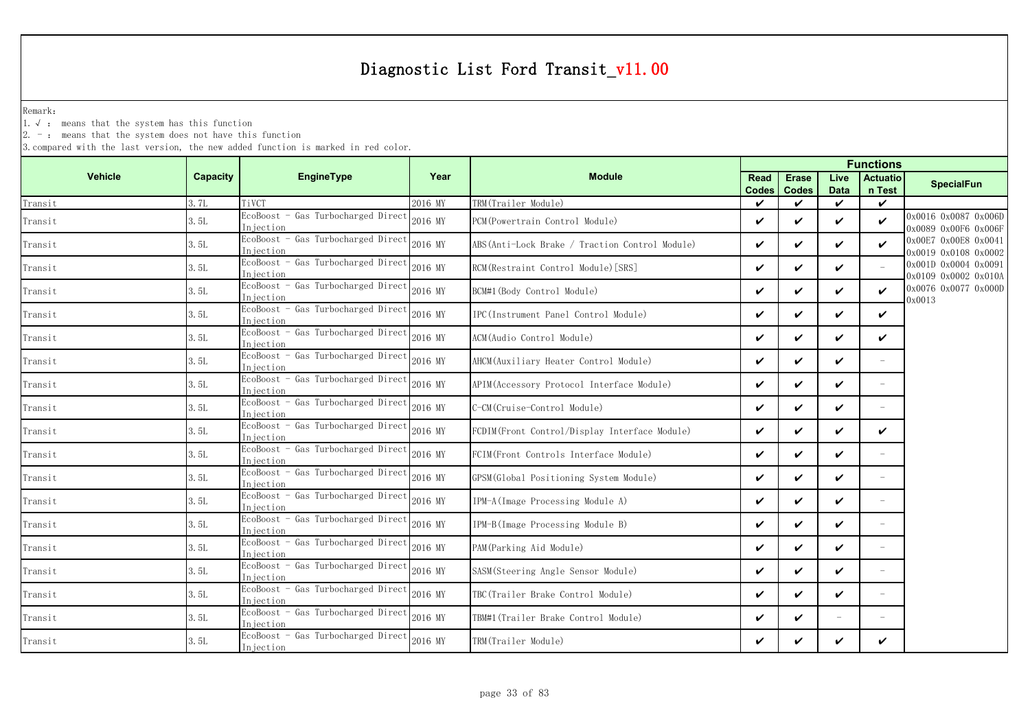# Diagnostic List Ford Transit_v11.00

Remark:
1. √ : means that the system has this function
2. - : means that the system does not have this function
3. compared with the last version, the new added function is marked in red color.

| Vehicle | Capacity | EngineType | Year | Module | Functions | | | | |
|---|---|---|---|---|---|---|---|---|---|
| | | | | | Read Codes | Erase Codes | Live Data | Actuation Test | SpecialFun |
| Transit | 3.7L | TiVCT | 2016 MY | TRM(Trailer Module) | ✔ | ✔ | ✔ | ✔ | |
| Transit | 3.5L | EcoBoost - Gas Turbocharged Direct Injection | 2016 MY | PCM(Powertrain Control Module) | ✔ | ✔ | ✔ | ✔ | 0x0016 0x0087 0x006D 0x0089 0x00F6 0x006F 0x00E7 0x00E8 0x0041 0x0019 0x0108 0x0002 0x001D 0x0004 0x0091 0x0109 0x0002 0x010A 0x0076 0x0077 0x000D 0x0013 |
| Transit | 3.5L | EcoBoost - Gas Turbocharged Direct Injection | 2016 MY | ABS(Anti-Lock Brake / Traction Control Module) | ✔ | ✔ | ✔ | ✔ | |
| Transit | 3.5L | EcoBoost - Gas Turbocharged Direct Injection | 2016 MY | RCM(Restraint Control Module)[SRS] | ✔ | ✔ | ✔ | - | |
| Transit | 3.5L | EcoBoost - Gas Turbocharged Direct Injection | 2016 MY | BCM#1(Body Control Module) | ✔ | ✔ | ✔ | ✔ | |
| Transit | 3.5L | EcoBoost - Gas Turbocharged Direct Injection | 2016 MY | IPC(Instrument Panel Control Module) | ✔ | ✔ | ✔ | ✔ | |
| Transit | 3.5L | EcoBoost - Gas Turbocharged Direct Injection | 2016 MY | ACM(Audio Control Module) | ✔ | ✔ | ✔ | ✔ | |
| Transit | 3.5L | EcoBoost - Gas Turbocharged Direct Injection | 2016 MY | AHCM(Auxiliary Heater Control Module) | ✔ | ✔ | ✔ | - | |
| Transit | 3.5L | EcoBoost - Gas Turbocharged Direct Injection | 2016 MY | APIM(Accessory Protocol Interface Module) | ✔ | ✔ | ✔ | - | |
| Transit | 3.5L | EcoBoost - Gas Turbocharged Direct Injection | 2016 MY | C-CM(Cruise-Control Module) | ✔ | ✔ | ✔ | - | |
| Transit | 3.5L | EcoBoost - Gas Turbocharged Direct Injection | 2016 MY | FCDIM(Front Control/Display Interface Module) | ✔ | ✔ | ✔ | ✔ | |
| Transit | 3.5L | EcoBoost - Gas Turbocharged Direct Injection | 2016 MY | FCIM(Front Controls Interface Module) | ✔ | ✔ | ✔ | - | |
| Transit | 3.5L | EcoBoost - Gas Turbocharged Direct Injection | 2016 MY | GPSM(Global Positioning System Module) | ✔ | ✔ | ✔ | - | |
| Transit | 3.5L | EcoBoost - Gas Turbocharged Direct Injection | 2016 MY | IPM-A(Image Processing Module A) | ✔ | ✔ | ✔ | - | |
| Transit | 3.5L | EcoBoost - Gas Turbocharged Direct Injection | 2016 MY | IPM-B(Image Processing Module B) | ✔ | ✔ | ✔ | - | |
| Transit | 3.5L | EcoBoost - Gas Turbocharged Direct Injection | 2016 MY | PAM(Parking Aid Module) | ✔ | ✔ | ✔ | - | |
| Transit | 3.5L | EcoBoost - Gas Turbocharged Direct Injection | 2016 MY | SASM(Steering Angle Sensor Module) | ✔ | ✔ | ✔ | - | |
| Transit | 3.5L | EcoBoost - Gas Turbocharged Direct Injection | 2016 MY | TBC(Trailer Brake Control Module) | ✔ | ✔ | ✔ | - | |
| Transit | 3.5L | EcoBoost - Gas Turbocharged Direct Injection | 2016 MY | TBM#1(Trailer Brake Control Module) | ✔ | ✔ | - | - | |
| Transit | 3.5L | EcoBoost - Gas Turbocharged Direct Injection | 2016 MY | TRM(Trailer Module) | ✔ | ✔ | ✔ | ✔ | |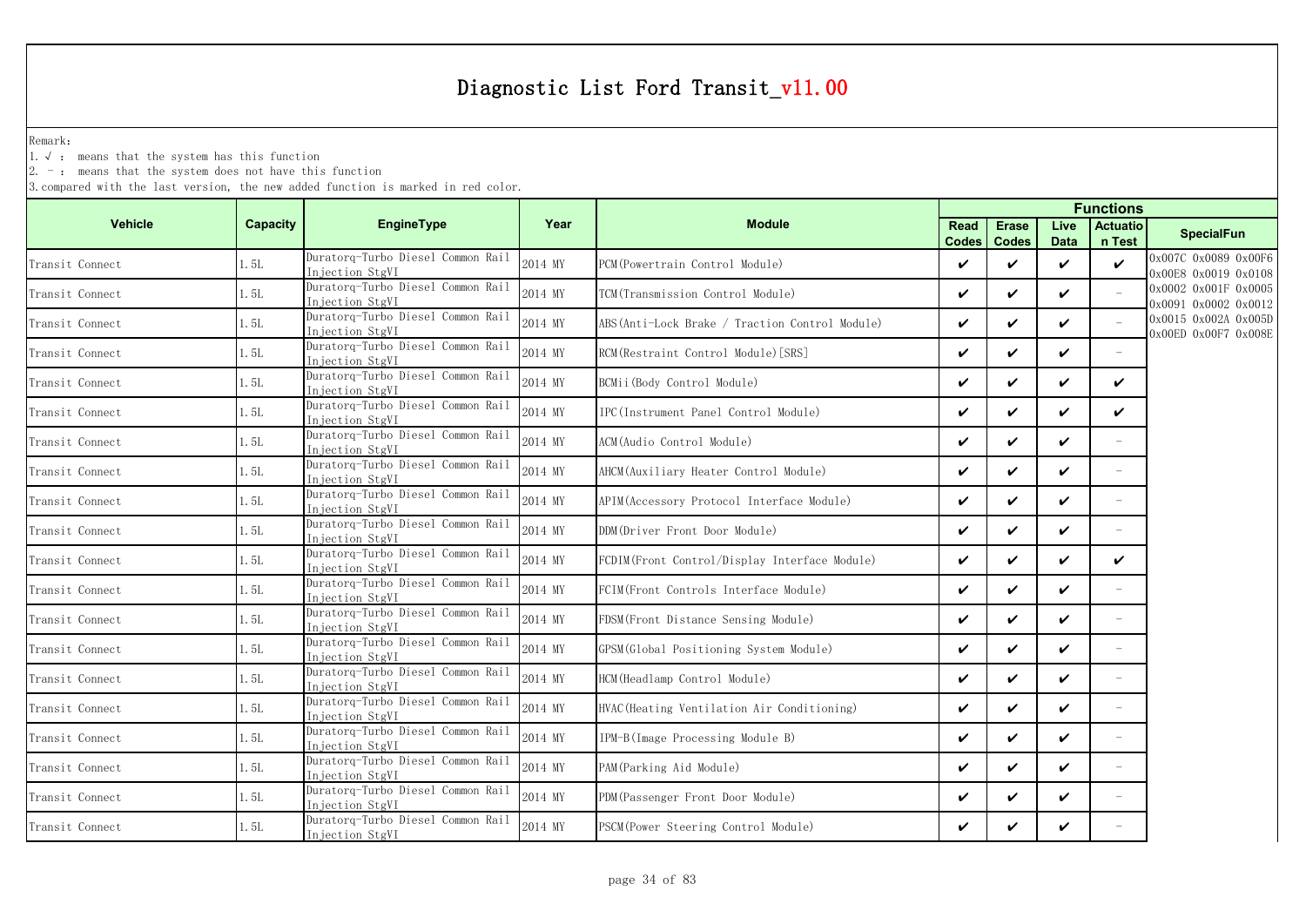# Diagnostic List Ford Transit_v11.00

Remark:

1. √ : means that the system has this function
2. - : means that the system does not have this function
3. compared with the last version, the new added function is marked in red color.

| Vehicle | Capacity | EngineType | Year | Module | Functions | | | | |
|---|---|---|---|---|---|---|---|---|---|
| | | | | | Read Codes | Erase Codes | Live Data | Actuation Test | SpecialFun |
| Transit Connect | 1.5L | Duratorq-Turbo Diesel Common Rail Injection StgVI | 2014 MY | PCM(Powertrain Control Module) | ✔ | ✔ | ✔ | ✔ | 0x007C 0x0089 0x00F6 0x00E8 0x0019 0x0108 0x0002 0x001F 0x0005 0x0091 0x0002 0x0012 0x0015 0x002A 0x005D 0x00ED 0x00F7 0x008E |
| Transit Connect | 1.5L | Duratorq-Turbo Diesel Common Rail Injection StgVI | 2014 MY | TCM(Transmission Control Module) | ✔ | ✔ | ✔ | - | |
| Transit Connect | 1.5L | Duratorq-Turbo Diesel Common Rail Injection StgVI | 2014 MY | ABS(Anti-Lock Brake / Traction Control Module) | ✔ | ✔ | ✔ | - | |
| Transit Connect | 1.5L | Duratorq-Turbo Diesel Common Rail Injection StgVI | 2014 MY | RCM(Restraint Control Module)[SRS] | ✔ | ✔ | ✔ | - | |
| Transit Connect | 1.5L | Duratorq-Turbo Diesel Common Rail Injection StgVI | 2014 MY | BCMii(Body Control Module) | ✔ | ✔ | ✔ | ✔ | |
| Transit Connect | 1.5L | Duratorq-Turbo Diesel Common Rail Injection StgVI | 2014 MY | IPC(Instrument Panel Control Module) | ✔ | ✔ | ✔ | ✔ | |
| Transit Connect | 1.5L | Duratorq-Turbo Diesel Common Rail Injection StgVI | 2014 MY | ACM(Audio Control Module) | ✔ | ✔ | ✔ | - | |
| Transit Connect | 1.5L | Duratorq-Turbo Diesel Common Rail Injection StgVI | 2014 MY | AHCM(Auxiliary Heater Control Module) | ✔ | ✔ | ✔ | - | |
| Transit Connect | 1.5L | Duratorq-Turbo Diesel Common Rail Injection StgVI | 2014 MY | APIM(Accessory Protocol Interface Module) | ✔ | ✔ | ✔ | - | |
| Transit Connect | 1.5L | Duratorq-Turbo Diesel Common Rail Injection StgVI | 2014 MY | DDM(Driver Front Door Module) | ✔ | ✔ | ✔ | - | |
| Transit Connect | 1.5L | Duratorq-Turbo Diesel Common Rail Injection StgVI | 2014 MY | FCDIM(Front Control/Display Interface Module) | ✔ | ✔ | ✔ | ✔ | |
| Transit Connect | 1.5L | Duratorq-Turbo Diesel Common Rail Injection StgVI | 2014 MY | FCIM(Front Controls Interface Module) | ✔ | ✔ | ✔ | - | |
| Transit Connect | 1.5L | Duratorq-Turbo Diesel Common Rail Injection StgVI | 2014 MY | FDSM(Front Distance Sensing Module) | ✔ | ✔ | ✔ | - | |
| Transit Connect | 1.5L | Duratorq-Turbo Diesel Common Rail Injection StgVI | 2014 MY | GPSM(Global Positioning System Module) | ✔ | ✔ | ✔ | - | |
| Transit Connect | 1.5L | Duratorq-Turbo Diesel Common Rail Injection StgVI | 2014 MY | HCM(Headlamp Control Module) | ✔ | ✔ | ✔ | - | |
| Transit Connect | 1.5L | Duratorq-Turbo Diesel Common Rail Injection StgVI | 2014 MY | HVAC(Heating Ventilation Air Conditioning) | ✔ | ✔ | ✔ | - | |
| Transit Connect | 1.5L | Duratorq-Turbo Diesel Common Rail Injection StgVI | 2014 MY | IPM-B(Image Processing Module B) | ✔ | ✔ | ✔ | - | |
| Transit Connect | 1.5L | Duratorq-Turbo Diesel Common Rail Injection StgVI | 2014 MY | PAM(Parking Aid Module) | ✔ | ✔ | ✔ | - | |
| Transit Connect | 1.5L | Duratorq-Turbo Diesel Common Rail Injection StgVI | 2014 MY | PDM(Passenger Front Door Module) | ✔ | ✔ | ✔ | - | |
| Transit Connect | 1.5L | Duratorq-Turbo Diesel Common Rail Injection StgVI | 2014 MY | PSCM(Power Steering Control Module) | ✔ | ✔ | ✔ | - | |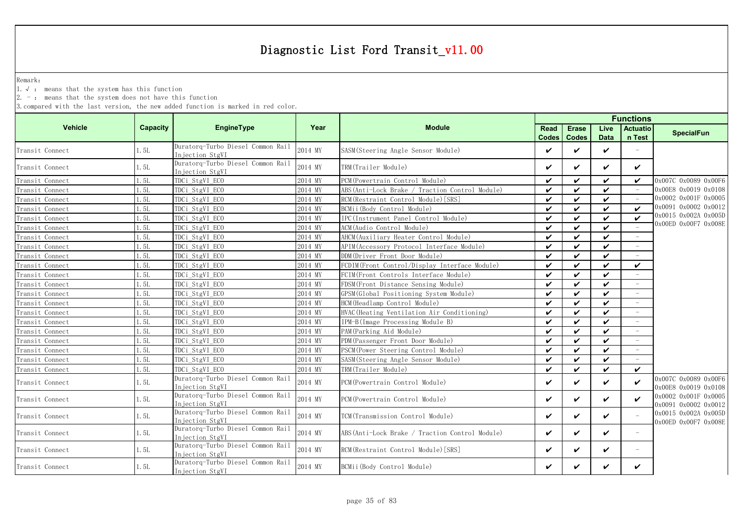# Diagnostic List Ford Transit_v11.00

Remark:

1. √ : means that the system has this function
2. - : means that the system does not have this function
3. compared with the last version, the new added function is marked in red color.

| Vehicle | Capacity | EngineType | Year | Module | Functions | | | | SpecialFun |
|---|---|---|---|---|---|---|---|---|---|
| | | | | | Read Codes | Erase Codes | Live Data | Actuation Test | |
| Transit Connect | 1.5L | Duratorq-Turbo Diesel Common Rail Injection StgVI | 2014 MY | SASM(Steering Angle Sensor Module) | ✔ | ✔ | ✔ | - | |
| Transit Connect | 1.5L | Duratorq-Turbo Diesel Common Rail Injection StgVI | 2014 MY | TRM(Trailer Module) | ✔ | ✔ | ✔ | ✔ | |
| Transit Connect | 1.5L | TDCi_StgVI_ECO | 2014 MY | PCM(Powertrain Control Module) | ✔ | ✔ | ✔ | ✔ | 0x007C 0x0089 0x00F6 0x00E8 0x0019 0x0108 0x0002 0x001F 0x0005 0x0091 0x0002 0x0012 0x0015 0x002A 0x005D 0x00ED 0x00F7 0x008E |
| Transit Connect | 1.5L | TDCi_StgVI_ECO | 2014 MY | ABS(Anti-Lock Brake / Traction Control Module) | ✔ | ✔ | ✔ | - | |
| Transit Connect | 1.5L | TDCi_StgVI_ECO | 2014 MY | RCM(Restraint Control Module)[SRS] | ✔ | ✔ | ✔ | - | |
| Transit Connect | 1.5L | TDCi_StgVI_ECO | 2014 MY | BCMii(Body Control Module) | ✔ | ✔ | ✔ | ✔ | |
| Transit Connect | 1.5L | TDCi_StgVI_ECO | 2014 MY | IPC(Instrument Panel Control Module) | ✔ | ✔ | ✔ | ✔ | |
| Transit Connect | 1.5L | TDCi_StgVI_ECO | 2014 MY | ACM(Audio Control Module) | ✔ | ✔ | ✔ | - | |
| Transit Connect | 1.5L | TDCi_StgVI_ECO | 2014 MY | AHCM(Auxiliary Heater Control Module) | ✔ | ✔ | ✔ | - | |
| Transit Connect | 1.5L | TDCi_StgVI_ECO | 2014 MY | APIM(Accessory Protocol Interface Module) | ✔ | ✔ | ✔ | - | |
| Transit Connect | 1.5L | TDCi_StgVI_ECO | 2014 MY | DDM(Driver Front Door Module) | ✔ | ✔ | ✔ | - | |
| Transit Connect | 1.5L | TDCi_StgVI_ECO | 2014 MY | FCDIM(Front Control/Display Interface Module) | ✔ | ✔ | ✔ | ✔ | |
| Transit Connect | 1.5L | TDCi_StgVI_ECO | 2014 MY | FCIM(Front Controls Interface Module) | ✔ | ✔ | ✔ | - | |
| Transit Connect | 1.5L | TDCi_StgVI_ECO | 2014 MY | FDSM(Front Distance Sensing Module) | ✔ | ✔ | ✔ | - | |
| Transit Connect | 1.5L | TDCi_StgVI_ECO | 2014 MY | GPSM(Global Positioning System Module) | ✔ | ✔ | ✔ | - | |
| Transit Connect | 1.5L | TDCi_StgVI_ECO | 2014 MY | HCM(Headlamp Control Module) | ✔ | ✔ | ✔ | - | |
| Transit Connect | 1.5L | TDCi_StgVI_ECO | 2014 MY | HVAC(Heating Ventilation Air Conditioning) | ✔ | ✔ | ✔ | - | |
| Transit Connect | 1.5L | TDCi_StgVI_ECO | 2014 MY | IPM-B(Image Processing Module B) | ✔ | ✔ | ✔ | - | |
| Transit Connect | 1.5L | TDCi_StgVI_ECO | 2014 MY | PAM(Parking Aid Module) | ✔ | ✔ | ✔ | - | |
| Transit Connect | 1.5L | TDCi_StgVI_ECO | 2014 MY | PDM(Passenger Front Door Module) | ✔ | ✔ | ✔ | - | |
| Transit Connect | 1.5L | TDCi_StgVI_ECO | 2014 MY | PSCM(Power Steering Control Module) | ✔ | ✔ | ✔ | - | |
| Transit Connect | 1.5L | TDCi_StgVI_ECO | 2014 MY | SASM(Steering Angle Sensor Module) | ✔ | ✔ | ✔ | - | |
| Transit Connect | 1.5L | TDCi_StgVI_ECO | 2014 MY | TRM(Trailer Module) | ✔ | ✔ | ✔ | ✔ | |
| Transit Connect | 1.5L | Duratorq-Turbo Diesel Common Rail Injection StgVI | 2014 MY | PCM(Powertrain Control Module) | ✔ | ✔ | ✔ | ✔ | 0x007C 0x0089 0x00F6 0x00E8 0x0019 0x0108 0x0002 0x001F 0x0005 0x0091 0x0002 0x0012 0x0015 0x002A 0x005D 0x00ED 0x00F7 0x008E |
| Transit Connect | 1.5L | Duratorq-Turbo Diesel Common Rail Injection StgVI | 2014 MY | PCM(Powertrain Control Module) | ✔ | ✔ | ✔ | ✔ | |
| Transit Connect | 1.5L | Duratorq-Turbo Diesel Common Rail Injection StgVI | 2014 MY | TCM(Transmission Control Module) | ✔ | ✔ | ✔ | - | |
| Transit Connect | 1.5L | Duratorq-Turbo Diesel Common Rail Injection StgVI | 2014 MY | ABS(Anti-Lock Brake / Traction Control Module) | ✔ | ✔ | ✔ | - | |
| Transit Connect | 1.5L | Duratorq-Turbo Diesel Common Rail Injection StgVI | 2014 MY | RCM(Restraint Control Module)[SRS] | ✔ | ✔ | ✔ | - | |
| Transit Connect | 1.5L | Duratorq-Turbo Diesel Common Rail Injection StgVI | 2014 MY | BCMii(Body Control Module) | ✔ | ✔ | ✔ | ✔ | |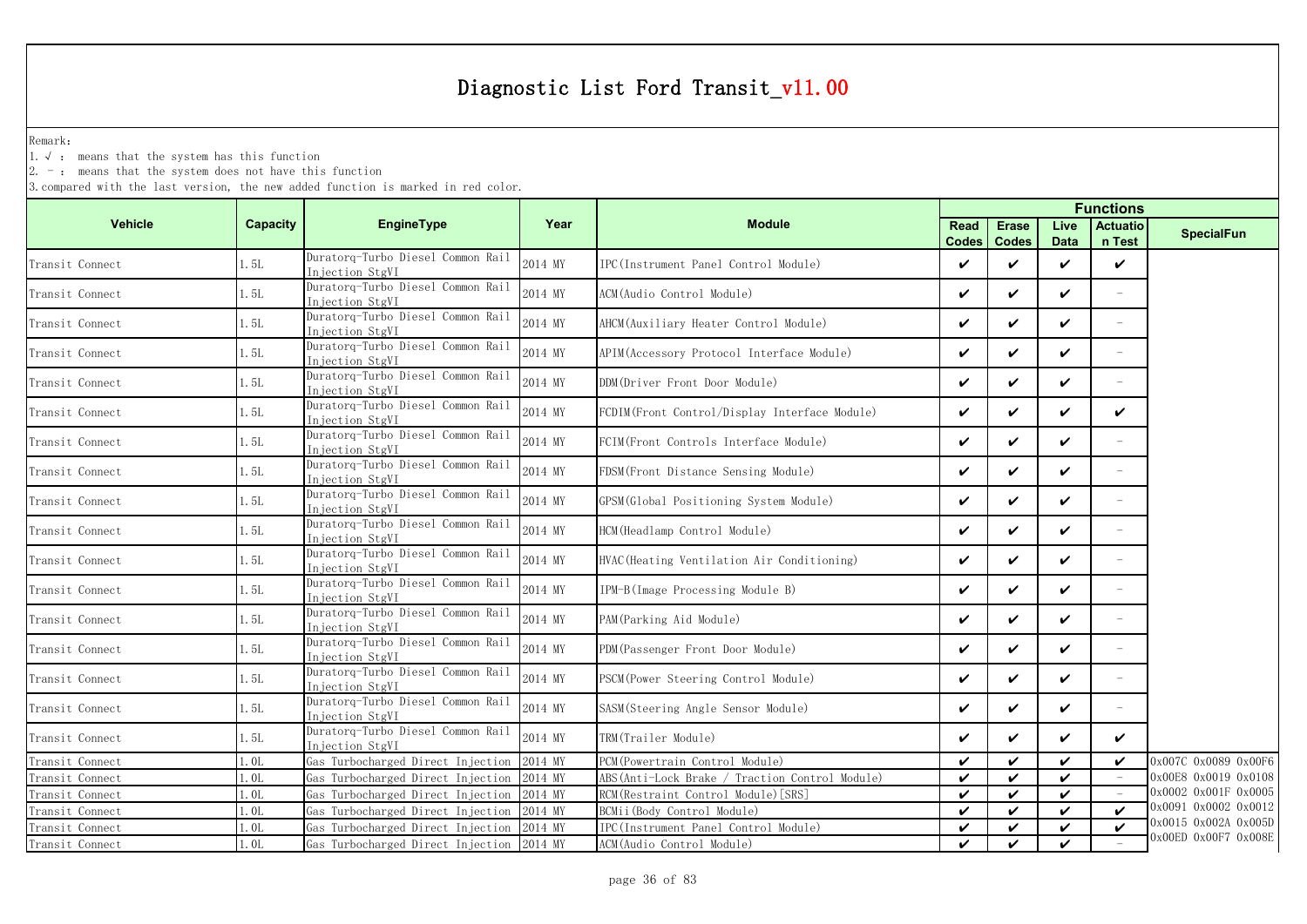# Diagnostic List Ford Transit_v11.00

Remark:

1. √ : means that the system has this function
2. - : means that the system does not have this function
3. compared with the last version, the new added function is marked in red color.

| Vehicle | Capacity | EngineType | Year | Module | Functions | | | | SpecialFun |
|---|---|---|---|---|---|---|---|---|---|
| | | | | | Read Codes | Erase Codes | Live Data | Actuation Test | |
| Transit Connect | 1.5L | Duratorq-Turbo Diesel Common Rail Injection StgVI | 2014 MY | IPC(Instrument Panel Control Module) | ✔ | ✔ | ✔ | ✔ | |
| Transit Connect | 1.5L | Duratorq-Turbo Diesel Common Rail Injection StgVI | 2014 MY | ACM(Audio Control Module) | ✔ | ✔ | ✔ | - | |
| Transit Connect | 1.5L | Duratorq-Turbo Diesel Common Rail Injection StgVI | 2014 MY | AHCM(Auxiliary Heater Control Module) | ✔ | ✔ | ✔ | - | |
| Transit Connect | 1.5L | Duratorq-Turbo Diesel Common Rail Injection StgVI | 2014 MY | APIM(Accessory Protocol Interface Module) | ✔ | ✔ | ✔ | - | |
| Transit Connect | 1.5L | Duratorq-Turbo Diesel Common Rail Injection StgVI | 2014 MY | DDM(Driver Front Door Module) | ✔ | ✔ | ✔ | - | |
| Transit Connect | 1.5L | Duratorq-Turbo Diesel Common Rail Injection StgVI | 2014 MY | FCDIM(Front Control/Display Interface Module) | ✔ | ✔ | ✔ | ✔ | |
| Transit Connect | 1.5L | Duratorq-Turbo Diesel Common Rail Injection StgVI | 2014 MY | FCIM(Front Controls Interface Module) | ✔ | ✔ | ✔ | - | |
| Transit Connect | 1.5L | Duratorq-Turbo Diesel Common Rail Injection StgVI | 2014 MY | FDSM(Front Distance Sensing Module) | ✔ | ✔ | ✔ | - | |
| Transit Connect | 1.5L | Duratorq-Turbo Diesel Common Rail Injection StgVI | 2014 MY | GPSM(Global Positioning System Module) | ✔ | ✔ | ✔ | - | |
| Transit Connect | 1.5L | Duratorq-Turbo Diesel Common Rail Injection StgVI | 2014 MY | HCM(Headlamp Control Module) | ✔ | ✔ | ✔ | - | |
| Transit Connect | 1.5L | Duratorq-Turbo Diesel Common Rail Injection StgVI | 2014 MY | HVAC(Heating Ventilation Air Conditioning) | ✔ | ✔ | ✔ | - | |
| Transit Connect | 1.5L | Duratorq-Turbo Diesel Common Rail Injection StgVI | 2014 MY | IPM-B(Image Processing Module B) | ✔ | ✔ | ✔ | - | |
| Transit Connect | 1.5L | Duratorq-Turbo Diesel Common Rail Injection StgVI | 2014 MY | PAM(Parking Aid Module) | ✔ | ✔ | ✔ | - | |
| Transit Connect | 1.5L | Duratorq-Turbo Diesel Common Rail Injection StgVI | 2014 MY | PDM(Passenger Front Door Module) | ✔ | ✔ | ✔ | - | |
| Transit Connect | 1.5L | Duratorq-Turbo Diesel Common Rail Injection StgVI | 2014 MY | PSCM(Power Steering Control Module) | ✔ | ✔ | ✔ | - | |
| Transit Connect | 1.5L | Duratorq-Turbo Diesel Common Rail Injection StgVI | 2014 MY | SASM(Steering Angle Sensor Module) | ✔ | ✔ | ✔ | - | |
| Transit Connect | 1.5L | Duratorq-Turbo Diesel Common Rail Injection StgVI | 2014 MY | TRM(Trailer Module) | ✔ | ✔ | ✔ | ✔ | |
| Transit Connect | 1.0L | Gas Turbocharged Direct Injection | 2014 MY | PCM(Powertrain Control Module) | ✔ | ✔ | ✔ | ✔ | 0x007C 0x0089 0x00F6 0x00E8 0x0019 0x0108 0x0002 0x001F 0x0005 0x0091 0x0002 0x0012 0x0015 0x002A 0x005D 0x00ED 0x00F7 0x008E |
| Transit Connect | 1.0L | Gas Turbocharged Direct Injection | 2014 MY | ABS(Anti-Lock Brake / Traction Control Module) | ✔ | ✔ | ✔ | - | |
| Transit Connect | 1.0L | Gas Turbocharged Direct Injection | 2014 MY | RCM(Restraint Control Module)[SRS] | ✔ | ✔ | ✔ | - | |
| Transit Connect | 1.0L | Gas Turbocharged Direct Injection | 2014 MY | BCMii(Body Control Module) | ✔ | ✔ | ✔ | ✔ | |
| Transit Connect | 1.0L | Gas Turbocharged Direct Injection | 2014 MY | IPC(Instrument Panel Control Module) | ✔ | ✔ | ✔ | ✔ | |
| Transit Connect | 1.0L | Gas Turbocharged Direct Injection | 2014 MY | ACM(Audio Control Module) | ✔ | ✔ | ✔ | - | |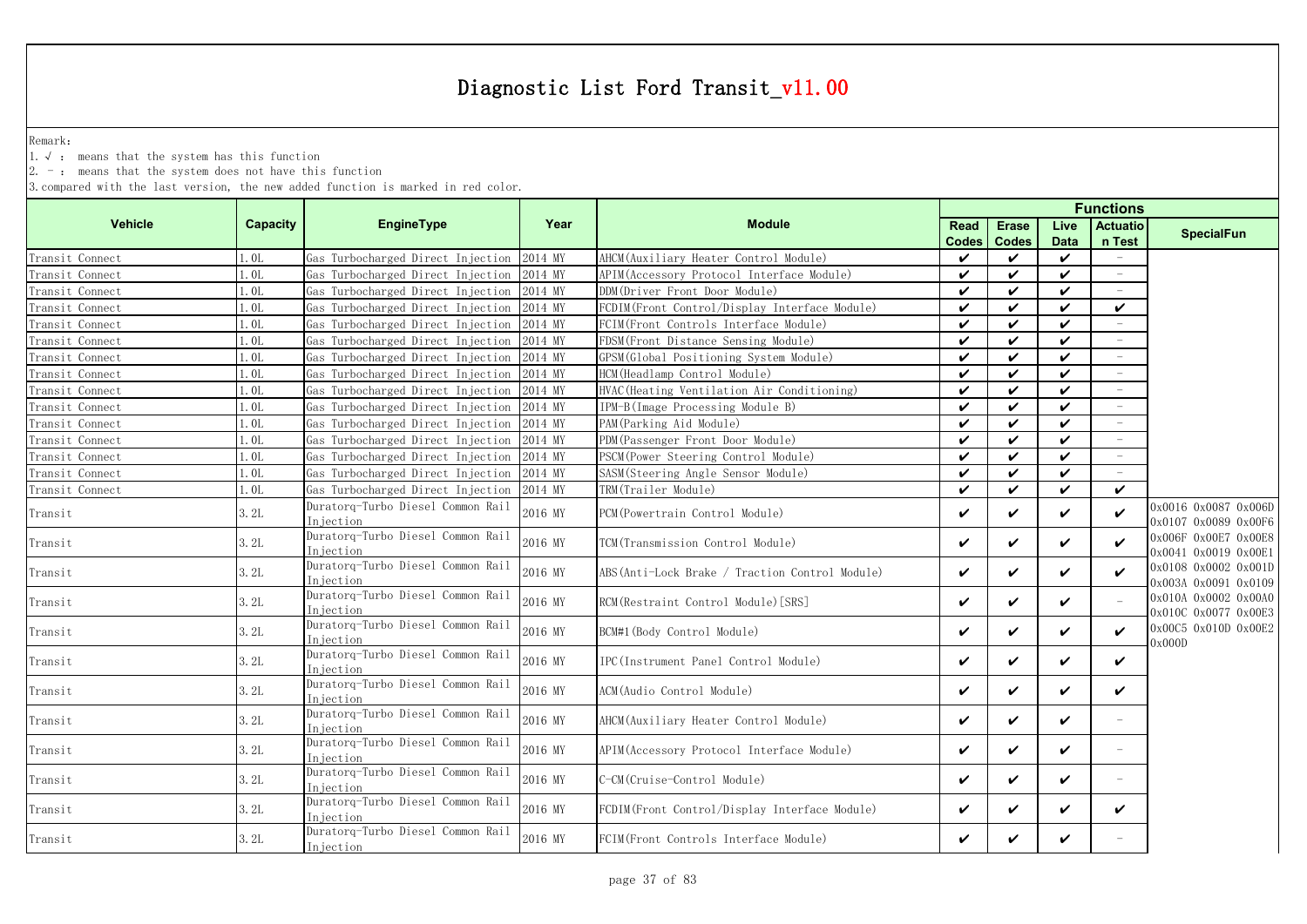# Diagnostic List Ford Transit_v11.00

Remark:

1. √ : means that the system has this function
2. - : means that the system does not have this function
3. compared with the last version, the new added function is marked in red color.

| Vehicle | Capacity | EngineType | Year | Module | Functions | | | | |
|---|---|---|---|---|---|---|---|---|---|
| | | | | | Read Codes | Erase Codes | Live Data | Actuation Test | SpecialFun |
| Transit Connect | 1.0L | Gas Turbocharged Direct Injection | 2014 MY | AHCM(Auxiliary Heater Control Module) | ✔ | ✔ | ✔ | - | |
| Transit Connect | 1.0L | Gas Turbocharged Direct Injection | 2014 MY | APIM(Accessory Protocol Interface Module) | ✔ | ✔ | ✔ | - | |
| Transit Connect | 1.0L | Gas Turbocharged Direct Injection | 2014 MY | DDM(Driver Front Door Module) | ✔ | ✔ | ✔ | - | |
| Transit Connect | 1.0L | Gas Turbocharged Direct Injection | 2014 MY | FCDIM(Front Control/Display Interface Module) | ✔ | ✔ | ✔ | ✔ | |
| Transit Connect | 1.0L | Gas Turbocharged Direct Injection | 2014 MY | FCIM(Front Controls Interface Module) | ✔ | ✔ | ✔ | - | |
| Transit Connect | 1.0L | Gas Turbocharged Direct Injection | 2014 MY | FDSM(Front Distance Sensing Module) | ✔ | ✔ | ✔ | - | |
| Transit Connect | 1.0L | Gas Turbocharged Direct Injection | 2014 MY | GPSM(Global Positioning System Module) | ✔ | ✔ | ✔ | - | |
| Transit Connect | 1.0L | Gas Turbocharged Direct Injection | 2014 MY | HCM(Headlamp Control Module) | ✔ | ✔ | ✔ | - | |
| Transit Connect | 1.0L | Gas Turbocharged Direct Injection | 2014 MY | HVAC(Heating Ventilation Air Conditioning) | ✔ | ✔ | ✔ | - | |
| Transit Connect | 1.0L | Gas Turbocharged Direct Injection | 2014 MY | IPM-B(Image Processing Module B) | ✔ | ✔ | ✔ | - | |
| Transit Connect | 1.0L | Gas Turbocharged Direct Injection | 2014 MY | PAM(Parking Aid Module) | ✔ | ✔ | ✔ | - | |
| Transit Connect | 1.0L | Gas Turbocharged Direct Injection | 2014 MY | PDM(Passenger Front Door Module) | ✔ | ✔ | ✔ | - | |
| Transit Connect | 1.0L | Gas Turbocharged Direct Injection | 2014 MY | PSCM(Power Steering Control Module) | ✔ | ✔ | ✔ | - | |
| Transit Connect | 1.0L | Gas Turbocharged Direct Injection | 2014 MY | SASM(Steering Angle Sensor Module) | ✔ | ✔ | ✔ | - | |
| Transit Connect | 1.0L | Gas Turbocharged Direct Injection | 2014 MY | TRM(Trailer Module) | ✔ | ✔ | ✔ | ✔ | |
| Transit | 3.2L | Duratorq-Turbo Diesel Common Rail Injection | 2016 MY | PCM(Powertrain Control Module) | ✔ | ✔ | ✔ | ✔ | 0x0016 0x0087 0x006D 0x0107 0x0089 0x00F6 0x006F 0x00E7 0x00E8 0x0041 0x0019 0x00E1 0x0108 0x0002 0x001D 0x003A 0x0091 0x0109 0x010A 0x0002 0x00A0 0x010C 0x0077 0x00E3 0x00C5 0x010D 0x00E2 0x000D |
| Transit | 3.2L | Duratorq-Turbo Diesel Common Rail Injection | 2016 MY | TCM(Transmission Control Module) | ✔ | ✔ | ✔ | ✔ | |
| Transit | 3.2L | Duratorq-Turbo Diesel Common Rail Injection | 2016 MY | ABS(Anti-Lock Brake / Traction Control Module) | ✔ | ✔ | ✔ | ✔ | |
| Transit | 3.2L | Duratorq-Turbo Diesel Common Rail Injection | 2016 MY | RCM(Restraint Control Module)[SRS] | ✔ | ✔ | ✔ | - | |
| Transit | 3.2L | Duratorq-Turbo Diesel Common Rail Injection | 2016 MY | BCM#1(Body Control Module) | ✔ | ✔ | ✔ | ✔ | |
| Transit | 3.2L | Duratorq-Turbo Diesel Common Rail Injection | 2016 MY | IPC(Instrument Panel Control Module) | ✔ | ✔ | ✔ | ✔ | |
| Transit | 3.2L | Duratorq-Turbo Diesel Common Rail Injection | 2016 MY | ACM(Audio Control Module) | ✔ | ✔ | ✔ | ✔ | |
| Transit | 3.2L | Duratorq-Turbo Diesel Common Rail Injection | 2016 MY | AHCM(Auxiliary Heater Control Module) | ✔ | ✔ | ✔ | - | |
| Transit | 3.2L | Duratorq-Turbo Diesel Common Rail Injection | 2016 MY | APIM(Accessory Protocol Interface Module) | ✔ | ✔ | ✔ | - | |
| Transit | 3.2L | Duratorq-Turbo Diesel Common Rail Injection | 2016 MY | C-CM(Cruise-Control Module) | ✔ | ✔ | ✔ | - | |
| Transit | 3.2L | Duratorq-Turbo Diesel Common Rail Injection | 2016 MY | FCDIM(Front Control/Display Interface Module) | ✔ | ✔ | ✔ | ✔ | |
| Transit | 3.2L | Duratorq-Turbo Diesel Common Rail Injection | 2016 MY | FCIM(Front Controls Interface Module) | ✔ | ✔ | ✔ | - | |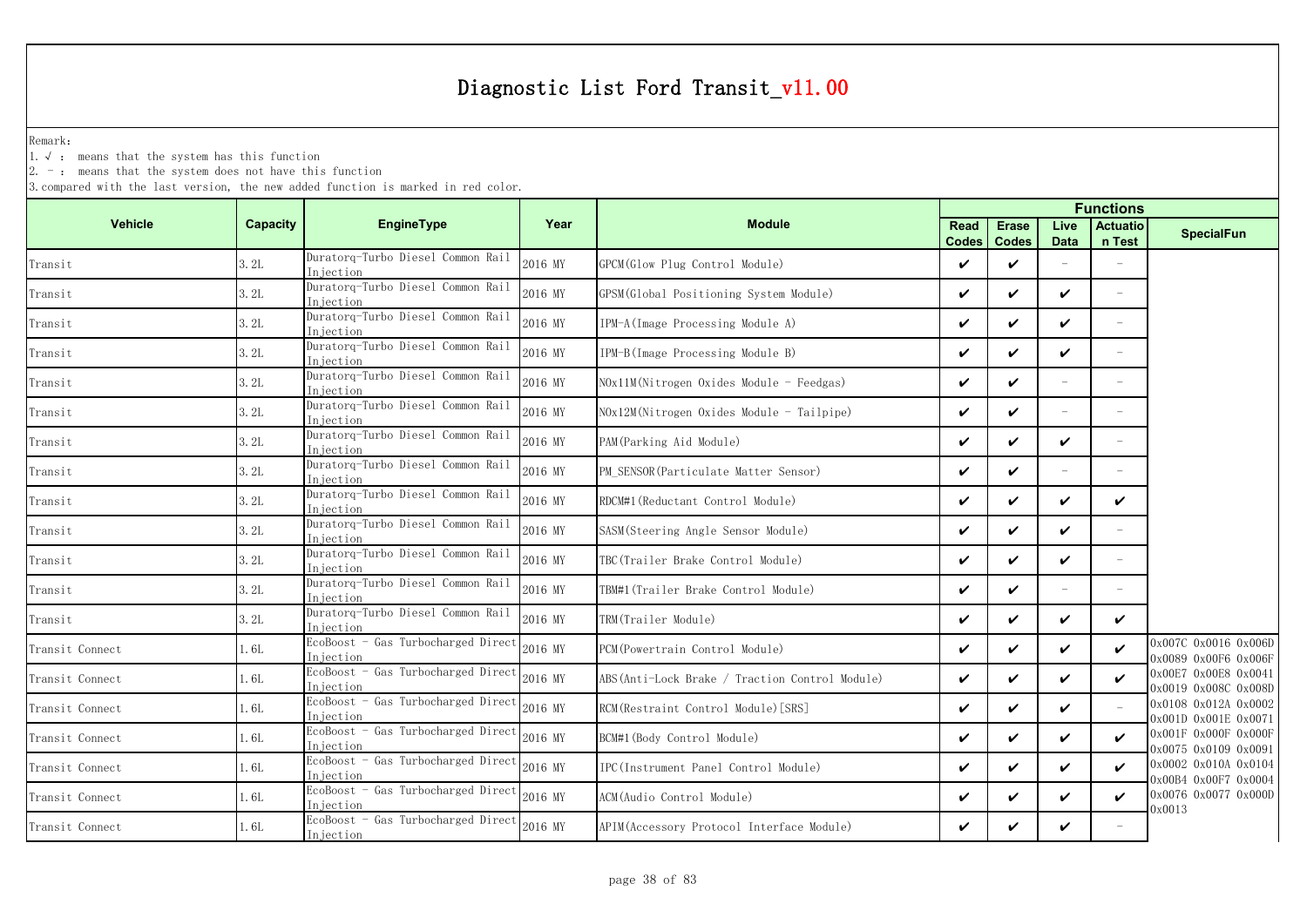# Diagnostic List Ford Transit_v11.00

Remark:

1. √ : means that the system has this function
2. - : means that the system does not have this function
3. compared with the last version, the new added function is marked in red color.

| Vehicle | Capacity | EngineType | Year | Module | Functions | | | | SpecialFun |
|---|---|---|---|---|---|---|---|---|---|
| | | | | | Read Codes | Erase Codes | Live Data | Actuation Test | |
| Transit | 3.2L | Duratorq-Turbo Diesel Common Rail Injection | 2016 MY | GPCM(Glow Plug Control Module) | ✔ | ✔ | - | - | |
| Transit | 3.2L | Duratorq-Turbo Diesel Common Rail Injection | 2016 MY | GPSM(Global Positioning System Module) | ✔ | ✔ | ✔ | - | |
| Transit | 3.2L | Duratorq-Turbo Diesel Common Rail Injection | 2016 MY | IPM-A(Image Processing Module A) | ✔ | ✔ | ✔ | - | |
| Transit | 3.2L | Duratorq-Turbo Diesel Common Rail Injection | 2016 MY | IPM-B(Image Processing Module B) | ✔ | ✔ | ✔ | - | |
| Transit | 3.2L | Duratorq-Turbo Diesel Common Rail Injection | 2016 MY | NOx11M(Nitrogen Oxides Module - Feedgas) | ✔ | ✔ | - | - | |
| Transit | 3.2L | Duratorq-Turbo Diesel Common Rail Injection | 2016 MY | NOx12M(Nitrogen Oxides Module - Tailpipe) | ✔ | ✔ | - | - | |
| Transit | 3.2L | Duratorq-Turbo Diesel Common Rail Injection | 2016 MY | PAM(Parking Aid Module) | ✔ | ✔ | ✔ | - | |
| Transit | 3.2L | Duratorq-Turbo Diesel Common Rail Injection | 2016 MY | PM_SENSOR(Particulate Matter Sensor) | ✔ | ✔ | - | - | |
| Transit | 3.2L | Duratorq-Turbo Diesel Common Rail Injection | 2016 MY | RDCM#1(Reductant Control Module) | ✔ | ✔ | ✔ | ✔ | |
| Transit | 3.2L | Duratorq-Turbo Diesel Common Rail Injection | 2016 MY | SASM(Steering Angle Sensor Module) | ✔ | ✔ | ✔ | - | |
| Transit | 3.2L | Duratorq-Turbo Diesel Common Rail Injection | 2016 MY | TBC(Trailer Brake Control Module) | ✔ | ✔ | ✔ | - | |
| Transit | 3.2L | Duratorq-Turbo Diesel Common Rail Injection | 2016 MY | TBM#1(Trailer Brake Control Module) | ✔ | ✔ | - | - | |
| Transit | 3.2L | Duratorq-Turbo Diesel Common Rail Injection | 2016 MY | TRM(Trailer Module) | ✔ | ✔ | ✔ | ✔ | |
| Transit Connect | 1.6L | EcoBoost - Gas Turbocharged Direct Injection | 2016 MY | PCM(Powertrain Control Module) | ✔ | ✔ | ✔ | ✔ | 0x007C 0x0016 0x006D 0x0089 0x00F6 0x006F 0x00E7 0x00E8 0x0041 0x0019 0x008C 0x008D 0x0108 0x012A 0x0002 0x001D 0x001E 0x0071 0x001F 0x000F 0x000F 0x0075 0x0109 0x0091 0x0002 0x010A 0x0104 0x00B4 0x00F7 0x0004 0x0076 0x0077 0x000D 0x0013 |
| Transit Connect | 1.6L | EcoBoost - Gas Turbocharged Direct Injection | 2016 MY | ABS(Anti-Lock Brake / Traction Control Module) | ✔ | ✔ | ✔ | ✔ | |
| Transit Connect | 1.6L | EcoBoost - Gas Turbocharged Direct Injection | 2016 MY | RCM(Restraint Control Module)[SRS] | ✔ | ✔ | ✔ | - | |
| Transit Connect | 1.6L | EcoBoost - Gas Turbocharged Direct Injection | 2016 MY | BCM#1(Body Control Module) | ✔ | ✔ | ✔ | ✔ | |
| Transit Connect | 1.6L | EcoBoost - Gas Turbocharged Direct Injection | 2016 MY | IPC(Instrument Panel Control Module) | ✔ | ✔ | ✔ | ✔ | |
| Transit Connect | 1.6L | EcoBoost - Gas Turbocharged Direct Injection | 2016 MY | ACM(Audio Control Module) | ✔ | ✔ | ✔ | ✔ | |
| Transit Connect | 1.6L | EcoBoost - Gas Turbocharged Direct Injection | 2016 MY | APIM(Accessory Protocol Interface Module) | ✔ | ✔ | ✔ | - | |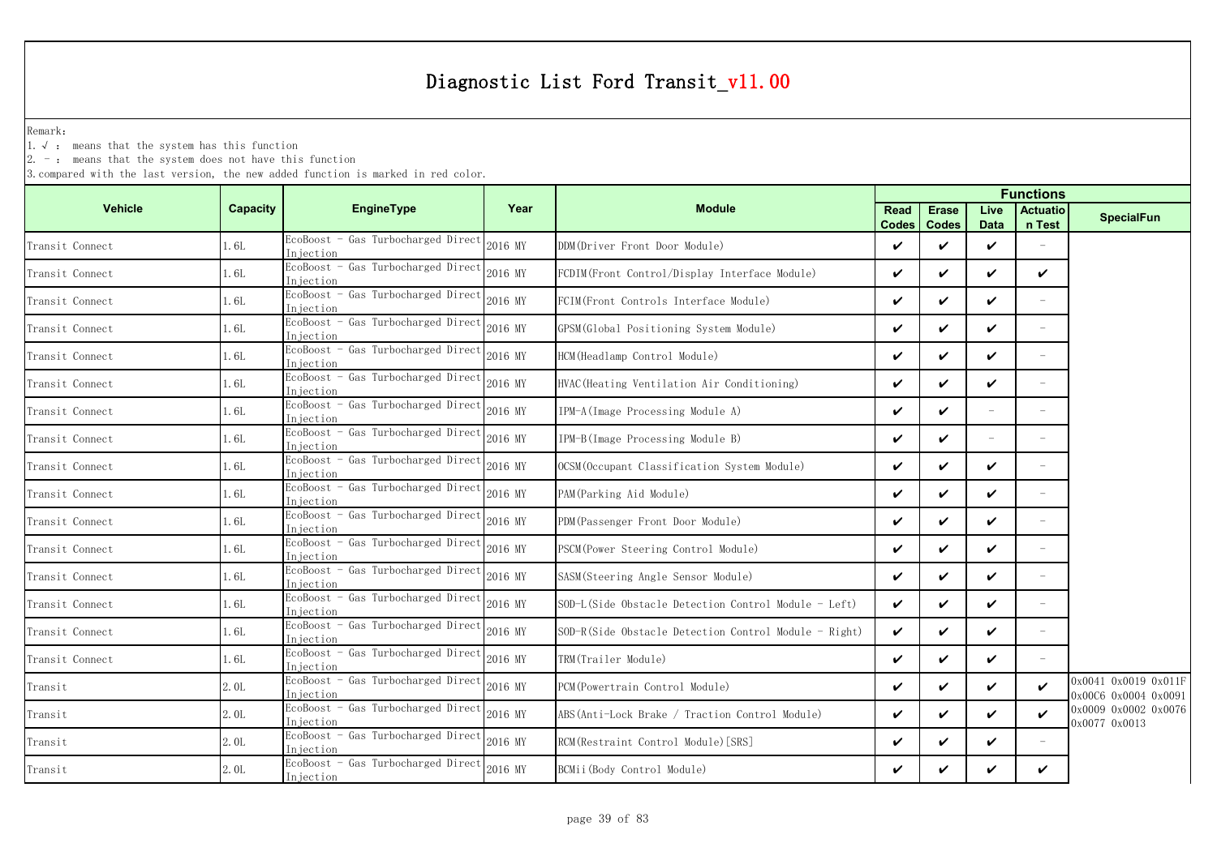# Diagnostic List Ford Transit_v11.00

Remark:

1. √ : means that the system has this function
2. - : means that the system does not have this function
3. compared with the last version, the new added function is marked in red color.

| Vehicle | Capacity | EngineType | Year | Module | Functions | | | | |
|---|---|---|---|---|---|---|---|---|---|
| | | | | | Read Codes | Erase Codes | Live Data | Actuation Test | SpecialFun |
| Transit Connect | 1.6L | EcoBoost - Gas Turbocharged Direct Injection | 2016 MY | DDM(Driver Front Door Module) | ✔ | ✔ | ✔ | - | |
| Transit Connect | 1.6L | EcoBoost - Gas Turbocharged Direct Injection | 2016 MY | FCDIM(Front Control/Display Interface Module) | ✔ | ✔ | ✔ | ✔ | |
| Transit Connect | 1.6L | EcoBoost - Gas Turbocharged Direct Injection | 2016 MY | FCIM(Front Controls Interface Module) | ✔ | ✔ | ✔ | - | |
| Transit Connect | 1.6L | EcoBoost - Gas Turbocharged Direct Injection | 2016 MY | GPSM(Global Positioning System Module) | ✔ | ✔ | ✔ | - | |
| Transit Connect | 1.6L | EcoBoost - Gas Turbocharged Direct Injection | 2016 MY | HCM(Headlamp Control Module) | ✔ | ✔ | ✔ | - | |
| Transit Connect | 1.6L | EcoBoost - Gas Turbocharged Direct Injection | 2016 MY | HVAC(Heating Ventilation Air Conditioning) | ✔ | ✔ | ✔ | - | |
| Transit Connect | 1.6L | EcoBoost - Gas Turbocharged Direct Injection | 2016 MY | IPM-A(Image Processing Module A) | ✔ | ✔ | - | - | |
| Transit Connect | 1.6L | EcoBoost - Gas Turbocharged Direct Injection | 2016 MY | IPM-B(Image Processing Module B) | ✔ | ✔ | - | - | |
| Transit Connect | 1.6L | EcoBoost - Gas Turbocharged Direct Injection | 2016 MY | OCSM(Occupant Classification System Module) | ✔ | ✔ | ✔ | - | |
| Transit Connect | 1.6L | EcoBoost - Gas Turbocharged Direct Injection | 2016 MY | PAM(Parking Aid Module) | ✔ | ✔ | ✔ | - | |
| Transit Connect | 1.6L | EcoBoost - Gas Turbocharged Direct Injection | 2016 MY | PDM(Passenger Front Door Module) | ✔ | ✔ | ✔ | - | |
| Transit Connect | 1.6L | EcoBoost - Gas Turbocharged Direct Injection | 2016 MY | PSCM(Power Steering Control Module) | ✔ | ✔ | ✔ | - | |
| Transit Connect | 1.6L | EcoBoost - Gas Turbocharged Direct Injection | 2016 MY | SASM(Steering Angle Sensor Module) | ✔ | ✔ | ✔ | - | |
| Transit Connect | 1.6L | EcoBoost - Gas Turbocharged Direct Injection | 2016 MY | SOD-L(Side Obstacle Detection Control Module - Left) | ✔ | ✔ | ✔ | - | |
| Transit Connect | 1.6L | EcoBoost - Gas Turbocharged Direct Injection | 2016 MY | SOD-R(Side Obstacle Detection Control Module - Right) | ✔ | ✔ | ✔ | - | |
| Transit Connect | 1.6L | EcoBoost - Gas Turbocharged Direct Injection | 2016 MY | TRM(Trailer Module) | ✔ | ✔ | ✔ | - | |
| Transit | 2.0L | EcoBoost - Gas Turbocharged Direct Injection | 2016 MY | PCM(Powertrain Control Module) | ✔ | ✔ | ✔ | ✔ | 0x0041 0x0019 0x011F 0x00C6 0x0004 0x0091 0x0009 0x0002 0x0076 0x0077 0x0013 |
| Transit | 2.0L | EcoBoost - Gas Turbocharged Direct Injection | 2016 MY | ABS(Anti-Lock Brake / Traction Control Module) | ✔ | ✔ | ✔ | ✔ | |
| Transit | 2.0L | EcoBoost - Gas Turbocharged Direct Injection | 2016 MY | RCM(Restraint Control Module)[SRS] | ✔ | ✔ | ✔ | - | |
| Transit | 2.0L | EcoBoost - Gas Turbocharged Direct Injection | 2016 MY | BCMii(Body Control Module) | ✔ | ✔ | ✔ | ✔ | |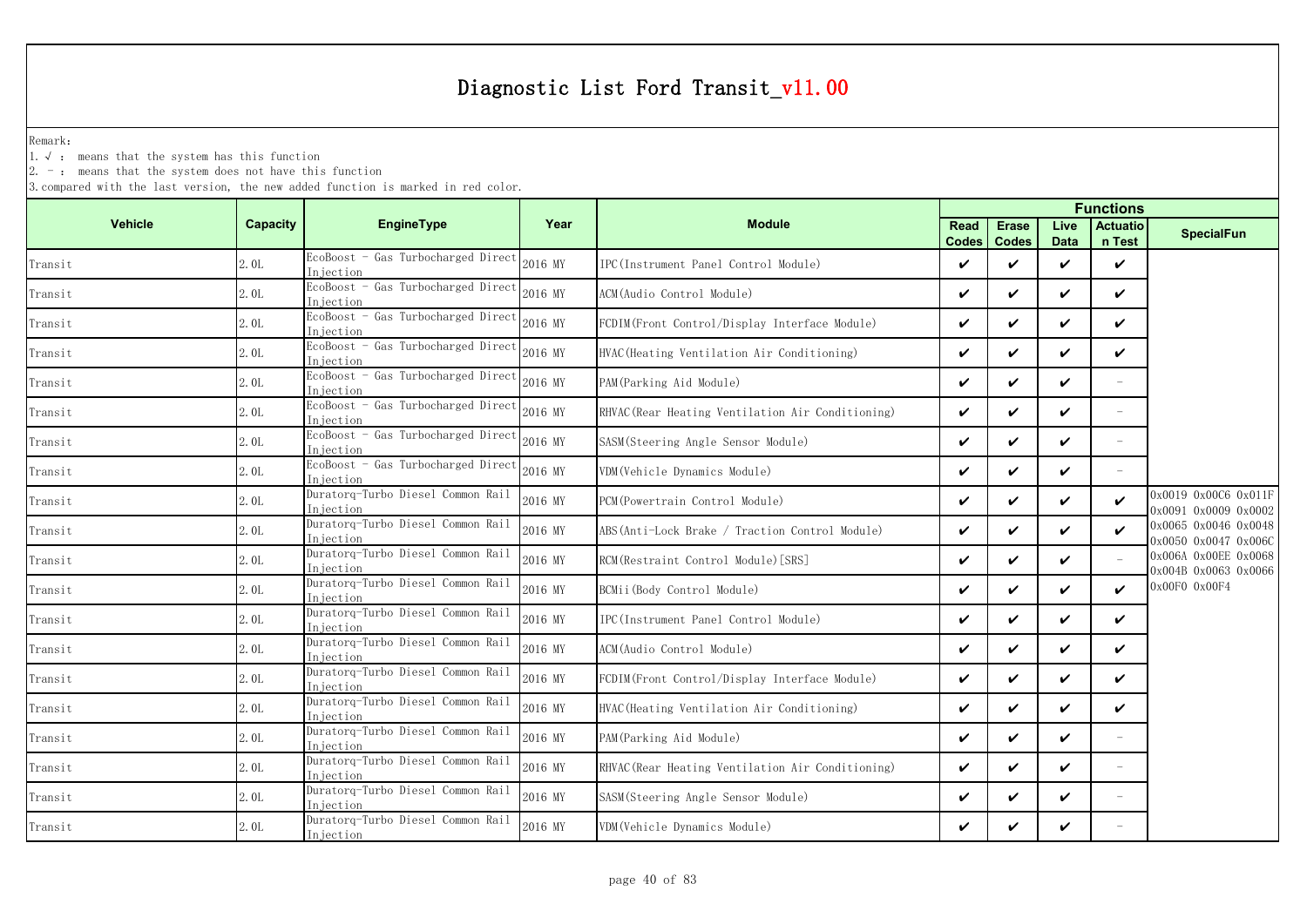# Diagnostic List Ford Transit_v11.00

Remark:

1. √ : means that the system has this function
2. - : means that the system does not have this function
3. compared with the last version, the new added function is marked in red color.

| Vehicle | Capacity | EngineType | Year | Module | Functions | | | | |
|---|---|---|---|---|---|---|---|---|---|
| | | | | | Read Codes | Erase Codes | Live Data | Actuation Test | SpecialFun |
| Transit | 2.0L | EcoBoost - Gas Turbocharged Direct Injection | 2016 MY | IPC(Instrument Panel Control Module) | ✔ | ✔ | ✔ | ✔ | |
| Transit | 2.0L | EcoBoost - Gas Turbocharged Direct Injection | 2016 MY | ACM(Audio Control Module) | ✔ | ✔ | ✔ | ✔ | |
| Transit | 2.0L | EcoBoost - Gas Turbocharged Direct Injection | 2016 MY | FCDIM(Front Control/Display Interface Module) | ✔ | ✔ | ✔ | ✔ | |
| Transit | 2.0L | EcoBoost - Gas Turbocharged Direct Injection | 2016 MY | HVAC(Heating Ventilation Air Conditioning) | ✔ | ✔ | ✔ | ✔ | |
| Transit | 2.0L | EcoBoost - Gas Turbocharged Direct Injection | 2016 MY | PAM(Parking Aid Module) | ✔ | ✔ | ✔ | - | |
| Transit | 2.0L | EcoBoost - Gas Turbocharged Direct Injection | 2016 MY | RHVAC(Rear Heating Ventilation Air Conditioning) | ✔ | ✔ | ✔ | - | |
| Transit | 2.0L | EcoBoost - Gas Turbocharged Direct Injection | 2016 MY | SASM(Steering Angle Sensor Module) | ✔ | ✔ | ✔ | - | |
| Transit | 2.0L | EcoBoost - Gas Turbocharged Direct Injection | 2016 MY | VDM(Vehicle Dynamics Module) | ✔ | ✔ | ✔ | - | |
| Transit | 2.0L | Duratorq-Turbo Diesel Common Rail Injection | 2016 MY | PCM(Powertrain Control Module) | ✔ | ✔ | ✔ | ✔ | 0x0019 0x00C6 0x011F 0x0091 0x0009 0x0002 0x0065 0x0046 0x0048 0x0050 0x0047 0x006C 0x006A 0x00EE 0x0068 0x004B 0x0063 0x0066 0x00F0 0x00F4 |
| Transit | 2.0L | Duratorq-Turbo Diesel Common Rail Injection | 2016 MY | ABS(Anti-Lock Brake / Traction Control Module) | ✔ | ✔ | ✔ | ✔ | |
| Transit | 2.0L | Duratorq-Turbo Diesel Common Rail Injection | 2016 MY | RCM(Restraint Control Module)[SRS] | ✔ | ✔ | ✔ | - | |
| Transit | 2.0L | Duratorq-Turbo Diesel Common Rail Injection | 2016 MY | BCMii(Body Control Module) | ✔ | ✔ | ✔ | ✔ | |
| Transit | 2.0L | Duratorq-Turbo Diesel Common Rail Injection | 2016 MY | IPC(Instrument Panel Control Module) | ✔ | ✔ | ✔ | ✔ | |
| Transit | 2.0L | Duratorq-Turbo Diesel Common Rail Injection | 2016 MY | ACM(Audio Control Module) | ✔ | ✔ | ✔ | ✔ | |
| Transit | 2.0L | Duratorq-Turbo Diesel Common Rail Injection | 2016 MY | FCDIM(Front Control/Display Interface Module) | ✔ | ✔ | ✔ | ✔ | |
| Transit | 2.0L | Duratorq-Turbo Diesel Common Rail Injection | 2016 MY | HVAC(Heating Ventilation Air Conditioning) | ✔ | ✔ | ✔ | ✔ | |
| Transit | 2.0L | Duratorq-Turbo Diesel Common Rail Injection | 2016 MY | PAM(Parking Aid Module) | ✔ | ✔ | ✔ | - | |
| Transit | 2.0L | Duratorq-Turbo Diesel Common Rail Injection | 2016 MY | RHVAC(Rear Heating Ventilation Air Conditioning) | ✔ | ✔ | ✔ | - | |
| Transit | 2.0L | Duratorq-Turbo Diesel Common Rail Injection | 2016 MY | SASM(Steering Angle Sensor Module) | ✔ | ✔ | ✔ | - | |
| Transit | 2.0L | Duratorq-Turbo Diesel Common Rail Injection | 2016 MY | VDM(Vehicle Dynamics Module) | ✔ | ✔ | ✔ | - | |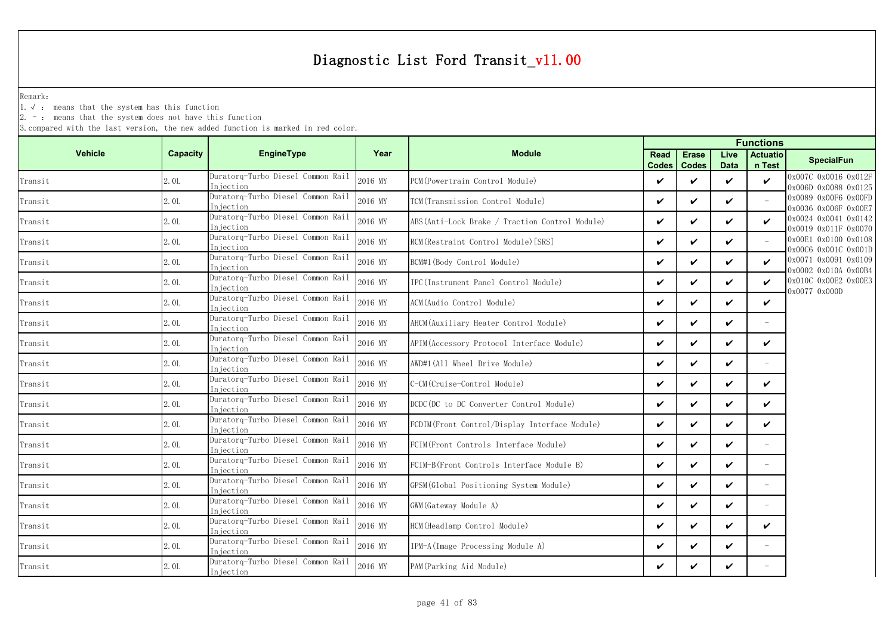# Diagnostic List Ford Transit_v11.00

Remark:

1. √ : means that the system has this function
2. - : means that the system does not have this function
3. compared with the last version, the new added function is marked in red color.

| Vehicle | Capacity | EngineType | Year | Module | Functions | | | | |
|---|---|---|---|---|---|---|---|---|---|
| | | | | | Read Codes | Erase Codes | Live Data | Actuation Test | SpecialFun |
| Transit | 2.0L | Duratorq-Turbo Diesel Common Rail Injection | 2016 MY | PCM(Powertrain Control Module) | ✔ | ✔ | ✔ | ✔ | 0x007C 0x0016 0x012F 0x006D 0x0088 0x0125 0x0089 0x00F6 0x00FD 0x0036 0x006F 0x00E7 0x0024 0x0041 0x0142 0x0019 0x011F 0x0070 0x00E1 0x0100 0x0108 0x00C6 0x001C 0x001D 0x0071 0x0091 0x0109 0x0002 0x010A 0x00B4 0x010C 0x00E2 0x00E3 0x0077 0x000D |
| Transit | 2.0L | Duratorq-Turbo Diesel Common Rail Injection | 2016 MY | TCM(Transmission Control Module) | ✔ | ✔ | ✔ | - | |
| Transit | 2.0L | Duratorq-Turbo Diesel Common Rail Injection | 2016 MY | ABS(Anti-Lock Brake / Traction Control Module) | ✔ | ✔ | ✔ | ✔ | |
| Transit | 2.0L | Duratorq-Turbo Diesel Common Rail Injection | 2016 MY | RCM(Restraint Control Module)[SRS] | ✔ | ✔ | ✔ | - | |
| Transit | 2.0L | Duratorq-Turbo Diesel Common Rail Injection | 2016 MY | BCM#1(Body Control Module) | ✔ | ✔ | ✔ | ✔ | |
| Transit | 2.0L | Duratorq-Turbo Diesel Common Rail Injection | 2016 MY | IPC(Instrument Panel Control Module) | ✔ | ✔ | ✔ | ✔ | |
| Transit | 2.0L | Duratorq-Turbo Diesel Common Rail Injection | 2016 MY | ACM(Audio Control Module) | ✔ | ✔ | ✔ | ✔ | |
| Transit | 2.0L | Duratorq-Turbo Diesel Common Rail Injection | 2016 MY | AHCM(Auxiliary Heater Control Module) | ✔ | ✔ | ✔ | - | |
| Transit | 2.0L | Duratorq-Turbo Diesel Common Rail Injection | 2016 MY | APIM(Accessory Protocol Interface Module) | ✔ | ✔ | ✔ | ✔ | |
| Transit | 2.0L | Duratorq-Turbo Diesel Common Rail Injection | 2016 MY | AWD#1(All Wheel Drive Module) | ✔ | ✔ | ✔ | - | |
| Transit | 2.0L | Duratorq-Turbo Diesel Common Rail Injection | 2016 MY | C-CM(Cruise-Control Module) | ✔ | ✔ | ✔ | ✔ | |
| Transit | 2.0L | Duratorq-Turbo Diesel Common Rail Injection | 2016 MY | DCDC(DC to DC Converter Control Module) | ✔ | ✔ | ✔ | ✔ | |
| Transit | 2.0L | Duratorq-Turbo Diesel Common Rail Injection | 2016 MY | FCDIM(Front Control/Display Interface Module) | ✔ | ✔ | ✔ | ✔ | |
| Transit | 2.0L | Duratorq-Turbo Diesel Common Rail Injection | 2016 MY | FCIM(Front Controls Interface Module) | ✔ | ✔ | ✔ | - | |
| Transit | 2.0L | Duratorq-Turbo Diesel Common Rail Injection | 2016 MY | FCIM-B(Front Controls Interface Module B) | ✔ | ✔ | ✔ | - | |
| Transit | 2.0L | Duratorq-Turbo Diesel Common Rail Injection | 2016 MY | GPSM(Global Positioning System Module) | ✔ | ✔ | ✔ | - | |
| Transit | 2.0L | Duratorq-Turbo Diesel Common Rail Injection | 2016 MY | GWM(Gateway Module A) | ✔ | ✔ | ✔ | - | |
| Transit | 2.0L | Duratorq-Turbo Diesel Common Rail Injection | 2016 MY | HCM(Headlamp Control Module) | ✔ | ✔ | ✔ | ✔ | |
| Transit | 2.0L | Duratorq-Turbo Diesel Common Rail Injection | 2016 MY | IPM-A(Image Processing Module A) | ✔ | ✔ | ✔ | - | |
| Transit | 2.0L | Duratorq-Turbo Diesel Common Rail Injection | 2016 MY | PAM(Parking Aid Module) | ✔ | ✔ | ✔ | - | |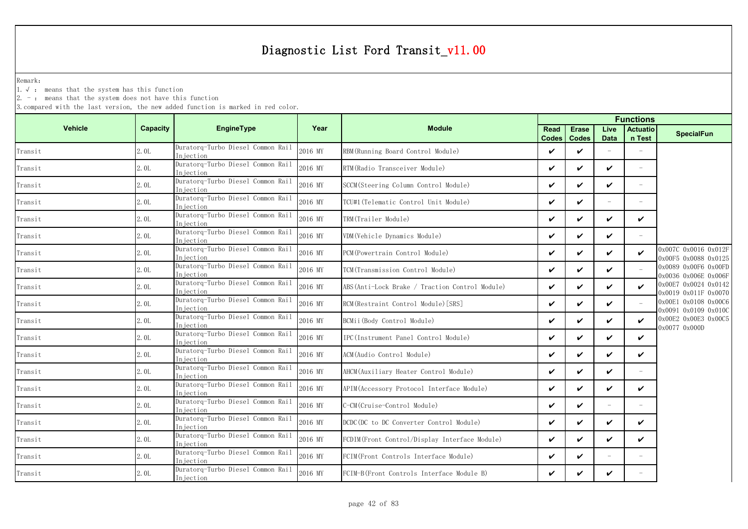# Diagnostic List Ford Transit_v11.00

Remark:
1. √ : means that the system has this function
2. - : means that the system does not have this function
3. compared with the last version, the new added function is marked in red color.

| Vehicle | Capacity | EngineType | Year | Module | Functions | | | | |
|---|---|---|---|---|---|---|---|---|---|
| | | | | | Read Codes | Erase Codes | Live Data | Actuation Test | SpecialFun |
| Transit | 2.0L | Duratorq-Turbo Diesel Common Rail Injection | 2016 MY | RBM(Running Board Control Module) | ✔ | ✔ | - | - | |
| Transit | 2.0L | Duratorq-Turbo Diesel Common Rail Injection | 2016 MY | RTM(Radio Transceiver Module) | ✔ | ✔ | ✔ | - | |
| Transit | 2.0L | Duratorq-Turbo Diesel Common Rail Injection | 2016 MY | SCCM(Steering Column Control Module) | ✔ | ✔ | ✔ | - | |
| Transit | 2.0L | Duratorq-Turbo Diesel Common Rail Injection | 2016 MY | TCU#1(Telematic Control Unit Module) | ✔ | ✔ | - | - | |
| Transit | 2.0L | Duratorq-Turbo Diesel Common Rail Injection | 2016 MY | TRM(Trailer Module) | ✔ | ✔ | ✔ | ✔ | |
| Transit | 2.0L | Duratorq-Turbo Diesel Common Rail Injection | 2016 MY | VDM(Vehicle Dynamics Module) | ✔ | ✔ | ✔ | - | |
| Transit | 2.0L | Duratorq-Turbo Diesel Common Rail Injection | 2016 MY | PCM(Powertrain Control Module) | ✔ | ✔ | ✔ | ✔ | 0x007C 0x0016 0x012F 0x00F5 0x0088 0x0125 0x0089 0x00F6 0x00FD 0x0036 0x006E 0x006F 0x00E7 0x0024 0x0142 0x0019 0x011F 0x0070 0x00E1 0x0108 0x00C6 0x0091 0x0109 0x010C 0x00E2 0x00E3 0x00C5 0x0077 0x000D |
| Transit | 2.0L | Duratorq-Turbo Diesel Common Rail Injection | 2016 MY | TCM(Transmission Control Module) | ✔ | ✔ | ✔ | - | |
| Transit | 2.0L | Duratorq-Turbo Diesel Common Rail Injection | 2016 MY | ABS(Anti-Lock Brake / Traction Control Module) | ✔ | ✔ | ✔ | ✔ | |
| Transit | 2.0L | Duratorq-Turbo Diesel Common Rail Injection | 2016 MY | RCM(Restraint Control Module)[SRS] | ✔ | ✔ | ✔ | - | |
| Transit | 2.0L | Duratorq-Turbo Diesel Common Rail Injection | 2016 MY | BCMii(Body Control Module) | ✔ | ✔ | ✔ | ✔ | |
| Transit | 2.0L | Duratorq-Turbo Diesel Common Rail Injection | 2016 MY | IPC(Instrument Panel Control Module) | ✔ | ✔ | ✔ | ✔ | |
| Transit | 2.0L | Duratorq-Turbo Diesel Common Rail Injection | 2016 MY | ACM(Audio Control Module) | ✔ | ✔ | ✔ | ✔ | |
| Transit | 2.0L | Duratorq-Turbo Diesel Common Rail Injection | 2016 MY | AHCM(Auxiliary Heater Control Module) | ✔ | ✔ | ✔ | - | |
| Transit | 2.0L | Duratorq-Turbo Diesel Common Rail Injection | 2016 MY | APIM(Accessory Protocol Interface Module) | ✔ | ✔ | ✔ | ✔ | |
| Transit | 2.0L | Duratorq-Turbo Diesel Common Rail Injection | 2016 MY | C-CM(Cruise-Control Module) | ✔ | ✔ | - | - | |
| Transit | 2.0L | Duratorq-Turbo Diesel Common Rail Injection | 2016 MY | DCDC(DC to DC Converter Control Module) | ✔ | ✔ | ✔ | ✔ | |
| Transit | 2.0L | Duratorq-Turbo Diesel Common Rail Injection | 2016 MY | FCDIM(Front Control/Display Interface Module) | ✔ | ✔ | ✔ | ✔ | |
| Transit | 2.0L | Duratorq-Turbo Diesel Common Rail Injection | 2016 MY | FCIM(Front Controls Interface Module) | ✔ | ✔ | - | - | |
| Transit | 2.0L | Duratorq-Turbo Diesel Common Rail Injection | 2016 MY | FCIM-B(Front Controls Interface Module B) | ✔ | ✔ | ✔ | - | |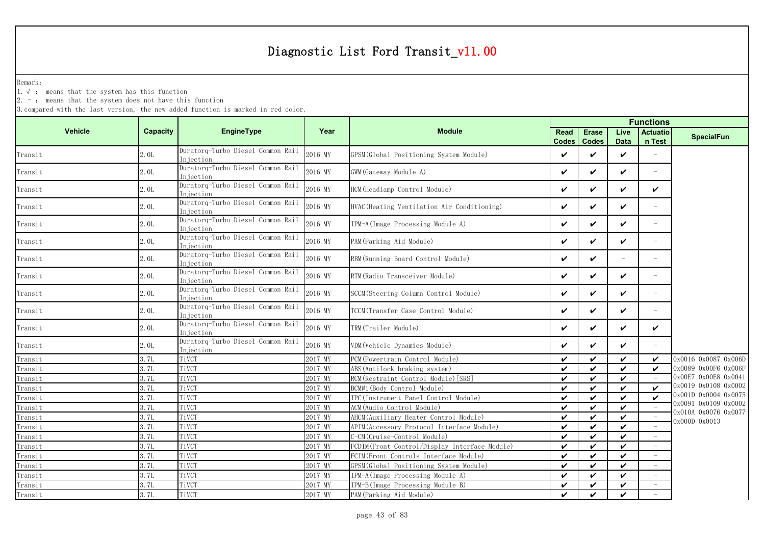# Diagnostic List Ford Transit_v11.00

Remark:

1. √ : means that the system has this function
2. - : means that the system does not have this function
3. compared with the last version, the new added function is marked in red color.

| Vehicle | Capacity | EngineType | Year | Module | Functions | | | | SpecialFun |
|---|---|---|---|---|---|---|---|---|---|
| | | | | | Read Codes | Erase Codes | Live Data | Actuation Test | |
| Transit | 2.0L | Duratorq-Turbo Diesel Common Rail Injection | 2016 MY | GPSM(Global Positioning System Module) | ✔ | ✔ | ✔ | - | |
| Transit | 2.0L | Duratorq-Turbo Diesel Common Rail Injection | 2016 MY | GWM(Gateway Module A) | ✔ | ✔ | ✔ | - | |
| Transit | 2.0L | Duratorq-Turbo Diesel Common Rail Injection | 2016 MY | HCM(Headlamp Control Module) | ✔ | ✔ | ✔ | ✔ | |
| Transit | 2.0L | Duratorq-Turbo Diesel Common Rail Injection | 2016 MY | HVAC(Heating Ventilation Air Conditioning) | ✔ | ✔ | ✔ | - | |
| Transit | 2.0L | Duratorq-Turbo Diesel Common Rail Injection | 2016 MY | IPM-A(Image Processing Module A) | ✔ | ✔ | ✔ | - | |
| Transit | 2.0L | Duratorq-Turbo Diesel Common Rail Injection | 2016 MY | PAM(Parking Aid Module) | ✔ | ✔ | ✔ | - | |
| Transit | 2.0L | Duratorq-Turbo Diesel Common Rail Injection | 2016 MY | RBM(Running Board Control Module) | ✔ | ✔ | - | - | |
| Transit | 2.0L | Duratorq-Turbo Diesel Common Rail Injection | 2016 MY | RTM(Radio Transceiver Module) | ✔ | ✔ | ✔ | - | |
| Transit | 2.0L | Duratorq-Turbo Diesel Common Rail Injection | 2016 MY | SCCM(Steering Column Control Module) | ✔ | ✔ | ✔ | - | |
| Transit | 2.0L | Duratorq-Turbo Diesel Common Rail Injection | 2016 MY | TCCM(Transfer Case Control Module) | ✔ | ✔ | ✔ | - | |
| Transit | 2.0L | Duratorq-Turbo Diesel Common Rail Injection | 2016 MY | TRM(Trailer Module) | ✔ | ✔ | ✔ | ✔ | |
| Transit | 2.0L | Duratorq-Turbo Diesel Common Rail Injection | 2016 MY | VDM(Vehicle Dynamics Module) | ✔ | ✔ | ✔ | - | |
| Transit | 3.7L | TiVCT | 2017 MY | PCM(Powertrain Control Module) | ✔ | ✔ | ✔ | ✔ | 0x0016 0x0087 0x006D 0x0089 0x00F6 0x006F 0x00E7 0x00E8 0x0041 0x0019 0x0108 0x0002 0x001D 0x0004 0x0075 0x0091 0x0109 0x0002 0x010A 0x0076 0x0077 0x000D 0x0013 |
| Transit | 3.7L | TiVCT | 2017 MY | ABS(Antilock braking system) | ✔ | ✔ | ✔ | ✔ | |
| Transit | 3.7L | TiVCT | 2017 MY | RCM(Restraint Control Module)[SRS] | ✔ | ✔ | ✔ | - | |
| Transit | 3.7L | TiVCT | 2017 MY | BCM#1(Body Control Module) | ✔ | ✔ | ✔ | ✔ | |
| Transit | 3.7L | TiVCT | 2017 MY | IPC(Instrument Panel Control Module) | ✔ | ✔ | ✔ | ✔ | |
| Transit | 3.7L | TiVCT | 2017 MY | ACM(Audio Control Module) | ✔ | ✔ | ✔ | - | |
| Transit | 3.7L | TiVCT | 2017 MY | AHCM(Auxiliary Heater Control Module) | ✔ | ✔ | ✔ | - | |
| Transit | 3.7L | TiVCT | 2017 MY | APIM(Accessory Protocol Interface Module) | ✔ | ✔ | ✔ | - | |
| Transit | 3.7L | TiVCT | 2017 MY | C-CM(Cruise-Control Module) | ✔ | ✔ | ✔ | - | |
| Transit | 3.7L | TiVCT | 2017 MY | FCDIM(Front Control/Display Interface Module) | ✔ | ✔ | ✔ | - | |
| Transit | 3.7L | TiVCT | 2017 MY | FCIM(Front Controls Interface Module) | ✔ | ✔ | ✔ | - | |
| Transit | 3.7L | TiVCT | 2017 MY | GPSM(Global Positioning System Module) | ✔ | ✔ | ✔ | - | |
| Transit | 3.7L | TiVCT | 2017 MY | IPM-A(Image Processing Module A) | ✔ | ✔ | ✔ | - | |
| Transit | 3.7L | TiVCT | 2017 MY | IPM-B(Image Processing Module B) | ✔ | ✔ | ✔ | - | |
| Transit | 3.7L | TiVCT | 2017 MY | PAM(Parking Aid Module) | ✔ | ✔ | ✔ | - | |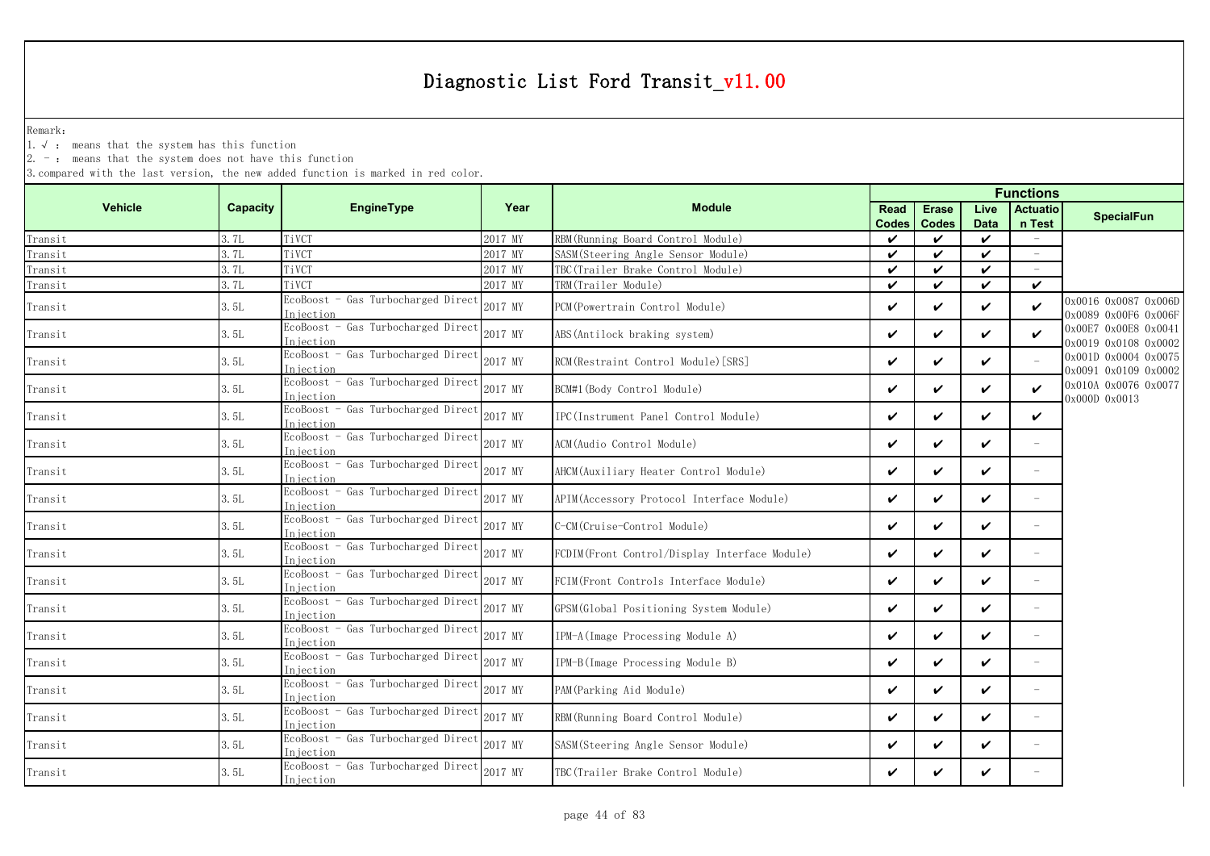# Diagnostic List Ford Transit_v11.00

Remark:

1. √ : means that the system has this function
2. － : means that the system does not have this function
3. compared with the last version, the new added function is marked in red color.

| Vehicle | Capacity | EngineType | Year | Module | Functions | | | | SpecialFun |
|---|---|---|---|---|---|---|---|---|---|
| | | | | | Read Codes | Erase Codes | Live Data | Actuation Test | |
| Transit | 3.7L | TiVCT | 2017 MY | RBM(Running Board Control Module) | ✔ | ✔ | ✔ | － | |
| Transit | 3.7L | TiVCT | 2017 MY | SASM(Steering Angle Sensor Module) | ✔ | ✔ | ✔ | － | |
| Transit | 3.7L | TiVCT | 2017 MY | TBC(Trailer Brake Control Module) | ✔ | ✔ | ✔ | － | |
| Transit | 3.7L | TiVCT | 2017 MY | TRM(Trailer Module) | ✔ | ✔ | ✔ | ✔ | |
| Transit | 3.5L | EcoBoost - Gas Turbocharged Direct Injection | 2017 MY | PCM(Powertrain Control Module) | ✔ | ✔ | ✔ | ✔ | 0x0016 0x0087 0x006D 0x0089 0x00F6 0x006F 0x00E7 0x00E8 0x0041 0x0019 0x0108 0x0002 0x001D 0x0004 0x0075 0x0091 0x0109 0x0002 0x010A 0x0076 0x0077 0x000D 0x0013 |
| Transit | 3.5L | EcoBoost - Gas Turbocharged Direct Injection | 2017 MY | ABS(Antilock braking system) | ✔ | ✔ | ✔ | ✔ | |
| Transit | 3.5L | EcoBoost - Gas Turbocharged Direct Injection | 2017 MY | RCM(Restraint Control Module)[SRS] | ✔ | ✔ | ✔ | － | |
| Transit | 3.5L | EcoBoost - Gas Turbocharged Direct Injection | 2017 MY | BCM#1(Body Control Module) | ✔ | ✔ | ✔ | ✔ | |
| Transit | 3.5L | EcoBoost - Gas Turbocharged Direct Injection | 2017 MY | IPC(Instrument Panel Control Module) | ✔ | ✔ | ✔ | ✔ | |
| Transit | 3.5L | EcoBoost - Gas Turbocharged Direct Injection | 2017 MY | ACM(Audio Control Module) | ✔ | ✔ | ✔ | － | |
| Transit | 3.5L | EcoBoost - Gas Turbocharged Direct Injection | 2017 MY | AHCM(Auxiliary Heater Control Module) | ✔ | ✔ | ✔ | － | |
| Transit | 3.5L | EcoBoost - Gas Turbocharged Direct Injection | 2017 MY | APIM(Accessory Protocol Interface Module) | ✔ | ✔ | ✔ | － | |
| Transit | 3.5L | EcoBoost - Gas Turbocharged Direct Injection | 2017 MY | C-CM(Cruise-Control Module) | ✔ | ✔ | ✔ | － | |
| Transit | 3.5L | EcoBoost - Gas Turbocharged Direct Injection | 2017 MY | FCDIM(Front Control/Display Interface Module) | ✔ | ✔ | ✔ | － | |
| Transit | 3.5L | EcoBoost - Gas Turbocharged Direct Injection | 2017 MY | FCIM(Front Controls Interface Module) | ✔ | ✔ | ✔ | － | |
| Transit | 3.5L | EcoBoost - Gas Turbocharged Direct Injection | 2017 MY | GPSM(Global Positioning System Module) | ✔ | ✔ | ✔ | － | |
| Transit | 3.5L | EcoBoost - Gas Turbocharged Direct Injection | 2017 MY | IPM-A(Image Processing Module A) | ✔ | ✔ | ✔ | － | |
| Transit | 3.5L | EcoBoost - Gas Turbocharged Direct Injection | 2017 MY | IPM-B(Image Processing Module B) | ✔ | ✔ | ✔ | － | |
| Transit | 3.5L | EcoBoost - Gas Turbocharged Direct Injection | 2017 MY | PAM(Parking Aid Module) | ✔ | ✔ | ✔ | － | |
| Transit | 3.5L | EcoBoost - Gas Turbocharged Direct Injection | 2017 MY | RBM(Running Board Control Module) | ✔ | ✔ | ✔ | － | |
| Transit | 3.5L | EcoBoost - Gas Turbocharged Direct Injection | 2017 MY | SASM(Steering Angle Sensor Module) | ✔ | ✔ | ✔ | － | |
| Transit | 3.5L | EcoBoost - Gas Turbocharged Direct Injection | 2017 MY | TBC(Trailer Brake Control Module) | ✔ | ✔ | ✔ | － | |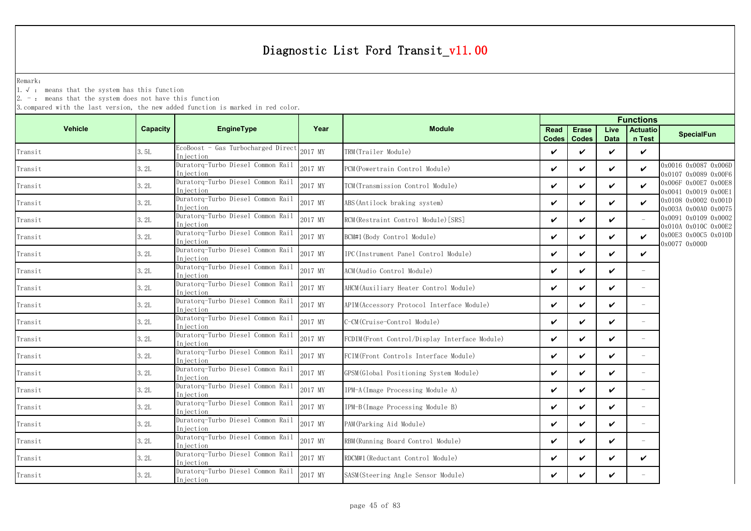# Diagnostic List Ford Transit_v11.00

Remark:

1. √ : means that the system has this function
2. - : means that the system does not have this function
3. compared with the last version, the new added function is marked in red color.

| Vehicle | Capacity | EngineType | Year | Module | Functions | | | | SpecialFun |
|---|---|---|---|---|---|---|---|---|---|
| | | | | | Read Codes | Erase Codes | Live Data | Actuation Test | |
| Transit | 3.5L | EcoBoost - Gas Turbocharged Direct Injection | 2017 MY | TRM(Trailer Module) | ✔ | ✔ | ✔ | ✔ | |
| Transit | 3.2L | Duratorq-Turbo Diesel Common Rail Injection | 2017 MY | PCM(Powertrain Control Module) | ✔ | ✔ | ✔ | ✔ | 0x0016 0x0087 0x006D 0x0107 0x0089 0x00F6 0x006F 0x00E7 0x00E8 0x0041 0x0019 0x00E1 0x0108 0x0002 0x001D 0x003A 0x00A0 0x0075 0x0091 0x0109 0x0002 0x010A 0x010C 0x00E2 0x00E3 0x00C5 0x010D 0x0077 0x000D |
| Transit | 3.2L | Duratorq-Turbo Diesel Common Rail Injection | 2017 MY | TCM(Transmission Control Module) | ✔ | ✔ | ✔ | ✔ | |
| Transit | 3.2L | Duratorq-Turbo Diesel Common Rail Injection | 2017 MY | ABS(Antilock braking system) | ✔ | ✔ | ✔ | ✔ | |
| Transit | 3.2L | Duratorq-Turbo Diesel Common Rail Injection | 2017 MY | RCM(Restraint Control Module)[SRS] | ✔ | ✔ | ✔ | - | |
| Transit | 3.2L | Duratorq-Turbo Diesel Common Rail Injection | 2017 MY | BCM#1(Body Control Module) | ✔ | ✔ | ✔ | ✔ | |
| Transit | 3.2L | Duratorq-Turbo Diesel Common Rail Injection | 2017 MY | IPC(Instrument Panel Control Module) | ✔ | ✔ | ✔ | ✔ | |
| Transit | 3.2L | Duratorq-Turbo Diesel Common Rail Injection | 2017 MY | ACM(Audio Control Module) | ✔ | ✔ | ✔ | - | |
| Transit | 3.2L | Duratorq-Turbo Diesel Common Rail Injection | 2017 MY | AHCM(Auxiliary Heater Control Module) | ✔ | ✔ | ✔ | - | |
| Transit | 3.2L | Duratorq-Turbo Diesel Common Rail Injection | 2017 MY | APIM(Accessory Protocol Interface Module) | ✔ | ✔ | ✔ | - | |
| Transit | 3.2L | Duratorq-Turbo Diesel Common Rail Injection | 2017 MY | C-CM(Cruise-Control Module) | ✔ | ✔ | ✔ | - | |
| Transit | 3.2L | Duratorq-Turbo Diesel Common Rail Injection | 2017 MY | FCDIM(Front Control/Display Interface Module) | ✔ | ✔ | ✔ | - | |
| Transit | 3.2L | Duratorq-Turbo Diesel Common Rail Injection | 2017 MY | FCIM(Front Controls Interface Module) | ✔ | ✔ | ✔ | - | |
| Transit | 3.2L | Duratorq-Turbo Diesel Common Rail Injection | 2017 MY | GPSM(Global Positioning System Module) | ✔ | ✔ | ✔ | - | |
| Transit | 3.2L | Duratorq-Turbo Diesel Common Rail Injection | 2017 MY | IPM-A(Image Processing Module A) | ✔ | ✔ | ✔ | - | |
| Transit | 3.2L | Duratorq-Turbo Diesel Common Rail Injection | 2017 MY | IPM-B(Image Processing Module B) | ✔ | ✔ | ✔ | - | |
| Transit | 3.2L | Duratorq-Turbo Diesel Common Rail Injection | 2017 MY | PAM(Parking Aid Module) | ✔ | ✔ | ✔ | - | |
| Transit | 3.2L | Duratorq-Turbo Diesel Common Rail Injection | 2017 MY | RBM(Running Board Control Module) | ✔ | ✔ | ✔ | - | |
| Transit | 3.2L | Duratorq-Turbo Diesel Common Rail Injection | 2017 MY | RDCM#1(Reductant Control Module) | ✔ | ✔ | ✔ | ✔ | |
| Transit | 3.2L | Duratorq-Turbo Diesel Common Rail Injection | 2017 MY | SASM(Steering Angle Sensor Module) | ✔ | ✔ | ✔ | - | |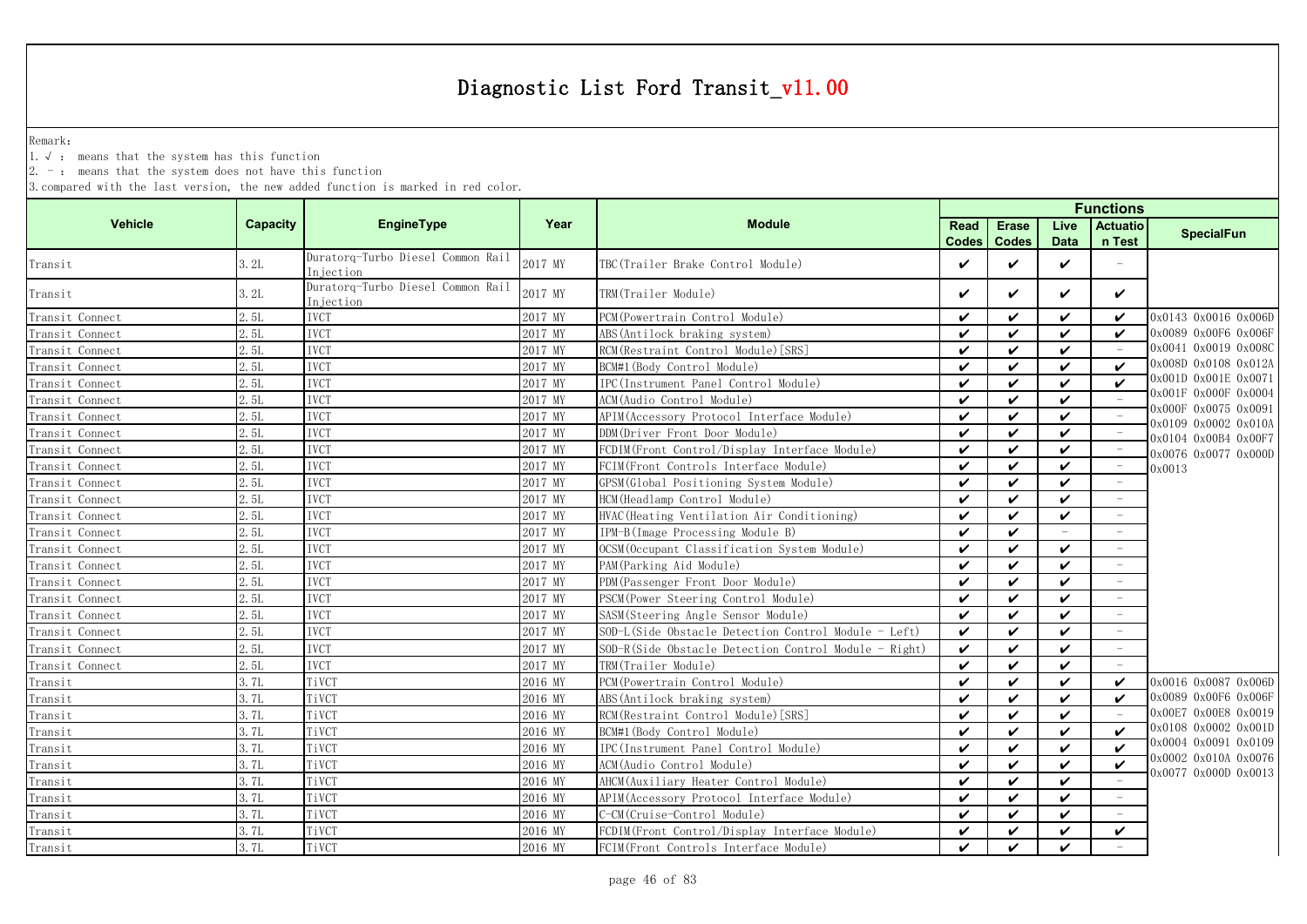# Diagnostic List Ford Transit_v11.00

Remark:

1. √ : means that the system has this function
2. － : means that the system does not have this function
3. compared with the last version, the new added function is marked in red color.

| Vehicle | Capacity | EngineType | Year | Module | Functions | | | | SpecialFun |
|---|---|---|---|---|---|---|---|---|---|
| | | | | | Read Codes | Erase Codes | Live Data | Actuation Test | |
| Transit | 3.2L | Duratorq-Turbo Diesel Common Rail Injection | 2017 MY | TBC(Trailer Brake Control Module) | ✔ | ✔ | ✔ | － | |
| Transit | 3.2L | Duratorq-Turbo Diesel Common Rail Injection | 2017 MY | TRM(Trailer Module) | ✔ | ✔ | ✔ | ✔ | |
| Transit Connect | 2.5L | IVCT | 2017 MY | PCM(Powertrain Control Module) | ✔ | ✔ | ✔ | ✔ | 0x0143 0x0016 0x006D 0x0089 0x00F6 0x006F 0x0041 0x0019 0x008C 0x008D 0x0108 0x012A 0x001D 0x001E 0x0071 0x001F 0x000F 0x0004 0x000F 0x0075 0x0091 0x0109 0x0002 0x010A 0x0104 0x00B4 0x00F7 0x0076 0x0077 0x000D 0x0013 |
| Transit Connect | 2.5L | IVCT | 2017 MY | ABS(Antilock braking system) | ✔ | ✔ | ✔ | ✔ | |
| Transit Connect | 2.5L | IVCT | 2017 MY | RCM(Restraint Control Module)[SRS] | ✔ | ✔ | ✔ | － | |
| Transit Connect | 2.5L | IVCT | 2017 MY | BCM#1(Body Control Module) | ✔ | ✔ | ✔ | ✔ | |
| Transit Connect | 2.5L | IVCT | 2017 MY | IPC(Instrument Panel Control Module) | ✔ | ✔ | ✔ | ✔ | |
| Transit Connect | 2.5L | IVCT | 2017 MY | ACM(Audio Control Module) | ✔ | ✔ | ✔ | － | |
| Transit Connect | 2.5L | IVCT | 2017 MY | APIM(Accessory Protocol Interface Module) | ✔ | ✔ | ✔ | － | |
| Transit Connect | 2.5L | IVCT | 2017 MY | DDM(Driver Front Door Module) | ✔ | ✔ | ✔ | － | |
| Transit Connect | 2.5L | IVCT | 2017 MY | FCDIM(Front Control/Display Interface Module) | ✔ | ✔ | ✔ | － | |
| Transit Connect | 2.5L | IVCT | 2017 MY | FCIM(Front Controls Interface Module) | ✔ | ✔ | ✔ | － | |
| Transit Connect | 2.5L | IVCT | 2017 MY | GPSM(Global Positioning System Module) | ✔ | ✔ | ✔ | － | |
| Transit Connect | 2.5L | IVCT | 2017 MY | HCM(Headlamp Control Module) | ✔ | ✔ | ✔ | － | |
| Transit Connect | 2.5L | IVCT | 2017 MY | HVAC(Heating Ventilation Air Conditioning) | ✔ | ✔ | ✔ | － | |
| Transit Connect | 2.5L | IVCT | 2017 MY | IPM-B(Image Processing Module B) | ✔ | ✔ | － | － | |
| Transit Connect | 2.5L | IVCT | 2017 MY | OCSM(Occupant Classification System Module) | ✔ | ✔ | ✔ | － | |
| Transit Connect | 2.5L | IVCT | 2017 MY | PAM(Parking Aid Module) | ✔ | ✔ | ✔ | － | |
| Transit Connect | 2.5L | IVCT | 2017 MY | PDM(Passenger Front Door Module) | ✔ | ✔ | ✔ | － | |
| Transit Connect | 2.5L | IVCT | 2017 MY | PSCM(Power Steering Control Module) | ✔ | ✔ | ✔ | － | |
| Transit Connect | 2.5L | IVCT | 2017 MY | SASM(Steering Angle Sensor Module) | ✔ | ✔ | ✔ | － | |
| Transit Connect | 2.5L | IVCT | 2017 MY | SOD-L(Side Obstacle Detection Control Module - Left) | ✔ | ✔ | ✔ | － | |
| Transit Connect | 2.5L | IVCT | 2017 MY | SOD-R(Side Obstacle Detection Control Module - Right) | ✔ | ✔ | ✔ | － | |
| Transit Connect | 2.5L | IVCT | 2017 MY | TRM(Trailer Module) | ✔ | ✔ | ✔ | － | |
| Transit | 3.7L | TiVCT | 2016 MY | PCM(Powertrain Control Module) | ✔ | ✔ | ✔ | ✔ | 0x0016 0x0087 0x006D 0x0089 0x00F6 0x006F 0x00E7 0x00E8 0x0019 0x0108 0x0002 0x001D 0x0004 0x0091 0x0109 0x0002 0x010A 0x0076 0x0077 0x000D 0x0013 |
| Transit | 3.7L | TiVCT | 2016 MY | ABS(Antilock braking system) | ✔ | ✔ | ✔ | ✔ | |
| Transit | 3.7L | TiVCT | 2016 MY | RCM(Restraint Control Module)[SRS] | ✔ | ✔ | ✔ | － | |
| Transit | 3.7L | TiVCT | 2016 MY | BCM#1(Body Control Module) | ✔ | ✔ | ✔ | ✔ | |
| Transit | 3.7L | TiVCT | 2016 MY | IPC(Instrument Panel Control Module) | ✔ | ✔ | ✔ | ✔ | |
| Transit | 3.7L | TiVCT | 2016 MY | ACM(Audio Control Module) | ✔ | ✔ | ✔ | ✔ | |
| Transit | 3.7L | TiVCT | 2016 MY | AHCM(Auxiliary Heater Control Module) | ✔ | ✔ | ✔ | － | |
| Transit | 3.7L | TiVCT | 2016 MY | APIM(Accessory Protocol Interface Module) | ✔ | ✔ | ✔ | － | |
| Transit | 3.7L | TiVCT | 2016 MY | C-CM(Cruise-Control Module) | ✔ | ✔ | ✔ | － | |
| Transit | 3.7L | TiVCT | 2016 MY | FCDIM(Front Control/Display Interface Module) | ✔ | ✔ | ✔ | ✔ | |
| Transit | 3.7L | TiVCT | 2016 MY | FCIM(Front Controls Interface Module) | ✔ | ✔ | ✔ | － | |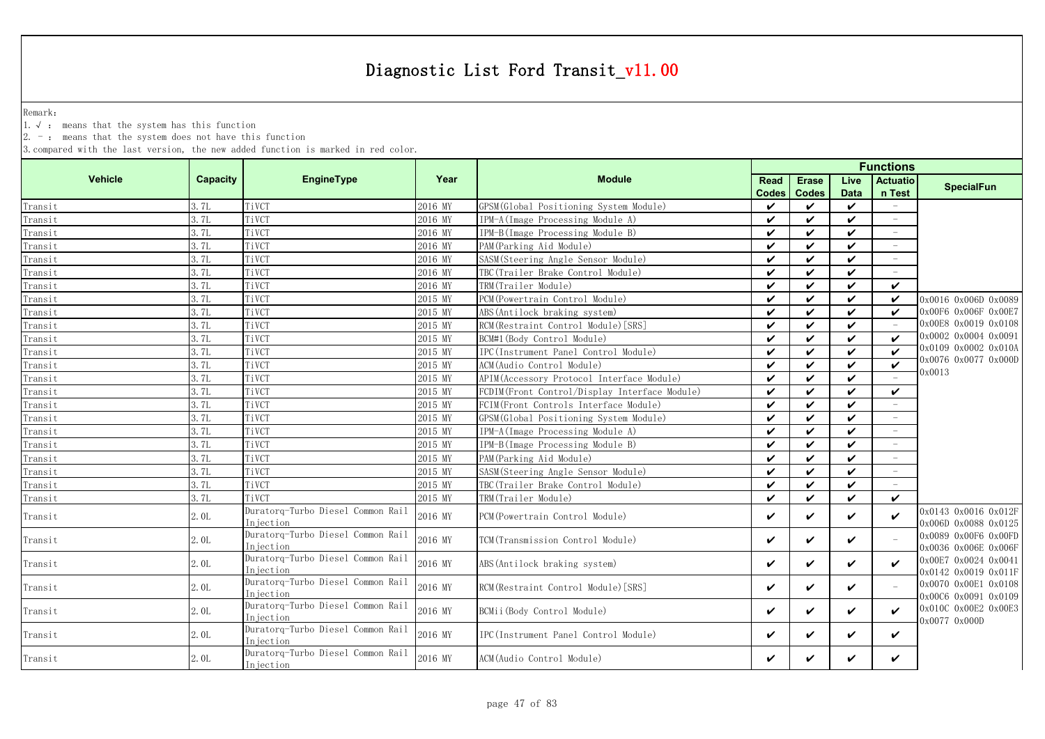# Diagnostic List Ford Transit_v11.00

Remark:

1. √ : means that the system has this function
2. - : means that the system does not have this function
3. compared with the last version, the new added function is marked in red color.

| Vehicle | Capacity | EngineType | Year | Module | Functions | | | | SpecialFun |
|---|---|---|---|---|---|---|---|---|---|
| | | | | | Read Codes | Erase Codes | Live Data | Actuation Test | |
| Transit | 3.7L | TiVCT | 2016 MY | GPSM(Global Positioning System Module) | ✔ | ✔ | ✔ | - | |
| Transit | 3.7L | TiVCT | 2016 MY | IPM-A(Image Processing Module A) | ✔ | ✔ | ✔ | - | |
| Transit | 3.7L | TiVCT | 2016 MY | IPM-B(Image Processing Module B) | ✔ | ✔ | ✔ | - | |
| Transit | 3.7L | TiVCT | 2016 MY | PAM(Parking Aid Module) | ✔ | ✔ | ✔ | - | |
| Transit | 3.7L | TiVCT | 2016 MY | SASM(Steering Angle Sensor Module) | ✔ | ✔ | ✔ | - | |
| Transit | 3.7L | TiVCT | 2016 MY | TBC(Trailer Brake Control Module) | ✔ | ✔ | ✔ | - | |
| Transit | 3.7L | TiVCT | 2016 MY | TRM(Trailer Module) | ✔ | ✔ | ✔ | ✔ | |
| Transit | 3.7L | TiVCT | 2015 MY | PCM(Powertrain Control Module) | ✔ | ✔ | ✔ | ✔ | 0x0016 0x006D 0x0089 0x00F6 0x006F 0x00E7 0x00E8 0x0019 0x0108 0x0002 0x0004 0x0091 0x0109 0x0002 0x010A 0x0076 0x0077 0x000D 0x0013 |
| Transit | 3.7L | TiVCT | 2015 MY | ABS(Antilock braking system) | ✔ | ✔ | ✔ | ✔ | |
| Transit | 3.7L | TiVCT | 2015 MY | RCM(Restraint Control Module)[SRS] | ✔ | ✔ | ✔ | - | |
| Transit | 3.7L | TiVCT | 2015 MY | BCM#1(Body Control Module) | ✔ | ✔ | ✔ | ✔ | |
| Transit | 3.7L | TiVCT | 2015 MY | IPC(Instrument Panel Control Module) | ✔ | ✔ | ✔ | ✔ | |
| Transit | 3.7L | TiVCT | 2015 MY | ACM(Audio Control Module) | ✔ | ✔ | ✔ | ✔ | |
| Transit | 3.7L | TiVCT | 2015 MY | APIM(Accessory Protocol Interface Module) | ✔ | ✔ | ✔ | - | |
| Transit | 3.7L | TiVCT | 2015 MY | FCDIM(Front Control/Display Interface Module) | ✔ | ✔ | ✔ | ✔ | |
| Transit | 3.7L | TiVCT | 2015 MY | FCIM(Front Controls Interface Module) | ✔ | ✔ | ✔ | - | |
| Transit | 3.7L | TiVCT | 2015 MY | GPSM(Global Positioning System Module) | ✔ | ✔ | ✔ | - | |
| Transit | 3.7L | TiVCT | 2015 MY | IPM-A(Image Processing Module A) | ✔ | ✔ | ✔ | - | |
| Transit | 3.7L | TiVCT | 2015 MY | IPM-B(Image Processing Module B) | ✔ | ✔ | ✔ | - | |
| Transit | 3.7L | TiVCT | 2015 MY | PAM(Parking Aid Module) | ✔ | ✔ | ✔ | - | |
| Transit | 3.7L | TiVCT | 2015 MY | SASM(Steering Angle Sensor Module) | ✔ | ✔ | ✔ | - | |
| Transit | 3.7L | TiVCT | 2015 MY | TBC(Trailer Brake Control Module) | ✔ | ✔ | ✔ | - | |
| Transit | 3.7L | TiVCT | 2015 MY | TRM(Trailer Module) | ✔ | ✔ | ✔ | ✔ | |
| Transit | 2.0L | Duratorq-Turbo Diesel Common Rail Injection | 2016 MY | PCM(Powertrain Control Module) | ✔ | ✔ | ✔ | ✔ | 0x0143 0x0016 0x012F 0x006D 0x0088 0x0125 0x0089 0x00F6 0x00FD 0x0036 0x006E 0x006F 0x00E7 0x0024 0x0041 0x0142 0x0019 0x011F 0x0070 0x00E1 0x0108 0x00C6 0x0091 0x0109 0x010C 0x00E2 0x00E3 0x0077 0x000D |
| Transit | 2.0L | Duratorq-Turbo Diesel Common Rail Injection | 2016 MY | TCM(Transmission Control Module) | ✔ | ✔ | ✔ | - | |
| Transit | 2.0L | Duratorq-Turbo Diesel Common Rail Injection | 2016 MY | ABS(Antilock braking system) | ✔ | ✔ | ✔ | ✔ | |
| Transit | 2.0L | Duratorq-Turbo Diesel Common Rail Injection | 2016 MY | RCM(Restraint Control Module)[SRS] | ✔ | ✔ | ✔ | - | |
| Transit | 2.0L | Duratorq-Turbo Diesel Common Rail Injection | 2016 MY | BCMii(Body Control Module) | ✔ | ✔ | ✔ | ✔ | |
| Transit | 2.0L | Duratorq-Turbo Diesel Common Rail Injection | 2016 MY | IPC(Instrument Panel Control Module) | ✔ | ✔ | ✔ | ✔ | |
| Transit | 2.0L | Duratorq-Turbo Diesel Common Rail Injection | 2016 MY | ACM(Audio Control Module) | ✔ | ✔ | ✔ | ✔ | |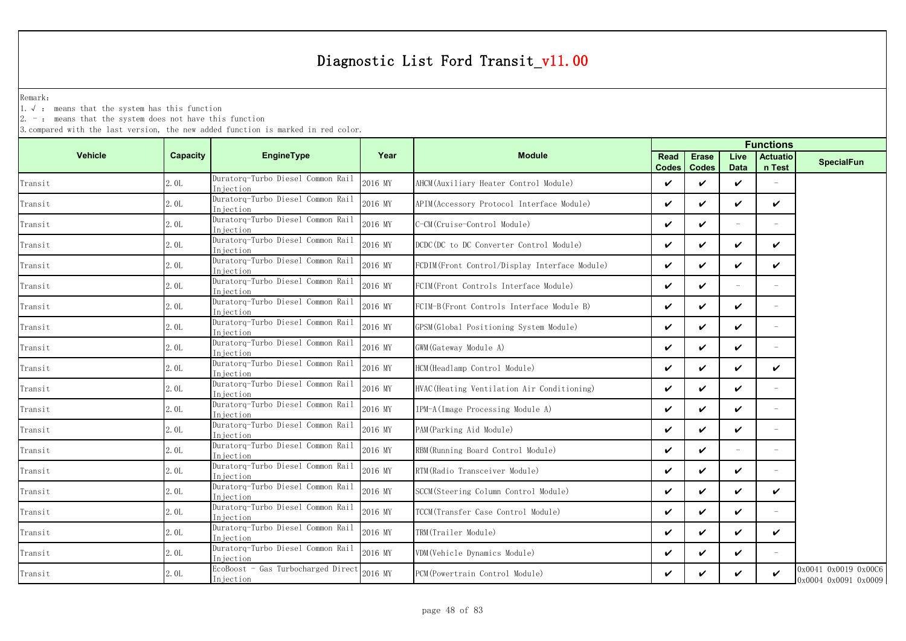# Diagnostic List Ford Transit_v11.00

Remark:

1. √ : means that the system has this function
2. - : means that the system does not have this function
3. compared with the last version, the new added function is marked in red color.

| Vehicle | Capacity | EngineType | Year | Module | Functions | | | | |
|---|---|---|---|---|---|---|---|---|---|
| | | | | | Read Codes | Erase Codes | Live Data | Actuation Test | SpecialFun |
| Transit | 2.0L | Duratorq-Turbo Diesel Common Rail Injection | 2016 MY | AHCM(Auxiliary Heater Control Module) | ✔ | ✔ | ✔ | - | |
| Transit | 2.0L | Duratorq-Turbo Diesel Common Rail Injection | 2016 MY | APIM(Accessory Protocol Interface Module) | ✔ | ✔ | ✔ | ✔ | |
| Transit | 2.0L | Duratorq-Turbo Diesel Common Rail Injection | 2016 MY | C-CM(Cruise-Control Module) | ✔ | ✔ | - | - | |
| Transit | 2.0L | Duratorq-Turbo Diesel Common Rail Injection | 2016 MY | DCDC(DC to DC Converter Control Module) | ✔ | ✔ | ✔ | ✔ | |
| Transit | 2.0L | Duratorq-Turbo Diesel Common Rail Injection | 2016 MY | FCDIM(Front Control/Display Interface Module) | ✔ | ✔ | ✔ | ✔ | |
| Transit | 2.0L | Duratorq-Turbo Diesel Common Rail Injection | 2016 MY | FCIM(Front Controls Interface Module) | ✔ | ✔ | - | - | |
| Transit | 2.0L | Duratorq-Turbo Diesel Common Rail Injection | 2016 MY | FCIM-B(Front Controls Interface Module B) | ✔ | ✔ | ✔ | - | |
| Transit | 2.0L | Duratorq-Turbo Diesel Common Rail Injection | 2016 MY | GPSM(Global Positioning System Module) | ✔ | ✔ | ✔ | - | |
| Transit | 2.0L | Duratorq-Turbo Diesel Common Rail Injection | 2016 MY | GWM(Gateway Module A) | ✔ | ✔ | ✔ | - | |
| Transit | 2.0L | Duratorq-Turbo Diesel Common Rail Injection | 2016 MY | HCM(Headlamp Control Module) | ✔ | ✔ | ✔ | ✔ | |
| Transit | 2.0L | Duratorq-Turbo Diesel Common Rail Injection | 2016 MY | HVAC(Heating Ventilation Air Conditioning) | ✔ | ✔ | ✔ | - | |
| Transit | 2.0L | Duratorq-Turbo Diesel Common Rail Injection | 2016 MY | IPM-A(Image Processing Module A) | ✔ | ✔ | ✔ | - | |
| Transit | 2.0L | Duratorq-Turbo Diesel Common Rail Injection | 2016 MY | PAM(Parking Aid Module) | ✔ | ✔ | ✔ | - | |
| Transit | 2.0L | Duratorq-Turbo Diesel Common Rail Injection | 2016 MY | RBM(Running Board Control Module) | ✔ | ✔ | - | - | |
| Transit | 2.0L | Duratorq-Turbo Diesel Common Rail Injection | 2016 MY | RTM(Radio Transceiver Module) | ✔ | ✔ | ✔ | - | |
| Transit | 2.0L | Duratorq-Turbo Diesel Common Rail Injection | 2016 MY | SCCM(Steering Column Control Module) | ✔ | ✔ | ✔ | ✔ | |
| Transit | 2.0L | Duratorq-Turbo Diesel Common Rail Injection | 2016 MY | TCCM(Transfer Case Control Module) | ✔ | ✔ | ✔ | - | |
| Transit | 2.0L | Duratorq-Turbo Diesel Common Rail Injection | 2016 MY | TRM(Trailer Module) | ✔ | ✔ | ✔ | ✔ | |
| Transit | 2.0L | Duratorq-Turbo Diesel Common Rail Injection | 2016 MY | VDM(Vehicle Dynamics Module) | ✔ | ✔ | ✔ | - | |
| Transit | 2.0L | EcoBoost - Gas Turbocharged Direct Injection | 2016 MY | PCM(Powertrain Control Module) | ✔ | ✔ | ✔ | ✔ | 0x0041 0x0019 0x00C6 0x0004 0x0091 0x0009 |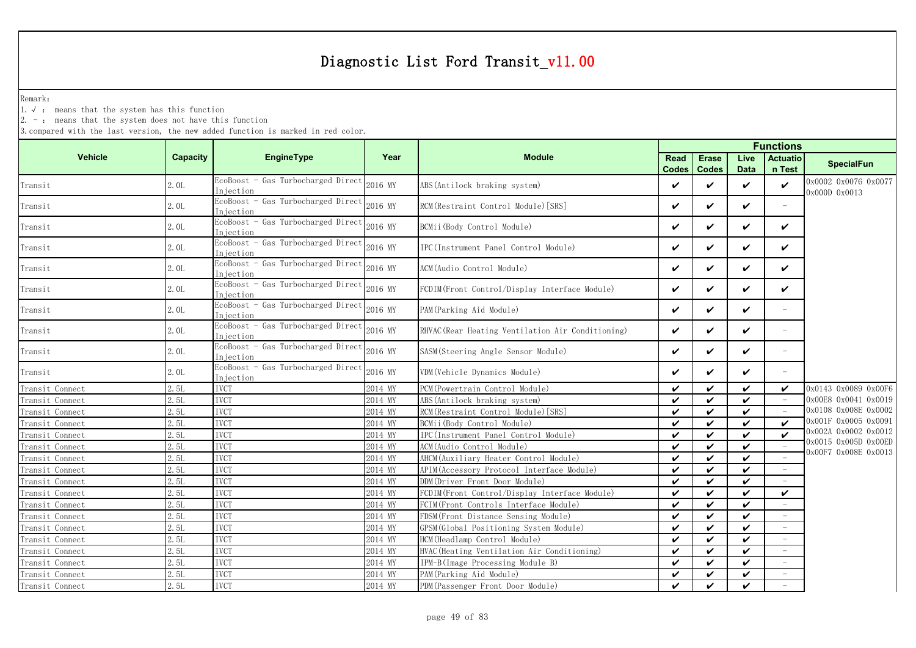# Diagnostic List Ford Transit_v11.00

Remark:

1. √ : means that the system has this function
2. - : means that the system does not have this function
3. compared with the last version, the new added function is marked in red color.

| Vehicle | Capacity | EngineType | Year | Module | Functions | | | | SpecialFun |
|---|---|---|---|---|---|---|---|---|---|
| | | | | | Read Codes | Erase Codes | Live Data | Actuation Test | |
| Transit | 2.0L | EcoBoost - Gas Turbocharged Direct Injection | 2016 MY | ABS(Antilock braking system) | ✔ | ✔ | ✔ | ✔ | 0x0002 0x0076 0x0077 0x000D 0x0013 |
| Transit | 2.0L | EcoBoost - Gas Turbocharged Direct Injection | 2016 MY | RCM(Restraint Control Module)[SRS] | ✔ | ✔ | ✔ | - | |
| Transit | 2.0L | EcoBoost - Gas Turbocharged Direct Injection | 2016 MY | BCMii(Body Control Module) | ✔ | ✔ | ✔ | ✔ | |
| Transit | 2.0L | EcoBoost - Gas Turbocharged Direct Injection | 2016 MY | IPC(Instrument Panel Control Module) | ✔ | ✔ | ✔ | ✔ | |
| Transit | 2.0L | EcoBoost - Gas Turbocharged Direct Injection | 2016 MY | ACM(Audio Control Module) | ✔ | ✔ | ✔ | ✔ | |
| Transit | 2.0L | EcoBoost - Gas Turbocharged Direct Injection | 2016 MY | FCDIM(Front Control/Display Interface Module) | ✔ | ✔ | ✔ | ✔ | |
| Transit | 2.0L | EcoBoost - Gas Turbocharged Direct Injection | 2016 MY | PAM(Parking Aid Module) | ✔ | ✔ | ✔ | - | |
| Transit | 2.0L | EcoBoost - Gas Turbocharged Direct Injection | 2016 MY | RHVAC(Rear Heating Ventilation Air Conditioning) | ✔ | ✔ | ✔ | - | |
| Transit | 2.0L | EcoBoost - Gas Turbocharged Direct Injection | 2016 MY | SASM(Steering Angle Sensor Module) | ✔ | ✔ | ✔ | - | |
| Transit | 2.0L | EcoBoost - Gas Turbocharged Direct Injection | 2016 MY | VDM(Vehicle Dynamics Module) | ✔ | ✔ | ✔ | - | |
| Transit Connect | 2.5L | IVCT | 2014 MY | PCM(Powertrain Control Module) | ✔ | ✔ | ✔ | ✔ | 0x0143 0x0089 0x00F6 0x00E8 0x0041 0x0019 0x0108 0x008E 0x0002 0x001F 0x0005 0x0091 0x002A 0x0002 0x0012 0x0015 0x005D 0x00ED 0x00F7 0x008E 0x0013 |
| Transit Connect | 2.5L | IVCT | 2014 MY | ABS(Antilock braking system) | ✔ | ✔ | ✔ | - | |
| Transit Connect | 2.5L | IVCT | 2014 MY | RCM(Restraint Control Module)[SRS] | ✔ | ✔ | ✔ | - | |
| Transit Connect | 2.5L | IVCT | 2014 MY | BCMii(Body Control Module) | ✔ | ✔ | ✔ | ✔ | |
| Transit Connect | 2.5L | IVCT | 2014 MY | IPC(Instrument Panel Control Module) | ✔ | ✔ | ✔ | ✔ | |
| Transit Connect | 2.5L | IVCT | 2014 MY | ACM(Audio Control Module) | ✔ | ✔ | ✔ | - | |
| Transit Connect | 2.5L | IVCT | 2014 MY | AHCM(Auxiliary Heater Control Module) | ✔ | ✔ | ✔ | - | |
| Transit Connect | 2.5L | IVCT | 2014 MY | APIM(Accessory Protocol Interface Module) | ✔ | ✔ | ✔ | - | |
| Transit Connect | 2.5L | IVCT | 2014 MY | DDM(Driver Front Door Module) | ✔ | ✔ | ✔ | - | |
| Transit Connect | 2.5L | IVCT | 2014 MY | FCDIM(Front Control/Display Interface Module) | ✔ | ✔ | ✔ | ✔ | |
| Transit Connect | 2.5L | IVCT | 2014 MY | FCIM(Front Controls Interface Module) | ✔ | ✔ | ✔ | - | |
| Transit Connect | 2.5L | IVCT | 2014 MY | FDSM(Front Distance Sensing Module) | ✔ | ✔ | ✔ | - | |
| Transit Connect | 2.5L | IVCT | 2014 MY | GPSM(Global Positioning System Module) | ✔ | ✔ | ✔ | - | |
| Transit Connect | 2.5L | IVCT | 2014 MY | HCM(Headlamp Control Module) | ✔ | ✔ | ✔ | - | |
| Transit Connect | 2.5L | IVCT | 2014 MY | HVAC(Heating Ventilation Air Conditioning) | ✔ | ✔ | ✔ | - | |
| Transit Connect | 2.5L | IVCT | 2014 MY | IPM-B(Image Processing Module B) | ✔ | ✔ | ✔ | - | |
| Transit Connect | 2.5L | IVCT | 2014 MY | PAM(Parking Aid Module) | ✔ | ✔ | ✔ | - | |
| Transit Connect | 2.5L | IVCT | 2014 MY | PDM(Passenger Front Door Module) | ✔ | ✔ | ✔ | - | |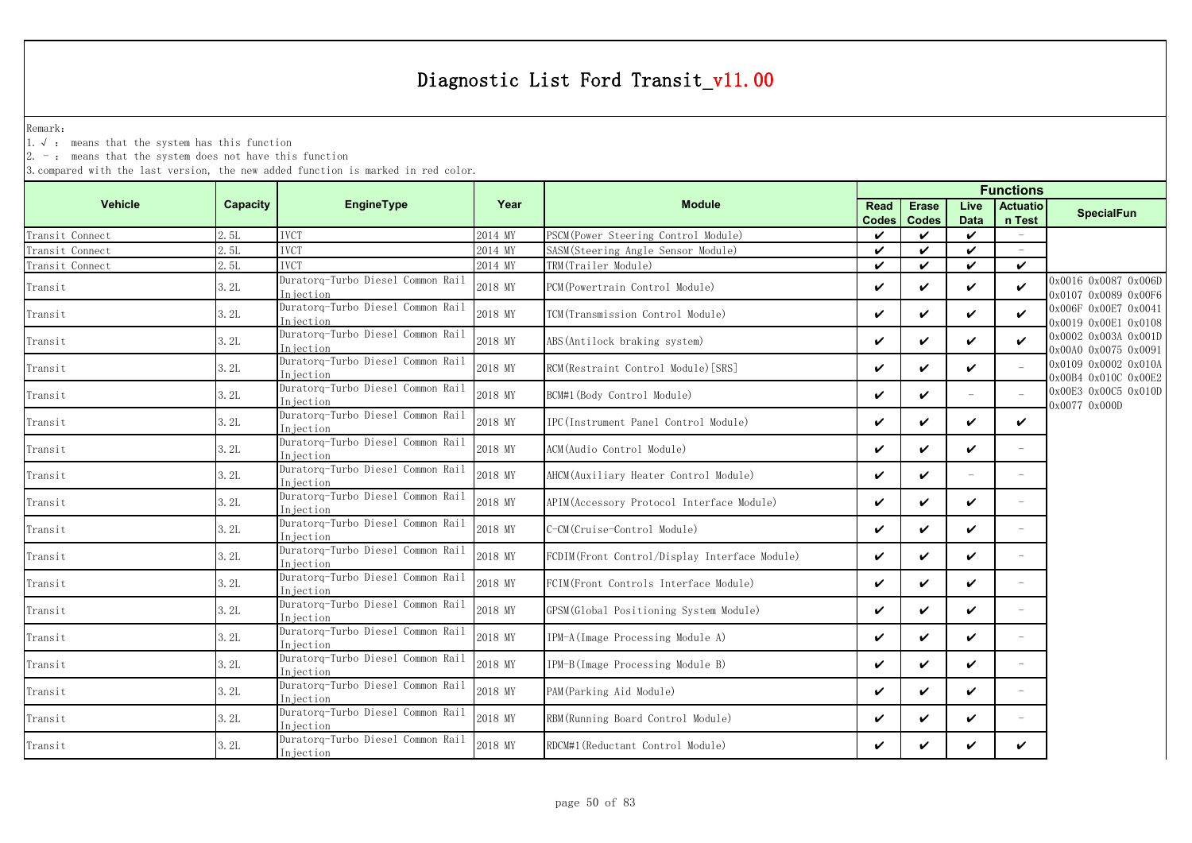# Diagnostic List Ford Transit_v11.00

Remark:

1. √ : means that the system has this function
2. - : means that the system does not have this function
3. compared with the last version, the new added function is marked in red color.

| Vehicle | Capacity | EngineType | Year | Module | Functions | | | | SpecialFun |
|---|---|---|---|---|---|---|---|---|---|
| | | | | | Read Codes | Erase Codes | Live Data | Actuation Test | |
| Transit Connect | 2.5L | IVCT | 2014 MY | PSCM(Power Steering Control Module) | ✔ | ✔ | ✔ | - | |
| Transit Connect | 2.5L | IVCT | 2014 MY | SASM(Steering Angle Sensor Module) | ✔ | ✔ | ✔ | - | |
| Transit Connect | 2.5L | IVCT | 2014 MY | TRM(Trailer Module) | ✔ | ✔ | ✔ | ✔ | |
| Transit | 3.2L | Duratorq-Turbo Diesel Common Rail Injection | 2018 MY | PCM(Powertrain Control Module) | ✔ | ✔ | ✔ | ✔ | 0x0016 0x0087 0x006D 0x0107 0x0089 0x00F6 0x006F 0x00E7 0x0041 0x0019 0x00E1 0x0108 0x0002 0x003A 0x001D 0x00A0 0x0075 0x0091 0x0109 0x0002 0x010A 0x00B4 0x010C 0x00E2 0x00E3 0x00C5 0x010D 0x0077 0x000D |
| Transit | 3.2L | Duratorq-Turbo Diesel Common Rail Injection | 2018 MY | TCM(Transmission Control Module) | ✔ | ✔ | ✔ | ✔ | |
| Transit | 3.2L | Duratorq-Turbo Diesel Common Rail Injection | 2018 MY | ABS(Antilock braking system) | ✔ | ✔ | ✔ | ✔ | |
| Transit | 3.2L | Duratorq-Turbo Diesel Common Rail Injection | 2018 MY | RCM(Restraint Control Module)[SRS] | ✔ | ✔ | ✔ | - | |
| Transit | 3.2L | Duratorq-Turbo Diesel Common Rail Injection | 2018 MY | BCM#1(Body Control Module) | ✔ | ✔ | - | - | |
| Transit | 3.2L | Duratorq-Turbo Diesel Common Rail Injection | 2018 MY | IPC(Instrument Panel Control Module) | ✔ | ✔ | ✔ | ✔ | |
| Transit | 3.2L | Duratorq-Turbo Diesel Common Rail Injection | 2018 MY | ACM(Audio Control Module) | ✔ | ✔ | ✔ | - | |
| Transit | 3.2L | Duratorq-Turbo Diesel Common Rail Injection | 2018 MY | AHCM(Auxiliary Heater Control Module) | ✔ | ✔ | - | - | |
| Transit | 3.2L | Duratorq-Turbo Diesel Common Rail Injection | 2018 MY | APIM(Accessory Protocol Interface Module) | ✔ | ✔ | ✔ | - | |
| Transit | 3.2L | Duratorq-Turbo Diesel Common Rail Injection | 2018 MY | C-CM(Cruise-Control Module) | ✔ | ✔ | ✔ | - | |
| Transit | 3.2L | Duratorq-Turbo Diesel Common Rail Injection | 2018 MY | FCDIM(Front Control/Display Interface Module) | ✔ | ✔ | ✔ | - | |
| Transit | 3.2L | Duratorq-Turbo Diesel Common Rail Injection | 2018 MY | FCIM(Front Controls Interface Module) | ✔ | ✔ | ✔ | - | |
| Transit | 3.2L | Duratorq-Turbo Diesel Common Rail Injection | 2018 MY | GPSM(Global Positioning System Module) | ✔ | ✔ | ✔ | - | |
| Transit | 3.2L | Duratorq-Turbo Diesel Common Rail Injection | 2018 MY | IPM-A(Image Processing Module A) | ✔ | ✔ | ✔ | - | |
| Transit | 3.2L | Duratorq-Turbo Diesel Common Rail Injection | 2018 MY | IPM-B(Image Processing Module B) | ✔ | ✔ | ✔ | - | |
| Transit | 3.2L | Duratorq-Turbo Diesel Common Rail Injection | 2018 MY | PAM(Parking Aid Module) | ✔ | ✔ | ✔ | - | |
| Transit | 3.2L | Duratorq-Turbo Diesel Common Rail Injection | 2018 MY | RBM(Running Board Control Module) | ✔ | ✔ | ✔ | - | |
| Transit | 3.2L | Duratorq-Turbo Diesel Common Rail Injection | 2018 MY | RDCM#1(Reductant Control Module) | ✔ | ✔ | ✔ | ✔ | |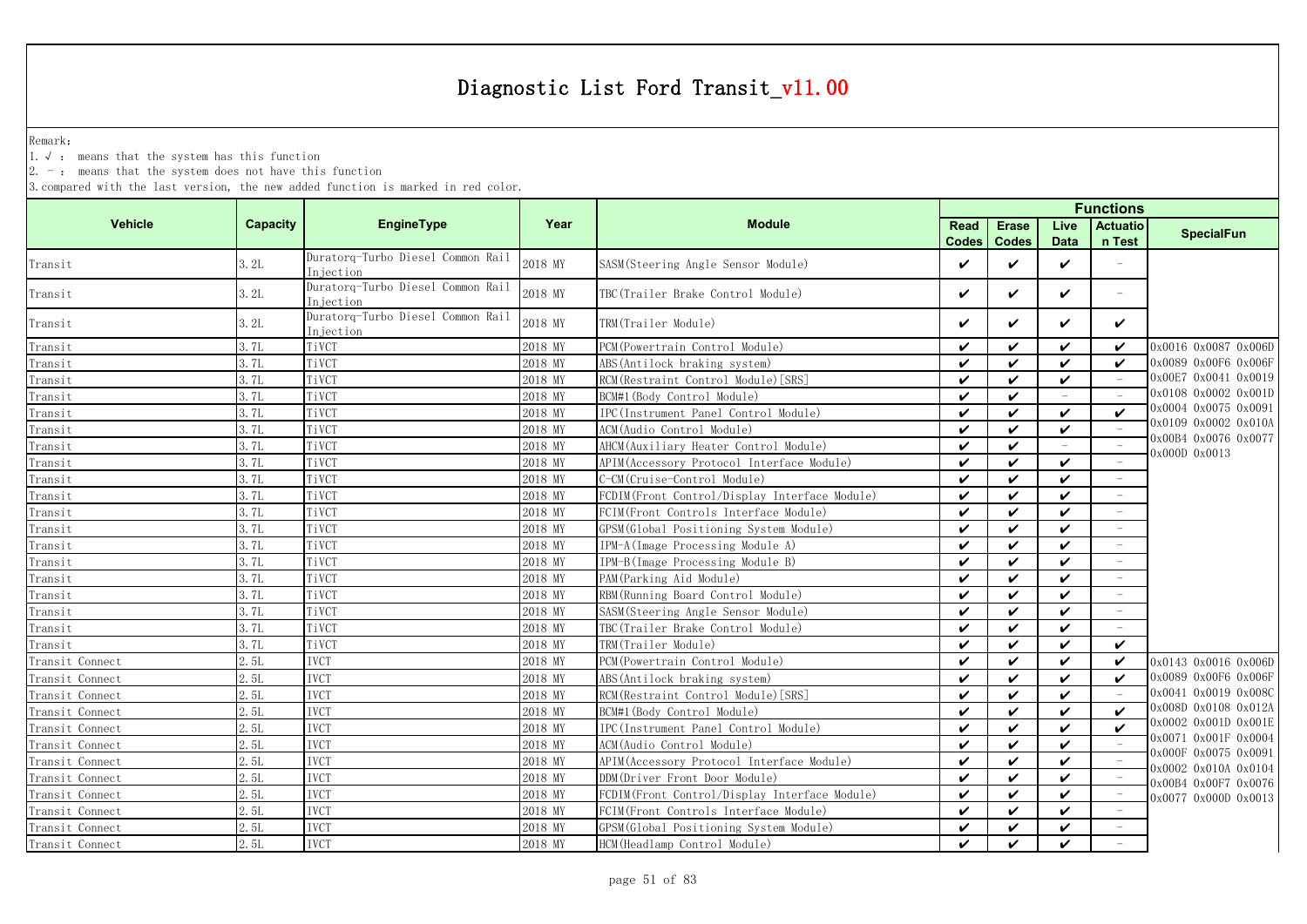# Diagnostic List Ford Transit_v11.00

Remark:

1. √ : means that the system has this function
2. － : means that the system does not have this function
3. compared with the last version, the new added function is marked in red color.

| Vehicle | Capacity | EngineType | Year | Module | Functions | | | | SpecialFun |
|---|---|---|---|---|---|---|---|---|---|
| | | | | | Read Codes | Erase Codes | Live Data | Actuation Test | |
| Transit | 3.2L | Duratorq-Turbo Diesel Common Rail Injection | 2018 MY | SASM(Steering Angle Sensor Module) | ✔ | ✔ | ✔ | － | |
| Transit | 3.2L | Duratorq-Turbo Diesel Common Rail Injection | 2018 MY | TBC(Trailer Brake Control Module) | ✔ | ✔ | ✔ | － | |
| Transit | 3.2L | Duratorq-Turbo Diesel Common Rail Injection | 2018 MY | TRM(Trailer Module) | ✔ | ✔ | ✔ | ✔ | |
| Transit | 3.7L | TiVCT | 2018 MY | PCM(Powertrain Control Module) | ✔ | ✔ | ✔ | ✔ | 0x0016 0x0087 0x006D 0x0089 0x00F6 0x006F 0x00E7 0x0041 0x0019 0x0108 0x0002 0x001D 0x0004 0x0075 0x0091 0x0109 0x0002 0x010A 0x00B4 0x0076 0x0077 0x000D 0x0013 |
| Transit | 3.7L | TiVCT | 2018 MY | ABS(Antilock braking system) | ✔ | ✔ | ✔ | ✔ | |
| Transit | 3.7L | TiVCT | 2018 MY | RCM(Restraint Control Module)[SRS] | ✔ | ✔ | ✔ | － | |
| Transit | 3.7L | TiVCT | 2018 MY | BCM#1(Body Control Module) | ✔ | ✔ | － | － | |
| Transit | 3.7L | TiVCT | 2018 MY | IPC(Instrument Panel Control Module) | ✔ | ✔ | ✔ | ✔ | |
| Transit | 3.7L | TiVCT | 2018 MY | ACM(Audio Control Module) | ✔ | ✔ | ✔ | － | |
| Transit | 3.7L | TiVCT | 2018 MY | AHCM(Auxiliary Heater Control Module) | ✔ | ✔ | － | － | |
| Transit | 3.7L | TiVCT | 2018 MY | APIM(Accessory Protocol Interface Module) | ✔ | ✔ | ✔ | － | |
| Transit | 3.7L | TiVCT | 2018 MY | C-CM(Cruise-Control Module) | ✔ | ✔ | ✔ | － | |
| Transit | 3.7L | TiVCT | 2018 MY | FCDIM(Front Control/Display Interface Module) | ✔ | ✔ | ✔ | － | |
| Transit | 3.7L | TiVCT | 2018 MY | FCIM(Front Controls Interface Module) | ✔ | ✔ | ✔ | － | |
| Transit | 3.7L | TiVCT | 2018 MY | GPSM(Global Positioning System Module) | ✔ | ✔ | ✔ | － | |
| Transit | 3.7L | TiVCT | 2018 MY | IPM-A(Image Processing Module A) | ✔ | ✔ | ✔ | － | |
| Transit | 3.7L | TiVCT | 2018 MY | IPM-B(Image Processing Module B) | ✔ | ✔ | ✔ | － | |
| Transit | 3.7L | TiVCT | 2018 MY | PAM(Parking Aid Module) | ✔ | ✔ | ✔ | － | |
| Transit | 3.7L | TiVCT | 2018 MY | RBM(Running Board Control Module) | ✔ | ✔ | ✔ | － | |
| Transit | 3.7L | TiVCT | 2018 MY | SASM(Steering Angle Sensor Module) | ✔ | ✔ | ✔ | － | |
| Transit | 3.7L | TiVCT | 2018 MY | TBC(Trailer Brake Control Module) | ✔ | ✔ | ✔ | － | |
| Transit | 3.7L | TiVCT | 2018 MY | TRM(Trailer Module) | ✔ | ✔ | ✔ | ✔ | |
| Transit Connect | 2.5L | IVCT | 2018 MY | PCM(Powertrain Control Module) | ✔ | ✔ | ✔ | ✔ | 0x0143 0x0016 0x006D 0x0089 0x00F6 0x006F 0x0041 0x0019 0x008C 0x008D 0x0108 0x012A 0x0002 0x001D 0x001E 0x0071 0x001F 0x0004 0x000F 0x0075 0x0091 0x0002 0x010A 0x0104 0x00B4 0x00F7 0x0076 0x0077 0x000D 0x0013 |
| Transit Connect | 2.5L | IVCT | 2018 MY | ABS(Antilock braking system) | ✔ | ✔ | ✔ | ✔ | |
| Transit Connect | 2.5L | IVCT | 2018 MY | RCM(Restraint Control Module)[SRS] | ✔ | ✔ | ✔ | － | |
| Transit Connect | 2.5L | IVCT | 2018 MY | BCM#1(Body Control Module) | ✔ | ✔ | ✔ | ✔ | |
| Transit Connect | 2.5L | IVCT | 2018 MY | IPC(Instrument Panel Control Module) | ✔ | ✔ | ✔ | ✔ | |
| Transit Connect | 2.5L | IVCT | 2018 MY | ACM(Audio Control Module) | ✔ | ✔ | ✔ | － | |
| Transit Connect | 2.5L | IVCT | 2018 MY | APIM(Accessory Protocol Interface Module) | ✔ | ✔ | ✔ | － | |
| Transit Connect | 2.5L | IVCT | 2018 MY | DDM(Driver Front Door Module) | ✔ | ✔ | ✔ | － | |
| Transit Connect | 2.5L | IVCT | 2018 MY | FCDIM(Front Control/Display Interface Module) | ✔ | ✔ | ✔ | － | |
| Transit Connect | 2.5L | IVCT | 2018 MY | FCIM(Front Controls Interface Module) | ✔ | ✔ | ✔ | － | |
| Transit Connect | 2.5L | IVCT | 2018 MY | GPSM(Global Positioning System Module) | ✔ | ✔ | ✔ | － | |
| Transit Connect | 2.5L | IVCT | 2018 MY | HCM(Headlamp Control Module) | ✔ | ✔ | ✔ | － | |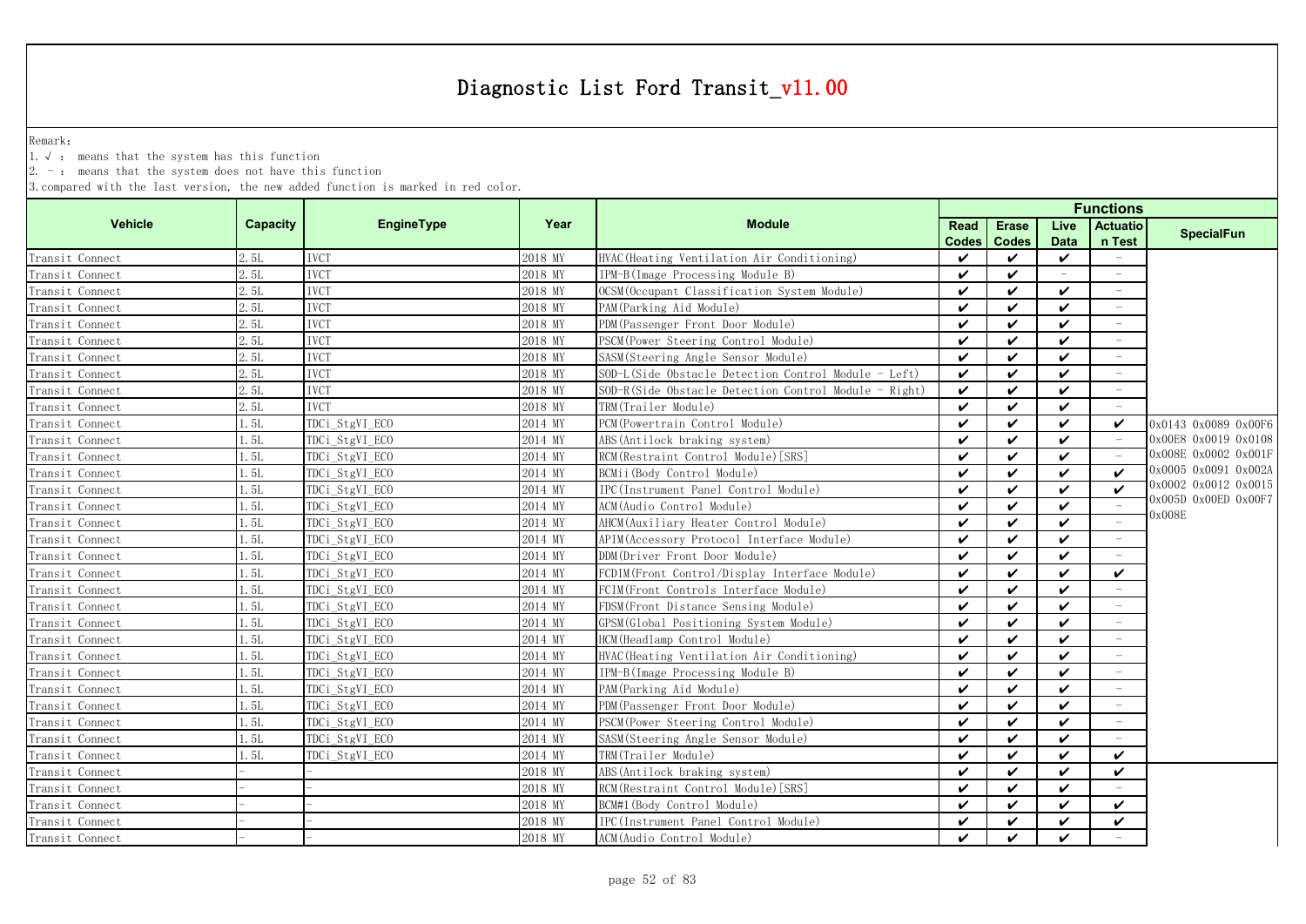# Diagnostic List Ford Transit_v11.00

Remark:

1. √ : means that the system has this function
2. － : means that the system does not have this function
3. compared with the last version, the new added function is marked in red color.

| Vehicle | Capacity | EngineType | Year | Module | Functions | | | | |
|---|---|---|---|---|---|---|---|---|---|
| | | | | | Read Codes | Erase Codes | Live Data | Actuation Test | SpecialFun |
| Transit Connect | 2.5L | IVCT | 2018 MY | HVAC(Heating Ventilation Air Conditioning) | ✔ | ✔ | ✔ | － | |
| Transit Connect | 2.5L | IVCT | 2018 MY | IPM-B(Image Processing Module B) | ✔ | ✔ | － | － | |
| Transit Connect | 2.5L | IVCT | 2018 MY | OCSM(Occupant Classification System Module) | ✔ | ✔ | ✔ | － | |
| Transit Connect | 2.5L | IVCT | 2018 MY | PAM(Parking Aid Module) | ✔ | ✔ | ✔ | － | |
| Transit Connect | 2.5L | IVCT | 2018 MY | PDM(Passenger Front Door Module) | ✔ | ✔ | ✔ | － | |
| Transit Connect | 2.5L | IVCT | 2018 MY | PSCM(Power Steering Control Module) | ✔ | ✔ | ✔ | － | |
| Transit Connect | 2.5L | IVCT | 2018 MY | SASM(Steering Angle Sensor Module) | ✔ | ✔ | ✔ | － | |
| Transit Connect | 2.5L | IVCT | 2018 MY | SOD-L(Side Obstacle Detection Control Module - Left) | ✔ | ✔ | ✔ | － | |
| Transit Connect | 2.5L | IVCT | 2018 MY | SOD-R(Side Obstacle Detection Control Module - Right) | ✔ | ✔ | ✔ | － | |
| Transit Connect | 2.5L | IVCT | 2018 MY | TRM(Trailer Module) | ✔ | ✔ | ✔ | － | |
| Transit Connect | 1.5L | TDCi_StgVI_ECO | 2014 MY | PCM(Powertrain Control Module) | ✔ | ✔ | ✔ | ✔ | 0x0143 0x0089 0x00F6 0x00E8 0x0019 0x0108 0x008E 0x0002 0x001F 0x0005 0x0091 0x002A 0x0002 0x0012 0x0015 0x005D 0x00ED 0x00F7 0x008E |
| Transit Connect | 1.5L | TDCi_StgVI_ECO | 2014 MY | ABS(Antilock braking system) | ✔ | ✔ | ✔ | － | |
| Transit Connect | 1.5L | TDCi_StgVI_ECO | 2014 MY | RCM(Restraint Control Module)[SRS] | ✔ | ✔ | ✔ | － | |
| Transit Connect | 1.5L | TDCi_StgVI_ECO | 2014 MY | BCMii(Body Control Module) | ✔ | ✔ | ✔ | ✔ | |
| Transit Connect | 1.5L | TDCi_StgVI_ECO | 2014 MY | IPC(Instrument Panel Control Module) | ✔ | ✔ | ✔ | ✔ | |
| Transit Connect | 1.5L | TDCi_StgVI_ECO | 2014 MY | ACM(Audio Control Module) | ✔ | ✔ | ✔ | － | |
| Transit Connect | 1.5L | TDCi_StgVI_ECO | 2014 MY | AHCM(Auxiliary Heater Control Module) | ✔ | ✔ | ✔ | － | |
| Transit Connect | 1.5L | TDCi_StgVI_ECO | 2014 MY | APIM(Accessory Protocol Interface Module) | ✔ | ✔ | ✔ | － | |
| Transit Connect | 1.5L | TDCi_StgVI_ECO | 2014 MY | DDM(Driver Front Door Module) | ✔ | ✔ | ✔ | － | |
| Transit Connect | 1.5L | TDCi_StgVI_ECO | 2014 MY | FCDIM(Front Control/Display Interface Module) | ✔ | ✔ | ✔ | ✔ | |
| Transit Connect | 1.5L | TDCi_StgVI_ECO | 2014 MY | FCIM(Front Controls Interface Module) | ✔ | ✔ | ✔ | － | |
| Transit Connect | 1.5L | TDCi_StgVI_ECO | 2014 MY | FDSM(Front Distance Sensing Module) | ✔ | ✔ | ✔ | － | |
| Transit Connect | 1.5L | TDCi_StgVI_ECO | 2014 MY | GPSM(Global Positioning System Module) | ✔ | ✔ | ✔ | － | |
| Transit Connect | 1.5L | TDCi_StgVI_ECO | 2014 MY | HCM(Headlamp Control Module) | ✔ | ✔ | ✔ | － | |
| Transit Connect | 1.5L | TDCi_StgVI_ECO | 2014 MY | HVAC(Heating Ventilation Air Conditioning) | ✔ | ✔ | ✔ | － | |
| Transit Connect | 1.5L | TDCi_StgVI_ECO | 2014 MY | IPM-B(Image Processing Module B) | ✔ | ✔ | ✔ | － | |
| Transit Connect | 1.5L | TDCi_StgVI_ECO | 2014 MY | PAM(Parking Aid Module) | ✔ | ✔ | ✔ | － | |
| Transit Connect | 1.5L | TDCi_StgVI_ECO | 2014 MY | PDM(Passenger Front Door Module) | ✔ | ✔ | ✔ | － | |
| Transit Connect | 1.5L | TDCi_StgVI_ECO | 2014 MY | PSCM(Power Steering Control Module) | ✔ | ✔ | ✔ | － | |
| Transit Connect | 1.5L | TDCi_StgVI_ECO | 2014 MY | SASM(Steering Angle Sensor Module) | ✔ | ✔ | ✔ | － | |
| Transit Connect | 1.5L | TDCi_StgVI_ECO | 2014 MY | TRM(Trailer Module) | ✔ | ✔ | ✔ | ✔ | |
| Transit Connect | － | － | 2018 MY | ABS(Antilock braking system) | ✔ | ✔ | ✔ | ✔ | |
| Transit Connect | － | － | 2018 MY | RCM(Restraint Control Module)[SRS] | ✔ | ✔ | ✔ | － | |
| Transit Connect | － | － | 2018 MY | BCM#1(Body Control Module) | ✔ | ✔ | ✔ | ✔ | |
| Transit Connect | － | － | 2018 MY | IPC(Instrument Panel Control Module) | ✔ | ✔ | ✔ | ✔ | |
| Transit Connect | － | － | 2018 MY | ACM(Audio Control Module) | ✔ | ✔ | ✔ | － | |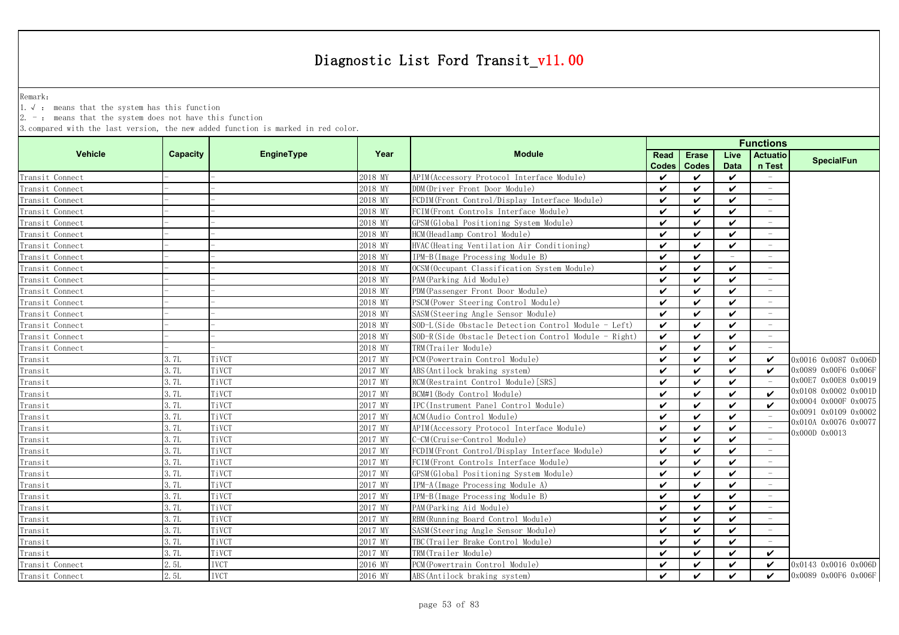# Diagnostic List Ford Transit_v11.00

Remark:

1. √ : means that the system has this function
2. - : means that the system does not have this function
3. compared with the last version, the new added function is marked in red color.

| Vehicle | Capacity | EngineType | Year | Module | Functions | | | | |
|---|---|---|---|---|---|---|---|---|---|
| | | | | | Read Codes | Erase Codes | Live Data | Actuation Test | SpecialFun |
| Transit Connect | - | - | 2018 MY | APIM(Accessory Protocol Interface Module) | ✔ | ✔ | ✔ | - | |
| Transit Connect | - | - | 2018 MY | DDM(Driver Front Door Module) | ✔ | ✔ | ✔ | - | |
| Transit Connect | - | - | 2018 MY | FCDIM(Front Control/Display Interface Module) | ✔ | ✔ | ✔ | - | |
| Transit Connect | - | - | 2018 MY | FCIM(Front Controls Interface Module) | ✔ | ✔ | ✔ | - | |
| Transit Connect | - | - | 2018 MY | GPSM(Global Positioning System Module) | ✔ | ✔ | ✔ | - | |
| Transit Connect | - | - | 2018 MY | HCM(Headlamp Control Module) | ✔ | ✔ | ✔ | - | |
| Transit Connect | - | - | 2018 MY | HVAC(Heating Ventilation Air Conditioning) | ✔ | ✔ | ✔ | - | |
| Transit Connect | - | - | 2018 MY | IPM-B(Image Processing Module B) | ✔ | ✔ | - | - | |
| Transit Connect | - | - | 2018 MY | OCSM(Occupant Classification System Module) | ✔ | ✔ | ✔ | - | |
| Transit Connect | - | - | 2018 MY | PAM(Parking Aid Module) | ✔ | ✔ | ✔ | - | |
| Transit Connect | - | - | 2018 MY | PDM(Passenger Front Door Module) | ✔ | ✔ | ✔ | - | |
| Transit Connect | - | - | 2018 MY | PSCM(Power Steering Control Module) | ✔ | ✔ | ✔ | - | |
| Transit Connect | - | - | 2018 MY | SASM(Steering Angle Sensor Module) | ✔ | ✔ | ✔ | - | |
| Transit Connect | - | - | 2018 MY | SOD-L(Side Obstacle Detection Control Module - Left) | ✔ | ✔ | ✔ | - | |
| Transit Connect | - | - | 2018 MY | SOD-R(Side Obstacle Detection Control Module - Right) | ✔ | ✔ | ✔ | - | |
| Transit Connect | - | - | 2018 MY | TRM(Trailer Module) | ✔ | ✔ | ✔ | - | |
| Transit | 3.7L | TiVCT | 2017 MY | PCM(Powertrain Control Module) | ✔ | ✔ | ✔ | ✔ | 0x0016 0x0087 0x006D 0x0089 0x00F6 0x006F 0x00E7 0x00E8 0x0019 0x0108 0x0002 0x001D 0x0004 0x000F 0x0075 0x0091 0x0109 0x0002 0x010A 0x0076 0x0077 0x000D 0x0013 |
| Transit | 3.7L | TiVCT | 2017 MY | ABS(Antilock braking system) | ✔ | ✔ | ✔ | ✔ | |
| Transit | 3.7L | TiVCT | 2017 MY | RCM(Restraint Control Module)[SRS] | ✔ | ✔ | ✔ | - | |
| Transit | 3.7L | TiVCT | 2017 MY | BCM#1(Body Control Module) | ✔ | ✔ | ✔ | ✔ | |
| Transit | 3.7L | TiVCT | 2017 MY | IPC(Instrument Panel Control Module) | ✔ | ✔ | ✔ | ✔ | |
| Transit | 3.7L | TiVCT | 2017 MY | ACM(Audio Control Module) | ✔ | ✔ | ✔ | - | |
| Transit | 3.7L | TiVCT | 2017 MY | APIM(Accessory Protocol Interface Module) | ✔ | ✔ | ✔ | - | |
| Transit | 3.7L | TiVCT | 2017 MY | C-CM(Cruise-Control Module) | ✔ | ✔ | ✔ | - | |
| Transit | 3.7L | TiVCT | 2017 MY | FCDIM(Front Control/Display Interface Module) | ✔ | ✔ | ✔ | - | |
| Transit | 3.7L | TiVCT | 2017 MY | FCIM(Front Controls Interface Module) | ✔ | ✔ | ✔ | - | |
| Transit | 3.7L | TiVCT | 2017 MY | GPSM(Global Positioning System Module) | ✔ | ✔ | ✔ | - | |
| Transit | 3.7L | TiVCT | 2017 MY | IPM-A(Image Processing Module A) | ✔ | ✔ | ✔ | - | |
| Transit | 3.7L | TiVCT | 2017 MY | IPM-B(Image Processing Module B) | ✔ | ✔ | ✔ | - | |
| Transit | 3.7L | TiVCT | 2017 MY | PAM(Parking Aid Module) | ✔ | ✔ | ✔ | - | |
| Transit | 3.7L | TiVCT | 2017 MY | RBM(Running Board Control Module) | ✔ | ✔ | ✔ | - | |
| Transit | 3.7L | TiVCT | 2017 MY | SASM(Steering Angle Sensor Module) | ✔ | ✔ | ✔ | - | |
| Transit | 3.7L | TiVCT | 2017 MY | TBC(Trailer Brake Control Module) | ✔ | ✔ | ✔ | - | |
| Transit | 3.7L | TiVCT | 2017 MY | TRM(Trailer Module) | ✔ | ✔ | ✔ | ✔ | |
| Transit Connect | 2.5L | IVCT | 2016 MY | PCM(Powertrain Control Module) | ✔ | ✔ | ✔ | ✔ | 0x0143 0x0016 0x006D |
| Transit Connect | 2.5L | IVCT | 2016 MY | ABS(Antilock braking system) | ✔ | ✔ | ✔ | ✔ | 0x0089 0x00F6 0x006F |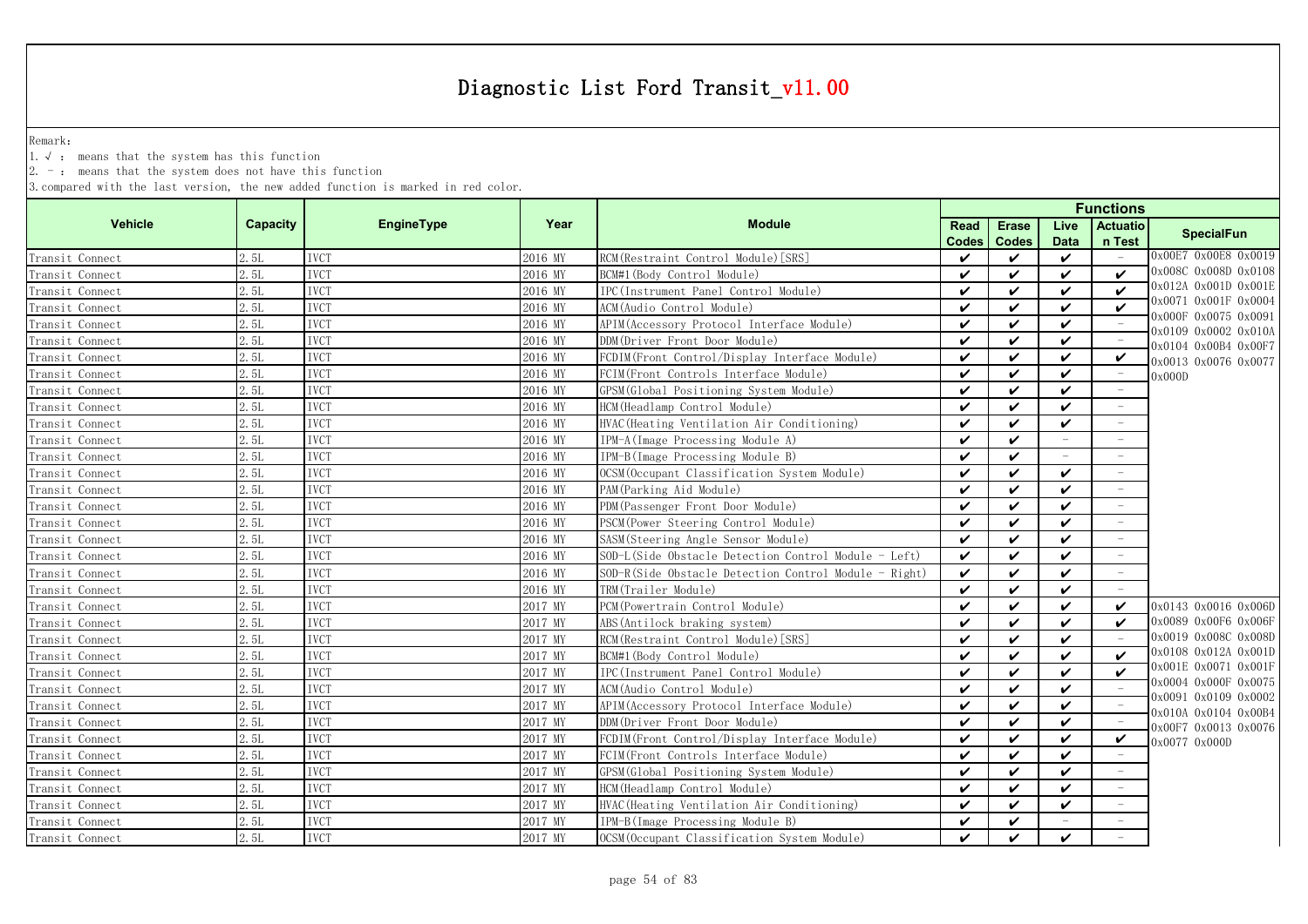# Diagnostic List Ford Transit_v11.00

Remark:

1. √ : means that the system has this function
2. - : means that the system does not have this function
3. compared with the last version, the new added function is marked in red color.

| Vehicle | Capacity | EngineType | Year | Module | Functions | | | | |
|---|---|---|---|---|---|---|---|---|---|
| | | | | | Read Codes | Erase Codes | Live Data | Actuation Test | SpecialFun |
| Transit Connect | 2.5L | IVCT | 2016 MY | RCM(Restraint Control Module)[SRS] | ✔ | ✔ | ✔ | - | 0x00E7 0x00E8 0x0019 0x008C 0x008D 0x0108 0x012A 0x001D 0x001E 0x0071 0x001F 0x0004 0x000F 0x0075 0x0091 0x0109 0x0002 0x010A 0x0104 0x00B4 0x00F7 0x0013 0x0076 0x0077 0x000D |
| Transit Connect | 2.5L | IVCT | 2016 MY | BCM#1(Body Control Module) | ✔ | ✔ | ✔ | ✔ | |
| Transit Connect | 2.5L | IVCT | 2016 MY | IPC(Instrument Panel Control Module) | ✔ | ✔ | ✔ | ✔ | |
| Transit Connect | 2.5L | IVCT | 2016 MY | ACM(Audio Control Module) | ✔ | ✔ | ✔ | ✔ | |
| Transit Connect | 2.5L | IVCT | 2016 MY | APIM(Accessory Protocol Interface Module) | ✔ | ✔ | ✔ | - | |
| Transit Connect | 2.5L | IVCT | 2016 MY | DDM(Driver Front Door Module) | ✔ | ✔ | ✔ | - | |
| Transit Connect | 2.5L | IVCT | 2016 MY | FCDIM(Front Control/Display Interface Module) | ✔ | ✔ | ✔ | ✔ | |
| Transit Connect | 2.5L | IVCT | 2016 MY | FCIM(Front Controls Interface Module) | ✔ | ✔ | ✔ | - | |
| Transit Connect | 2.5L | IVCT | 2016 MY | GPSM(Global Positioning System Module) | ✔ | ✔ | ✔ | - | |
| Transit Connect | 2.5L | IVCT | 2016 MY | HCM(Headlamp Control Module) | ✔ | ✔ | ✔ | - | |
| Transit Connect | 2.5L | IVCT | 2016 MY | HVAC(Heating Ventilation Air Conditioning) | ✔ | ✔ | ✔ | - | |
| Transit Connect | 2.5L | IVCT | 2016 MY | IPM-A(Image Processing Module A) | ✔ | ✔ | - | - | |
| Transit Connect | 2.5L | IVCT | 2016 MY | IPM-B(Image Processing Module B) | ✔ | ✔ | - | - | |
| Transit Connect | 2.5L | IVCT | 2016 MY | OCSM(Occupant Classification System Module) | ✔ | ✔ | ✔ | - | |
| Transit Connect | 2.5L | IVCT | 2016 MY | PAM(Parking Aid Module) | ✔ | ✔ | ✔ | - | |
| Transit Connect | 2.5L | IVCT | 2016 MY | PDM(Passenger Front Door Module) | ✔ | ✔ | ✔ | - | |
| Transit Connect | 2.5L | IVCT | 2016 MY | PSCM(Power Steering Control Module) | ✔ | ✔ | ✔ | - | |
| Transit Connect | 2.5L | IVCT | 2016 MY | SASM(Steering Angle Sensor Module) | ✔ | ✔ | ✔ | - | |
| Transit Connect | 2.5L | IVCT | 2016 MY | SOD-L(Side Obstacle Detection Control Module - Left) | ✔ | ✔ | ✔ | - | |
| Transit Connect | 2.5L | IVCT | 2016 MY | SOD-R(Side Obstacle Detection Control Module - Right) | ✔ | ✔ | ✔ | - | |
| Transit Connect | 2.5L | IVCT | 2016 MY | TRM(Trailer Module) | ✔ | ✔ | ✔ | - | |
| Transit Connect | 2.5L | IVCT | 2017 MY | PCM(Powertrain Control Module) | ✔ | ✔ | ✔ | ✔ | 0x0143 0x0016 0x006D 0x0089 0x00F6 0x006F 0x0019 0x008C 0x008D 0x0108 0x012A 0x001D 0x001E 0x0071 0x001F 0x0004 0x000F 0x0075 0x0091 0x0109 0x0002 0x010A 0x0104 0x00B4 0x00F7 0x0013 0x0076 0x0077 0x000D |
| Transit Connect | 2.5L | IVCT | 2017 MY | ABS(Antilock braking system) | ✔ | ✔ | ✔ | ✔ | |
| Transit Connect | 2.5L | IVCT | 2017 MY | RCM(Restraint Control Module)[SRS] | ✔ | ✔ | ✔ | - | |
| Transit Connect | 2.5L | IVCT | 2017 MY | BCM#1(Body Control Module) | ✔ | ✔ | ✔ | ✔ | |
| Transit Connect | 2.5L | IVCT | 2017 MY | IPC(Instrument Panel Control Module) | ✔ | ✔ | ✔ | ✔ | |
| Transit Connect | 2.5L | IVCT | 2017 MY | ACM(Audio Control Module) | ✔ | ✔ | ✔ | - | |
| Transit Connect | 2.5L | IVCT | 2017 MY | APIM(Accessory Protocol Interface Module) | ✔ | ✔ | ✔ | - | |
| Transit Connect | 2.5L | IVCT | 2017 MY | DDM(Driver Front Door Module) | ✔ | ✔ | ✔ | - | |
| Transit Connect | 2.5L | IVCT | 2017 MY | FCDIM(Front Control/Display Interface Module) | ✔ | ✔ | ✔ | ✔ | |
| Transit Connect | 2.5L | IVCT | 2017 MY | FCIM(Front Controls Interface Module) | ✔ | ✔ | ✔ | - | |
| Transit Connect | 2.5L | IVCT | 2017 MY | GPSM(Global Positioning System Module) | ✔ | ✔ | ✔ | - | |
| Transit Connect | 2.5L | IVCT | 2017 MY | HCM(Headlamp Control Module) | ✔ | ✔ | ✔ | - | |
| Transit Connect | 2.5L | IVCT | 2017 MY | HVAC(Heating Ventilation Air Conditioning) | ✔ | ✔ | ✔ | - | |
| Transit Connect | 2.5L | IVCT | 2017 MY | IPM-B(Image Processing Module B) | ✔ | ✔ | - | - | |
| Transit Connect | 2.5L | IVCT | 2017 MY | OCSM(Occupant Classification System Module) | ✔ | ✔ | ✔ | - | |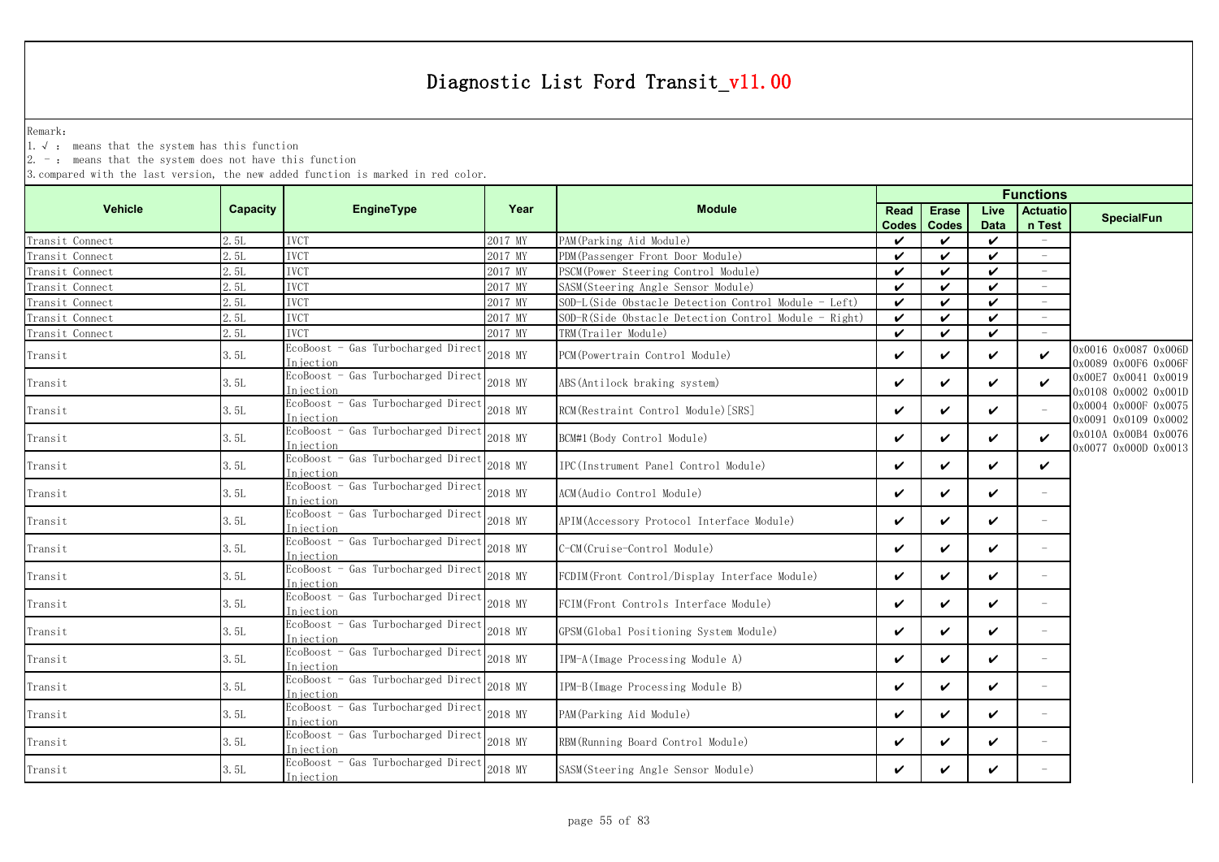# Diagnostic List Ford Transit_v11.00

Remark:

1. √ : means that the system has this function
2. - : means that the system does not have this function
3. compared with the last version, the new added function is marked in red color.

| Vehicle | Capacity | EngineType | Year | Module | Functions | | | | |
|---|---|---|---|---|---|---|---|---|---|
| | | | | | Read Codes | Erase Codes | Live Data | Actuation Test | SpecialFun |
| Transit Connect | 2.5L | IVCT | 2017 MY | PAM(Parking Aid Module) | ✔ | ✔ | ✔ | - | |
| Transit Connect | 2.5L | IVCT | 2017 MY | PDM(Passenger Front Door Module) | ✔ | ✔ | ✔ | - | |
| Transit Connect | 2.5L | IVCT | 2017 MY | PSCM(Power Steering Control Module) | ✔ | ✔ | ✔ | - | |
| Transit Connect | 2.5L | IVCT | 2017 MY | SASM(Steering Angle Sensor Module) | ✔ | ✔ | ✔ | - | |
| Transit Connect | 2.5L | IVCT | 2017 MY | SOD-L(Side Obstacle Detection Control Module - Left) | ✔ | ✔ | ✔ | - | |
| Transit Connect | 2.5L | IVCT | 2017 MY | SOD-R(Side Obstacle Detection Control Module - Right) | ✔ | ✔ | ✔ | - | |
| Transit Connect | 2.5L | IVCT | 2017 MY | TRM(Trailer Module) | ✔ | ✔ | ✔ | - | |
| Transit | 3.5L | EcoBoost - Gas Turbocharged Direct Injection | 2018 MY | PCM(Powertrain Control Module) | ✔ | ✔ | ✔ | ✔ | 0x0016 0x0087 0x006D 0x0089 0x00F6 0x006F 0x00E7 0x0041 0x0019 0x0108 0x0002 0x001D 0x0004 0x000F 0x0075 0x0091 0x0109 0x0002 0x010A 0x00B4 0x0076 0x0077 0x000D 0x0013 |
| Transit | 3.5L | EcoBoost - Gas Turbocharged Direct Injection | 2018 MY | ABS(Antilock braking system) | ✔ | ✔ | ✔ | ✔ | |
| Transit | 3.5L | EcoBoost - Gas Turbocharged Direct Injection | 2018 MY | RCM(Restraint Control Module)[SRS] | ✔ | ✔ | ✔ | - | |
| Transit | 3.5L | EcoBoost - Gas Turbocharged Direct Injection | 2018 MY | BCM#1(Body Control Module) | ✔ | ✔ | ✔ | ✔ | |
| Transit | 3.5L | EcoBoost - Gas Turbocharged Direct Injection | 2018 MY | IPC(Instrument Panel Control Module) | ✔ | ✔ | ✔ | ✔ | |
| Transit | 3.5L | EcoBoost - Gas Turbocharged Direct Injection | 2018 MY | ACM(Audio Control Module) | ✔ | ✔ | ✔ | - | |
| Transit | 3.5L | EcoBoost - Gas Turbocharged Direct Injection | 2018 MY | APIM(Accessory Protocol Interface Module) | ✔ | ✔ | ✔ | - | |
| Transit | 3.5L | EcoBoost - Gas Turbocharged Direct Injection | 2018 MY | C-CM(Cruise-Control Module) | ✔ | ✔ | ✔ | - | |
| Transit | 3.5L | EcoBoost - Gas Turbocharged Direct Injection | 2018 MY | FCDIM(Front Control/Display Interface Module) | ✔ | ✔ | ✔ | - | |
| Transit | 3.5L | EcoBoost - Gas Turbocharged Direct Injection | 2018 MY | FCIM(Front Controls Interface Module) | ✔ | ✔ | ✔ | - | |
| Transit | 3.5L | EcoBoost - Gas Turbocharged Direct Injection | 2018 MY | GPSM(Global Positioning System Module) | ✔ | ✔ | ✔ | - | |
| Transit | 3.5L | EcoBoost - Gas Turbocharged Direct Injection | 2018 MY | IPM-A(Image Processing Module A) | ✔ | ✔ | ✔ | - | |
| Transit | 3.5L | EcoBoost - Gas Turbocharged Direct Injection | 2018 MY | IPM-B(Image Processing Module B) | ✔ | ✔ | ✔ | - | |
| Transit | 3.5L | EcoBoost - Gas Turbocharged Direct Injection | 2018 MY | PAM(Parking Aid Module) | ✔ | ✔ | ✔ | - | |
| Transit | 3.5L | EcoBoost - Gas Turbocharged Direct Injection | 2018 MY | RBM(Running Board Control Module) | ✔ | ✔ | ✔ | - | |
| Transit | 3.5L | EcoBoost - Gas Turbocharged Direct Injection | 2018 MY | SASM(Steering Angle Sensor Module) | ✔ | ✔ | ✔ | - | |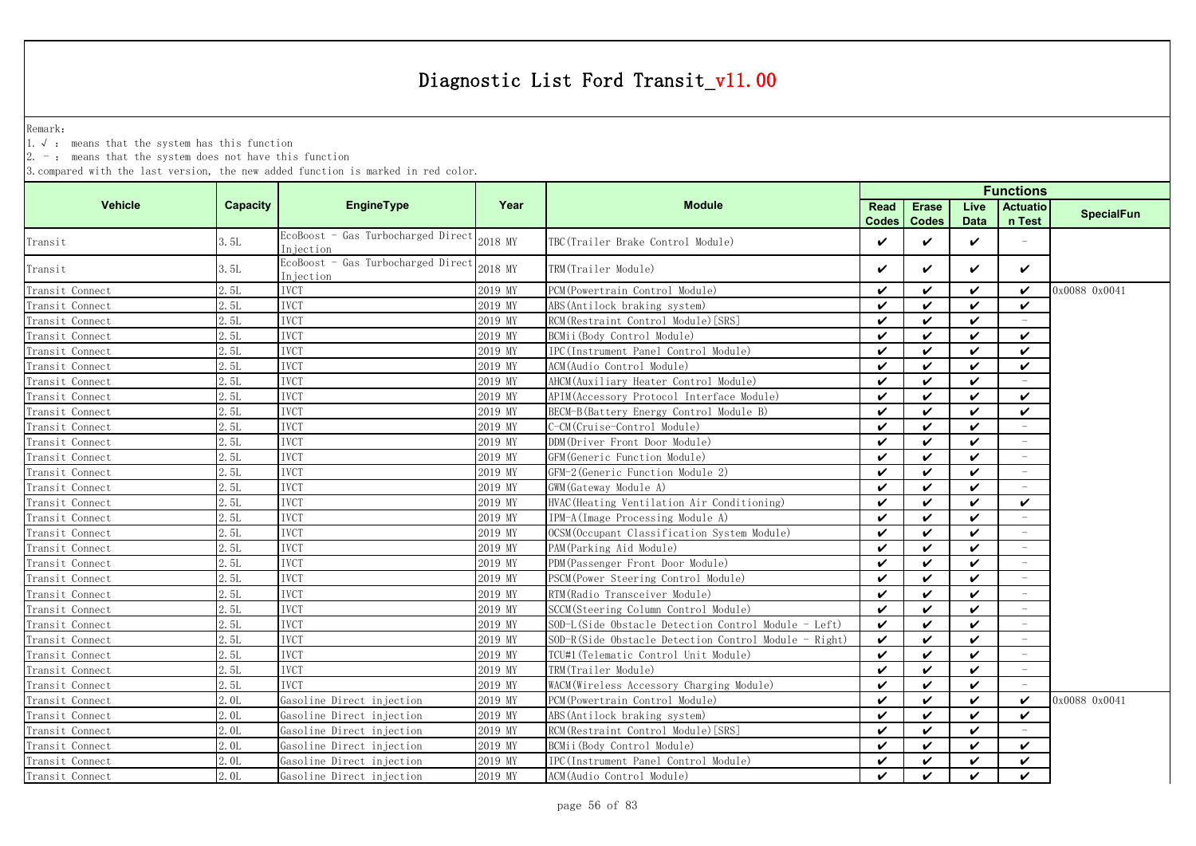# Diagnostic List Ford Transit_v11.00

Remark:

1. √ : means that the system has this function
2. - : means that the system does not have this function
3. compared with the last version, the new added function is marked in red color.

| Vehicle | Capacity | EngineType | Year | Module | Functions | | | | |
|---|---|---|---|---|---|---|---|---|---|
| | | | | | Read Codes | Erase Codes | Live Data | Actuation Test | SpecialFun |
| Transit | 3.5L | EcoBoost - Gas Turbocharged Direct Injection | 2018 MY | TBC(Trailer Brake Control Module) | ✔ | ✔ | ✔ | - | |
| Transit | 3.5L | EcoBoost - Gas Turbocharged Direct Injection | 2018 MY | TRM(Trailer Module) | ✔ | ✔ | ✔ | ✔ | |
| Transit Connect | 2.5L | IVCT | 2019 MY | PCM(Powertrain Control Module) | ✔ | ✔ | ✔ | ✔ | 0x0088 0x0041 |
| Transit Connect | 2.5L | IVCT | 2019 MY | ABS(Antilock braking system) | ✔ | ✔ | ✔ | ✔ | |
| Transit Connect | 2.5L | IVCT | 2019 MY | RCM(Restraint Control Module)[SRS] | ✔ | ✔ | ✔ | - | |
| Transit Connect | 2.5L | IVCT | 2019 MY | BCMii(Body Control Module) | ✔ | ✔ | ✔ | ✔ | |
| Transit Connect | 2.5L | IVCT | 2019 MY | IPC(Instrument Panel Control Module) | ✔ | ✔ | ✔ | ✔ | |
| Transit Connect | 2.5L | IVCT | 2019 MY | ACM(Audio Control Module) | ✔ | ✔ | ✔ | ✔ | |
| Transit Connect | 2.5L | IVCT | 2019 MY | AHCM(Auxiliary Heater Control Module) | ✔ | ✔ | ✔ | - | |
| Transit Connect | 2.5L | IVCT | 2019 MY | APIM(Accessory Protocol Interface Module) | ✔ | ✔ | ✔ | ✔ | |
| Transit Connect | 2.5L | IVCT | 2019 MY | BECM-B(Battery Energy Control Module B) | ✔ | ✔ | ✔ | ✔ | |
| Transit Connect | 2.5L | IVCT | 2019 MY | C-CM(Cruise-Control Module) | ✔ | ✔ | ✔ | - | |
| Transit Connect | 2.5L | IVCT | 2019 MY | DDM(Driver Front Door Module) | ✔ | ✔ | ✔ | - | |
| Transit Connect | 2.5L | IVCT | 2019 MY | GFM(Generic Function Module) | ✔ | ✔ | ✔ | - | |
| Transit Connect | 2.5L | IVCT | 2019 MY | GFM-2(Generic Function Module 2) | ✔ | ✔ | ✔ | - | |
| Transit Connect | 2.5L | IVCT | 2019 MY | GWM(Gateway Module A) | ✔ | ✔ | ✔ | - | |
| Transit Connect | 2.5L | IVCT | 2019 MY | HVAC(Heating Ventilation Air Conditioning) | ✔ | ✔ | ✔ | ✔ | |
| Transit Connect | 2.5L | IVCT | 2019 MY | IPM-A(Image Processing Module A) | ✔ | ✔ | ✔ | - | |
| Transit Connect | 2.5L | IVCT | 2019 MY | OCSM(Occupant Classification System Module) | ✔ | ✔ | ✔ | - | |
| Transit Connect | 2.5L | IVCT | 2019 MY | PAM(Parking Aid Module) | ✔ | ✔ | ✔ | - | |
| Transit Connect | 2.5L | IVCT | 2019 MY | PDM(Passenger Front Door Module) | ✔ | ✔ | ✔ | - | |
| Transit Connect | 2.5L | IVCT | 2019 MY | PSCM(Power Steering Control Module) | ✔ | ✔ | ✔ | - | |
| Transit Connect | 2.5L | IVCT | 2019 MY | RTM(Radio Transceiver Module) | ✔ | ✔ | ✔ | - | |
| Transit Connect | 2.5L | IVCT | 2019 MY | SCCM(Steering Column Control Module) | ✔ | ✔ | ✔ | - | |
| Transit Connect | 2.5L | IVCT | 2019 MY | SOD-L(Side Obstacle Detection Control Module - Left) | ✔ | ✔ | ✔ | - | |
| Transit Connect | 2.5L | IVCT | 2019 MY | SOD-R(Side Obstacle Detection Control Module - Right) | ✔ | ✔ | ✔ | - | |
| Transit Connect | 2.5L | IVCT | 2019 MY | TCU#1(Telematic Control Unit Module) | ✔ | ✔ | ✔ | - | |
| Transit Connect | 2.5L | IVCT | 2019 MY | TRM(Trailer Module) | ✔ | ✔ | ✔ | - | |
| Transit Connect | 2.5L | IVCT | 2019 MY | WACM(Wireless Accessory Charging Module) | ✔ | ✔ | ✔ | - | |
| Transit Connect | 2.0L | Gasoline Direct injection | 2019 MY | PCM(Powertrain Control Module) | ✔ | ✔ | ✔ | ✔ | 0x0088 0x0041 |
| Transit Connect | 2.0L | Gasoline Direct injection | 2019 MY | ABS(Antilock braking system) | ✔ | ✔ | ✔ | ✔ | |
| Transit Connect | 2.0L | Gasoline Direct injection | 2019 MY | RCM(Restraint Control Module)[SRS] | ✔ | ✔ | ✔ | - | |
| Transit Connect | 2.0L | Gasoline Direct injection | 2019 MY | BCMii(Body Control Module) | ✔ | ✔ | ✔ | ✔ | |
| Transit Connect | 2.0L | Gasoline Direct injection | 2019 MY | IPC(Instrument Panel Control Module) | ✔ | ✔ | ✔ | ✔ | |
| Transit Connect | 2.0L | Gasoline Direct injection | 2019 MY | ACM(Audio Control Module) | ✔ | ✔ | ✔ | ✔ | |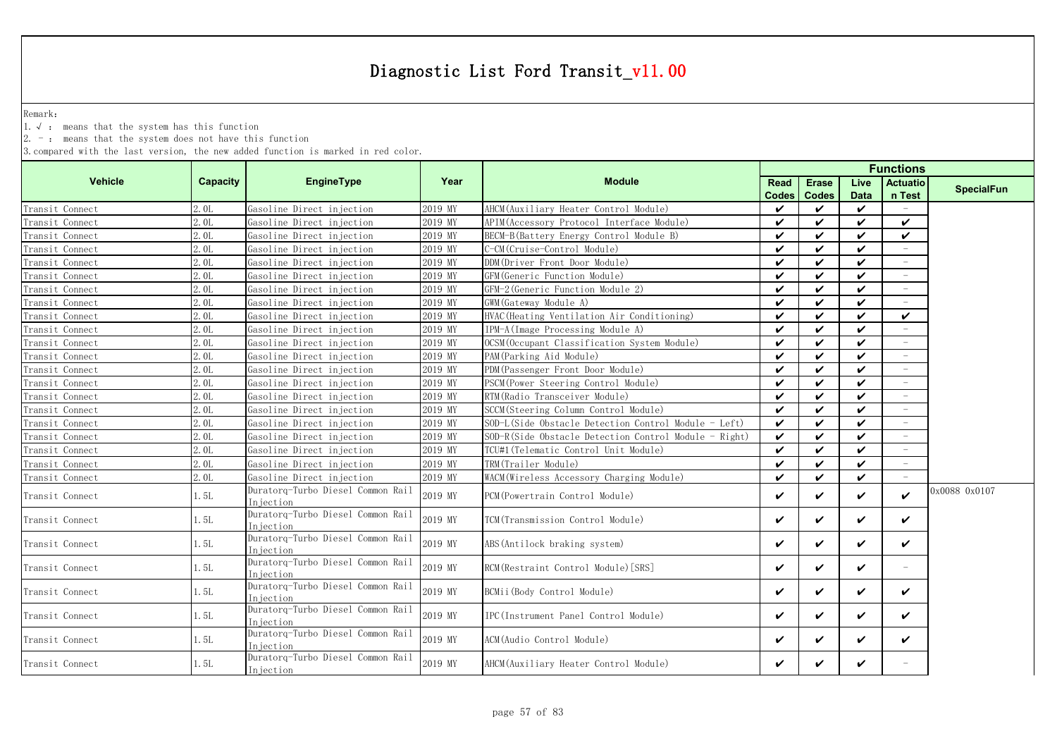# Diagnostic List Ford Transit_v11.00

Remark:

1. √ : means that the system has this function
2. - : means that the system does not have this function
3. compared with the last version, the new added function is marked in red color.

| Vehicle | Capacity | EngineType | Year | Module | Functions | | | | |
|---|---|---|---|---|---|---|---|---|---|
| | | | | | Read Codes | Erase Codes | Live Data | Actuation Test | SpecialFun |
| Transit Connect | 2.0L | Gasoline Direct injection | 2019 MY | AHCM(Auxiliary Heater Control Module) | ✔ | ✔ | ✔ | - | |
| Transit Connect | 2.0L | Gasoline Direct injection | 2019 MY | APIM(Accessory Protocol Interface Module) | ✔ | ✔ | ✔ | ✔ | |
| Transit Connect | 2.0L | Gasoline Direct injection | 2019 MY | BECM-B(Battery Energy Control Module B) | ✔ | ✔ | ✔ | ✔ | |
| Transit Connect | 2.0L | Gasoline Direct injection | 2019 MY | C-CM(Cruise-Control Module) | ✔ | ✔ | ✔ | - | |
| Transit Connect | 2.0L | Gasoline Direct injection | 2019 MY | DDM(Driver Front Door Module) | ✔ | ✔ | ✔ | - | |
| Transit Connect | 2.0L | Gasoline Direct injection | 2019 MY | GFM(Generic Function Module) | ✔ | ✔ | ✔ | - | |
| Transit Connect | 2.0L | Gasoline Direct injection | 2019 MY | GFM-2(Generic Function Module 2) | ✔ | ✔ | ✔ | - | |
| Transit Connect | 2.0L | Gasoline Direct injection | 2019 MY | GWM(Gateway Module A) | ✔ | ✔ | ✔ | - | |
| Transit Connect | 2.0L | Gasoline Direct injection | 2019 MY | HVAC(Heating Ventilation Air Conditioning) | ✔ | ✔ | ✔ | ✔ | |
| Transit Connect | 2.0L | Gasoline Direct injection | 2019 MY | IPM-A(Image Processing Module A) | ✔ | ✔ | ✔ | - | |
| Transit Connect | 2.0L | Gasoline Direct injection | 2019 MY | OCSM(Occupant Classification System Module) | ✔ | ✔ | ✔ | - | |
| Transit Connect | 2.0L | Gasoline Direct injection | 2019 MY | PAM(Parking Aid Module) | ✔ | ✔ | ✔ | - | |
| Transit Connect | 2.0L | Gasoline Direct injection | 2019 MY | PDM(Passenger Front Door Module) | ✔ | ✔ | ✔ | - | |
| Transit Connect | 2.0L | Gasoline Direct injection | 2019 MY | PSCM(Power Steering Control Module) | ✔ | ✔ | ✔ | - | |
| Transit Connect | 2.0L | Gasoline Direct injection | 2019 MY | RTM(Radio Transceiver Module) | ✔ | ✔ | ✔ | - | |
| Transit Connect | 2.0L | Gasoline Direct injection | 2019 MY | SCCM(Steering Column Control Module) | ✔ | ✔ | ✔ | - | |
| Transit Connect | 2.0L | Gasoline Direct injection | 2019 MY | SOD-L(Side Obstacle Detection Control Module - Left) | ✔ | ✔ | ✔ | - | |
| Transit Connect | 2.0L | Gasoline Direct injection | 2019 MY | SOD-R(Side Obstacle Detection Control Module - Right) | ✔ | ✔ | ✔ | - | |
| Transit Connect | 2.0L | Gasoline Direct injection | 2019 MY | TCU#1(Telematic Control Unit Module) | ✔ | ✔ | ✔ | - | |
| Transit Connect | 2.0L | Gasoline Direct injection | 2019 MY | TRM(Trailer Module) | ✔ | ✔ | ✔ | - | |
| Transit Connect | 2.0L | Gasoline Direct injection | 2019 MY | WACM(Wireless Accessory Charging Module) | ✔ | ✔ | ✔ | - | |
| Transit Connect | 1.5L | Duratorq-Turbo Diesel Common Rail Injection | 2019 MY | PCM(Powertrain Control Module) | ✔ | ✔ | ✔ | ✔ | 0x0088 0x0107 |
| Transit Connect | 1.5L | Duratorq-Turbo Diesel Common Rail Injection | 2019 MY | TCM(Transmission Control Module) | ✔ | ✔ | ✔ | ✔ | |
| Transit Connect | 1.5L | Duratorq-Turbo Diesel Common Rail Injection | 2019 MY | ABS(Antilock braking system) | ✔ | ✔ | ✔ | ✔ | |
| Transit Connect | 1.5L | Duratorq-Turbo Diesel Common Rail Injection | 2019 MY | RCM(Restraint Control Module)[SRS] | ✔ | ✔ | ✔ | - | |
| Transit Connect | 1.5L | Duratorq-Turbo Diesel Common Rail Injection | 2019 MY | BCMii(Body Control Module) | ✔ | ✔ | ✔ | ✔ | |
| Transit Connect | 1.5L | Duratorq-Turbo Diesel Common Rail Injection | 2019 MY | IPC(Instrument Panel Control Module) | ✔ | ✔ | ✔ | ✔ | |
| Transit Connect | 1.5L | Duratorq-Turbo Diesel Common Rail Injection | 2019 MY | ACM(Audio Control Module) | ✔ | ✔ | ✔ | ✔ | |
| Transit Connect | 1.5L | Duratorq-Turbo Diesel Common Rail Injection | 2019 MY | AHCM(Auxiliary Heater Control Module) | ✔ | ✔ | ✔ | - | |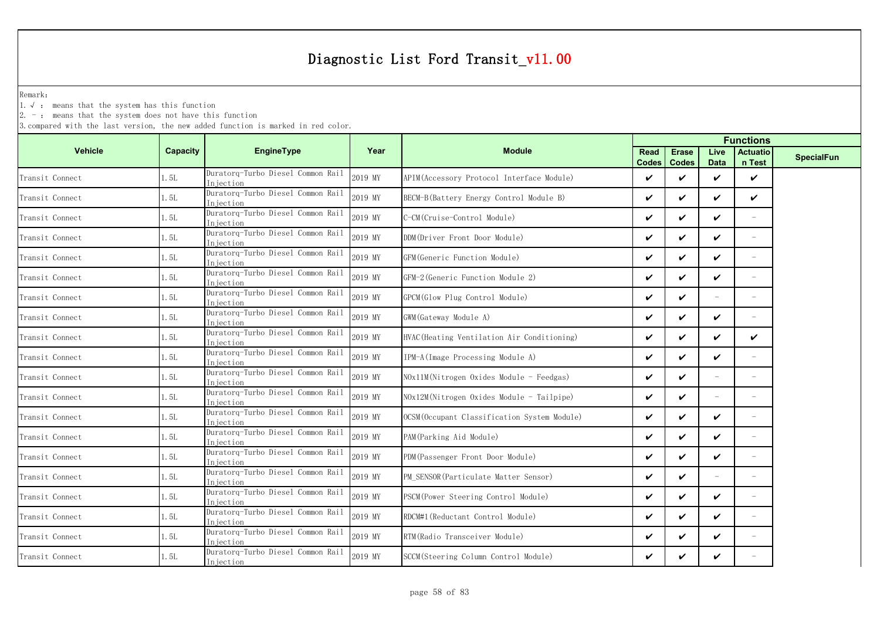# Diagnostic List Ford Transit_v11.00

Remark:

1. √ : means that the system has this function
2. - : means that the system does not have this function
3. compared with the last version, the new added function is marked in red color.

| Vehicle | Capacity | EngineType | Year | Module | Functions | | | | |
|---|---|---|---|---|---|---|---|---|---|
| | | | | | Read Codes | Erase Codes | Live Data | Actuation Test | SpecialFun |
| Transit Connect | 1.5L | Duratorq-Turbo Diesel Common Rail Injection | 2019 MY | APIM(Accessory Protocol Interface Module) | ✔ | ✔ | ✔ | ✔ | |
| Transit Connect | 1.5L | Duratorq-Turbo Diesel Common Rail Injection | 2019 MY | BECM-B(Battery Energy Control Module B) | ✔ | ✔ | ✔ | ✔ | |
| Transit Connect | 1.5L | Duratorq-Turbo Diesel Common Rail Injection | 2019 MY | C-CM(Cruise-Control Module) | ✔ | ✔ | ✔ | - | |
| Transit Connect | 1.5L | Duratorq-Turbo Diesel Common Rail Injection | 2019 MY | DDM(Driver Front Door Module) | ✔ | ✔ | ✔ | - | |
| Transit Connect | 1.5L | Duratorq-Turbo Diesel Common Rail Injection | 2019 MY | GFM(Generic Function Module) | ✔ | ✔ | ✔ | - | |
| Transit Connect | 1.5L | Duratorq-Turbo Diesel Common Rail Injection | 2019 MY | GFM-2(Generic Function Module 2) | ✔ | ✔ | ✔ | - | |
| Transit Connect | 1.5L | Duratorq-Turbo Diesel Common Rail Injection | 2019 MY | GPCM(Glow Plug Control Module) | ✔ | ✔ | - | - | |
| Transit Connect | 1.5L | Duratorq-Turbo Diesel Common Rail Injection | 2019 MY | GWM(Gateway Module A) | ✔ | ✔ | ✔ | - | |
| Transit Connect | 1.5L | Duratorq-Turbo Diesel Common Rail Injection | 2019 MY | HVAC(Heating Ventilation Air Conditioning) | ✔ | ✔ | ✔ | ✔ | |
| Transit Connect | 1.5L | Duratorq-Turbo Diesel Common Rail Injection | 2019 MY | IPM-A(Image Processing Module A) | ✔ | ✔ | ✔ | - | |
| Transit Connect | 1.5L | Duratorq-Turbo Diesel Common Rail Injection | 2019 MY | NOx11M(Nitrogen Oxides Module - Feedgas) | ✔ | ✔ | - | - | |
| Transit Connect | 1.5L | Duratorq-Turbo Diesel Common Rail Injection | 2019 MY | NOx12M(Nitrogen Oxides Module - Tailpipe) | ✔ | ✔ | - | - | |
| Transit Connect | 1.5L | Duratorq-Turbo Diesel Common Rail Injection | 2019 MY | OCSM(Occupant Classification System Module) | ✔ | ✔ | ✔ | - | |
| Transit Connect | 1.5L | Duratorq-Turbo Diesel Common Rail Injection | 2019 MY | PAM(Parking Aid Module) | ✔ | ✔ | ✔ | - | |
| Transit Connect | 1.5L | Duratorq-Turbo Diesel Common Rail Injection | 2019 MY | PDM(Passenger Front Door Module) | ✔ | ✔ | ✔ | - | |
| Transit Connect | 1.5L | Duratorq-Turbo Diesel Common Rail Injection | 2019 MY | PM_SENSOR(Particulate Matter Sensor) | ✔ | ✔ | - | - | |
| Transit Connect | 1.5L | Duratorq-Turbo Diesel Common Rail Injection | 2019 MY | PSCM(Power Steering Control Module) | ✔ | ✔ | ✔ | - | |
| Transit Connect | 1.5L | Duratorq-Turbo Diesel Common Rail Injection | 2019 MY | RDCM#1(Reductant Control Module) | ✔ | ✔ | ✔ | - | |
| Transit Connect | 1.5L | Duratorq-Turbo Diesel Common Rail Injection | 2019 MY | RTM(Radio Transceiver Module) | ✔ | ✔ | ✔ | - | |
| Transit Connect | 1.5L | Duratorq-Turbo Diesel Common Rail Injection | 2019 MY | SCCM(Steering Column Control Module) | ✔ | ✔ | ✔ | - | |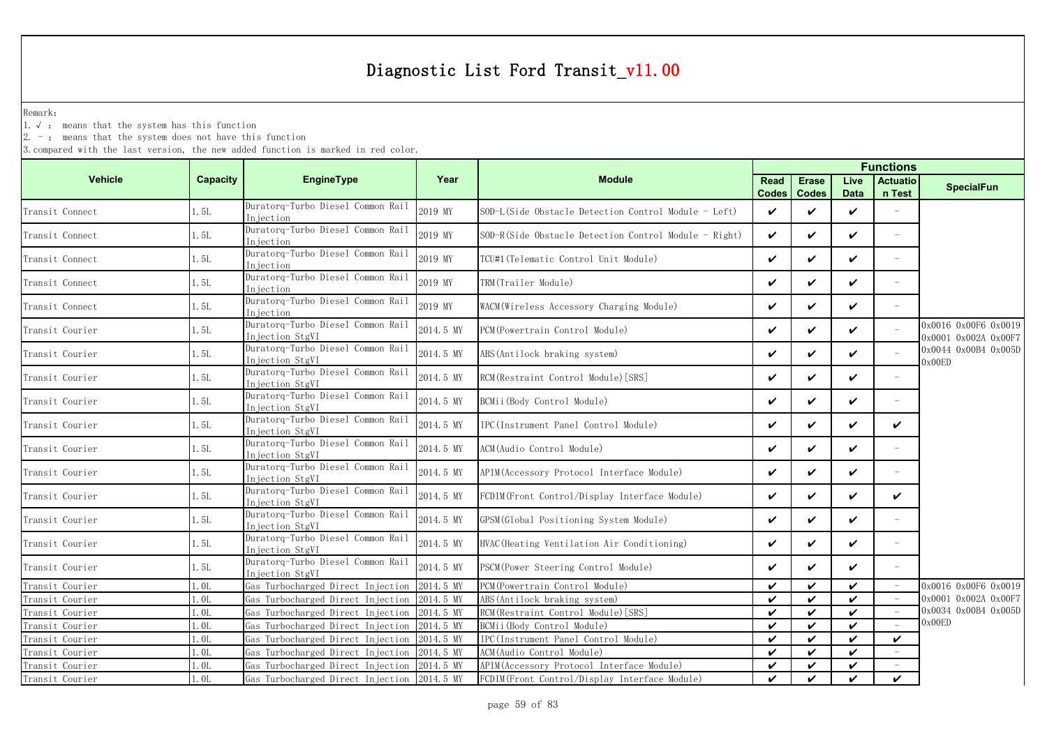# Diagnostic List Ford Transit_v11.00

Remark:

1. √ : means that the system has this function
2. - : means that the system does not have this function
3. compared with the last version, the new added function is marked in red color.

| Vehicle | Capacity | EngineType | Year | Module | Functions | | | | |
|---|---|---|---|---|---|---|---|---|---|
| | | | | | Read Codes | Erase Codes | Live Data | Actuation Test | SpecialFun |
| Transit Connect | 1.5L | Duratorq-Turbo Diesel Common Rail Injection | 2019 MY | SOD-L(Side Obstacle Detection Control Module - Left) | ✔ | ✔ | ✔ | - | |
| Transit Connect | 1.5L | Duratorq-Turbo Diesel Common Rail Injection | 2019 MY | SOD-R(Side Obstacle Detection Control Module - Right) | ✔ | ✔ | ✔ | - | |
| Transit Connect | 1.5L | Duratorq-Turbo Diesel Common Rail Injection | 2019 MY | TCU#1(Telematic Control Unit Module) | ✔ | ✔ | ✔ | - | |
| Transit Connect | 1.5L | Duratorq-Turbo Diesel Common Rail Injection | 2019 MY | TRM(Trailer Module) | ✔ | ✔ | ✔ | - | |
| Transit Connect | 1.5L | Duratorq-Turbo Diesel Common Rail Injection | 2019 MY | WACM(Wireless Accessory Charging Module) | ✔ | ✔ | ✔ | - | |
| Transit Courier | 1.5L | Duratorq-Turbo Diesel Common Rail Injection StgVI | 2014.5 MY | PCM(Powertrain Control Module) | ✔ | ✔ | ✔ | - | 0x0016 0x00F6 0x0019 0x0001 0x002A 0x00F7 0x0044 0x00B4 0x005D 0x00ED |
| Transit Courier | 1.5L | Duratorq-Turbo Diesel Common Rail Injection StgVI | 2014.5 MY | ABS(Antilock braking system) | ✔ | ✔ | ✔ | - | |
| Transit Courier | 1.5L | Duratorq-Turbo Diesel Common Rail Injection StgVI | 2014.5 MY | RCM(Restraint Control Module)[SRS] | ✔ | ✔ | ✔ | - | |
| Transit Courier | 1.5L | Duratorq-Turbo Diesel Common Rail Injection StgVI | 2014.5 MY | BCMii(Body Control Module) | ✔ | ✔ | ✔ | - | |
| Transit Courier | 1.5L | Duratorq-Turbo Diesel Common Rail Injection StgVI | 2014.5 MY | IPC(Instrument Panel Control Module) | ✔ | ✔ | ✔ | ✔ | |
| Transit Courier | 1.5L | Duratorq-Turbo Diesel Common Rail Injection StgVI | 2014.5 MY | ACM(Audio Control Module) | ✔ | ✔ | ✔ | - | |
| Transit Courier | 1.5L | Duratorq-Turbo Diesel Common Rail Injection StgVI | 2014.5 MY | APIM(Accessory Protocol Interface Module) | ✔ | ✔ | ✔ | - | |
| Transit Courier | 1.5L | Duratorq-Turbo Diesel Common Rail Injection StgVI | 2014.5 MY | FCDIM(Front Control/Display Interface Module) | ✔ | ✔ | ✔ | ✔ | |
| Transit Courier | 1.5L | Duratorq-Turbo Diesel Common Rail Injection StgVI | 2014.5 MY | GPSM(Global Positioning System Module) | ✔ | ✔ | ✔ | - | |
| Transit Courier | 1.5L | Duratorq-Turbo Diesel Common Rail Injection StgVI | 2014.5 MY | HVAC(Heating Ventilation Air Conditioning) | ✔ | ✔ | ✔ | - | |
| Transit Courier | 1.5L | Duratorq-Turbo Diesel Common Rail Injection StgVI | 2014.5 MY | PSCM(Power Steering Control Module) | ✔ | ✔ | ✔ | - | |
| Transit Courier | 1.0L | Gas Turbocharged Direct Injection | 2014.5 MY | PCM(Powertrain Control Module) | ✔ | ✔ | ✔ | - | 0x0016 0x00F6 0x0019 0x0001 0x002A 0x00F7 0x0034 0x00B4 0x005D 0x00ED |
| Transit Courier | 1.0L | Gas Turbocharged Direct Injection | 2014.5 MY | ABS(Antilock braking system) | ✔ | ✔ | ✔ | - | |
| Transit Courier | 1.0L | Gas Turbocharged Direct Injection | 2014.5 MY | RCM(Restraint Control Module)[SRS] | ✔ | ✔ | ✔ | - | |
| Transit Courier | 1.0L | Gas Turbocharged Direct Injection | 2014.5 MY | BCMii(Body Control Module) | ✔ | ✔ | ✔ | - | |
| Transit Courier | 1.0L | Gas Turbocharged Direct Injection | 2014.5 MY | IPC(Instrument Panel Control Module) | ✔ | ✔ | ✔ | ✔ | |
| Transit Courier | 1.0L | Gas Turbocharged Direct Injection | 2014.5 MY | ACM(Audio Control Module) | ✔ | ✔ | ✔ | - | |
| Transit Courier | 1.0L | Gas Turbocharged Direct Injection | 2014.5 MY | APIM(Accessory Protocol Interface Module) | ✔ | ✔ | ✔ | - | |
| Transit Courier | 1.0L | Gas Turbocharged Direct Injection | 2014.5 MY | FCDIM(Front Control/Display Interface Module) | ✔ | ✔ | ✔ | ✔ | |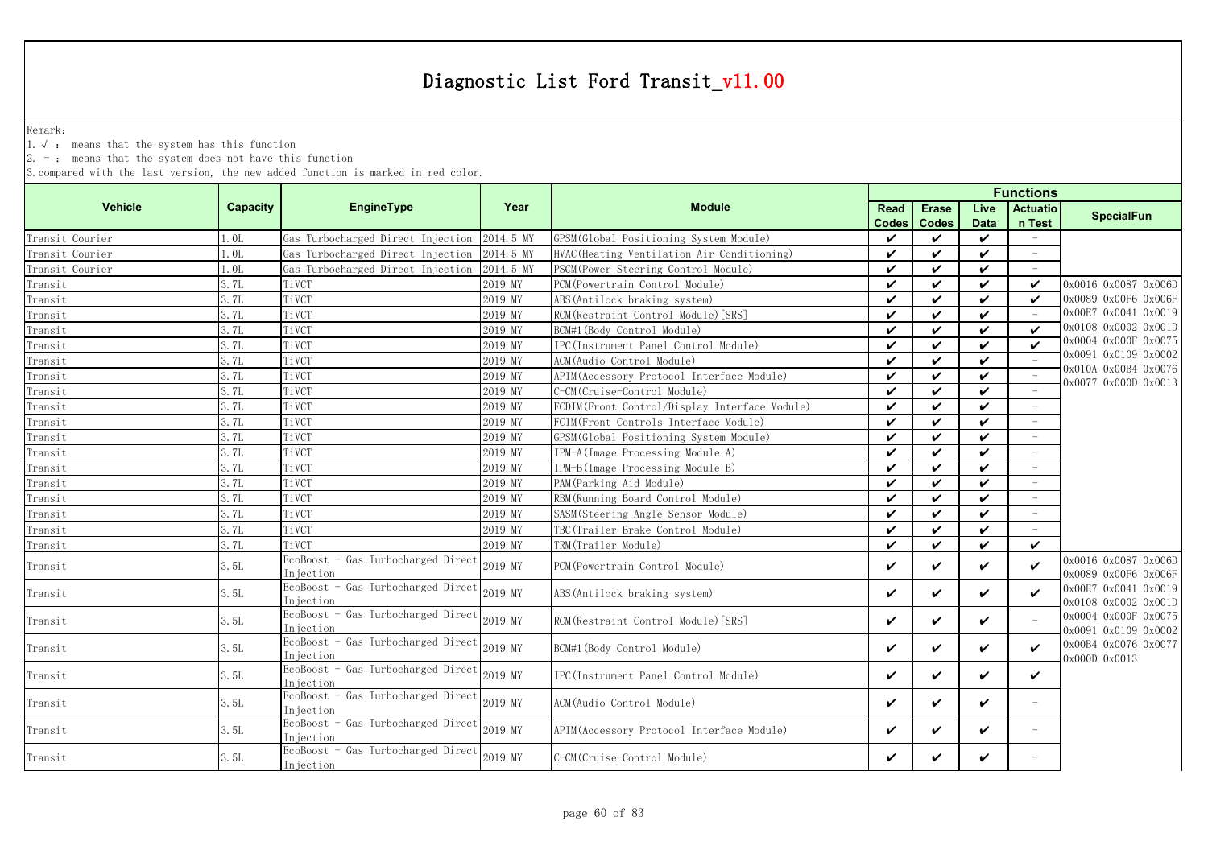# Diagnostic List Ford Transit_v11.00

Remark:

1. √ : means that the system has this function
2. - : means that the system does not have this function
3. compared with the last version, the new added function is marked in red color.

| Vehicle | Capacity | EngineType | Year | Module | Functions | | | | SpecialFun |
|---|---|---|---|---|---|---|---|---|---|
| | | | | | Read Codes | Erase Codes | Live Data | Actuation Test | |
| Transit Courier | 1.0L | Gas Turbocharged Direct Injection | 2014.5 MY | GPSM(Global Positioning System Module) | ✔ | ✔ | ✔ | - | |
| Transit Courier | 1.0L | Gas Turbocharged Direct Injection | 2014.5 MY | HVAC(Heating Ventilation Air Conditioning) | ✔ | ✔ | ✔ | - | |
| Transit Courier | 1.0L | Gas Turbocharged Direct Injection | 2014.5 MY | PSCM(Power Steering Control Module) | ✔ | ✔ | ✔ | - | |
| Transit | 3.7L | TiVCT | 2019 MY | PCM(Powertrain Control Module) | ✔ | ✔ | ✔ | ✔ | 0x0016 0x0087 0x006D 0x0089 0x00F6 0x006F 0x00E7 0x0041 0x0019 0x0108 0x0002 0x001D 0x0004 0x000F 0x0075 0x0091 0x0109 0x0002 0x010A 0x00B4 0x0076 0x0077 0x000D 0x0013 |
| Transit | 3.7L | TiVCT | 2019 MY | ABS(Antilock braking system) | ✔ | ✔ | ✔ | ✔ | |
| Transit | 3.7L | TiVCT | 2019 MY | RCM(Restraint Control Module)[SRS] | ✔ | ✔ | ✔ | - | |
| Transit | 3.7L | TiVCT | 2019 MY | BCM#1(Body Control Module) | ✔ | ✔ | ✔ | ✔ | |
| Transit | 3.7L | TiVCT | 2019 MY | IPC(Instrument Panel Control Module) | ✔ | ✔ | ✔ | ✔ | |
| Transit | 3.7L | TiVCT | 2019 MY | ACM(Audio Control Module) | ✔ | ✔ | ✔ | - | |
| Transit | 3.7L | TiVCT | 2019 MY | APIM(Accessory Protocol Interface Module) | ✔ | ✔ | ✔ | - | |
| Transit | 3.7L | TiVCT | 2019 MY | C-CM(Cruise-Control Module) | ✔ | ✔ | ✔ | - | |
| Transit | 3.7L | TiVCT | 2019 MY | FCDIM(Front Control/Display Interface Module) | ✔ | ✔ | ✔ | - | |
| Transit | 3.7L | TiVCT | 2019 MY | FCIM(Front Controls Interface Module) | ✔ | ✔ | ✔ | - | |
| Transit | 3.7L | TiVCT | 2019 MY | GPSM(Global Positioning System Module) | ✔ | ✔ | ✔ | - | |
| Transit | 3.7L | TiVCT | 2019 MY | IPM-A(Image Processing Module A) | ✔ | ✔ | ✔ | - | |
| Transit | 3.7L | TiVCT | 2019 MY | IPM-B(Image Processing Module B) | ✔ | ✔ | ✔ | - | |
| Transit | 3.7L | TiVCT | 2019 MY | PAM(Parking Aid Module) | ✔ | ✔ | ✔ | - | |
| Transit | 3.7L | TiVCT | 2019 MY | RBM(Running Board Control Module) | ✔ | ✔ | ✔ | - | |
| Transit | 3.7L | TiVCT | 2019 MY | SASM(Steering Angle Sensor Module) | ✔ | ✔ | ✔ | - | |
| Transit | 3.7L | TiVCT | 2019 MY | TBC(Trailer Brake Control Module) | ✔ | ✔ | ✔ | - | |
| Transit | 3.7L | TiVCT | 2019 MY | TRM(Trailer Module) | ✔ | ✔ | ✔ | ✔ | |
| Transit | 3.5L | EcoBoost - Gas Turbocharged Direct Injection | 2019 MY | PCM(Powertrain Control Module) | ✔ | ✔ | ✔ | ✔ | 0x0016 0x0087 0x006D 0x0089 0x00F6 0x006F 0x00E7 0x0041 0x0019 0x0108 0x0002 0x001D 0x0004 0x000F 0x0075 0x0091 0x0109 0x0002 0x00B4 0x0076 0x0077 0x000D 0x0013 |
| Transit | 3.5L | EcoBoost - Gas Turbocharged Direct Injection | 2019 MY | ABS(Antilock braking system) | ✔ | ✔ | ✔ | ✔ | |
| Transit | 3.5L | EcoBoost - Gas Turbocharged Direct Injection | 2019 MY | RCM(Restraint Control Module)[SRS] | ✔ | ✔ | ✔ | - | |
| Transit | 3.5L | EcoBoost - Gas Turbocharged Direct Injection | 2019 MY | BCM#1(Body Control Module) | ✔ | ✔ | ✔ | ✔ | |
| Transit | 3.5L | EcoBoost - Gas Turbocharged Direct Injection | 2019 MY | IPC(Instrument Panel Control Module) | ✔ | ✔ | ✔ | ✔ | |
| Transit | 3.5L | EcoBoost - Gas Turbocharged Direct Injection | 2019 MY | ACM(Audio Control Module) | ✔ | ✔ | ✔ | - | |
| Transit | 3.5L | EcoBoost - Gas Turbocharged Direct Injection | 2019 MY | APIM(Accessory Protocol Interface Module) | ✔ | ✔ | ✔ | - | |
| Transit | 3.5L | EcoBoost - Gas Turbocharged Direct Injection | 2019 MY | C-CM(Cruise-Control Module) | ✔ | ✔ | ✔ | - | |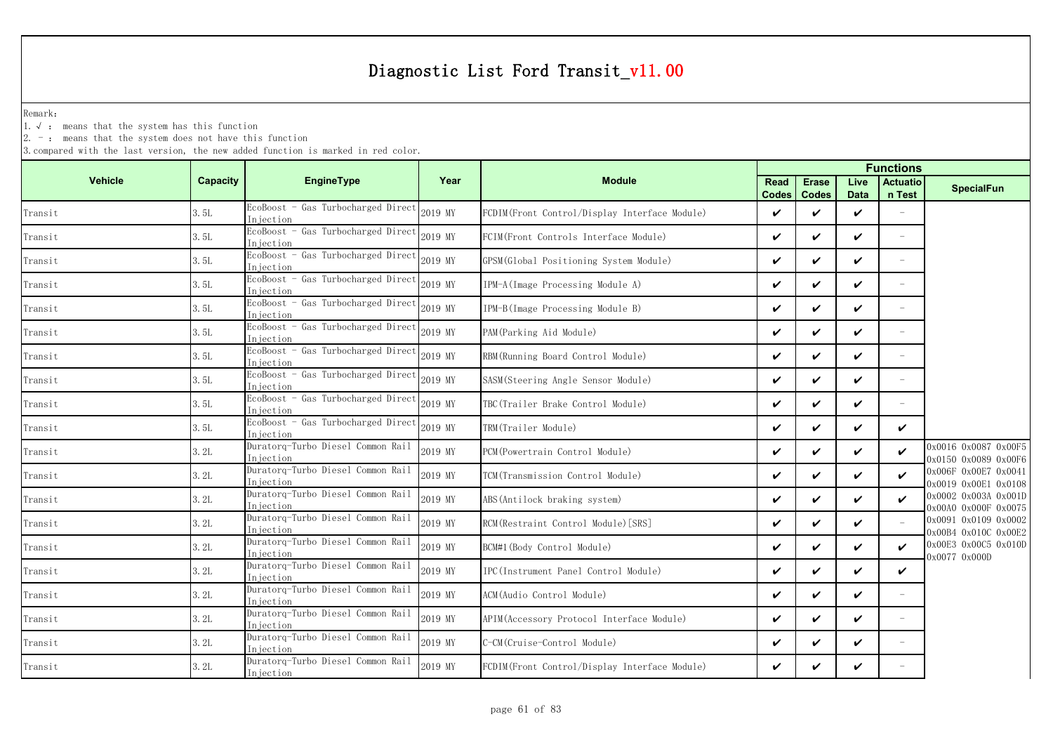# Diagnostic List Ford Transit_v11.00

Remark:

1. √ : means that the system has this function
2. - : means that the system does not have this function
3. compared with the last version, the new added function is marked in red color.

| Vehicle | Capacity | EngineType | Year | Module | Functions | | | | |
|---|---|---|---|---|---|---|---|---|---|
| | | | | | Read Codes | Erase Codes | Live Data | Actuation Test | SpecialFun |
| Transit | 3.5L | EcoBoost - Gas Turbocharged Direct Injection | 2019 MY | FCDIM(Front Control/Display Interface Module) | ✔ | ✔ | ✔ | - | |
| Transit | 3.5L | EcoBoost - Gas Turbocharged Direct Injection | 2019 MY | FCIM(Front Controls Interface Module) | ✔ | ✔ | ✔ | - | |
| Transit | 3.5L | EcoBoost - Gas Turbocharged Direct Injection | 2019 MY | GPSM(Global Positioning System Module) | ✔ | ✔ | ✔ | - | |
| Transit | 3.5L | EcoBoost - Gas Turbocharged Direct Injection | 2019 MY | IPM-A(Image Processing Module A) | ✔ | ✔ | ✔ | - | |
| Transit | 3.5L | EcoBoost - Gas Turbocharged Direct Injection | 2019 MY | IPM-B(Image Processing Module B) | ✔ | ✔ | ✔ | - | |
| Transit | 3.5L | EcoBoost - Gas Turbocharged Direct Injection | 2019 MY | PAM(Parking Aid Module) | ✔ | ✔ | ✔ | - | |
| Transit | 3.5L | EcoBoost - Gas Turbocharged Direct Injection | 2019 MY | RBM(Running Board Control Module) | ✔ | ✔ | ✔ | - | |
| Transit | 3.5L | EcoBoost - Gas Turbocharged Direct Injection | 2019 MY | SASM(Steering Angle Sensor Module) | ✔ | ✔ | ✔ | - | |
| Transit | 3.5L | EcoBoost - Gas Turbocharged Direct Injection | 2019 MY | TBC(Trailer Brake Control Module) | ✔ | ✔ | ✔ | - | |
| Transit | 3.5L | EcoBoost - Gas Turbocharged Direct Injection | 2019 MY | TRM(Trailer Module) | ✔ | ✔ | ✔ | ✔ | |
| Transit | 3.2L | Duratorq-Turbo Diesel Common Rail Injection | 2019 MY | PCM(Powertrain Control Module) | ✔ | ✔ | ✔ | ✔ | 0x0016 0x0087 0x00F5 0x0150 0x0089 0x00F6 0x006F 0x00E7 0x0041 0x0019 0x00E1 0x0108 0x0002 0x003A 0x001D 0x00A0 0x000F 0x0075 0x0091 0x0109 0x0002 0x00B4 0x010C 0x00E2 0x00E3 0x00C5 0x010D 0x0077 0x000D |
| Transit | 3.2L | Duratorq-Turbo Diesel Common Rail Injection | 2019 MY | TCM(Transmission Control Module) | ✔ | ✔ | ✔ | ✔ | |
| Transit | 3.2L | Duratorq-Turbo Diesel Common Rail Injection | 2019 MY | ABS(Antilock braking system) | ✔ | ✔ | ✔ | ✔ | |
| Transit | 3.2L | Duratorq-Turbo Diesel Common Rail Injection | 2019 MY | RCM(Restraint Control Module)[SRS] | ✔ | ✔ | ✔ | - | |
| Transit | 3.2L | Duratorq-Turbo Diesel Common Rail Injection | 2019 MY | BCM#1(Body Control Module) | ✔ | ✔ | ✔ | ✔ | |
| Transit | 3.2L | Duratorq-Turbo Diesel Common Rail Injection | 2019 MY | IPC(Instrument Panel Control Module) | ✔ | ✔ | ✔ | ✔ | |
| Transit | 3.2L | Duratorq-Turbo Diesel Common Rail Injection | 2019 MY | ACM(Audio Control Module) | ✔ | ✔ | ✔ | - | |
| Transit | 3.2L | Duratorq-Turbo Diesel Common Rail Injection | 2019 MY | APIM(Accessory Protocol Interface Module) | ✔ | ✔ | ✔ | - | |
| Transit | 3.2L | Duratorq-Turbo Diesel Common Rail Injection | 2019 MY | C-CM(Cruise-Control Module) | ✔ | ✔ | ✔ | - | |
| Transit | 3.2L | Duratorq-Turbo Diesel Common Rail Injection | 2019 MY | FCDIM(Front Control/Display Interface Module) | ✔ | ✔ | ✔ | - | |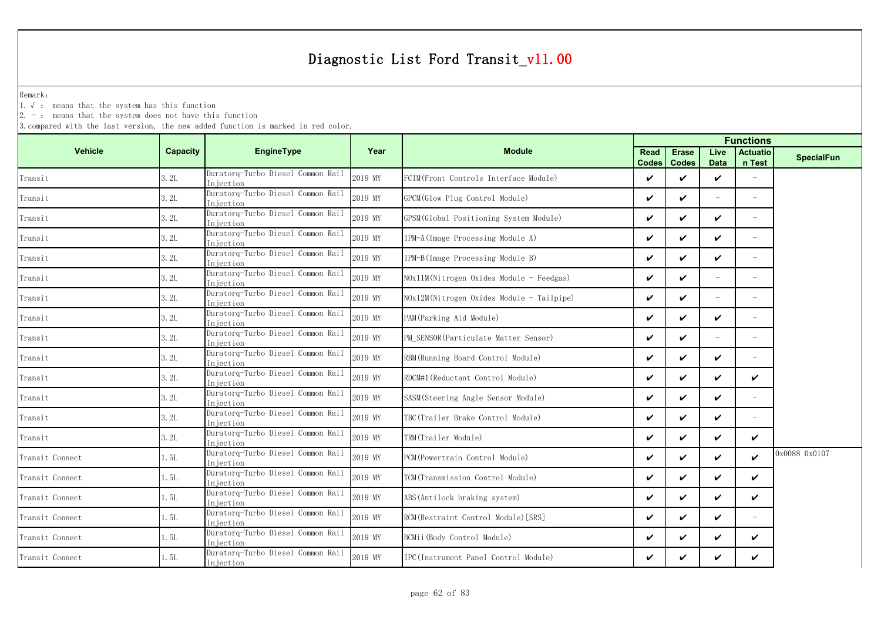# Diagnostic List Ford Transit_v11.00

Remark:

1. √ : means that the system has this function
2. － : means that the system does not have this function
3. compared with the last version, the new added function is marked in red color.

| Vehicle | Capacity | EngineType | Year | Module | Functions | | | | |
|---|---|---|---|---|---|---|---|---|---|
| | | | | | Read Codes | Erase Codes | Live Data | Actuation Test | SpecialFun |
| Transit | 3.2L | Duratorq-Turbo Diesel Common Rail Injection | 2019 MY | FCIM(Front Controls Interface Module) | ✔ | ✔ | ✔ | － | |
| Transit | 3.2L | Duratorq-Turbo Diesel Common Rail Injection | 2019 MY | GPCM(Glow Plug Control Module) | ✔ | ✔ | － | － | |
| Transit | 3.2L | Duratorq-Turbo Diesel Common Rail Injection | 2019 MY | GPSM(Global Positioning System Module) | ✔ | ✔ | ✔ | － | |
| Transit | 3.2L | Duratorq-Turbo Diesel Common Rail Injection | 2019 MY | IPM-A(Image Processing Module A) | ✔ | ✔ | ✔ | － | |
| Transit | 3.2L | Duratorq-Turbo Diesel Common Rail Injection | 2019 MY | IPM-B(Image Processing Module B) | ✔ | ✔ | ✔ | － | |
| Transit | 3.2L | Duratorq-Turbo Diesel Common Rail Injection | 2019 MY | NOx11M(Nitrogen Oxides Module - Feedgas) | ✔ | ✔ | － | － | |
| Transit | 3.2L | Duratorq-Turbo Diesel Common Rail Injection | 2019 MY | NOx12M(Nitrogen Oxides Module - Tailpipe) | ✔ | ✔ | － | － | |
| Transit | 3.2L | Duratorq-Turbo Diesel Common Rail Injection | 2019 MY | PAM(Parking Aid Module) | ✔ | ✔ | ✔ | － | |
| Transit | 3.2L | Duratorq-Turbo Diesel Common Rail Injection | 2019 MY | PM_SENSOR(Particulate Matter Sensor) | ✔ | ✔ | － | － | |
| Transit | 3.2L | Duratorq-Turbo Diesel Common Rail Injection | 2019 MY | RBM(Running Board Control Module) | ✔ | ✔ | ✔ | － | |
| Transit | 3.2L | Duratorq-Turbo Diesel Common Rail Injection | 2019 MY | RDCM#1(Reductant Control Module) | ✔ | ✔ | ✔ | ✔ | |
| Transit | 3.2L | Duratorq-Turbo Diesel Common Rail Injection | 2019 MY | SASM(Steering Angle Sensor Module) | ✔ | ✔ | ✔ | － | |
| Transit | 3.2L | Duratorq-Turbo Diesel Common Rail Injection | 2019 MY | TBC(Trailer Brake Control Module) | ✔ | ✔ | ✔ | － | |
| Transit | 3.2L | Duratorq-Turbo Diesel Common Rail Injection | 2019 MY | TRM(Trailer Module) | ✔ | ✔ | ✔ | ✔ | |
| Transit Connect | 1.5L | Duratorq-Turbo Diesel Common Rail Injection | 2019 MY | PCM(Powertrain Control Module) | ✔ | ✔ | ✔ | ✔ | 0x0088 0x0107 |
| Transit Connect | 1.5L | Duratorq-Turbo Diesel Common Rail Injection | 2019 MY | TCM(Transmission Control Module) | ✔ | ✔ | ✔ | ✔ | |
| Transit Connect | 1.5L | Duratorq-Turbo Diesel Common Rail Injection | 2019 MY | ABS(Antilock braking system) | ✔ | ✔ | ✔ | ✔ | |
| Transit Connect | 1.5L | Duratorq-Turbo Diesel Common Rail Injection | 2019 MY | RCM(Restraint Control Module)[SRS] | ✔ | ✔ | ✔ | － | |
| Transit Connect | 1.5L | Duratorq-Turbo Diesel Common Rail Injection | 2019 MY | BCMii(Body Control Module) | ✔ | ✔ | ✔ | ✔ | |
| Transit Connect | 1.5L | Duratorq-Turbo Diesel Common Rail Injection | 2019 MY | IPC(Instrument Panel Control Module) | ✔ | ✔ | ✔ | ✔ | |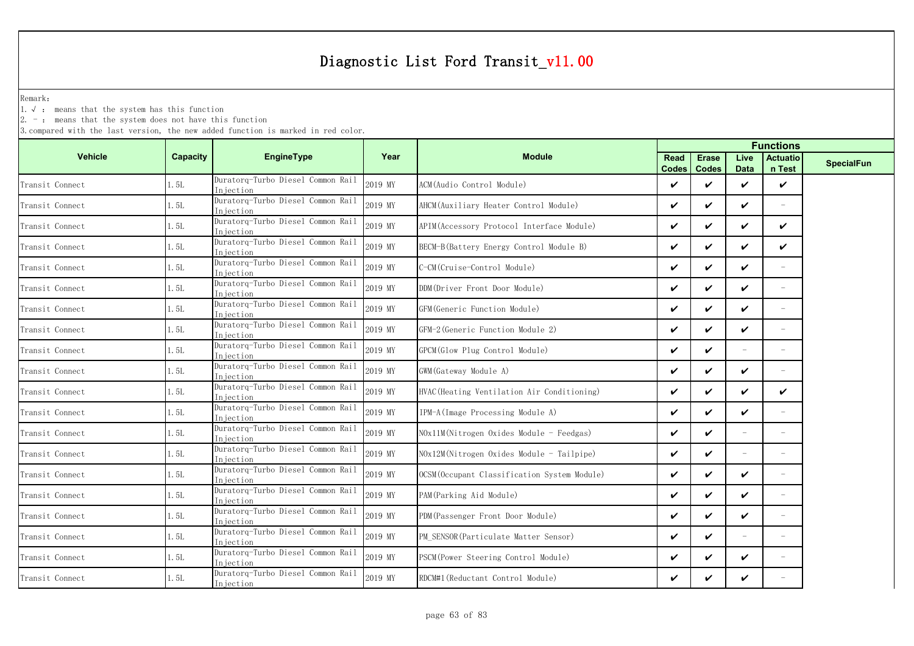# Diagnostic List Ford Transit_v11.00

Remark:

1. √ : means that the system has this function
2. - : means that the system does not have this function
3. compared with the last version, the new added function is marked in red color.

| Vehicle | Capacity | EngineType | Year | Module | Functions | | | | |
|---|---|---|---|---|---|---|---|---|---|
| | | | | | Read Codes | Erase Codes | Live Data | Actuation Test | SpecialFun |
| Transit Connect | 1.5L | Duratorq-Turbo Diesel Common Rail Injection | 2019 MY | ACM(Audio Control Module) | ✔ | ✔ | ✔ | ✔ | |
| Transit Connect | 1.5L | Duratorq-Turbo Diesel Common Rail Injection | 2019 MY | AHCM(Auxiliary Heater Control Module) | ✔ | ✔ | ✔ | - | |
| Transit Connect | 1.5L | Duratorq-Turbo Diesel Common Rail Injection | 2019 MY | APIM(Accessory Protocol Interface Module) | ✔ | ✔ | ✔ | ✔ | |
| Transit Connect | 1.5L | Duratorq-Turbo Diesel Common Rail Injection | 2019 MY | BECM-B(Battery Energy Control Module B) | ✔ | ✔ | ✔ | ✔ | |
| Transit Connect | 1.5L | Duratorq-Turbo Diesel Common Rail Injection | 2019 MY | C-CM(Cruise-Control Module) | ✔ | ✔ | ✔ | - | |
| Transit Connect | 1.5L | Duratorq-Turbo Diesel Common Rail Injection | 2019 MY | DDM(Driver Front Door Module) | ✔ | ✔ | ✔ | - | |
| Transit Connect | 1.5L | Duratorq-Turbo Diesel Common Rail Injection | 2019 MY | GFM(Generic Function Module) | ✔ | ✔ | ✔ | - | |
| Transit Connect | 1.5L | Duratorq-Turbo Diesel Common Rail Injection | 2019 MY | GFM-2(Generic Function Module 2) | ✔ | ✔ | ✔ | - | |
| Transit Connect | 1.5L | Duratorq-Turbo Diesel Common Rail Injection | 2019 MY | GPCM(Glow Plug Control Module) | ✔ | ✔ | - | - | |
| Transit Connect | 1.5L | Duratorq-Turbo Diesel Common Rail Injection | 2019 MY | GWM(Gateway Module A) | ✔ | ✔ | ✔ | - | |
| Transit Connect | 1.5L | Duratorq-Turbo Diesel Common Rail Injection | 2019 MY | HVAC(Heating Ventilation Air Conditioning) | ✔ | ✔ | ✔ | ✔ | |
| Transit Connect | 1.5L | Duratorq-Turbo Diesel Common Rail Injection | 2019 MY | IPM-A(Image Processing Module A) | ✔ | ✔ | ✔ | - | |
| Transit Connect | 1.5L | Duratorq-Turbo Diesel Common Rail Injection | 2019 MY | NOx11M(Nitrogen Oxides Module - Feedgas) | ✔ | ✔ | - | - | |
| Transit Connect | 1.5L | Duratorq-Turbo Diesel Common Rail Injection | 2019 MY | NOx12M(Nitrogen Oxides Module - Tailpipe) | ✔ | ✔ | - | - | |
| Transit Connect | 1.5L | Duratorq-Turbo Diesel Common Rail Injection | 2019 MY | OCSM(Occupant Classification System Module) | ✔ | ✔ | ✔ | - | |
| Transit Connect | 1.5L | Duratorq-Turbo Diesel Common Rail Injection | 2019 MY | PAM(Parking Aid Module) | ✔ | ✔ | ✔ | - | |
| Transit Connect | 1.5L | Duratorq-Turbo Diesel Common Rail Injection | 2019 MY | PDM(Passenger Front Door Module) | ✔ | ✔ | ✔ | - | |
| Transit Connect | 1.5L | Duratorq-Turbo Diesel Common Rail Injection | 2019 MY | PM_SENSOR(Particulate Matter Sensor) | ✔ | ✔ | - | - | |
| Transit Connect | 1.5L | Duratorq-Turbo Diesel Common Rail Injection | 2019 MY | PSCM(Power Steering Control Module) | ✔ | ✔ | ✔ | - | |
| Transit Connect | 1.5L | Duratorq-Turbo Diesel Common Rail Injection | 2019 MY | RDCM#1(Reductant Control Module) | ✔ | ✔ | ✔ | - | |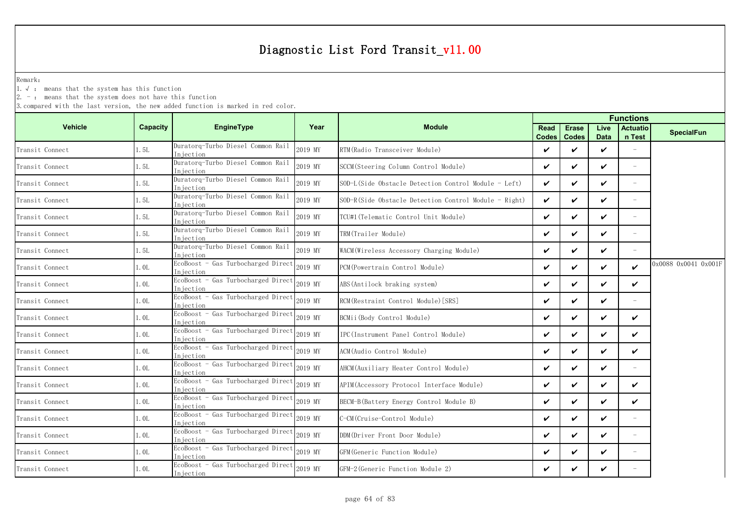# Diagnostic List Ford Transit_v11.00

Remark:

1. √ : means that the system has this function
2. - : means that the system does not have this function
3. compared with the last version, the new added function is marked in red color.

| Vehicle | Capacity | EngineType | Year | Module | Functions | | | | |
|---|---|---|---|---|---|---|---|---|---|
| | | | | | Read Codes | Erase Codes | Live Data | Actuation Test | SpecialFun |
| Transit Connect | 1.5L | Duratorq-Turbo Diesel Common Rail Injection | 2019 MY | RTM(Radio Transceiver Module) | ✔ | ✔ | ✔ | - | |
| Transit Connect | 1.5L | Duratorq-Turbo Diesel Common Rail Injection | 2019 MY | SCCM(Steering Column Control Module) | ✔ | ✔ | ✔ | - | |
| Transit Connect | 1.5L | Duratorq-Turbo Diesel Common Rail Injection | 2019 MY | SOD-L(Side Obstacle Detection Control Module - Left) | ✔ | ✔ | ✔ | - | |
| Transit Connect | 1.5L | Duratorq-Turbo Diesel Common Rail Injection | 2019 MY | SOD-R(Side Obstacle Detection Control Module - Right) | ✔ | ✔ | ✔ | - | |
| Transit Connect | 1.5L | Duratorq-Turbo Diesel Common Rail Injection | 2019 MY | TCU#1(Telematic Control Unit Module) | ✔ | ✔ | ✔ | - | |
| Transit Connect | 1.5L | Duratorq-Turbo Diesel Common Rail Injection | 2019 MY | TRM(Trailer Module) | ✔ | ✔ | ✔ | - | |
| Transit Connect | 1.5L | Duratorq-Turbo Diesel Common Rail Injection | 2019 MY | WACM(Wireless Accessory Charging Module) | ✔ | ✔ | ✔ | - | |
| Transit Connect | 1.0L | EcoBoost - Gas Turbocharged Direct Injection | 2019 MY | PCM(Powertrain Control Module) | ✔ | ✔ | ✔ | ✔ | 0x0088 0x0041 0x001F |
| Transit Connect | 1.0L | EcoBoost - Gas Turbocharged Direct Injection | 2019 MY | ABS(Antilock braking system) | ✔ | ✔ | ✔ | ✔ | |
| Transit Connect | 1.0L | EcoBoost - Gas Turbocharged Direct Injection | 2019 MY | RCM(Restraint Control Module)[SRS] | ✔ | ✔ | ✔ | - | |
| Transit Connect | 1.0L | EcoBoost - Gas Turbocharged Direct Injection | 2019 MY | BCMii(Body Control Module) | ✔ | ✔ | ✔ | ✔ | |
| Transit Connect | 1.0L | EcoBoost - Gas Turbocharged Direct Injection | 2019 MY | IPC(Instrument Panel Control Module) | ✔ | ✔ | ✔ | ✔ | |
| Transit Connect | 1.0L | EcoBoost - Gas Turbocharged Direct Injection | 2019 MY | ACM(Audio Control Module) | ✔ | ✔ | ✔ | ✔ | |
| Transit Connect | 1.0L | EcoBoost - Gas Turbocharged Direct Injection | 2019 MY | AHCM(Auxiliary Heater Control Module) | ✔ | ✔ | ✔ | - | |
| Transit Connect | 1.0L | EcoBoost - Gas Turbocharged Direct Injection | 2019 MY | APIM(Accessory Protocol Interface Module) | ✔ | ✔ | ✔ | ✔ | |
| Transit Connect | 1.0L | EcoBoost - Gas Turbocharged Direct Injection | 2019 MY | BECM-B(Battery Energy Control Module B) | ✔ | ✔ | ✔ | ✔ | |
| Transit Connect | 1.0L | EcoBoost - Gas Turbocharged Direct Injection | 2019 MY | C-CM(Cruise-Control Module) | ✔ | ✔ | ✔ | - | |
| Transit Connect | 1.0L | EcoBoost - Gas Turbocharged Direct Injection | 2019 MY | DDM(Driver Front Door Module) | ✔ | ✔ | ✔ | - | |
| Transit Connect | 1.0L | EcoBoost - Gas Turbocharged Direct Injection | 2019 MY | GFM(Generic Function Module) | ✔ | ✔ | ✔ | - | |
| Transit Connect | 1.0L | EcoBoost - Gas Turbocharged Direct Injection | 2019 MY | GFM-2(Generic Function Module 2) | ✔ | ✔ | ✔ | - | |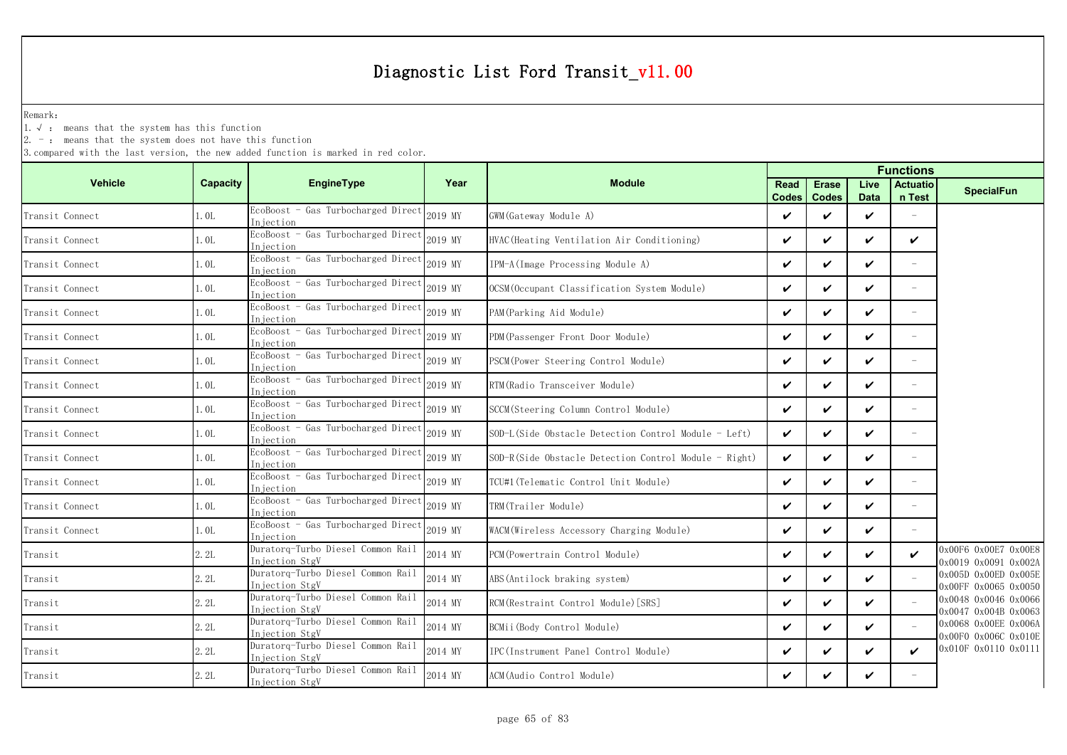# Diagnostic List Ford Transit_v11.00

Remark:
1. √ : means that the system has this function
2. - : means that the system does not have this function
3. compared with the last version, the new added function is marked in red color.

| Vehicle | Capacity | EngineType | Year | Module | Functions | | | | |
|---|---|---|---|---|---|---|---|---|---|
| | | | | | Read Codes | Erase Codes | Live Data | Actuation Test | SpecialFun |
| Transit Connect | 1.0L | EcoBoost - Gas Turbocharged Direct Injection | 2019 MY | GWM(Gateway Module A) | ✔ | ✔ | ✔ | - | |
| Transit Connect | 1.0L | EcoBoost - Gas Turbocharged Direct Injection | 2019 MY | HVAC(Heating Ventilation Air Conditioning) | ✔ | ✔ | ✔ | ✔ | |
| Transit Connect | 1.0L | EcoBoost - Gas Turbocharged Direct Injection | 2019 MY | IPM-A(Image Processing Module A) | ✔ | ✔ | ✔ | - | |
| Transit Connect | 1.0L | EcoBoost - Gas Turbocharged Direct Injection | 2019 MY | OCSM(Occupant Classification System Module) | ✔ | ✔ | ✔ | - | |
| Transit Connect | 1.0L | EcoBoost - Gas Turbocharged Direct Injection | 2019 MY | PAM(Parking Aid Module) | ✔ | ✔ | ✔ | - | |
| Transit Connect | 1.0L | EcoBoost - Gas Turbocharged Direct Injection | 2019 MY | PDM(Passenger Front Door Module) | ✔ | ✔ | ✔ | - | |
| Transit Connect | 1.0L | EcoBoost - Gas Turbocharged Direct Injection | 2019 MY | PSCM(Power Steering Control Module) | ✔ | ✔ | ✔ | - | |
| Transit Connect | 1.0L | EcoBoost - Gas Turbocharged Direct Injection | 2019 MY | RTM(Radio Transceiver Module) | ✔ | ✔ | ✔ | - | |
| Transit Connect | 1.0L | EcoBoost - Gas Turbocharged Direct Injection | 2019 MY | SCCM(Steering Column Control Module) | ✔ | ✔ | ✔ | - | |
| Transit Connect | 1.0L | EcoBoost - Gas Turbocharged Direct Injection | 2019 MY | SOD-L(Side Obstacle Detection Control Module - Left) | ✔ | ✔ | ✔ | - | |
| Transit Connect | 1.0L | EcoBoost - Gas Turbocharged Direct Injection | 2019 MY | SOD-R(Side Obstacle Detection Control Module - Right) | ✔ | ✔ | ✔ | - | |
| Transit Connect | 1.0L | EcoBoost - Gas Turbocharged Direct Injection | 2019 MY | TCU#1(Telematic Control Unit Module) | ✔ | ✔ | ✔ | - | |
| Transit Connect | 1.0L | EcoBoost - Gas Turbocharged Direct Injection | 2019 MY | TRM(Trailer Module) | ✔ | ✔ | ✔ | - | |
| Transit Connect | 1.0L | EcoBoost - Gas Turbocharged Direct Injection | 2019 MY | WACM(Wireless Accessory Charging Module) | ✔ | ✔ | ✔ | - | |
| Transit | 2.2L | Duratorq-Turbo Diesel Common Rail Injection StgV | 2014 MY | PCM(Powertrain Control Module) | ✔ | ✔ | ✔ | ✔ | 0x00F6 0x00E7 0x00E8 0x0019 0x0091 0x002A 0x005D 0x00ED 0x005E 0x00FF 0x0065 0x0050 0x0048 0x0046 0x0066 0x0047 0x004B 0x0063 0x0068 0x00EE 0x006A 0x00F0 0x006C 0x010E 0x010F 0x0110 0x0111 |
| Transit | 2.2L | Duratorq-Turbo Diesel Common Rail Injection StgV | 2014 MY | ABS(Antilock braking system) | ✔ | ✔ | ✔ | - | |
| Transit | 2.2L | Duratorq-Turbo Diesel Common Rail Injection StgV | 2014 MY | RCM(Restraint Control Module)[SRS] | ✔ | ✔ | ✔ | - | |
| Transit | 2.2L | Duratorq-Turbo Diesel Common Rail Injection StgV | 2014 MY | BCMii(Body Control Module) | ✔ | ✔ | ✔ | - | |
| Transit | 2.2L | Duratorq-Turbo Diesel Common Rail Injection StgV | 2014 MY | IPC(Instrument Panel Control Module) | ✔ | ✔ | ✔ | ✔ | |
| Transit | 2.2L | Duratorq-Turbo Diesel Common Rail Injection StgV | 2014 MY | ACM(Audio Control Module) | ✔ | ✔ | ✔ | - | |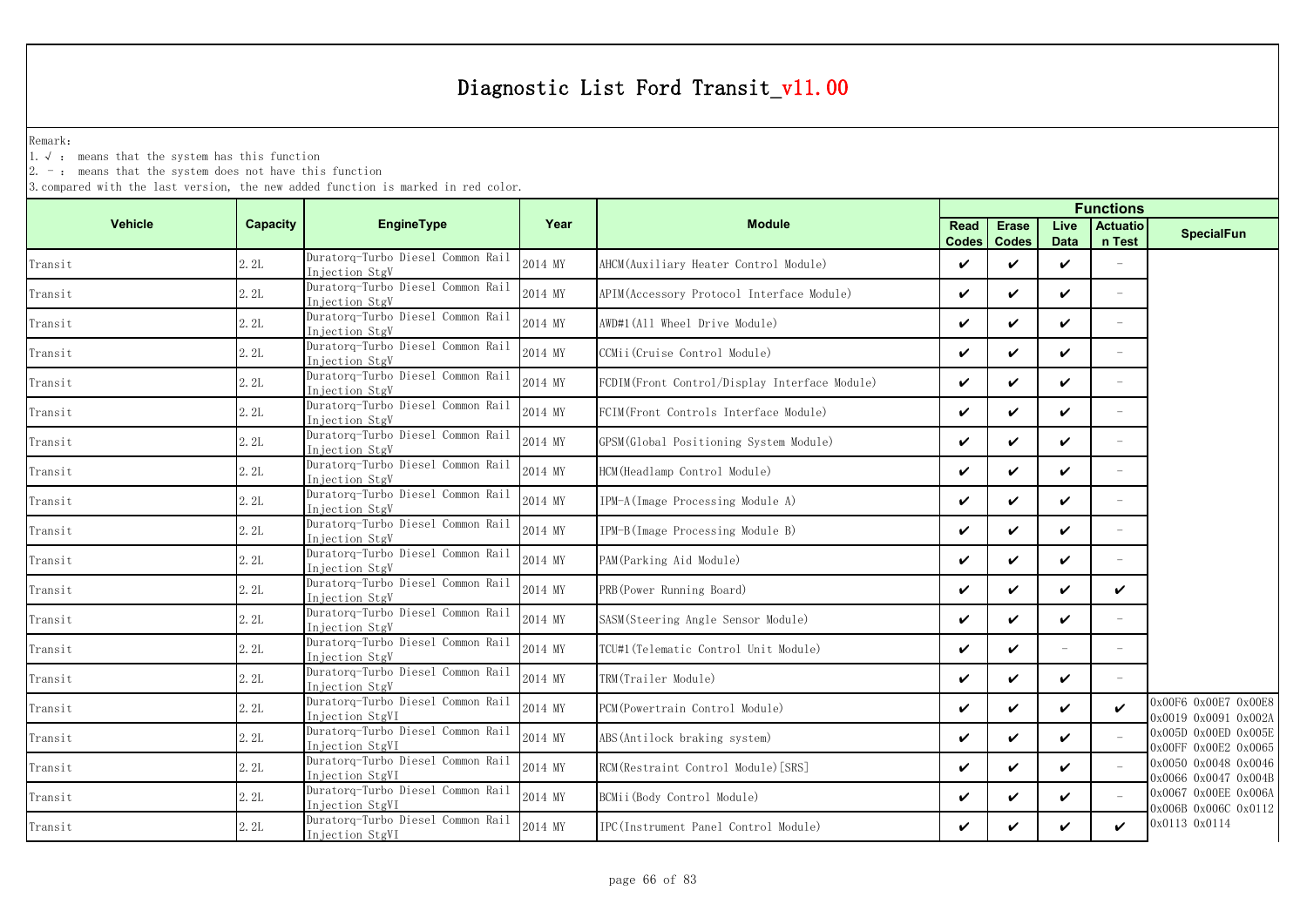# Diagnostic List Ford Transit_v11.00

Remark:

1. √ : means that the system has this function
2. － : means that the system does not have this function
3. compared with the last version, the new added function is marked in red color.

| Vehicle | Capacity | EngineType | Year | Module | Functions | | | | |
|---|---|---|---|---|---|---|---|---|---|
| | | | | | Read Codes | Erase Codes | Live Data | Actuation Test | SpecialFun |
| Transit | 2.2L | Duratorq-Turbo Diesel Common Rail Injection StgV | 2014 MY | AHCM(Auxiliary Heater Control Module) | ✔ | ✔ | ✔ | － | |
| Transit | 2.2L | Duratorq-Turbo Diesel Common Rail Injection StgV | 2014 MY | APIM(Accessory Protocol Interface Module) | ✔ | ✔ | ✔ | － | |
| Transit | 2.2L | Duratorq-Turbo Diesel Common Rail Injection StgV | 2014 MY | AWD#1(All Wheel Drive Module) | ✔ | ✔ | ✔ | － | |
| Transit | 2.2L | Duratorq-Turbo Diesel Common Rail Injection StgV | 2014 MY | CCMii(Cruise Control Module) | ✔ | ✔ | ✔ | － | |
| Transit | 2.2L | Duratorq-Turbo Diesel Common Rail Injection StgV | 2014 MY | FCDIM(Front Control/Display Interface Module) | ✔ | ✔ | ✔ | － | |
| Transit | 2.2L | Duratorq-Turbo Diesel Common Rail Injection StgV | 2014 MY | FCIM(Front Controls Interface Module) | ✔ | ✔ | ✔ | － | |
| Transit | 2.2L | Duratorq-Turbo Diesel Common Rail Injection StgV | 2014 MY | GPSM(Global Positioning System Module) | ✔ | ✔ | ✔ | － | |
| Transit | 2.2L | Duratorq-Turbo Diesel Common Rail Injection StgV | 2014 MY | HCM(Headlamp Control Module) | ✔ | ✔ | ✔ | － | |
| Transit | 2.2L | Duratorq-Turbo Diesel Common Rail Injection StgV | 2014 MY | IPM-A(Image Processing Module A) | ✔ | ✔ | ✔ | － | |
| Transit | 2.2L | Duratorq-Turbo Diesel Common Rail Injection StgV | 2014 MY | IPM-B(Image Processing Module B) | ✔ | ✔ | ✔ | － | |
| Transit | 2.2L | Duratorq-Turbo Diesel Common Rail Injection StgV | 2014 MY | PAM(Parking Aid Module) | ✔ | ✔ | ✔ | － | |
| Transit | 2.2L | Duratorq-Turbo Diesel Common Rail Injection StgV | 2014 MY | PRB(Power Running Board) | ✔ | ✔ | ✔ | ✔ | |
| Transit | 2.2L | Duratorq-Turbo Diesel Common Rail Injection StgV | 2014 MY | SASM(Steering Angle Sensor Module) | ✔ | ✔ | ✔ | － | |
| Transit | 2.2L | Duratorq-Turbo Diesel Common Rail Injection StgV | 2014 MY | TCU#1(Telematic Control Unit Module) | ✔ | ✔ | － | － | |
| Transit | 2.2L | Duratorq-Turbo Diesel Common Rail Injection StgV | 2014 MY | TRM(Trailer Module) | ✔ | ✔ | ✔ | － | |
| Transit | 2.2L | Duratorq-Turbo Diesel Common Rail Injection StgVI | 2014 MY | PCM(Powertrain Control Module) | ✔ | ✔ | ✔ | ✔ | 0x00F6 0x00E7 0x00E8 0x0019 0x0091 0x002A 0x005D 0x00ED 0x005E 0x00FF 0x00E2 0x0065 0x0050 0x0048 0x0046 0x0066 0x0047 0x004B 0x0067 0x00EE 0x006A 0x006B 0x006C 0x0112 0x0113 0x0114 |
| Transit | 2.2L | Duratorq-Turbo Diesel Common Rail Injection StgVI | 2014 MY | ABS(Antilock braking system) | ✔ | ✔ | ✔ | － | |
| Transit | 2.2L | Duratorq-Turbo Diesel Common Rail Injection StgVI | 2014 MY | RCM(Restraint Control Module)[SRS] | ✔ | ✔ | ✔ | － | |
| Transit | 2.2L | Duratorq-Turbo Diesel Common Rail Injection StgVI | 2014 MY | BCMii(Body Control Module) | ✔ | ✔ | ✔ | － | |
| Transit | 2.2L | Duratorq-Turbo Diesel Common Rail Injection StgVI | 2014 MY | IPC(Instrument Panel Control Module) | ✔ | ✔ | ✔ | ✔ | |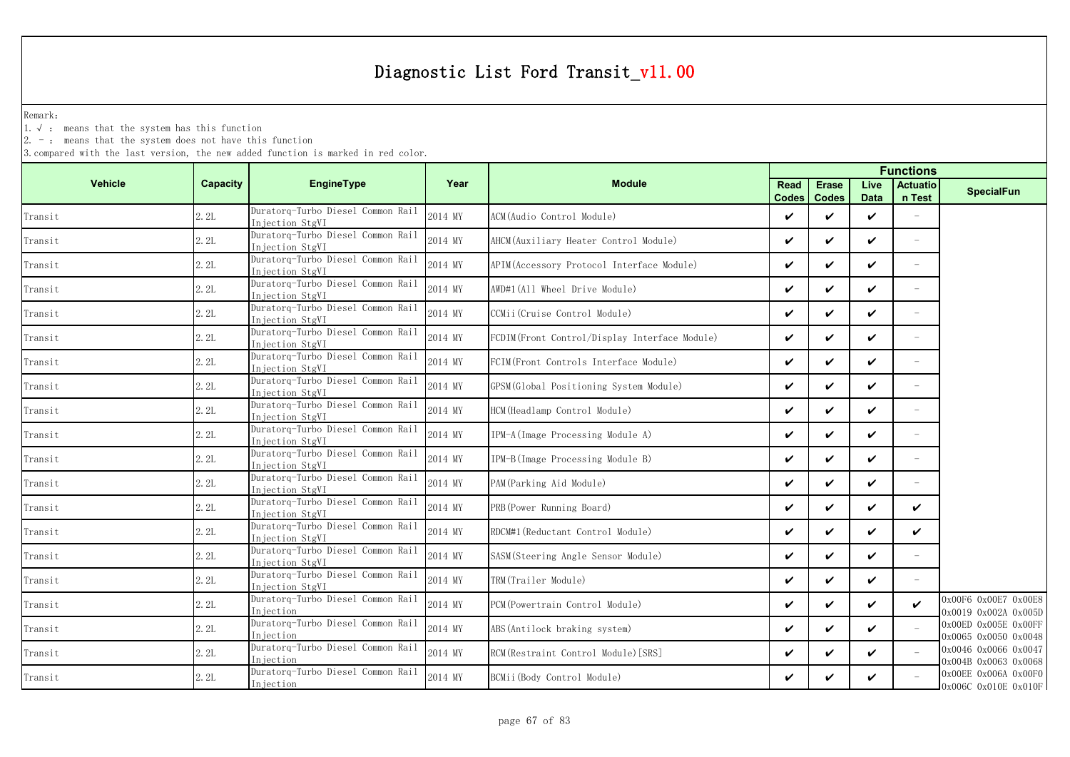# Diagnostic List Ford Transit_v11.00

Remark:

1. √ : means that the system has this function
2. - : means that the system does not have this function
3. compared with the last version, the new added function is marked in red color.

| Vehicle | Capacity | EngineType | Year | Module | Functions | | | | |
|---|---|---|---|---|---|---|---|---|---|
| | | | | | Read Codes | Erase Codes | Live Data | Actuation Test | SpecialFun |
| Transit | 2.2L | Duratorq-Turbo Diesel Common Rail Injection StgVI | 2014 MY | ACM(Audio Control Module) | ✔ | ✔ | ✔ | - | |
| Transit | 2.2L | Duratorq-Turbo Diesel Common Rail Injection StgVI | 2014 MY | AHCM(Auxiliary Heater Control Module) | ✔ | ✔ | ✔ | - | |
| Transit | 2.2L | Duratorq-Turbo Diesel Common Rail Injection StgVI | 2014 MY | APIM(Accessory Protocol Interface Module) | ✔ | ✔ | ✔ | - | |
| Transit | 2.2L | Duratorq-Turbo Diesel Common Rail Injection StgVI | 2014 MY | AWD#1(All Wheel Drive Module) | ✔ | ✔ | ✔ | - | |
| Transit | 2.2L | Duratorq-Turbo Diesel Common Rail Injection StgVI | 2014 MY | CCMii(Cruise Control Module) | ✔ | ✔ | ✔ | - | |
| Transit | 2.2L | Duratorq-Turbo Diesel Common Rail Injection StgVI | 2014 MY | FCDIM(Front Control/Display Interface Module) | ✔ | ✔ | ✔ | - | |
| Transit | 2.2L | Duratorq-Turbo Diesel Common Rail Injection StgVI | 2014 MY | FCIM(Front Controls Interface Module) | ✔ | ✔ | ✔ | - | |
| Transit | 2.2L | Duratorq-Turbo Diesel Common Rail Injection StgVI | 2014 MY | GPSM(Global Positioning System Module) | ✔ | ✔ | ✔ | - | |
| Transit | 2.2L | Duratorq-Turbo Diesel Common Rail Injection StgVI | 2014 MY | HCM(Headlamp Control Module) | ✔ | ✔ | ✔ | - | |
| Transit | 2.2L | Duratorq-Turbo Diesel Common Rail Injection StgVI | 2014 MY | IPM-A(Image Processing Module A) | ✔ | ✔ | ✔ | - | |
| Transit | 2.2L | Duratorq-Turbo Diesel Common Rail Injection StgVI | 2014 MY | IPM-B(Image Processing Module B) | ✔ | ✔ | ✔ | - | |
| Transit | 2.2L | Duratorq-Turbo Diesel Common Rail Injection StgVI | 2014 MY | PAM(Parking Aid Module) | ✔ | ✔ | ✔ | - | |
| Transit | 2.2L | Duratorq-Turbo Diesel Common Rail Injection StgVI | 2014 MY | PRB(Power Running Board) | ✔ | ✔ | ✔ | ✔ | |
| Transit | 2.2L | Duratorq-Turbo Diesel Common Rail Injection StgVI | 2014 MY | RDCM#1(Reductant Control Module) | ✔ | ✔ | ✔ | ✔ | |
| Transit | 2.2L | Duratorq-Turbo Diesel Common Rail Injection StgVI | 2014 MY | SASM(Steering Angle Sensor Module) | ✔ | ✔ | ✔ | - | |
| Transit | 2.2L | Duratorq-Turbo Diesel Common Rail Injection StgVI | 2014 MY | TRM(Trailer Module) | ✔ | ✔ | ✔ | - | |
| Transit | 2.2L | Duratorq-Turbo Diesel Common Rail Injection | 2014 MY | PCM(Powertrain Control Module) | ✔ | ✔ | ✔ | ✔ | 0x00F6 0x00E7 0x00E8 0x0019 0x002A 0x005D |
| Transit | 2.2L | Duratorq-Turbo Diesel Common Rail Injection | 2014 MY | ABS(Antilock braking system) | ✔ | ✔ | ✔ | - | 0x00ED 0x005E 0x00FF 0x0065 0x0050 0x0048 |
| Transit | 2.2L | Duratorq-Turbo Diesel Common Rail Injection | 2014 MY | RCM(Restraint Control Module)[SRS] | ✔ | ✔ | ✔ | - | 0x0046 0x0066 0x0047 0x004B 0x0063 0x0068 |
| Transit | 2.2L | Duratorq-Turbo Diesel Common Rail Injection | 2014 MY | BCMii(Body Control Module) | ✔ | ✔ | ✔ | - | 0x00EE 0x006A 0x00F0 0x006C 0x010E 0x010F |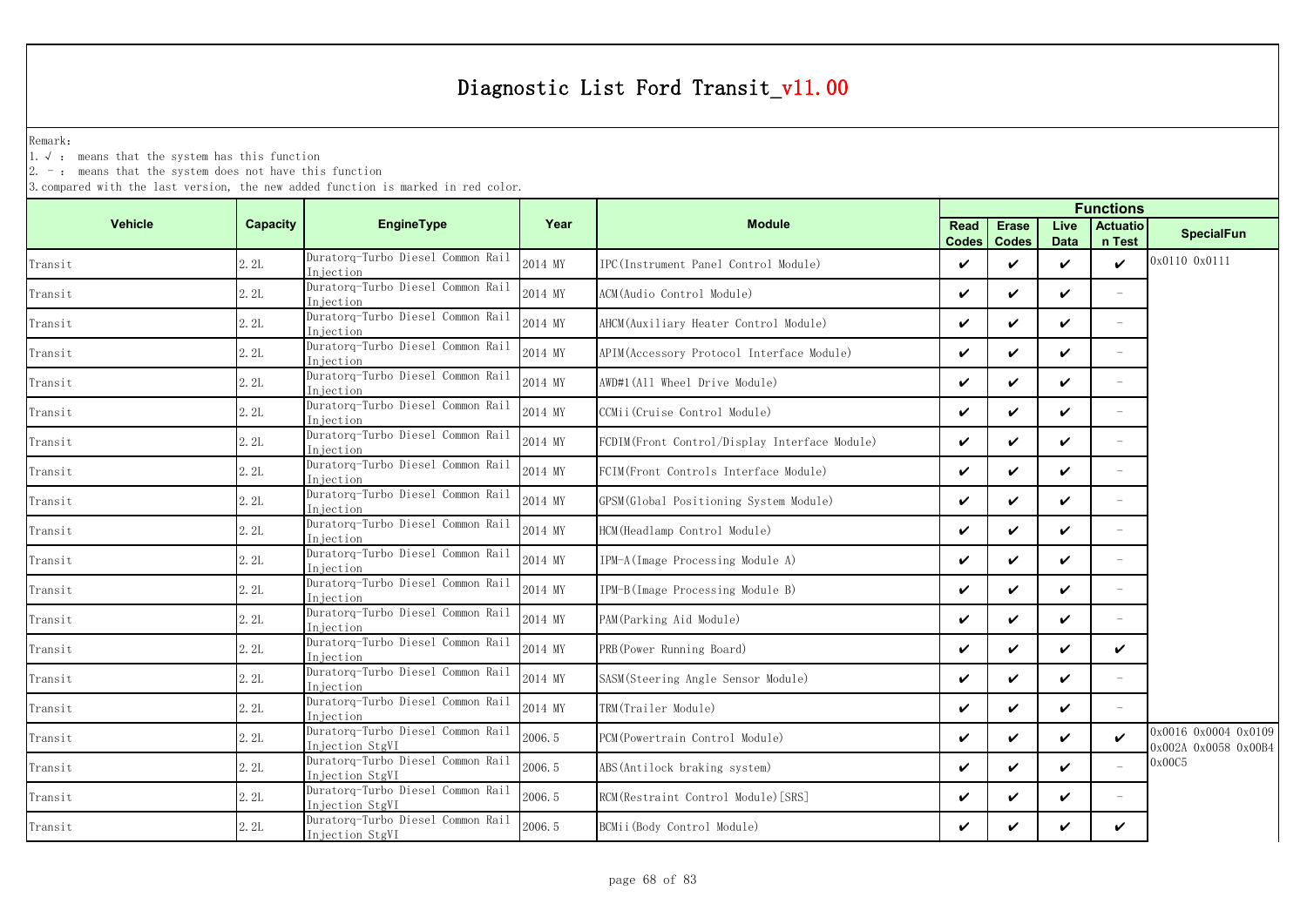# Diagnostic List Ford Transit_v11.00

Remark:
1. √ : means that the system has this function
2. - : means that the system does not have this function
3. compared with the last version, the new added function is marked in red color.

| Vehicle | Capacity | EngineType | Year | Module | Functions | | | | |
|---|---|---|---|---|---|---|---|---|---|
| | | | | | Read Codes | Erase Codes | Live Data | Actuation Test | SpecialFun |
| Transit | 2.2L | Duratorq-Turbo Diesel Common Rail Injection | 2014 MY | IPC(Instrument Panel Control Module) | ✔ | ✔ | ✔ | ✔ | 0x0110 0x0111 |
| Transit | 2.2L | Duratorq-Turbo Diesel Common Rail Injection | 2014 MY | ACM(Audio Control Module) | ✔ | ✔ | ✔ | - | |
| Transit | 2.2L | Duratorq-Turbo Diesel Common Rail Injection | 2014 MY | AHCM(Auxiliary Heater Control Module) | ✔ | ✔ | ✔ | - | |
| Transit | 2.2L | Duratorq-Turbo Diesel Common Rail Injection | 2014 MY | APIM(Accessory Protocol Interface Module) | ✔ | ✔ | ✔ | - | |
| Transit | 2.2L | Duratorq-Turbo Diesel Common Rail Injection | 2014 MY | AWD#1(All Wheel Drive Module) | ✔ | ✔ | ✔ | - | |
| Transit | 2.2L | Duratorq-Turbo Diesel Common Rail Injection | 2014 MY | CCMii(Cruise Control Module) | ✔ | ✔ | ✔ | - | |
| Transit | 2.2L | Duratorq-Turbo Diesel Common Rail Injection | 2014 MY | FCDIM(Front Control/Display Interface Module) | ✔ | ✔ | ✔ | - | |
| Transit | 2.2L | Duratorq-Turbo Diesel Common Rail Injection | 2014 MY | FCIM(Front Controls Interface Module) | ✔ | ✔ | ✔ | - | |
| Transit | 2.2L | Duratorq-Turbo Diesel Common Rail Injection | 2014 MY | GPSM(Global Positioning System Module) | ✔ | ✔ | ✔ | - | |
| Transit | 2.2L | Duratorq-Turbo Diesel Common Rail Injection | 2014 MY | HCM(Headlamp Control Module) | ✔ | ✔ | ✔ | - | |
| Transit | 2.2L | Duratorq-Turbo Diesel Common Rail Injection | 2014 MY | IPM-A(Image Processing Module A) | ✔ | ✔ | ✔ | - | |
| Transit | 2.2L | Duratorq-Turbo Diesel Common Rail Injection | 2014 MY | IPM-B(Image Processing Module B) | ✔ | ✔ | ✔ | - | |
| Transit | 2.2L | Duratorq-Turbo Diesel Common Rail Injection | 2014 MY | PAM(Parking Aid Module) | ✔ | ✔ | ✔ | - | |
| Transit | 2.2L | Duratorq-Turbo Diesel Common Rail Injection | 2014 MY | PRB(Power Running Board) | ✔ | ✔ | ✔ | ✔ | |
| Transit | 2.2L | Duratorq-Turbo Diesel Common Rail Injection | 2014 MY | SASM(Steering Angle Sensor Module) | ✔ | ✔ | ✔ | - | |
| Transit | 2.2L | Duratorq-Turbo Diesel Common Rail Injection | 2014 MY | TRM(Trailer Module) | ✔ | ✔ | ✔ | - | |
| Transit | 2.2L | Duratorq-Turbo Diesel Common Rail Injection StgVI | 2006.5 | PCM(Powertrain Control Module) | ✔ | ✔ | ✔ | ✔ | 0x0016 0x0004 0x0109 0x002A 0x0058 0x00B4 0x00C5 |
| Transit | 2.2L | Duratorq-Turbo Diesel Common Rail Injection StgVI | 2006.5 | ABS(Antilock braking system) | ✔ | ✔ | ✔ | - | |
| Transit | 2.2L | Duratorq-Turbo Diesel Common Rail Injection StgVI | 2006.5 | RCM(Restraint Control Module)[SRS] | ✔ | ✔ | ✔ | - | |
| Transit | 2.2L | Duratorq-Turbo Diesel Common Rail Injection StgVI | 2006.5 | BCMii(Body Control Module) | ✔ | ✔ | ✔ | ✔ | |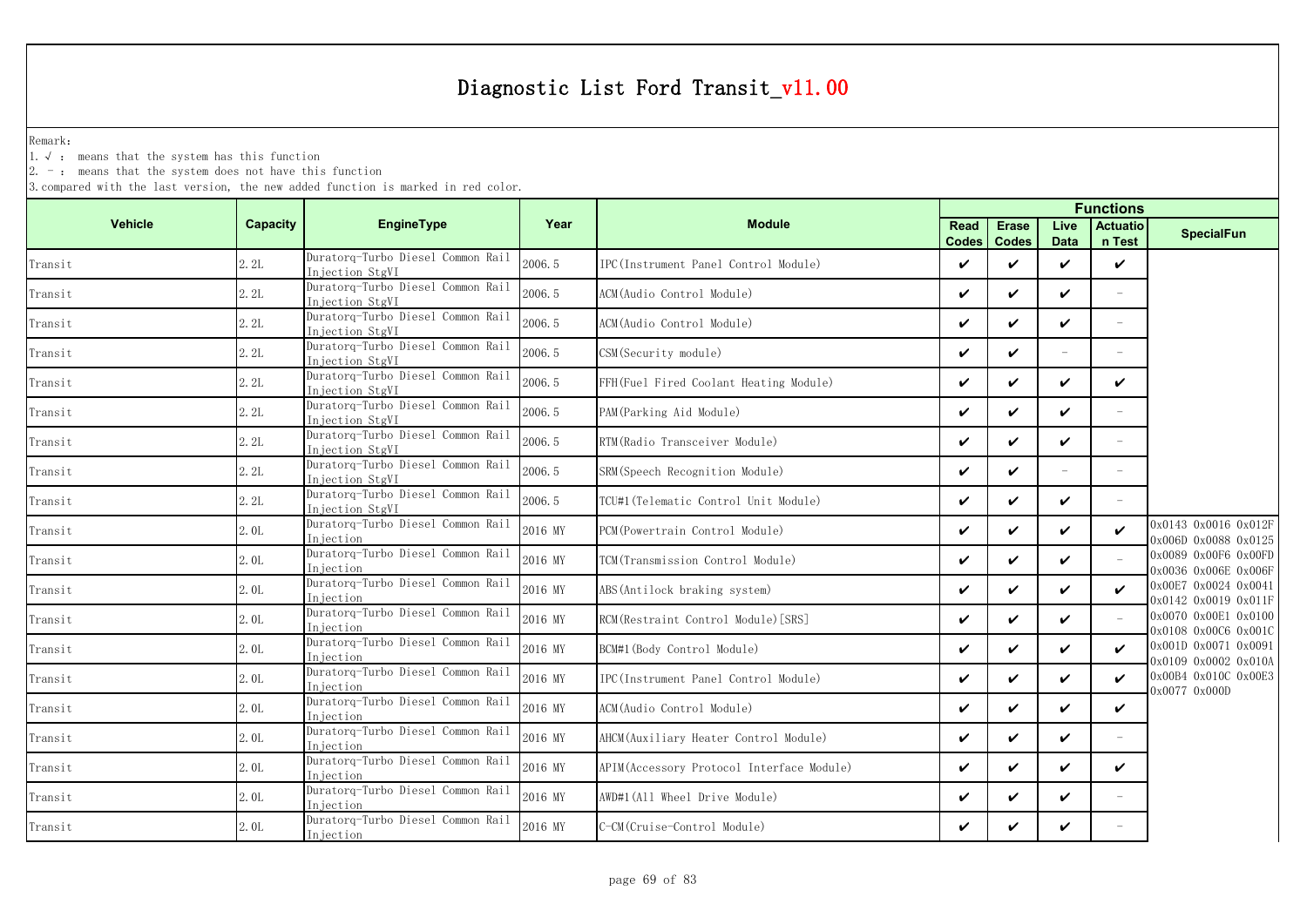# Diagnostic List Ford Transit_v11.00

Remark:
1. √ : means that the system has this function
2. - : means that the system does not have this function
3. compared with the last version, the new added function is marked in red color.

| Vehicle | Capacity | EngineType | Year | Module | Functions | | | | |
|---|---|---|---|---|---|---|---|---|---|
| | | | | | Read Codes | Erase Codes | Live Data | Actuation Test | SpecialFun |
| Transit | 2.2L | Duratorq-Turbo Diesel Common Rail Injection StgVI | 2006.5 | IPC(Instrument Panel Control Module) | ✔ | ✔ | ✔ | ✔ | |
| Transit | 2.2L | Duratorq-Turbo Diesel Common Rail Injection StgVI | 2006.5 | ACM(Audio Control Module) | ✔ | ✔ | ✔ | - | |
| Transit | 2.2L | Duratorq-Turbo Diesel Common Rail Injection StgVI | 2006.5 | ACM(Audio Control Module) | ✔ | ✔ | ✔ | - | |
| Transit | 2.2L | Duratorq-Turbo Diesel Common Rail Injection StgVI | 2006.5 | CSM(Security module) | ✔ | ✔ | - | - | |
| Transit | 2.2L | Duratorq-Turbo Diesel Common Rail Injection StgVI | 2006.5 | FFH(Fuel Fired Coolant Heating Module) | ✔ | ✔ | ✔ | ✔ | |
| Transit | 2.2L | Duratorq-Turbo Diesel Common Rail Injection StgVI | 2006.5 | PAM(Parking Aid Module) | ✔ | ✔ | ✔ | - | |
| Transit | 2.2L | Duratorq-Turbo Diesel Common Rail Injection StgVI | 2006.5 | RTM(Radio Transceiver Module) | ✔ | ✔ | ✔ | - | |
| Transit | 2.2L | Duratorq-Turbo Diesel Common Rail Injection StgVI | 2006.5 | SRM(Speech Recognition Module) | ✔ | ✔ | - | - | |
| Transit | 2.2L | Duratorq-Turbo Diesel Common Rail Injection StgVI | 2006.5 | TCU#1(Telematic Control Unit Module) | ✔ | ✔ | ✔ | - | |
| Transit | 2.0L | Duratorq-Turbo Diesel Common Rail Injection | 2016 MY | PCM(Powertrain Control Module) | ✔ | ✔ | ✔ | ✔ | 0x0143 0x0016 0x012F 0x006D 0x0088 0x0125 0x0089 0x00F6 0x00FD 0x0036 0x006E 0x006F 0x00E7 0x0024 0x0041 0x0142 0x0019 0x011F 0x0070 0x00E1 0x0100 0x0108 0x00C6 0x001C 0x001D 0x0071 0x0091 0x0109 0x0002 0x010A 0x00B4 0x010C 0x00E3 0x0077 0x000D |
| Transit | 2.0L | Duratorq-Turbo Diesel Common Rail Injection | 2016 MY | TCM(Transmission Control Module) | ✔ | ✔ | ✔ | - | |
| Transit | 2.0L | Duratorq-Turbo Diesel Common Rail Injection | 2016 MY | ABS(Antilock braking system) | ✔ | ✔ | ✔ | ✔ | |
| Transit | 2.0L | Duratorq-Turbo Diesel Common Rail Injection | 2016 MY | RCM(Restraint Control Module)[SRS] | ✔ | ✔ | ✔ | - | |
| Transit | 2.0L | Duratorq-Turbo Diesel Common Rail Injection | 2016 MY | BCM#1(Body Control Module) | ✔ | ✔ | ✔ | ✔ | |
| Transit | 2.0L | Duratorq-Turbo Diesel Common Rail Injection | 2016 MY | IPC(Instrument Panel Control Module) | ✔ | ✔ | ✔ | ✔ | |
| Transit | 2.0L | Duratorq-Turbo Diesel Common Rail Injection | 2016 MY | ACM(Audio Control Module) | ✔ | ✔ | ✔ | ✔ | |
| Transit | 2.0L | Duratorq-Turbo Diesel Common Rail Injection | 2016 MY | AHCM(Auxiliary Heater Control Module) | ✔ | ✔ | ✔ | - | |
| Transit | 2.0L | Duratorq-Turbo Diesel Common Rail Injection | 2016 MY | APIM(Accessory Protocol Interface Module) | ✔ | ✔ | ✔ | ✔ | |
| Transit | 2.0L | Duratorq-Turbo Diesel Common Rail Injection | 2016 MY | AWD#1(All Wheel Drive Module) | ✔ | ✔ | ✔ | - | |
| Transit | 2.0L | Duratorq-Turbo Diesel Common Rail Injection | 2016 MY | C-CM(Cruise-Control Module) | ✔ | ✔ | ✔ | - | |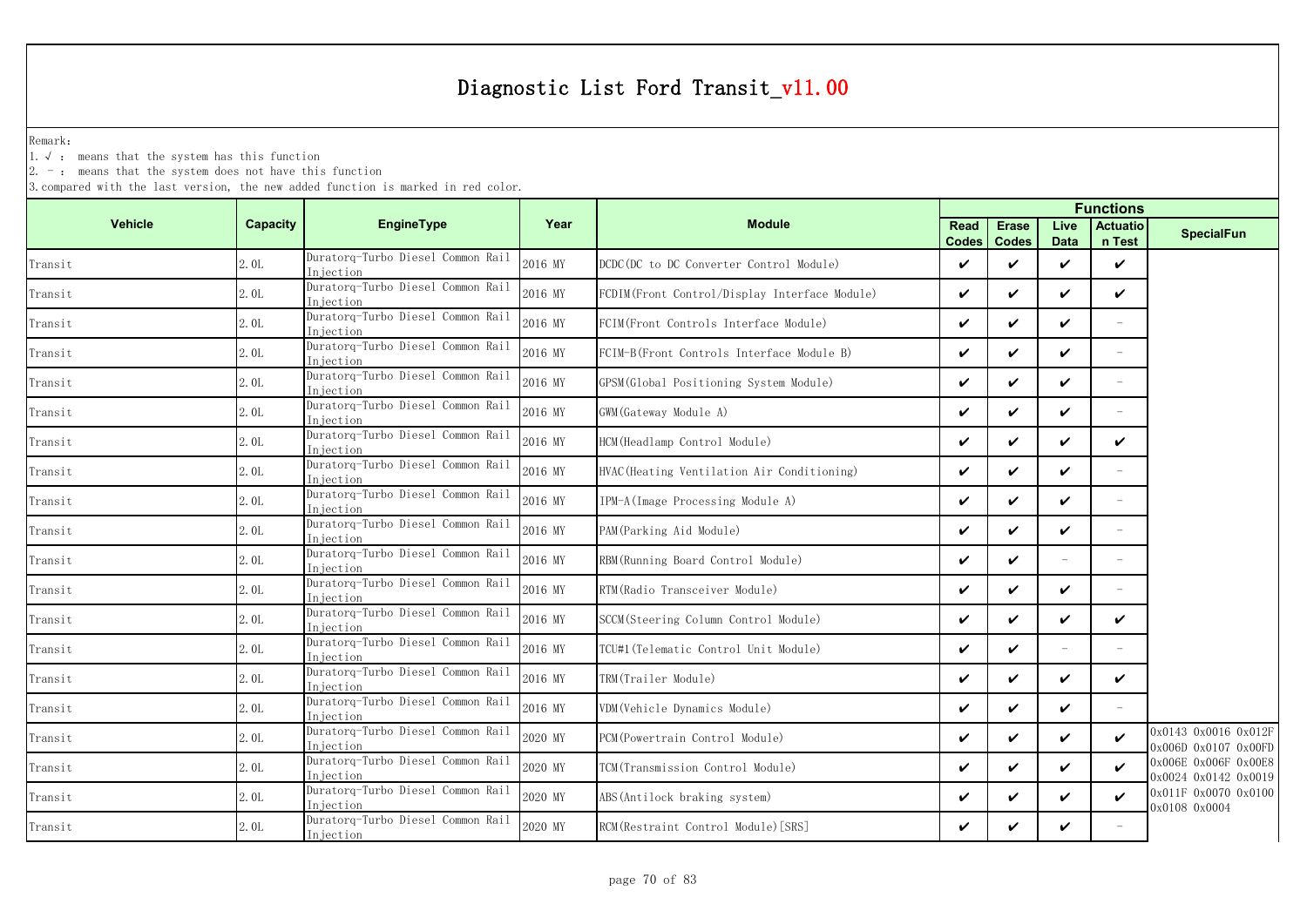# Diagnostic List Ford Transit_v11.00

Remark:

1. √ : means that the system has this function
2. - : means that the system does not have this function
3. compared with the last version, the new added function is marked in red color.

| Vehicle | Capacity | EngineType | Year | Module | Functions | | | | |
|---|---|---|---|---|---|---|---|---|---|
| | | | | | Read Codes | Erase Codes | Live Data | Actuation Test | SpecialFun |
| Transit | 2.0L | Duratorq-Turbo Diesel Common Rail Injection | 2016 MY | DCDC(DC to DC Converter Control Module) | ✔ | ✔ | ✔ | ✔ | |
| Transit | 2.0L | Duratorq-Turbo Diesel Common Rail Injection | 2016 MY | FCDIM(Front Control/Display Interface Module) | ✔ | ✔ | ✔ | ✔ | |
| Transit | 2.0L | Duratorq-Turbo Diesel Common Rail Injection | 2016 MY | FCIM(Front Controls Interface Module) | ✔ | ✔ | ✔ | - | |
| Transit | 2.0L | Duratorq-Turbo Diesel Common Rail Injection | 2016 MY | FCIM-B(Front Controls Interface Module B) | ✔ | ✔ | ✔ | - | |
| Transit | 2.0L | Duratorq-Turbo Diesel Common Rail Injection | 2016 MY | GPSM(Global Positioning System Module) | ✔ | ✔ | ✔ | - | |
| Transit | 2.0L | Duratorq-Turbo Diesel Common Rail Injection | 2016 MY | GWM(Gateway Module A) | ✔ | ✔ | ✔ | - | |
| Transit | 2.0L | Duratorq-Turbo Diesel Common Rail Injection | 2016 MY | HCM(Headlamp Control Module) | ✔ | ✔ | ✔ | ✔ | |
| Transit | 2.0L | Duratorq-Turbo Diesel Common Rail Injection | 2016 MY | HVAC(Heating Ventilation Air Conditioning) | ✔ | ✔ | ✔ | - | |
| Transit | 2.0L | Duratorq-Turbo Diesel Common Rail Injection | 2016 MY | IPM-A(Image Processing Module A) | ✔ | ✔ | ✔ | - | |
| Transit | 2.0L | Duratorq-Turbo Diesel Common Rail Injection | 2016 MY | PAM(Parking Aid Module) | ✔ | ✔ | ✔ | - | |
| Transit | 2.0L | Duratorq-Turbo Diesel Common Rail Injection | 2016 MY | RBM(Running Board Control Module) | ✔ | ✔ | - | - | |
| Transit | 2.0L | Duratorq-Turbo Diesel Common Rail Injection | 2016 MY | RTM(Radio Transceiver Module) | ✔ | ✔ | ✔ | - | |
| Transit | 2.0L | Duratorq-Turbo Diesel Common Rail Injection | 2016 MY | SCCM(Steering Column Control Module) | ✔ | ✔ | ✔ | ✔ | |
| Transit | 2.0L | Duratorq-Turbo Diesel Common Rail Injection | 2016 MY | TCU#1(Telematic Control Unit Module) | ✔ | ✔ | - | - | |
| Transit | 2.0L | Duratorq-Turbo Diesel Common Rail Injection | 2016 MY | TRM(Trailer Module) | ✔ | ✔ | ✔ | ✔ | |
| Transit | 2.0L | Duratorq-Turbo Diesel Common Rail Injection | 2016 MY | VDM(Vehicle Dynamics Module) | ✔ | ✔ | ✔ | - | |
| Transit | 2.0L | Duratorq-Turbo Diesel Common Rail Injection | 2020 MY | PCM(Powertrain Control Module) | ✔ | ✔ | ✔ | ✔ | 0x0143 0x0016 0x012F 0x006D 0x0107 0x00FD 0x006E 0x006F 0x00E8 0x0024 0x0142 0x0019 0x011F 0x0070 0x0100 0x0108 0x0004 |
| Transit | 2.0L | Duratorq-Turbo Diesel Common Rail Injection | 2020 MY | TCM(Transmission Control Module) | ✔ | ✔ | ✔ | ✔ | |
| Transit | 2.0L | Duratorq-Turbo Diesel Common Rail Injection | 2020 MY | ABS(Antilock braking system) | ✔ | ✔ | ✔ | ✔ | |
| Transit | 2.0L | Duratorq-Turbo Diesel Common Rail Injection | 2020 MY | RCM(Restraint Control Module)[SRS] | ✔ | ✔ | ✔ | - | |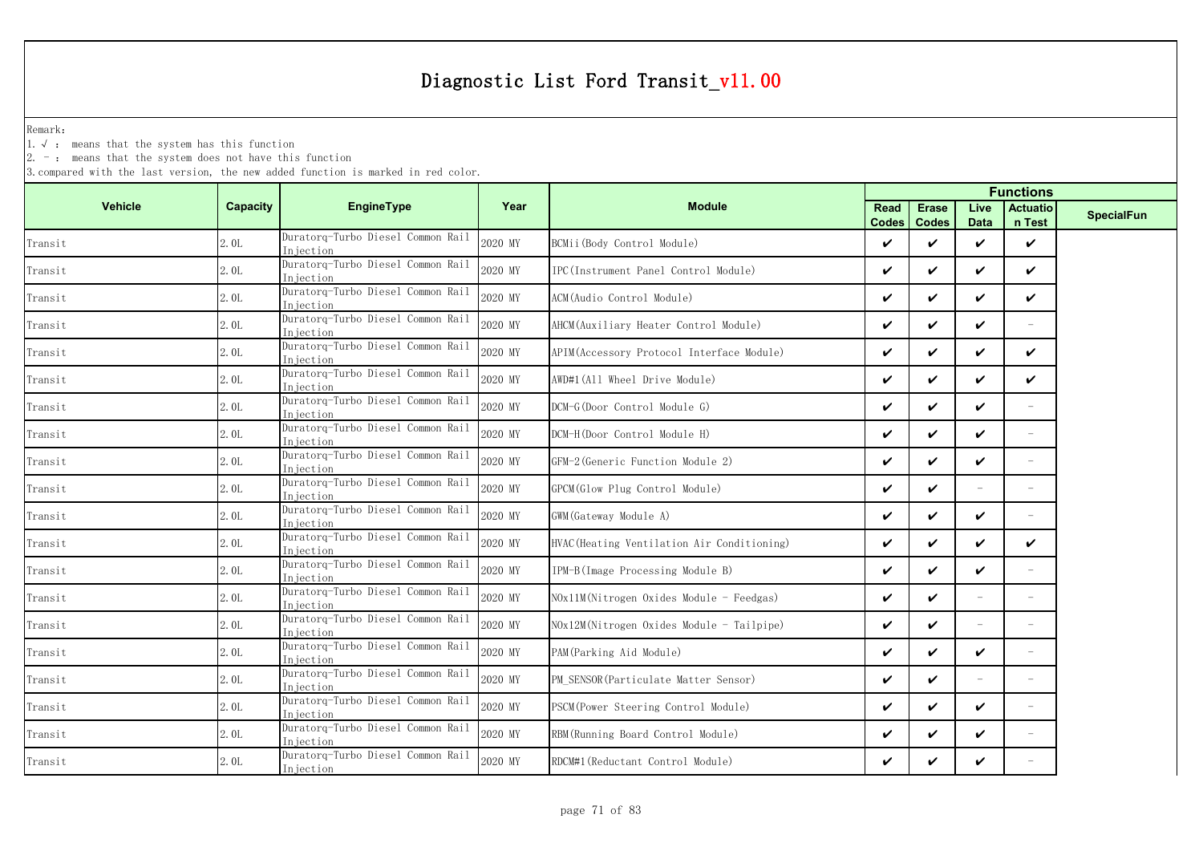# Diagnostic List Ford Transit_v11.00

Remark:

1. √ : means that the system has this function
2. - : means that the system does not have this function
3. compared with the last version, the new added function is marked in red color.

| Vehicle | Capacity | EngineType | Year | Module | Functions | | | | |
|---|---|---|---|---|---|---|---|---|---|
| | | | | | Read Codes | Erase Codes | Live Data | Actuation Test | SpecialFun |
| Transit | 2.0L | Duratorq-Turbo Diesel Common Rail Injection | 2020 MY | BCMii(Body Control Module) | ✔ | ✔ | ✔ | ✔ | |
| Transit | 2.0L | Duratorq-Turbo Diesel Common Rail Injection | 2020 MY | IPC(Instrument Panel Control Module) | ✔ | ✔ | ✔ | ✔ | |
| Transit | 2.0L | Duratorq-Turbo Diesel Common Rail Injection | 2020 MY | ACM(Audio Control Module) | ✔ | ✔ | ✔ | ✔ | |
| Transit | 2.0L | Duratorq-Turbo Diesel Common Rail Injection | 2020 MY | AHCM(Auxiliary Heater Control Module) | ✔ | ✔ | ✔ | - | |
| Transit | 2.0L | Duratorq-Turbo Diesel Common Rail Injection | 2020 MY | APIM(Accessory Protocol Interface Module) | ✔ | ✔ | ✔ | ✔ | |
| Transit | 2.0L | Duratorq-Turbo Diesel Common Rail Injection | 2020 MY | AWD#1(All Wheel Drive Module) | ✔ | ✔ | ✔ | ✔ | |
| Transit | 2.0L | Duratorq-Turbo Diesel Common Rail Injection | 2020 MY | DCM-G(Door Control Module G) | ✔ | ✔ | ✔ | - | |
| Transit | 2.0L | Duratorq-Turbo Diesel Common Rail Injection | 2020 MY | DCM-H(Door Control Module H) | ✔ | ✔ | ✔ | - | |
| Transit | 2.0L | Duratorq-Turbo Diesel Common Rail Injection | 2020 MY | GFM-2(Generic Function Module 2) | ✔ | ✔ | ✔ | - | |
| Transit | 2.0L | Duratorq-Turbo Diesel Common Rail Injection | 2020 MY | GPCM(Glow Plug Control Module) | ✔ | ✔ | - | - | |
| Transit | 2.0L | Duratorq-Turbo Diesel Common Rail Injection | 2020 MY | GWM(Gateway Module A) | ✔ | ✔ | ✔ | - | |
| Transit | 2.0L | Duratorq-Turbo Diesel Common Rail Injection | 2020 MY | HVAC(Heating Ventilation Air Conditioning) | ✔ | ✔ | ✔ | ✔ | |
| Transit | 2.0L | Duratorq-Turbo Diesel Common Rail Injection | 2020 MY | IPM-B(Image Processing Module B) | ✔ | ✔ | ✔ | - | |
| Transit | 2.0L | Duratorq-Turbo Diesel Common Rail Injection | 2020 MY | NOx11M(Nitrogen Oxides Module - Feedgas) | ✔ | ✔ | - | - | |
| Transit | 2.0L | Duratorq-Turbo Diesel Common Rail Injection | 2020 MY | NOx12M(Nitrogen Oxides Module - Tailpipe) | ✔ | ✔ | - | - | |
| Transit | 2.0L | Duratorq-Turbo Diesel Common Rail Injection | 2020 MY | PAM(Parking Aid Module) | ✔ | ✔ | ✔ | - | |
| Transit | 2.0L | Duratorq-Turbo Diesel Common Rail Injection | 2020 MY | PM_SENSOR(Particulate Matter Sensor) | ✔ | ✔ | - | - | |
| Transit | 2.0L | Duratorq-Turbo Diesel Common Rail Injection | 2020 MY | PSCM(Power Steering Control Module) | ✔ | ✔ | ✔ | - | |
| Transit | 2.0L | Duratorq-Turbo Diesel Common Rail Injection | 2020 MY | RBM(Running Board Control Module) | ✔ | ✔ | ✔ | - | |
| Transit | 2.0L | Duratorq-Turbo Diesel Common Rail Injection | 2020 MY | RDCM#1(Reductant Control Module) | ✔ | ✔ | ✔ | - | |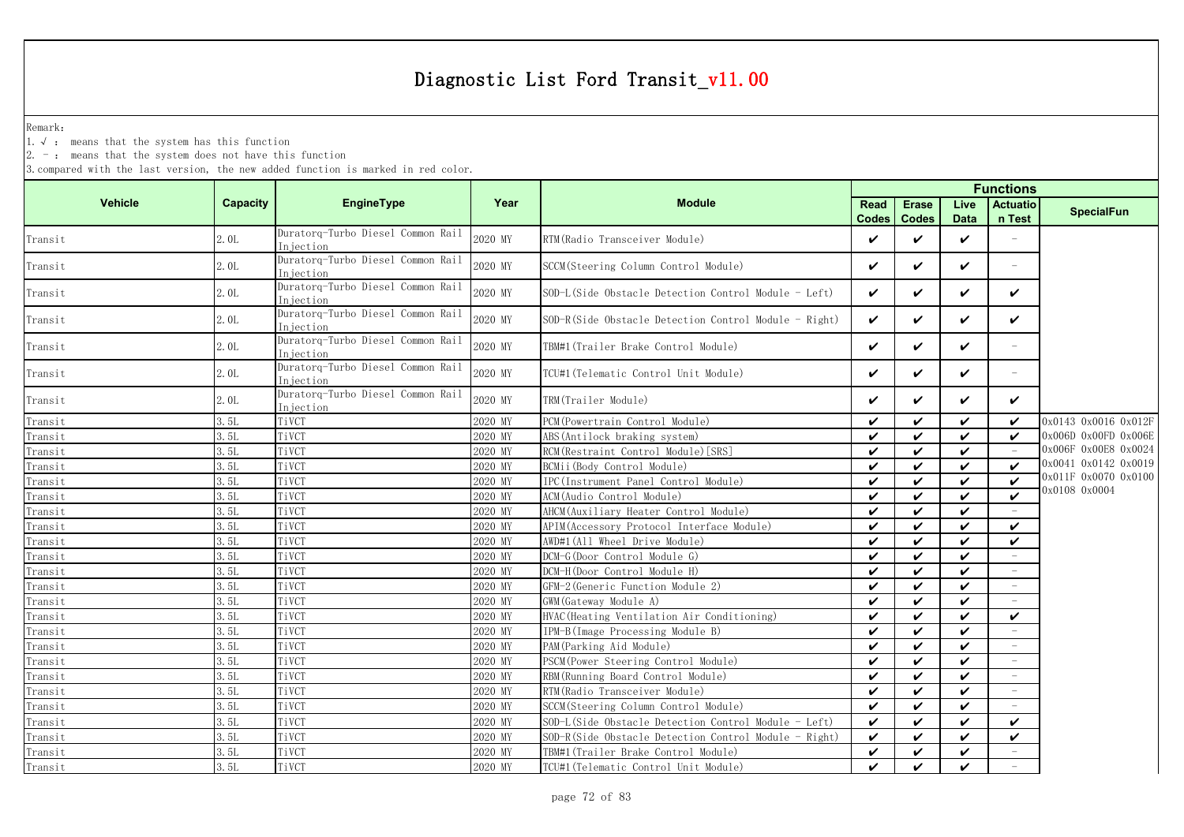# Diagnostic List Ford Transit_v11.00

Remark:

1. √ : means that the system has this function
2. - : means that the system does not have this function
3. compared with the last version, the new added function is marked in red color.

| Vehicle | Capacity | EngineType | Year | Module | Functions | | | | SpecialFun |
|---|---|---|---|---|---|---|---|---|---|
| | | | | | Read Codes | Erase Codes | Live Data | Actuation Test | |
| Transit | 2.0L | Duratorq-Turbo Diesel Common Rail Injection | 2020 MY | RTM(Radio Transceiver Module) | ✔ | ✔ | ✔ | - | |
| Transit | 2.0L | Duratorq-Turbo Diesel Common Rail Injection | 2020 MY | SCCM(Steering Column Control Module) | ✔ | ✔ | ✔ | - | |
| Transit | 2.0L | Duratorq-Turbo Diesel Common Rail Injection | 2020 MY | SOD-L(Side Obstacle Detection Control Module - Left) | ✔ | ✔ | ✔ | ✔ | |
| Transit | 2.0L | Duratorq-Turbo Diesel Common Rail Injection | 2020 MY | SOD-R(Side Obstacle Detection Control Module - Right) | ✔ | ✔ | ✔ | ✔ | |
| Transit | 2.0L | Duratorq-Turbo Diesel Common Rail Injection | 2020 MY | TBM#1(Trailer Brake Control Module) | ✔ | ✔ | ✔ | - | |
| Transit | 2.0L | Duratorq-Turbo Diesel Common Rail Injection | 2020 MY | TCU#1(Telematic Control Unit Module) | ✔ | ✔ | ✔ | - | |
| Transit | 2.0L | Duratorq-Turbo Diesel Common Rail Injection | 2020 MY | TRM(Trailer Module) | ✔ | ✔ | ✔ | ✔ | |
| Transit | 3.5L | TiVCT | 2020 MY | PCM(Powertrain Control Module) | ✔ | ✔ | ✔ | ✔ | 0x0143 0x0016 0x012F 0x006D 0x00FD 0x006E 0x006F 0x00E8 0x0024 0x0041 0x0142 0x0019 0x011F 0x0070 0x0100 0x0108 0x0004 |
| Transit | 3.5L | TiVCT | 2020 MY | ABS(Antilock braking system) | ✔ | ✔ | ✔ | ✔ | |
| Transit | 3.5L | TiVCT | 2020 MY | RCM(Restraint Control Module)[SRS] | ✔ | ✔ | ✔ | - | |
| Transit | 3.5L | TiVCT | 2020 MY | BCMii(Body Control Module) | ✔ | ✔ | ✔ | ✔ | |
| Transit | 3.5L | TiVCT | 2020 MY | IPC(Instrument Panel Control Module) | ✔ | ✔ | ✔ | ✔ | |
| Transit | 3.5L | TiVCT | 2020 MY | ACM(Audio Control Module) | ✔ | ✔ | ✔ | ✔ | |
| Transit | 3.5L | TiVCT | 2020 MY | AHCM(Auxiliary Heater Control Module) | ✔ | ✔ | ✔ | - | |
| Transit | 3.5L | TiVCT | 2020 MY | APIM(Accessory Protocol Interface Module) | ✔ | ✔ | ✔ | ✔ | |
| Transit | 3.5L | TiVCT | 2020 MY | AWD#1(All Wheel Drive Module) | ✔ | ✔ | ✔ | ✔ | |
| Transit | 3.5L | TiVCT | 2020 MY | DCM-G(Door Control Module G) | ✔ | ✔ | ✔ | - | |
| Transit | 3.5L | TiVCT | 2020 MY | DCM-H(Door Control Module H) | ✔ | ✔ | ✔ | - | |
| Transit | 3.5L | TiVCT | 2020 MY | GFM-2(Generic Function Module 2) | ✔ | ✔ | ✔ | - | |
| Transit | 3.5L | TiVCT | 2020 MY | GWM(Gateway Module A) | ✔ | ✔ | ✔ | - | |
| Transit | 3.5L | TiVCT | 2020 MY | HVAC(Heating Ventilation Air Conditioning) | ✔ | ✔ | ✔ | ✔ | |
| Transit | 3.5L | TiVCT | 2020 MY | IPM-B(Image Processing Module B) | ✔ | ✔ | ✔ | - | |
| Transit | 3.5L | TiVCT | 2020 MY | PAM(Parking Aid Module) | ✔ | ✔ | ✔ | - | |
| Transit | 3.5L | TiVCT | 2020 MY | PSCM(Power Steering Control Module) | ✔ | ✔ | ✔ | - | |
| Transit | 3.5L | TiVCT | 2020 MY | RBM(Running Board Control Module) | ✔ | ✔ | ✔ | - | |
| Transit | 3.5L | TiVCT | 2020 MY | RTM(Radio Transceiver Module) | ✔ | ✔ | ✔ | - | |
| Transit | 3.5L | TiVCT | 2020 MY | SCCM(Steering Column Control Module) | ✔ | ✔ | ✔ | - | |
| Transit | 3.5L | TiVCT | 2020 MY | SOD-L(Side Obstacle Detection Control Module - Left) | ✔ | ✔ | ✔ | ✔ | |
| Transit | 3.5L | TiVCT | 2020 MY | SOD-R(Side Obstacle Detection Control Module - Right) | ✔ | ✔ | ✔ | ✔ | |
| Transit | 3.5L | TiVCT | 2020 MY | TBM#1(Trailer Brake Control Module) | ✔ | ✔ | ✔ | - | |
| Transit | 3.5L | TiVCT | 2020 MY | TCU#1(Telematic Control Unit Module) | ✔ | ✔ | ✔ | - | |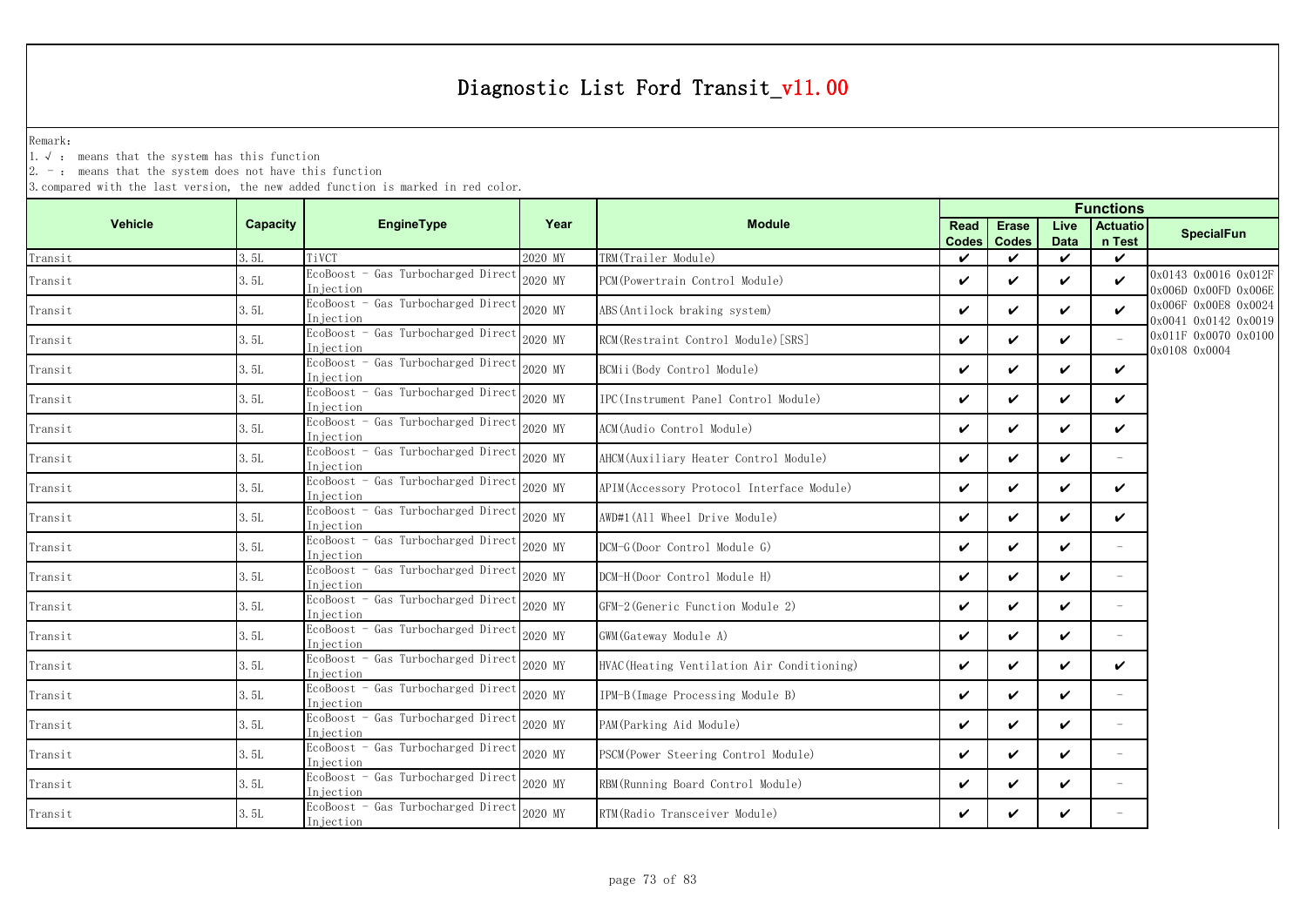# Diagnostic List Ford Transit_v11.00

Remark:
1. √ : means that the system has this function
2. - : means that the system does not have this function
3. compared with the last version, the new added function is marked in red color.

| Vehicle | Capacity | EngineType | Year | Module | Functions | | | | |
|---|---|---|---|---|---|---|---|---|---|
| | | | | | Read Codes | Erase Codes | Live Data | Actuation Test | SpecialFun |
| Transit | 3.5L | TiVCT | 2020 MY | TRM(Trailer Module) | ✔ | ✔ | ✔ | ✔ | |
| Transit | 3.5L | EcoBoost - Gas Turbocharged Direct Injection | 2020 MY | PCM(Powertrain Control Module) | ✔ | ✔ | ✔ | ✔ | 0x0143 0x0016 0x012F 0x006D 0x00FD 0x006E 0x006F 0x00E8 0x0024 0x0041 0x0142 0x0019 0x011F 0x0070 0x0100 0x0108 0x0004 |
| Transit | 3.5L | EcoBoost - Gas Turbocharged Direct Injection | 2020 MY | ABS(Antilock braking system) | ✔ | ✔ | ✔ | ✔ | |
| Transit | 3.5L | EcoBoost - Gas Turbocharged Direct Injection | 2020 MY | RCM(Restraint Control Module)[SRS] | ✔ | ✔ | ✔ | - | |
| Transit | 3.5L | EcoBoost - Gas Turbocharged Direct Injection | 2020 MY | BCMii(Body Control Module) | ✔ | ✔ | ✔ | ✔ | |
| Transit | 3.5L | EcoBoost - Gas Turbocharged Direct Injection | 2020 MY | IPC(Instrument Panel Control Module) | ✔ | ✔ | ✔ | ✔ | |
| Transit | 3.5L | EcoBoost - Gas Turbocharged Direct Injection | 2020 MY | ACM(Audio Control Module) | ✔ | ✔ | ✔ | ✔ | |
| Transit | 3.5L | EcoBoost - Gas Turbocharged Direct Injection | 2020 MY | AHCM(Auxiliary Heater Control Module) | ✔ | ✔ | ✔ | - | |
| Transit | 3.5L | EcoBoost - Gas Turbocharged Direct Injection | 2020 MY | APIM(Accessory Protocol Interface Module) | ✔ | ✔ | ✔ | ✔ | |
| Transit | 3.5L | EcoBoost - Gas Turbocharged Direct Injection | 2020 MY | AWD#1(All Wheel Drive Module) | ✔ | ✔ | ✔ | ✔ | |
| Transit | 3.5L | EcoBoost - Gas Turbocharged Direct Injection | 2020 MY | DCM-G(Door Control Module G) | ✔ | ✔ | ✔ | - | |
| Transit | 3.5L | EcoBoost - Gas Turbocharged Direct Injection | 2020 MY | DCM-H(Door Control Module H) | ✔ | ✔ | ✔ | - | |
| Transit | 3.5L | EcoBoost - Gas Turbocharged Direct Injection | 2020 MY | GFM-2(Generic Function Module 2) | ✔ | ✔ | ✔ | - | |
| Transit | 3.5L | EcoBoost - Gas Turbocharged Direct Injection | 2020 MY | GWM(Gateway Module A) | ✔ | ✔ | ✔ | - | |
| Transit | 3.5L | EcoBoost - Gas Turbocharged Direct Injection | 2020 MY | HVAC(Heating Ventilation Air Conditioning) | ✔ | ✔ | ✔ | ✔ | |
| Transit | 3.5L | EcoBoost - Gas Turbocharged Direct Injection | 2020 MY | IPM-B(Image Processing Module B) | ✔ | ✔ | ✔ | - | |
| Transit | 3.5L | EcoBoost - Gas Turbocharged Direct Injection | 2020 MY | PAM(Parking Aid Module) | ✔ | ✔ | ✔ | - | |
| Transit | 3.5L | EcoBoost - Gas Turbocharged Direct Injection | 2020 MY | PSCM(Power Steering Control Module) | ✔ | ✔ | ✔ | - | |
| Transit | 3.5L | EcoBoost - Gas Turbocharged Direct Injection | 2020 MY | RBM(Running Board Control Module) | ✔ | ✔ | ✔ | - | |
| Transit | 3.5L | EcoBoost - Gas Turbocharged Direct Injection | 2020 MY | RTM(Radio Transceiver Module) | ✔ | ✔ | ✔ | - | |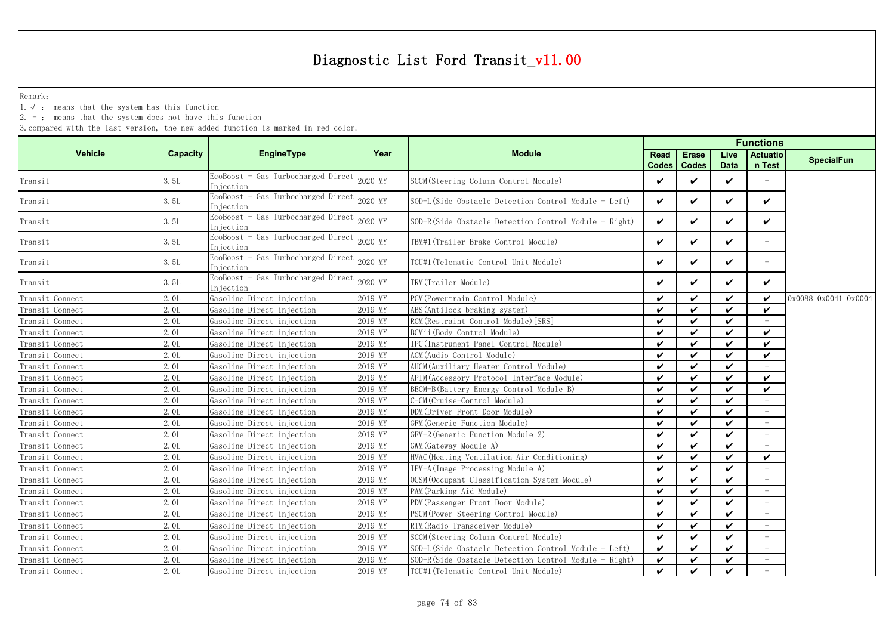# Diagnostic List Ford Transit_v11.00

Remark:

1. √ : means that the system has this function
2. - : means that the system does not have this function
3. compared with the last version, the new added function is marked in red color.

| Vehicle | Capacity | EngineType | Year | Module | Functions | | | | SpecialFun |
|---|---|---|---|---|---|---|---|---|---|
| | | | | | Read Codes | Erase Codes | Live Data | Actuation Test | |
| Transit | 3.5L | EcoBoost - Gas Turbocharged Direct Injection | 2020 MY | SCCM(Steering Column Control Module) | ✔ | ✔ | ✔ | - | |
| Transit | 3.5L | EcoBoost - Gas Turbocharged Direct Injection | 2020 MY | SOD-L(Side Obstacle Detection Control Module - Left) | ✔ | ✔ | ✔ | ✔ | |
| Transit | 3.5L | EcoBoost - Gas Turbocharged Direct Injection | 2020 MY | SOD-R(Side Obstacle Detection Control Module - Right) | ✔ | ✔ | ✔ | ✔ | |
| Transit | 3.5L | EcoBoost - Gas Turbocharged Direct Injection | 2020 MY | TBM#1(Trailer Brake Control Module) | ✔ | ✔ | ✔ | - | |
| Transit | 3.5L | EcoBoost - Gas Turbocharged Direct Injection | 2020 MY | TCU#1(Telematic Control Unit Module) | ✔ | ✔ | ✔ | - | |
| Transit | 3.5L | EcoBoost - Gas Turbocharged Direct Injection | 2020 MY | TRM(Trailer Module) | ✔ | ✔ | ✔ | ✔ | |
| Transit Connect | 2.0L | Gasoline Direct injection | 2019 MY | PCM(Powertrain Control Module) | ✔ | ✔ | ✔ | ✔ | 0x0088 0x0041 0x0004 |
| Transit Connect | 2.0L | Gasoline Direct injection | 2019 MY | ABS(Antilock braking system) | ✔ | ✔ | ✔ | ✔ | |
| Transit Connect | 2.0L | Gasoline Direct injection | 2019 MY | RCM(Restraint Control Module)[SRS] | ✔ | ✔ | ✔ | - | |
| Transit Connect | 2.0L | Gasoline Direct injection | 2019 MY | BCMii(Body Control Module) | ✔ | ✔ | ✔ | ✔ | |
| Transit Connect | 2.0L | Gasoline Direct injection | 2019 MY | IPC(Instrument Panel Control Module) | ✔ | ✔ | ✔ | ✔ | |
| Transit Connect | 2.0L | Gasoline Direct injection | 2019 MY | ACM(Audio Control Module) | ✔ | ✔ | ✔ | ✔ | |
| Transit Connect | 2.0L | Gasoline Direct injection | 2019 MY | AHCM(Auxiliary Heater Control Module) | ✔ | ✔ | ✔ | - | |
| Transit Connect | 2.0L | Gasoline Direct injection | 2019 MY | APIM(Accessory Protocol Interface Module) | ✔ | ✔ | ✔ | ✔ | |
| Transit Connect | 2.0L | Gasoline Direct injection | 2019 MY | BECM-B(Battery Energy Control Module B) | ✔ | ✔ | ✔ | ✔ | |
| Transit Connect | 2.0L | Gasoline Direct injection | 2019 MY | C-CM(Cruise-Control Module) | ✔ | ✔ | ✔ | - | |
| Transit Connect | 2.0L | Gasoline Direct injection | 2019 MY | DDM(Driver Front Door Module) | ✔ | ✔ | ✔ | - | |
| Transit Connect | 2.0L | Gasoline Direct injection | 2019 MY | GFM(Generic Function Module) | ✔ | ✔ | ✔ | - | |
| Transit Connect | 2.0L | Gasoline Direct injection | 2019 MY | GFM-2(Generic Function Module 2) | ✔ | ✔ | ✔ | - | |
| Transit Connect | 2.0L | Gasoline Direct injection | 2019 MY | GWM(Gateway Module A) | ✔ | ✔ | ✔ | - | |
| Transit Connect | 2.0L | Gasoline Direct injection | 2019 MY | HVAC(Heating Ventilation Air Conditioning) | ✔ | ✔ | ✔ | ✔ | |
| Transit Connect | 2.0L | Gasoline Direct injection | 2019 MY | IPM-A(Image Processing Module A) | ✔ | ✔ | ✔ | - | |
| Transit Connect | 2.0L | Gasoline Direct injection | 2019 MY | OCSM(Occupant Classification System Module) | ✔ | ✔ | ✔ | - | |
| Transit Connect | 2.0L | Gasoline Direct injection | 2019 MY | PAM(Parking Aid Module) | ✔ | ✔ | ✔ | - | |
| Transit Connect | 2.0L | Gasoline Direct injection | 2019 MY | PDM(Passenger Front Door Module) | ✔ | ✔ | ✔ | - | |
| Transit Connect | 2.0L | Gasoline Direct injection | 2019 MY | PSCM(Power Steering Control Module) | ✔ | ✔ | ✔ | - | |
| Transit Connect | 2.0L | Gasoline Direct injection | 2019 MY | RTM(Radio Transceiver Module) | ✔ | ✔ | ✔ | - | |
| Transit Connect | 2.0L | Gasoline Direct injection | 2019 MY | SCCM(Steering Column Control Module) | ✔ | ✔ | ✔ | - | |
| Transit Connect | 2.0L | Gasoline Direct injection | 2019 MY | SOD-L(Side Obstacle Detection Control Module - Left) | ✔ | ✔ | ✔ | - | |
| Transit Connect | 2.0L | Gasoline Direct injection | 2019 MY | SOD-R(Side Obstacle Detection Control Module - Right) | ✔ | ✔ | ✔ | - | |
| Transit Connect | 2.0L | Gasoline Direct injection | 2019 MY | TCU#1(Telematic Control Unit Module) | ✔ | ✔ | ✔ | - | |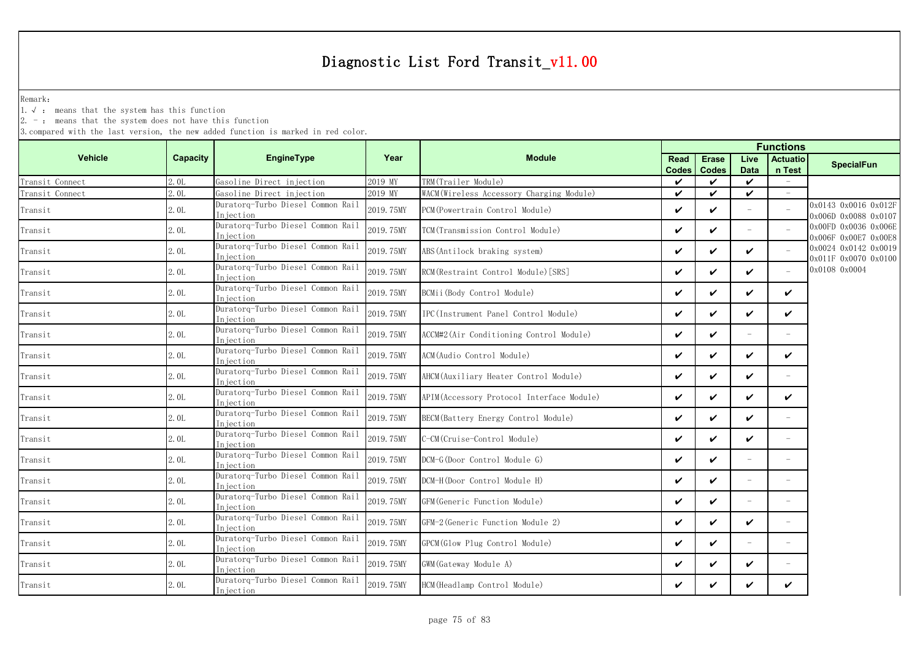# Diagnostic List Ford Transit_v11.00

Remark:

1. √ : means that the system has this function
2. - : means that the system does not have this function
3. compared with the last version, the new added function is marked in red color.

| Vehicle | Capacity | EngineType | Year | Module | Functions | | | | SpecialFun |
|---|---|---|---|---|---|---|---|---|---|
| | | | | | Read Codes | Erase Codes | Live Data | Actuation Test | |
| Transit Connect | 2.0L | Gasoline Direct injection | 2019 MY | TRM(Trailer Module) | ✔ | ✔ | ✔ | - | |
| Transit Connect | 2.0L | Gasoline Direct injection | 2019 MY | WACM(Wireless Accessory Charging Module) | ✔ | ✔ | ✔ | - | |
| Transit | 2.0L | Duratorq-Turbo Diesel Common Rail Injection | 2019.75MY | PCM(Powertrain Control Module) | ✔ | ✔ | - | - | 0x0143 0x0016 0x012F 0x006D 0x0088 0x0107 0x00FD 0x0036 0x006E 0x006F 0x00E7 0x00E8 0x0024 0x0142 0x0019 0x011F 0x0070 0x0100 0x0108 0x0004 |
| Transit | 2.0L | Duratorq-Turbo Diesel Common Rail Injection | 2019.75MY | TCM(Transmission Control Module) | ✔ | ✔ | - | - | |
| Transit | 2.0L | Duratorq-Turbo Diesel Common Rail Injection | 2019.75MY | ABS(Antilock braking system) | ✔ | ✔ | ✔ | - | |
| Transit | 2.0L | Duratorq-Turbo Diesel Common Rail Injection | 2019.75MY | RCM(Restraint Control Module)[SRS] | ✔ | ✔ | ✔ | - | |
| Transit | 2.0L | Duratorq-Turbo Diesel Common Rail Injection | 2019.75MY | BCMii(Body Control Module) | ✔ | ✔ | ✔ | ✔ | |
| Transit | 2.0L | Duratorq-Turbo Diesel Common Rail Injection | 2019.75MY | IPC(Instrument Panel Control Module) | ✔ | ✔ | ✔ | ✔ | |
| Transit | 2.0L | Duratorq-Turbo Diesel Common Rail Injection | 2019.75MY | ACCM#2(Air Conditioning Control Module) | ✔ | ✔ | - | - | |
| Transit | 2.0L | Duratorq-Turbo Diesel Common Rail Injection | 2019.75MY | ACM(Audio Control Module) | ✔ | ✔ | ✔ | ✔ | |
| Transit | 2.0L | Duratorq-Turbo Diesel Common Rail Injection | 2019.75MY | AHCM(Auxiliary Heater Control Module) | ✔ | ✔ | ✔ | - | |
| Transit | 2.0L | Duratorq-Turbo Diesel Common Rail Injection | 2019.75MY | APIM(Accessory Protocol Interface Module) | ✔ | ✔ | ✔ | ✔ | |
| Transit | 2.0L | Duratorq-Turbo Diesel Common Rail Injection | 2019.75MY | BECM(Battery Energy Control Module) | ✔ | ✔ | ✔ | - | |
| Transit | 2.0L | Duratorq-Turbo Diesel Common Rail Injection | 2019.75MY | C-CM(Cruise-Control Module) | ✔ | ✔ | ✔ | - | |
| Transit | 2.0L | Duratorq-Turbo Diesel Common Rail Injection | 2019.75MY | DCM-G(Door Control Module G) | ✔ | ✔ | - | - | |
| Transit | 2.0L | Duratorq-Turbo Diesel Common Rail Injection | 2019.75MY | DCM-H(Door Control Module H) | ✔ | ✔ | - | - | |
| Transit | 2.0L | Duratorq-Turbo Diesel Common Rail Injection | 2019.75MY | GFM(Generic Function Module) | ✔ | ✔ | - | - | |
| Transit | 2.0L | Duratorq-Turbo Diesel Common Rail Injection | 2019.75MY | GFM-2(Generic Function Module 2) | ✔ | ✔ | ✔ | - | |
| Transit | 2.0L | Duratorq-Turbo Diesel Common Rail Injection | 2019.75MY | GPCM(Glow Plug Control Module) | ✔ | ✔ | - | - | |
| Transit | 2.0L | Duratorq-Turbo Diesel Common Rail Injection | 2019.75MY | GWM(Gateway Module A) | ✔ | ✔ | ✔ | - | |
| Transit | 2.0L | Duratorq-Turbo Diesel Common Rail Injection | 2019.75MY | HCM(Headlamp Control Module) | ✔ | ✔ | ✔ | ✔ | |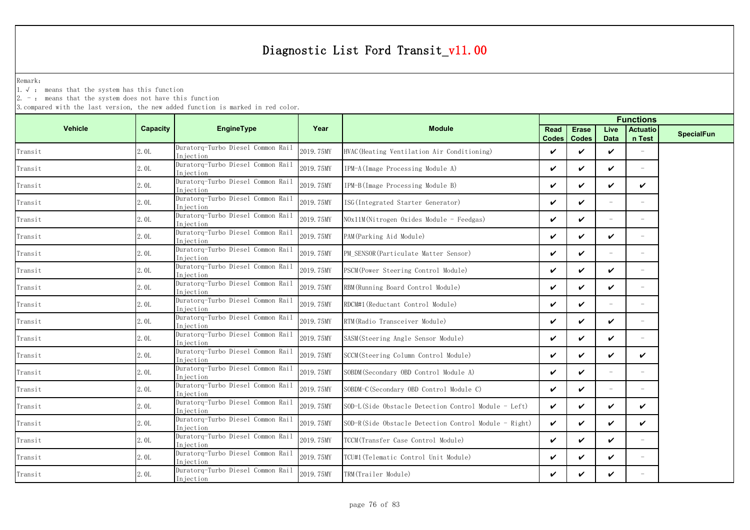# Diagnostic List Ford Transit_v11.00

Remark:

1. √ : means that the system has this function
2. - : means that the system does not have this function
3. compared with the last version, the new added function is marked in red color.

| Vehicle | Capacity | EngineType | Year | Module | Functions | | | | |
|---|---|---|---|---|---|---|---|---|---|
| | | | | | Read Codes | Erase Codes | Live Data | Actuation Test | SpecialFun |
| Transit | 2.0L | Duratorq-Turbo Diesel Common Rail Injection | 2019.75MY | HVAC(Heating Ventilation Air Conditioning) | ✔ | ✔ | ✔ | - | |
| Transit | 2.0L | Duratorq-Turbo Diesel Common Rail Injection | 2019.75MY | IPM-A(Image Processing Module A) | ✔ | ✔ | ✔ | - | |
| Transit | 2.0L | Duratorq-Turbo Diesel Common Rail Injection | 2019.75MY | IPM-B(Image Processing Module B) | ✔ | ✔ | ✔ | ✔ | |
| Transit | 2.0L | Duratorq-Turbo Diesel Common Rail Injection | 2019.75MY | ISG(Integrated Starter Generator) | ✔ | ✔ | - | - | |
| Transit | 2.0L | Duratorq-Turbo Diesel Common Rail Injection | 2019.75MY | NOx11M(Nitrogen Oxides Module - Feedgas) | ✔ | ✔ | - | - | |
| Transit | 2.0L | Duratorq-Turbo Diesel Common Rail Injection | 2019.75MY | PAM(Parking Aid Module) | ✔ | ✔ | ✔ | - | |
| Transit | 2.0L | Duratorq-Turbo Diesel Common Rail Injection | 2019.75MY | PM_SENSOR(Particulate Matter Sensor) | ✔ | ✔ | - | - | |
| Transit | 2.0L | Duratorq-Turbo Diesel Common Rail Injection | 2019.75MY | PSCM(Power Steering Control Module) | ✔ | ✔ | ✔ | - | |
| Transit | 2.0L | Duratorq-Turbo Diesel Common Rail Injection | 2019.75MY | RBM(Running Board Control Module) | ✔ | ✔ | ✔ | - | |
| Transit | 2.0L | Duratorq-Turbo Diesel Common Rail Injection | 2019.75MY | RDCM#1(Reductant Control Module) | ✔ | ✔ | - | - | |
| Transit | 2.0L | Duratorq-Turbo Diesel Common Rail Injection | 2019.75MY | RTM(Radio Transceiver Module) | ✔ | ✔ | ✔ | - | |
| Transit | 2.0L | Duratorq-Turbo Diesel Common Rail Injection | 2019.75MY | SASM(Steering Angle Sensor Module) | ✔ | ✔ | ✔ | - | |
| Transit | 2.0L | Duratorq-Turbo Diesel Common Rail Injection | 2019.75MY | SCCM(Steering Column Control Module) | ✔ | ✔ | ✔ | ✔ | |
| Transit | 2.0L | Duratorq-Turbo Diesel Common Rail Injection | 2019.75MY | SOBDM(Secondary OBD Control Module A) | ✔ | ✔ | - | - | |
| Transit | 2.0L | Duratorq-Turbo Diesel Common Rail Injection | 2019.75MY | SOBDM-C(Secondary OBD Control Module C) | ✔ | ✔ | - | - | |
| Transit | 2.0L | Duratorq-Turbo Diesel Common Rail Injection | 2019.75MY | SOD-L(Side Obstacle Detection Control Module - Left) | ✔ | ✔ | ✔ | ✔ | |
| Transit | 2.0L | Duratorq-Turbo Diesel Common Rail Injection | 2019.75MY | SOD-R(Side Obstacle Detection Control Module - Right) | ✔ | ✔ | ✔ | ✔ | |
| Transit | 2.0L | Duratorq-Turbo Diesel Common Rail Injection | 2019.75MY | TCCM(Transfer Case Control Module) | ✔ | ✔ | ✔ | - | |
| Transit | 2.0L | Duratorq-Turbo Diesel Common Rail Injection | 2019.75MY | TCU#1(Telematic Control Unit Module) | ✔ | ✔ | ✔ | - | |
| Transit | 2.0L | Duratorq-Turbo Diesel Common Rail Injection | 2019.75MY | TRM(Trailer Module) | ✔ | ✔ | ✔ | - | |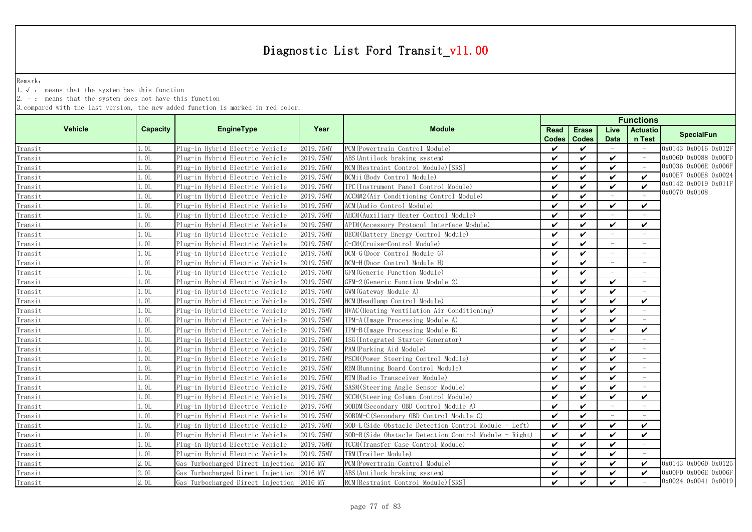# Diagnostic List Ford Transit_v11.00

Remark:

1. √ : means that the system has this function
2. - : means that the system does not have this function
3. compared with the last version, the new added function is marked in red color.

| Vehicle | Capacity | EngineType | Year | Module | Functions | | | | SpecialFun |
|---|---|---|---|---|---|---|---|---|---|
| | | | | | Read Codes | Erase Codes | Live Data | Actuation Test | |
| Transit | 1.0L | Plug-in Hybrid Electric Vehicle | 2019.75MY | PCM(Powertrain Control Module) | ✔ | ✔ | - | - | 0x0143 0x0016 0x012F 0x006D 0x0088 0x00FD 0x0036 0x006E 0x006F 0x00E7 0x00E8 0x0024 0x0142 0x0019 0x011F 0x0070 0x0108 |
| Transit | 1.0L | Plug-in Hybrid Electric Vehicle | 2019.75MY | ABS(Antilock braking system) | ✔ | ✔ | ✔ | - | |
| Transit | 1.0L | Plug-in Hybrid Electric Vehicle | 2019.75MY | RCM(Restraint Control Module)[SRS] | ✔ | ✔ | ✔ | - | |
| Transit | 1.0L | Plug-in Hybrid Electric Vehicle | 2019.75MY | BCMii(Body Control Module) | ✔ | ✔ | ✔ | ✔ | |
| Transit | 1.0L | Plug-in Hybrid Electric Vehicle | 2019.75MY | IPC(Instrument Panel Control Module) | ✔ | ✔ | ✔ | ✔ | |
| Transit | 1.0L | Plug-in Hybrid Electric Vehicle | 2019.75MY | ACCM#2(Air Conditioning Control Module) | ✔ | ✔ | - | - | |
| Transit | 1.0L | Plug-in Hybrid Electric Vehicle | 2019.75MY | ACM(Audio Control Module) | ✔ | ✔ | ✔ | ✔ | |
| Transit | 1.0L | Plug-in Hybrid Electric Vehicle | 2019.75MY | AHCM(Auxiliary Heater Control Module) | ✔ | ✔ | - | - | |
| Transit | 1.0L | Plug-in Hybrid Electric Vehicle | 2019.75MY | APIM(Accessory Protocol Interface Module) | ✔ | ✔ | ✔ | ✔ | |
| Transit | 1.0L | Plug-in Hybrid Electric Vehicle | 2019.75MY | BECM(Battery Energy Control Module) | ✔ | ✔ | - | - | |
| Transit | 1.0L | Plug-in Hybrid Electric Vehicle | 2019.75MY | C-CM(Cruise-Control Module) | ✔ | ✔ | - | - | |
| Transit | 1.0L | Plug-in Hybrid Electric Vehicle | 2019.75MY | DCM-G(Door Control Module G) | ✔ | ✔ | - | - | |
| Transit | 1.0L | Plug-in Hybrid Electric Vehicle | 2019.75MY | DCM-H(Door Control Module H) | ✔ | ✔ | - | - | |
| Transit | 1.0L | Plug-in Hybrid Electric Vehicle | 2019.75MY | GFM(Generic Function Module) | ✔ | ✔ | - | - | |
| Transit | 1.0L | Plug-in Hybrid Electric Vehicle | 2019.75MY | GFM-2(Generic Function Module 2) | ✔ | ✔ | ✔ | - | |
| Transit | 1.0L | Plug-in Hybrid Electric Vehicle | 2019.75MY | GWM(Gateway Module A) | ✔ | ✔ | ✔ | - | |
| Transit | 1.0L | Plug-in Hybrid Electric Vehicle | 2019.75MY | HCM(Headlamp Control Module) | ✔ | ✔ | ✔ | ✔ | |
| Transit | 1.0L | Plug-in Hybrid Electric Vehicle | 2019.75MY | HVAC(Heating Ventilation Air Conditioning) | ✔ | ✔ | ✔ | - | |
| Transit | 1.0L | Plug-in Hybrid Electric Vehicle | 2019.75MY | IPM-A(Image Processing Module A) | ✔ | ✔ | ✔ | - | |
| Transit | 1.0L | Plug-in Hybrid Electric Vehicle | 2019.75MY | IPM-B(Image Processing Module B) | ✔ | ✔ | ✔ | ✔ | |
| Transit | 1.0L | Plug-in Hybrid Electric Vehicle | 2019.75MY | ISG(Integrated Starter Generator) | ✔ | ✔ | - | - | |
| Transit | 1.0L | Plug-in Hybrid Electric Vehicle | 2019.75MY | PAM(Parking Aid Module) | ✔ | ✔ | ✔ | - | |
| Transit | 1.0L | Plug-in Hybrid Electric Vehicle | 2019.75MY | PSCM(Power Steering Control Module) | ✔ | ✔ | ✔ | - | |
| Transit | 1.0L | Plug-in Hybrid Electric Vehicle | 2019.75MY | RBM(Running Board Control Module) | ✔ | ✔ | ✔ | - | |
| Transit | 1.0L | Plug-in Hybrid Electric Vehicle | 2019.75MY | RTM(Radio Transceiver Module) | ✔ | ✔ | ✔ | - | |
| Transit | 1.0L | Plug-in Hybrid Electric Vehicle | 2019.75MY | SASM(Steering Angle Sensor Module) | ✔ | ✔ | ✔ | - | |
| Transit | 1.0L | Plug-in Hybrid Electric Vehicle | 2019.75MY | SCCM(Steering Column Control Module) | ✔ | ✔ | ✔ | ✔ | |
| Transit | 1.0L | Plug-in Hybrid Electric Vehicle | 2019.75MY | SOBDM(Secondary OBD Control Module A) | ✔ | ✔ | - | - | |
| Transit | 1.0L | Plug-in Hybrid Electric Vehicle | 2019.75MY | SOBDM-C(Secondary OBD Control Module C) | ✔ | ✔ | - | - | |
| Transit | 1.0L | Plug-in Hybrid Electric Vehicle | 2019.75MY | SOD-L(Side Obstacle Detection Control Module - Left) | ✔ | ✔ | ✔ | ✔ | |
| Transit | 1.0L | Plug-in Hybrid Electric Vehicle | 2019.75MY | SOD-R(Side Obstacle Detection Control Module - Right) | ✔ | ✔ | ✔ | ✔ | |
| Transit | 1.0L | Plug-in Hybrid Electric Vehicle | 2019.75MY | TCCM(Transfer Case Control Module) | ✔ | ✔ | ✔ | - | |
| Transit | 1.0L | Plug-in Hybrid Electric Vehicle | 2019.75MY | TRM(Trailer Module) | ✔ | ✔ | ✔ | - | |
| Transit | 2.0L | Gas Turbocharged Direct Injection | 2016 MY | PCM(Powertrain Control Module) | ✔ | ✔ | ✔ | ✔ | 0x0143 0x006D 0x0125 0x00FD 0x006E 0x006F 0x0024 0x0041 0x0019 |
| Transit | 2.0L | Gas Turbocharged Direct Injection | 2016 MY | ABS(Antilock braking system) | ✔ | ✔ | ✔ | ✔ | |
| Transit | 2.0L | Gas Turbocharged Direct Injection | 2016 MY | RCM(Restraint Control Module)[SRS] | ✔ | ✔ | ✔ | - | |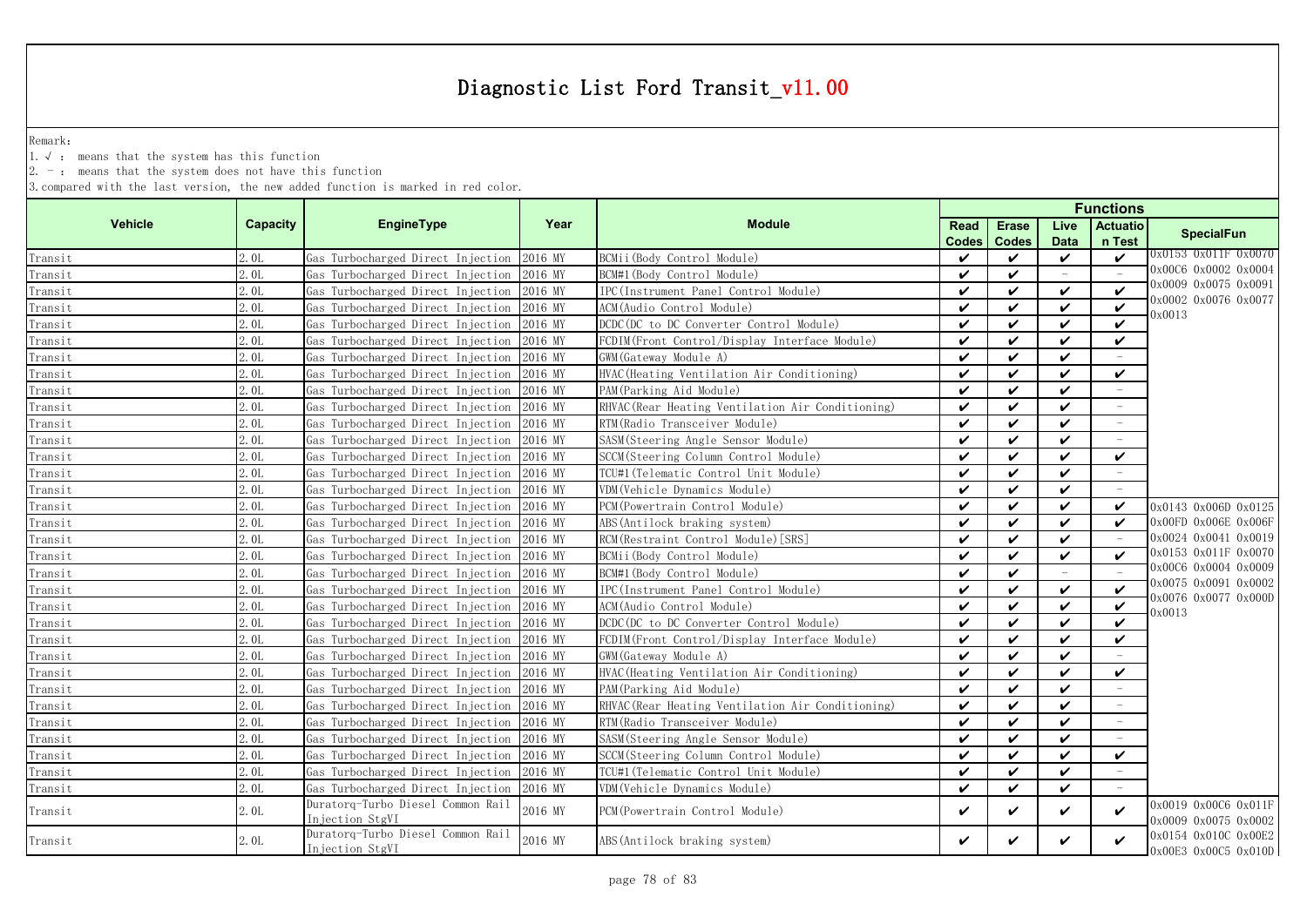# Diagnostic List Ford Transit_v11.00

Remark:

1. √ : means that the system has this function
2. － : means that the system does not have this function
3. compared with the last version, the new added function is marked in red color.

| Vehicle | Capacity | EngineType | Year | Module | Functions | | | | |
|---|---|---|---|---|---|---|---|---|---|
| | | | | | Read Codes | Erase Codes | Live Data | Actuation Test | SpecialFun |
| Transit | 2.0L | Gas Turbocharged Direct Injection | 2016 MY | BCMii(Body Control Module) | ✔ | ✔ | ✔ | ✔ | 0x0153 0x011F 0x0070 0x00C6 0x0002 0x0004 0x0009 0x0075 0x0091 0x0002 0x0076 0x0077 0x0013 |
| Transit | 2.0L | Gas Turbocharged Direct Injection | 2016 MY | BCM#1(Body Control Module) | ✔ | ✔ | － | － | |
| Transit | 2.0L | Gas Turbocharged Direct Injection | 2016 MY | IPC(Instrument Panel Control Module) | ✔ | ✔ | ✔ | ✔ | |
| Transit | 2.0L | Gas Turbocharged Direct Injection | 2016 MY | ACM(Audio Control Module) | ✔ | ✔ | ✔ | ✔ | |
| Transit | 2.0L | Gas Turbocharged Direct Injection | 2016 MY | DCDC(DC to DC Converter Control Module) | ✔ | ✔ | ✔ | ✔ | |
| Transit | 2.0L | Gas Turbocharged Direct Injection | 2016 MY | FCDIM(Front Control/Display Interface Module) | ✔ | ✔ | ✔ | ✔ | |
| Transit | 2.0L | Gas Turbocharged Direct Injection | 2016 MY | GWM(Gateway Module A) | ✔ | ✔ | ✔ | － | |
| Transit | 2.0L | Gas Turbocharged Direct Injection | 2016 MY | HVAC(Heating Ventilation Air Conditioning) | ✔ | ✔ | ✔ | ✔ | |
| Transit | 2.0L | Gas Turbocharged Direct Injection | 2016 MY | PAM(Parking Aid Module) | ✔ | ✔ | ✔ | － | |
| Transit | 2.0L | Gas Turbocharged Direct Injection | 2016 MY | RHVAC(Rear Heating Ventilation Air Conditioning) | ✔ | ✔ | ✔ | － | |
| Transit | 2.0L | Gas Turbocharged Direct Injection | 2016 MY | RTM(Radio Transceiver Module) | ✔ | ✔ | ✔ | － | |
| Transit | 2.0L | Gas Turbocharged Direct Injection | 2016 MY | SASM(Steering Angle Sensor Module) | ✔ | ✔ | ✔ | － | |
| Transit | 2.0L | Gas Turbocharged Direct Injection | 2016 MY | SCCM(Steering Column Control Module) | ✔ | ✔ | ✔ | ✔ | |
| Transit | 2.0L | Gas Turbocharged Direct Injection | 2016 MY | TCU#1(Telematic Control Unit Module) | ✔ | ✔ | ✔ | － | |
| Transit | 2.0L | Gas Turbocharged Direct Injection | 2016 MY | VDM(Vehicle Dynamics Module) | ✔ | ✔ | ✔ | － | |
| Transit | 2.0L | Gas Turbocharged Direct Injection | 2016 MY | PCM(Powertrain Control Module) | ✔ | ✔ | ✔ | ✔ | 0x0143 0x006D 0x0125 0x00FD 0x006E 0x006F 0x0024 0x0041 0x0019 0x0153 0x011F 0x0070 0x00C6 0x0004 0x0009 0x0075 0x0091 0x0002 0x0076 0x0077 0x000D 0x0013 |
| Transit | 2.0L | Gas Turbocharged Direct Injection | 2016 MY | ABS(Antilock braking system) | ✔ | ✔ | ✔ | ✔ | |
| Transit | 2.0L | Gas Turbocharged Direct Injection | 2016 MY | RCM(Restraint Control Module)[SRS] | ✔ | ✔ | ✔ | － | |
| Transit | 2.0L | Gas Turbocharged Direct Injection | 2016 MY | BCMii(Body Control Module) | ✔ | ✔ | ✔ | ✔ | |
| Transit | 2.0L | Gas Turbocharged Direct Injection | 2016 MY | BCM#1(Body Control Module) | ✔ | ✔ | － | － | |
| Transit | 2.0L | Gas Turbocharged Direct Injection | 2016 MY | IPC(Instrument Panel Control Module) | ✔ | ✔ | ✔ | ✔ | |
| Transit | 2.0L | Gas Turbocharged Direct Injection | 2016 MY | ACM(Audio Control Module) | ✔ | ✔ | ✔ | ✔ | |
| Transit | 2.0L | Gas Turbocharged Direct Injection | 2016 MY | DCDC(DC to DC Converter Control Module) | ✔ | ✔ | ✔ | ✔ | |
| Transit | 2.0L | Gas Turbocharged Direct Injection | 2016 MY | FCDIM(Front Control/Display Interface Module) | ✔ | ✔ | ✔ | ✔ | |
| Transit | 2.0L | Gas Turbocharged Direct Injection | 2016 MY | GWM(Gateway Module A) | ✔ | ✔ | ✔ | － | |
| Transit | 2.0L | Gas Turbocharged Direct Injection | 2016 MY | HVAC(Heating Ventilation Air Conditioning) | ✔ | ✔ | ✔ | ✔ | |
| Transit | 2.0L | Gas Turbocharged Direct Injection | 2016 MY | PAM(Parking Aid Module) | ✔ | ✔ | ✔ | － | |
| Transit | 2.0L | Gas Turbocharged Direct Injection | 2016 MY | RHVAC(Rear Heating Ventilation Air Conditioning) | ✔ | ✔ | ✔ | － | |
| Transit | 2.0L | Gas Turbocharged Direct Injection | 2016 MY | RTM(Radio Transceiver Module) | ✔ | ✔ | ✔ | － | |
| Transit | 2.0L | Gas Turbocharged Direct Injection | 2016 MY | SASM(Steering Angle Sensor Module) | ✔ | ✔ | ✔ | － | |
| Transit | 2.0L | Gas Turbocharged Direct Injection | 2016 MY | SCCM(Steering Column Control Module) | ✔ | ✔ | ✔ | ✔ | |
| Transit | 2.0L | Gas Turbocharged Direct Injection | 2016 MY | TCU#1(Telematic Control Unit Module) | ✔ | ✔ | ✔ | － | |
| Transit | 2.0L | Gas Turbocharged Direct Injection | 2016 MY | VDM(Vehicle Dynamics Module) | ✔ | ✔ | ✔ | － | |
| Transit | 2.0L | Duratorq-Turbo Diesel Common Rail Injection StgVI | 2016 MY | PCM(Powertrain Control Module) | ✔ | ✔ | ✔ | ✔ | 0x0019 0x00C6 0x011F 0x0009 0x0075 0x0002 |
| Transit | 2.0L | Duratorq-Turbo Diesel Common Rail Injection StgVI | 2016 MY | ABS(Antilock braking system) | ✔ | ✔ | ✔ | ✔ | 0x0154 0x010C 0x00E2 0x00E3 0x00C5 0x010D |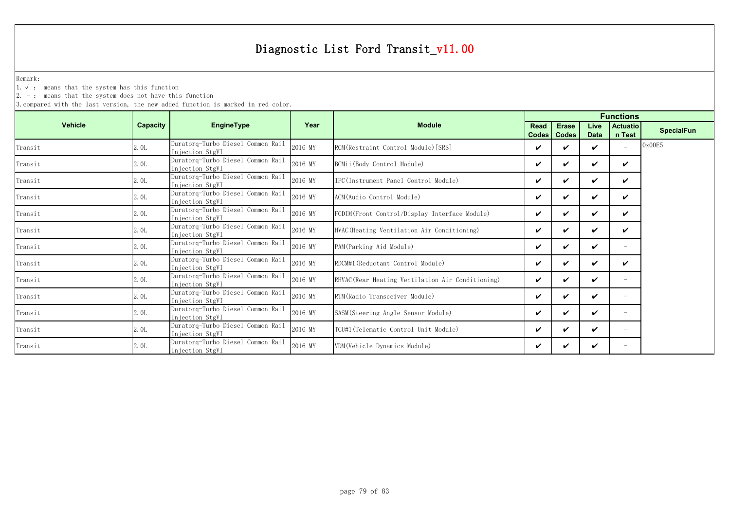# Diagnostic List Ford Transit_v11.00

Remark:

1. √ : means that the system has this function
2. - : means that the system does not have this function
3. compared with the last version, the new added function is marked in red color.

| Vehicle | Capacity | EngineType | Year | Module | Functions | | | | |
|---|---|---|---|---|---|---|---|---|---|
| | | | | | Read Codes | Erase Codes | Live Data | Actuation Test | SpecialFun |
| Transit | 2.0L | Duratorq-Turbo Diesel Common Rail Injection StgVI | 2016 MY | RCM(Restraint Control Module)[SRS] | ✔ | ✔ | ✔ | - | 0x00E5 |
| Transit | 2.0L | Duratorq-Turbo Diesel Common Rail Injection StgVI | 2016 MY | BCMii(Body Control Module) | ✔ | ✔ | ✔ | ✔ | |
| Transit | 2.0L | Duratorq-Turbo Diesel Common Rail Injection StgVI | 2016 MY | IPC(Instrument Panel Control Module) | ✔ | ✔ | ✔ | ✔ | |
| Transit | 2.0L | Duratorq-Turbo Diesel Common Rail Injection StgVI | 2016 MY | ACM(Audio Control Module) | ✔ | ✔ | ✔ | ✔ | |
| Transit | 2.0L | Duratorq-Turbo Diesel Common Rail Injection StgVI | 2016 MY | FCDIM(Front Control/Display Interface Module) | ✔ | ✔ | ✔ | ✔ | |
| Transit | 2.0L | Duratorq-Turbo Diesel Common Rail Injection StgVI | 2016 MY | HVAC(Heating Ventilation Air Conditioning) | ✔ | ✔ | ✔ | ✔ | |
| Transit | 2.0L | Duratorq-Turbo Diesel Common Rail Injection StgVI | 2016 MY | PAM(Parking Aid Module) | ✔ | ✔ | ✔ | - | |
| Transit | 2.0L | Duratorq-Turbo Diesel Common Rail Injection StgVI | 2016 MY | RDCM#1(Reductant Control Module) | ✔ | ✔ | ✔ | ✔ | |
| Transit | 2.0L | Duratorq-Turbo Diesel Common Rail Injection StgVI | 2016 MY | RHVAC(Rear Heating Ventilation Air Conditioning) | ✔ | ✔ | ✔ | - | |
| Transit | 2.0L | Duratorq-Turbo Diesel Common Rail Injection StgVI | 2016 MY | RTM(Radio Transceiver Module) | ✔ | ✔ | ✔ | - | |
| Transit | 2.0L | Duratorq-Turbo Diesel Common Rail Injection StgVI | 2016 MY | SASM(Steering Angle Sensor Module) | ✔ | ✔ | ✔ | - | |
| Transit | 2.0L | Duratorq-Turbo Diesel Common Rail Injection StgVI | 2016 MY | TCU#1(Telematic Control Unit Module) | ✔ | ✔ | ✔ | - | |
| Transit | 2.0L | Duratorq-Turbo Diesel Common Rail Injection StgVI | 2016 MY | VDM(Vehicle Dynamics Module) | ✔ | ✔ | ✔ | - | |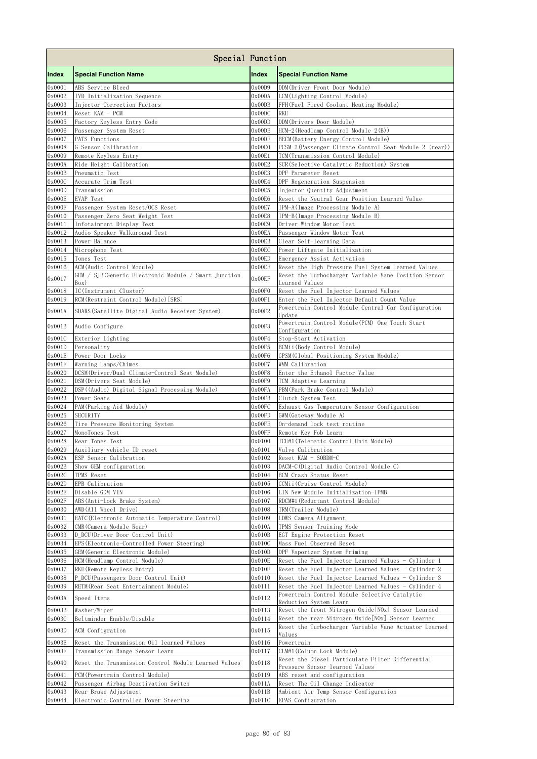| Special Function | | | |
|---|---|---|---|
| **Index** | **Special Function Name** | **Index** | **Special Function Name** |
| 0x0001 | ABS Service Bleed | 0x00D9 | DDM(Driver Front Door Module) |
| 0x0002 | IVD Initialization Sequence | 0x00DA | LCM(Lighting Control Module) |
| 0x0003 | Injector Correction Factors | 0x00DB | FFH(Fuel Fired Coolant Heating Module) |
| 0x0004 | Reset KAM - PCM | 0x00DC | RKE |
| 0x0005 | Factory Keyless Entry Code | 0x00DD | DDM(Drivers Door Module) |
| 0x0006 | Passenger System Reset | 0x00DE | HCM-2(Headlamp Control Module 2(B)) |
| 0x0007 | PATS Functions | 0x00DF | BECM(Battery Energy Control Module) |
| 0x0008 | G Sensor Calibration | 0x00E0 | PCSM-2(Passenger Climate-Control Seat Module 2 (rear)) |
| 0x0009 | Remote Keyless Entry | 0x00E1 | TCM(Transmission Control Module) |
| 0x000A | Ride Height Calibration | 0x00E2 | SCR(Selective Catalytic Reduction) System |
| 0x000B | Pneumatic Test | 0x00E3 | DPF Parameter Reset |
| 0x000C | Accurate Trim Test | 0x00E4 | DPF Regeneration Suspension |
| 0x000D | Transmission | 0x00E5 | Injector Quantity Adjustment |
| 0x000E | EVAP Test | 0x00E6 | Reset the Neutral Gear Position Learned Value |
| 0x000F | Passenger System Reset/OCS Reset | 0x00E7 | IPM-A(Image Processing Module A) |
| 0x0010 | Passenger Zero Seat Weight Test | 0x00E8 | IPM-B(Image Processing Module B) |
| 0x0011 | Infotainment Display Test | 0x00E9 | Driver Window Motor Test |
| 0x0012 | Audio Speaker Walkaround Test | 0x00EA | Passenger Window Motor Test |
| 0x0013 | Power Balance | 0x00EB | Clear Self-learning Data |
| 0x0014 | Microphone Test | 0x00EC | Power Liftgate Initialization |
| 0x0015 | Tones Test | 0x00ED | Emergency Assist Activation |
| 0x0016 | ACM(Audio Control Module) | 0x00EE | Reset the High Pressure Fuel System Learned Values |
| 0x0017 | GEM / SJB(Generic Electronic Module / Smart Junction Box) | 0x00EF | Reset the Turbocharger Variable Vane Position Sensor Learned Values |
| 0x0018 | IC(Instrument Cluster) | 0x00F0 | Reset the Fuel Injector Learned Values |
| 0x0019 | RCM(Restraint Control Module)[SRS] | 0x00F1 | Enter the Fuel Injector Default Count Value |
| 0x001A | SDARS(Satellite Digital Audio Receiver System) | 0x00F2 | Powertrain Control Module Central Car Configuration Update |
| 0x001B | Audio Configure | 0x00F3 | Powertrain Control Module(PCM) One Touch Start Configuration |
| 0x001C | Exterior Lighting | 0x00F4 | Stop-Start Activation |
| 0x001D | Personality | 0x00F5 | BCMii(Body Control Module) |
| 0x001E | Power Door Locks | 0x00F6 | GPSM(Global Positioning System Module) |
| 0x001F | Warning Lamps/Chimes | 0x00F7 | WMM Calibration |
| 0x0020 | DCSM(Driver/Dual Climate-Control Seat Module) | 0x00F8 | Enter the Ethanol Factor Value |
| 0x0021 | DSM(Drivers Seat Module) | 0x00F9 | TCM Adaptive Learning |
| 0x0022 | DSP((Audio) Digital Signal Processing Module) | 0x00FA | PBM(Park Brake Control Module) |
| 0x0023 | Power Seats | 0x00FB | Clutch System Test |
| 0x0024 | PAM(Parking Aid Module) | 0x00FC | Exhaust Gas Temperature Sensor Configuration |
| 0x0025 | SECURITY | 0x00FD | GWM(Gateway Module A) |
| 0x0026 | Tire Pressure Monitoring System | 0x00FE | On-demand lock test routine |
| 0x0027 | MonoTones Test | 0x00FF | Remote Key Fob Learn |
| 0x0028 | Rear Tones Test | 0x0100 | TCU#1(Telematic Control Unit Module) |
| 0x0029 | Auxiliary vehicle ID reset | 0x0101 | Valve Calibration |
| 0x002A | ESP Sensor Calibration | 0x0102 | Reset KAM - SOBDM-C |
| 0x002B | Show GEM configuration | 0x0103 | DACM-C(Digital Audio Control Module C) |
| 0x002C | TPMS Reset | 0x0104 | BCM Crash Status Reset |
| 0x002D | EPB Calibration | 0x0105 | CCMii(Cruise Control Module) |
| 0x002E | Disable GDM VIN | 0x0106 | LIN New Module Initialization-IPMB |
| 0x002F | ABS(Anti-Lock Brake System) | 0x0107 | RDCM#1(Reductant Control Module) |
| 0x0030 | AWD(All Wheel Drive) | 0x0108 | TRM(Trailer Module) |
| 0x0031 | EATC(Electronic Automatic Temperature Control) | 0x0109 | LDWS Camera Alignment |
| 0x0032 | CMR(Camera Module Rear) | 0x010A | TPMS Sensor Training Mode |
| 0x0033 | D_DCU(Driver Door Control Unit) | 0x010B | EGT Engine Protection Reset |
| 0x0034 | EPS(Electronic-Controlled Power Steering) | 0x010C | Mass Fuel Observed Reset |
| 0x0035 | GEM(Generic Electronic Module) | 0x010D | DPF Vaporizer System Priming |
| 0x0036 | HCM(Headlamp Control Module) | 0x010E | Reset the Fuel Injector Learned Values - Cylinder 1 |
| 0x0037 | RKE(Remote Keyless Entry) | 0x010F | Reset the Fuel Injector Learned Values - Cylinder 2 |
| 0x0038 | P_DCU(Passengers Door Control Unit) | 0x0110 | Reset the Fuel Injector Learned Values - Cylinder 3 |
| 0x0039 | RETM(Rear Seat Entertainment Module) | 0x0111 | Reset the Fuel Injector Learned Values - Cylinder 4 |
| 0x003A | Speed Items | 0x0112 | Powertrain Control Module Selective Catalytic Reduction System Learn |
| 0x003B | Washer/Wiper | 0x0113 | Reset the front Nitrogen Oxide[NOx] Sensor Learned |
| 0x003C | Beltminder Enable/Disable | 0x0114 | Reset the rear Nitrogen Oxide[NOx] Sensor Learned |
| 0x003D | ACM Configration | 0x0115 | Reset the Turbocharger Variable Vane Actuator Learned Values |
| 0x003E | Reset the Transmission Oil learned Values | 0x0116 | Powertrain |
| 0x003F | Transmission Range Sensor Learn | 0x0117 | CLM#1(Column Lock Module) |
| 0x0040 | Reset the Transmission Control Module Learned Values | 0x0118 | Reset the Diesel Particulate Filter Differential Pressure Sensor learned Values |
| 0x0041 | PCM(Powertrain Control Module) | 0x0119 | ABS reset and configuration |
| 0x0042 | Passenger Airbag Deactivation Switch | 0x011A | Reset The Oil Change Indicator |
| 0x0043 | Rear Brake Adjustment | 0x011B | Ambient Air Temp Sensor Configuration |
| 0x0044 | Electronic-Controlled Power Steering | 0x011C | EPAS Configuration |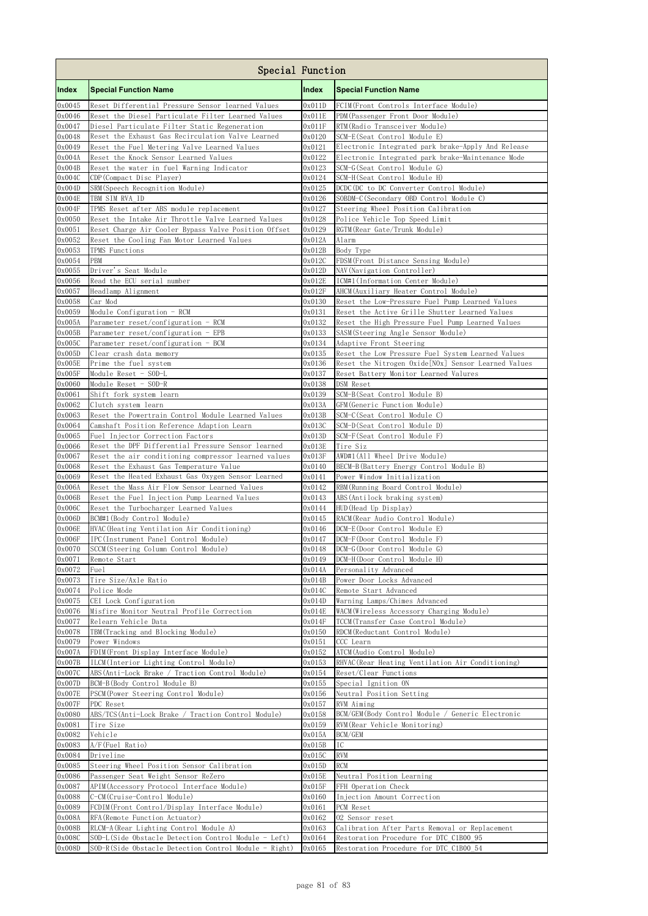| Special Function | | | |
|---|---|---|---|
| **Index** | **Special Function Name** | **Index** | **Special Function Name** |
| 0x0045 | Reset Differential Pressure Sensor learned Values | 0x011D | FCIM(Front Controls Interface Module) |
| 0x0046 | Reset the Diesel Particulate Filter Learned Values | 0x011E | PDM(Passenger Front Door Module) |
| 0x0047 | Diesel Particulate Filter Static Regeneration | 0x011F | RTM(Radio Transceiver Module) |
| 0x0048 | Reset the Exhaust Gas Recirculation Valve Learned | 0x0120 | SCM-E(Seat Control Module E) |
| 0x0049 | Reset the Fuel Metering Valve Learned Values | 0x0121 | Electronic Integrated park brake-Apply And Release |
| 0x004A | Reset the Knock Sensor Learned Values | 0x0122 | Electronic Integrated park brake-Maintenance Mode |
| 0x004B | Reset the water in fuel Warning Indicator | 0x0123 | SCM-G(Seat Control Module G) |
| 0x004C | CDP(Compact Disc Player) | 0x0124 | SCM-H(Seat Control Module H) |
| 0x004D | SRM(Speech Recognition Module) | 0x0125 | DCDC(DC to DC Converter Control Module) |
| 0x004E | TBM SIM RVA_ID | 0x0126 | SOBDM-C(Secondary OBD Control Module C) |
| 0x004F | TPMS Reset after ABS module replacement | 0x0127 | Steering Wheel Position Calibration |
| 0x0050 | Reset the Intake Air Throttle Valve Learned Values | 0x0128 | Police Vehicle Top Speed Limit |
| 0x0051 | Reset Charge Air Cooler Bypass Valve Position Offset | 0x0129 | RGTM(Rear Gate/Trunk Module) |
| 0x0052 | Reset the Cooling Fan Motor Learned Values | 0x012A | Alarm |
| 0x0053 | TPMS Functions | 0x012B | Body Type |
| 0x0054 | PBM | 0x012C | FDSM(Front Distance Sensing Module) |
| 0x0055 | Driver's Seat Module | 0x012D | NAV(Navigation Controller) |
| 0x0056 | Read the ECU serial number | 0x012E | ICM#1(Information Center Module) |
| 0x0057 | Headlamp Alignment | 0x012F | AHCM(Auxiliary Heater Control Module) |
| 0x0058 | Car Mod | 0x0130 | Reset the Low-Pressure Fuel Pump Learned Values |
| 0x0059 | Module Configuration - RCM | 0x0131 | Reset the Active Grille Shutter Learned Values |
| 0x005A | Parameter reset/configuration - RCM | 0x0132 | Reset the High Pressure Fuel Pump Learned Values |
| 0x005B | Parameter reset/configuration - EPB | 0x0133 | SASM(Steering Angle Sensor Module) |
| 0x005C | Parameter reset/configuration - BCM | 0x0134 | Adaptive Front Steering |
| 0x005D | Clear crash data memory | 0x0135 | Reset the Low Pressure Fuel System Learned Values |
| 0x005E | Prime the fuel system | 0x0136 | Reset the Nitrogen Oxide[NOx] Sensor Learned Values |
| 0x005F | Module Reset - SOD-L | 0x0137 | Reset Battery Monitor Learned Valures |
| 0x0060 | Module Reset - SOD-R | 0x0138 | DSM Reset |
| 0x0061 | Shift fork system learn | 0x0139 | SCM-B(Seat Control Module B) |
| 0x0062 | Clutch system learn | 0x013A | GFM(Generic Function Module) |
| 0x0063 | Reset the Powertrain Control Module Learned Values | 0x013B | SCM-C(Seat Control Module C) |
| 0x0064 | Camshaft Position Reference Adaption Learn | 0x013C | SCM-D(Seat Control Module D) |
| 0x0065 | Fuel Injector Correction Factors | 0x013D | SCM-F(Seat Control Module F) |
| 0x0066 | Reset the DPF Differential Pressure Sensor learned | 0x013E | Tire Siz |
| 0x0067 | Reset the air conditioning compressor learned values | 0x013F | AWD#1(All Wheel Drive Module) |
| 0x0068 | Reset the Exhaust Gas Temperature Value | 0x0140 | BECM-B(Battery Energy Control Module B) |
| 0x0069 | Reset the Heated Exhaust Gas Oxygen Sensor Learned | 0x0141 | Power Window Initialization |
| 0x006A | Reset the Mass Air Flow Sensor Learned Values | 0x0142 | RBM(Running Board Control Module) |
| 0x006B | Reset the Fuel Injection Pump Learned Values | 0x0143 | ABS(Antilock braking system) |
| 0x006C | Reset the Turbocharger Learned Values | 0x0144 | HUD(Head Up Display) |
| 0x006D | BCM#1(Body Control Module) | 0x0145 | RACM(Rear Audio Control Module) |
| 0x006E | HVAC(Heating Ventilation Air Conditioning) | 0x0146 | DCM-E(Door Control Module E) |
| 0x006F | IPC(Instrument Panel Control Module) | 0x0147 | DCM-F(Door Control Module F) |
| 0x0070 | SCCM(Steering Column Control Module) | 0x0148 | DCM-G(Door Control Module G) |
| 0x0071 | Remote Start | 0x0149 | DCM-H(Door Control Module H) |
| 0x0072 | Fuel | 0x014A | Personality Advanced |
| 0x0073 | Tire Size/Axle Ratio | 0x014B | Power Door Locks Advanced |
| 0x0074 | Police Mode | 0x014C | Remote Start Advanced |
| 0x0075 | CEI Lock Configuration | 0x014D | Warning Lamps/Chimes Advanced |
| 0x0076 | Misfire Monitor Neutral Profile Correction | 0x014E | WACM(Wireless Accessory Charging Module) |
| 0x0077 | Relearn Vehicle Data | 0x014F | TCCM(Transfer Case Control Module) |
| 0x0078 | TBM(Tracking and Blocking Module) | 0x0150 | RDCM(Reductant Control Module) |
| 0x0079 | Power Windows | 0x0151 | CCC Learn |
| 0x007A | FDIM(Front Display Interface Module) | 0x0152 | ATCM(Audio Control Module) |
| 0x007B | ILCM(Interior Lighting Control Module) | 0x0153 | RHVAC(Rear Heating Ventilation Air Conditioning) |
| 0x007C | ABS(Anti-Lock Brake / Traction Control Module) | 0x0154 | Reset/Clear Functions |
| 0x007D | BCM-B(Body Control Module B) | 0x0155 | Special Ignition ON |
| 0x007E | PSCM(Power Steering Control Module) | 0x0156 | Neutral Position Setting |
| 0x007F | PDC Reset | 0x0157 | RVM Aiming |
| 0x0080 | ABS/TCS(Anti-Lock Brake / Traction Control Module) | 0x0158 | BCM/GEM(Body Control Module / Generic Electronic |
| 0x0081 | Tire Size | 0x0159 | RVM(Rear Vehicle Monitoring) |
| 0x0082 | Vehicle | 0x015A | BCM/GEM |
| 0x0083 | A/F(Fuel Ratio) | 0x015B | IC |
| 0x0084 | Driveline | 0x015C | RVM |
| 0x0085 | Steering Wheel Position Sensor Calibration | 0x015D | RCM |
| 0x0086 | Passenger Seat Weight Sensor ReZero | 0x015E | Neutral Position Learning |
| 0x0087 | APIM(Accessory Protocol Interface Module) | 0x015F | FFH Operation Check |
| 0x0088 | C-CM(Cruise-Control Module) | 0x0160 | Injection Amount Correction |
| 0x0089 | FCDIM(Front Control/Display Interface Module) | 0x0161 | PCM Reset |
| 0x008A | RFA(Remote Function Actuator) | 0x0162 | O2 Sensor reset |
| 0x008B | RLCM-A(Rear Lighting Control Module A) | 0x0163 | Calibration After Parts Removal or Replacement |
| 0x008C | SOD-L(Side Obstacle Detection Control Module - Left) | 0x0164 | Restoration Procedure for DTC_C1B00_95 |
| 0x008D | SOD-R(Side Obstacle Detection Control Module - Right) | 0x0165 | Restoration Procedure for DTC_C1B00_54 |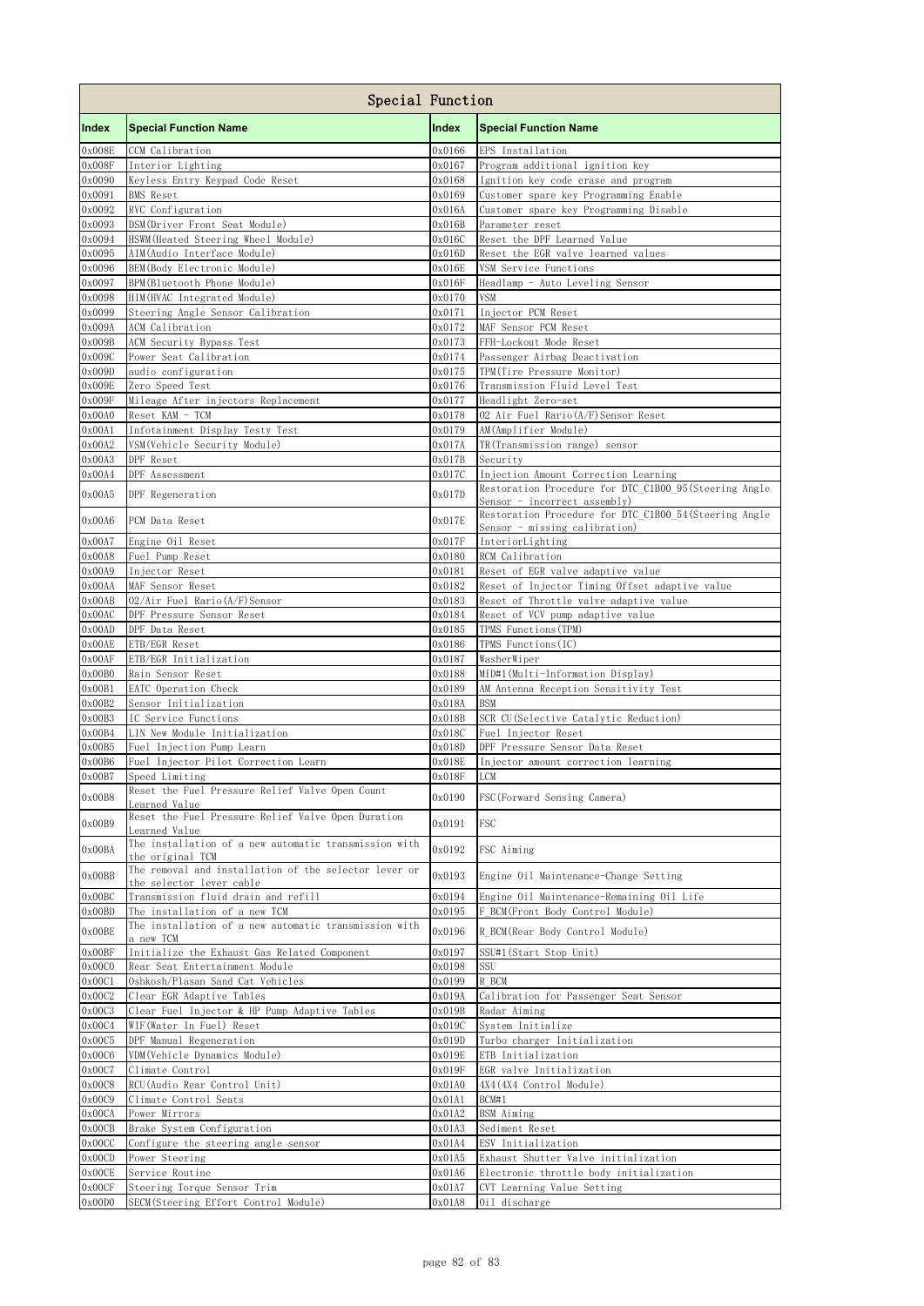| Special Function | | | |
|---|---|---|---|
| **Index** | **Special Function Name** | **Index** | **Special Function Name** |
| 0x008E | CCM Calibration | 0x0166 | EPS Installation |
| 0x008F | Interior Lighting | 0x0167 | Program additional ignition key |
| 0x0090 | Keyless Entry Keypad Code Reset | 0x0168 | Ignition key code erase and program |
| 0x0091 | BMS Reset | 0x0169 | Customer spare key Programming Enable |
| 0x0092 | RVC Configuration | 0x016A | Customer spare key Programming Disable |
| 0x0093 | DSM(Driver Front Seat Module) | 0x016B | Parameter reset |
| 0x0094 | HSWM(Heated Steering Wheel Module) | 0x016C | Reset the DPF Learned Value |
| 0x0095 | AIM(Audio Interface Module) | 0x016D | Reset the EGR valve learned values |
| 0x0096 | BEM(Body Electronic Module) | 0x016E | VSM Service Functions |
| 0x0097 | BPM(Bluetooth Phone Module) | 0x016F | Headlamp - Auto Leveling Sensor |
| 0x0098 | HIM(HVAC Integrated Module) | 0x0170 | VSM |
| 0x0099 | Steering Angle Sensor Calibration | 0x0171 | Injector PCM Reset |
| 0x009A | ACM Calibration | 0x0172 | MAF Sensor PCM Reset |
| 0x009B | ACM Security Bypass Test | 0x0173 | FFH-Lockout Mode Reset |
| 0x009C | Power Seat Calibration | 0x0174 | Passenger Airbag Deactivation |
| 0x009D | audio configuration | 0x0175 | TPM(Tire Pressure Monitor) |
| 0x009E | Zero Speed Test | 0x0176 | Transmission Fluid Level Test |
| 0x009F | Mileage After injectors Replacement | 0x0177 | Headlight Zero-set |
| 0x00A0 | Reset KAM - TCM | 0x0178 | O2 Air Fuel Rario(A/F)Sensor Reset |
| 0x00A1 | Infotainment Display Testy Test | 0x0179 | AM(Amplifier Module) |
| 0x00A2 | VSM(Vehicle Security Module) | 0x017A | TR(Transmission range) sensor |
| 0x00A3 | DPF Reset | 0x017B | Security |
| 0x00A4 | DPF Assessment | 0x017C | Injection Amount Correction Learning |
| 0x00A5 | DPF Regeneration | 0x017D | Restoration Procedure for DTC_C1B00_95(Steering Angle Sensor - incorrect assembly) |
| 0x00A6 | PCM Data Reset | 0x017E | Restoration Procedure for DTC_C1B00_54(Steering Angle Sensor - missing calibration) |
| 0x00A7 | Engine Oil Reset | 0x017F | InteriorLighting |
| 0x00A8 | Fuel Pump Reset | 0x0180 | RCM Calibration |
| 0x00A9 | Injector Reset | 0x0181 | Reset of EGR valve adaptive value |
| 0x00AA | MAF Sensor Reset | 0x0182 | Reset of Injector Timing Offset adaptive value |
| 0x00AB | O2/Air Fuel Rario(A/F)Sensor | 0x0183 | Reset of Throttle valve adaptive value |
| 0x00AC | DPF Pressure Sensor Reset | 0x0184 | Reset of VCV pump adaptive value |
| 0x00AD | DPF Data Reset | 0x0185 | TPMS Functions(TPM) |
| 0x00AE | ETB/EGR Reset | 0x0186 | TPMS Functions(IC) |
| 0x00AF | ETB/EGR Initialization | 0x0187 | WasherWiper |
| 0x00B0 | Rain Sensor Reset | 0x0188 | MID#1(Multi-Information Display) |
| 0x00B1 | EATC Operation Check | 0x0189 | AM Antenna Reception Sensitivity Test |
| 0x00B2 | Sensor Initialization | 0x018A | BSM |
| 0x00B3 | IC Service Functions | 0x018B | SCR CU(Selective Catalytic Reduction) |
| 0x00B4 | LIN New Module Initialization | 0x018C | Fuel Injector Reset |
| 0x00B5 | Fuel Injection Pump Learn | 0x018D | DPF Pressure Sensor Data Reset |
| 0x00B6 | Fuel Injector Pilot Correction Learn | 0x018E | Injector amount correction learning |
| 0x00B7 | Speed Limiting | 0x018F | LCM |
| 0x00B8 | Reset the Fuel Pressure Relief Valve Open Count Learned Value | 0x0190 | FSC(Forward Sensing Camera) |
| 0x00B9 | Reset the Fuel Pressure Relief Valve Open Duration Learned Value | 0x0191 | FSC |
| 0x00BA | The installation of a new automatic transmission with the original TCM | 0x0192 | FSC Aiming |
| 0x00BB | The removal and installation of the selector lever or the selector lever cable | 0x0193 | Engine Oil Maintenance-Change Setting |
| 0x00BC | Transmission fluid drain and refill | 0x0194 | Engine Oil Maintenance-Remaining Oil Life |
| 0x00BD | The installation of a new TCM | 0x0195 | F_BCM(Front Body Control Module) |
| 0x00BE | The installation of a new automatic transmission with a new TCM | 0x0196 | R_BCM(Rear Body Control Module) |
| 0x00BF | Initialize the Exhaust Gas Related Component | 0x0197 | SSU#1(Start Stop Unit) |
| 0x00C0 | Rear Seat Entertainment Module | 0x0198 | SSU |
| 0x00C1 | Oshkosh/Plasan Sand Cat Vehicles | 0x0199 | R_BCM |
| 0x00C2 | Clear EGR Adaptive Tables | 0x019A | Calibration for Passenger Seat Sensor |
| 0x00C3 | Clear Fuel Injector & HP Pump Adaptive Tables | 0x019B | Radar Aiming |
| 0x00C4 | WIF(Water In Fuel) Reset | 0x019C | System Initialize |
| 0x00C5 | DPF Manual Regeneration | 0x019D | Turbo charger Initialization |
| 0x00C6 | VDM(Vehicle Dynamics Module) | 0x019E | ETB Initialization |
| 0x00C7 | Climate Control | 0x019F | EGR valve Initialization |
| 0x00C8 | RCU(Audio Rear Control Unit) | 0x01A0 | 4X4(4X4 Control Module) |
| 0x00C9 | Climate Control Seats | 0x01A1 | BCM#1 |
| 0x00CA | Power Mirrors | 0x01A2 | BSM Aiming |
| 0x00CB | Brake System Configuration | 0x01A3 | Sediment Reset |
| 0x00CC | Configure the steering angle sensor | 0x01A4 | ESV Initialization |
| 0x00CD | Power Steering | 0x01A5 | Exhaust Shutter Valve initialization |
| 0x00CE | Service Routine | 0x01A6 | Electronic throttle body initialization |
| 0x00CF | Steering Torque Sensor Trim | 0x01A7 | CVT Learning Value Setting |
| 0x00D0 | SECM(Steering Effort Control Module) | 0x01A8 | Oil discharge |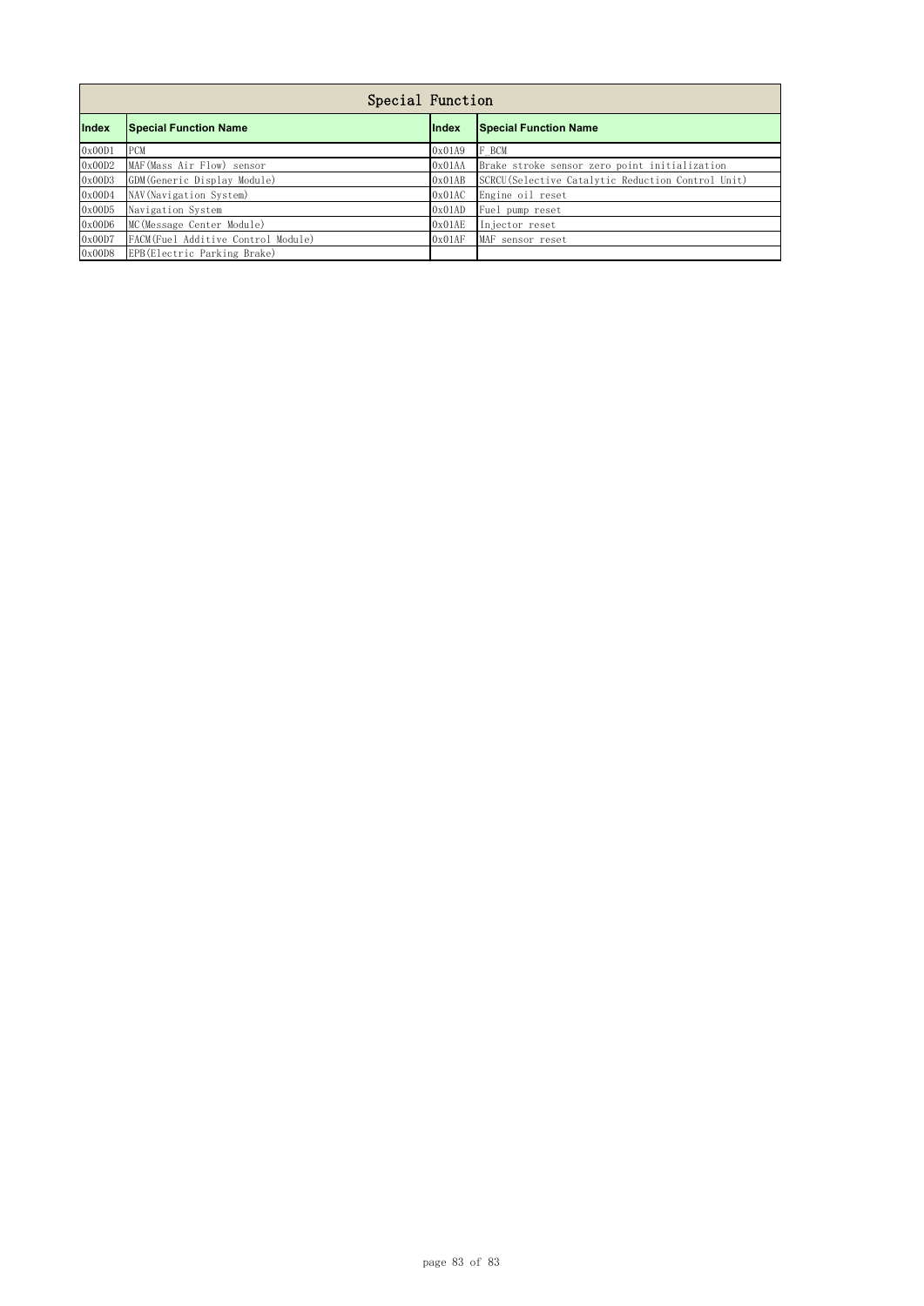## Special Function

| Index | Special Function Name | Index | Special Function Name |
| --- | --- | --- | --- |
| 0x00D1 | PCM | 0x01A9 | F_BCM |
| 0x00D2 | MAF(Mass Air Flow) sensor | 0x01AA | Brake stroke sensor zero point initialization |
| 0x00D3 | GDM(Generic Display Module) | 0x01AB | SCRCU(Selective Catalytic Reduction Control Unit) |
| 0x00D4 | NAV(Navigation System) | 0x01AC | Engine oil reset |
| 0x00D5 | Navigation System | 0x01AD | Fuel pump reset |
| 0x00D6 | MC(Message Center Module) | 0x01AE | Injector reset |
| 0x00D7 | FACM(Fuel Additive Control Module) | 0x01AF | MAF sensor reset |
| 0x00D8 | EPB(Electric Parking Brake) | | |